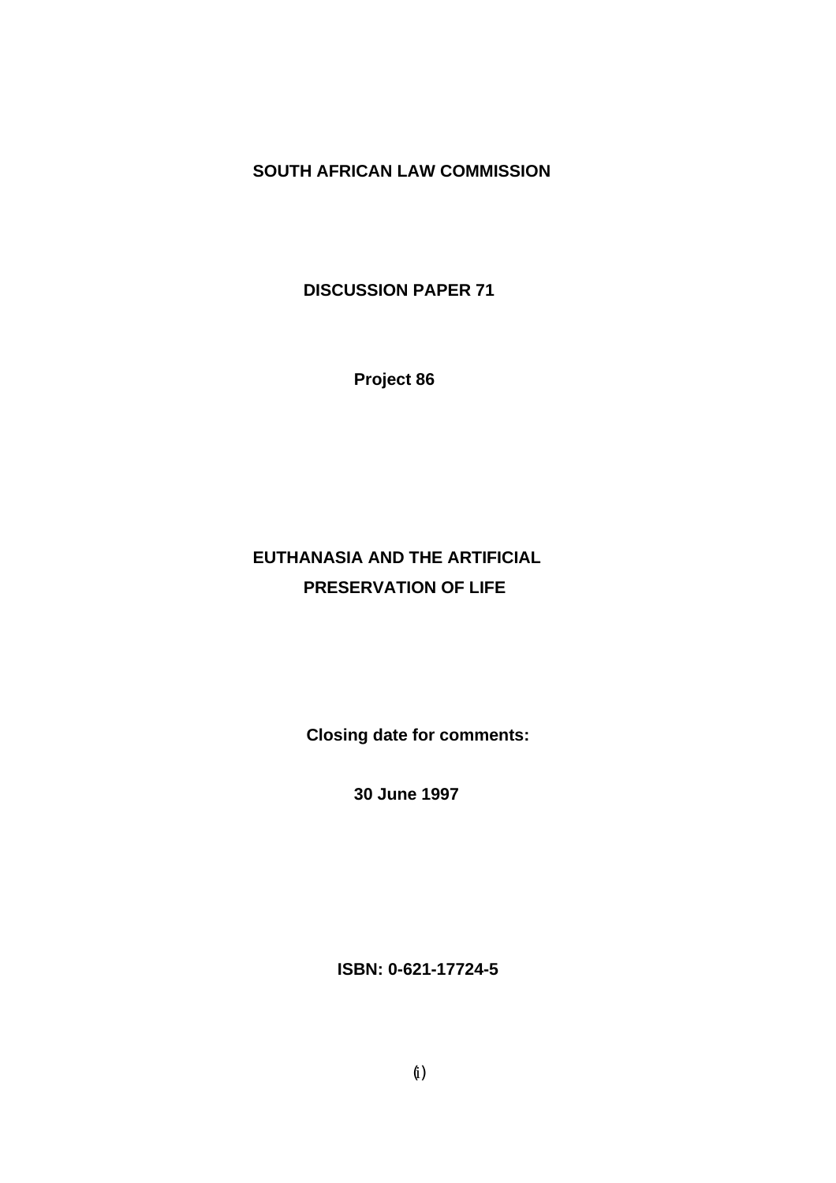# SOUTH AFRICAN LAW COMMISSION

## DISCUSSION PAPER 71

**Project 86**

# EUTHANASIA AND THE ARTIFICIAL PRESERVATION OF LIFE

**Closing date for comments:**

**30 June 1997**

**ISBN: 0-621-17724-5**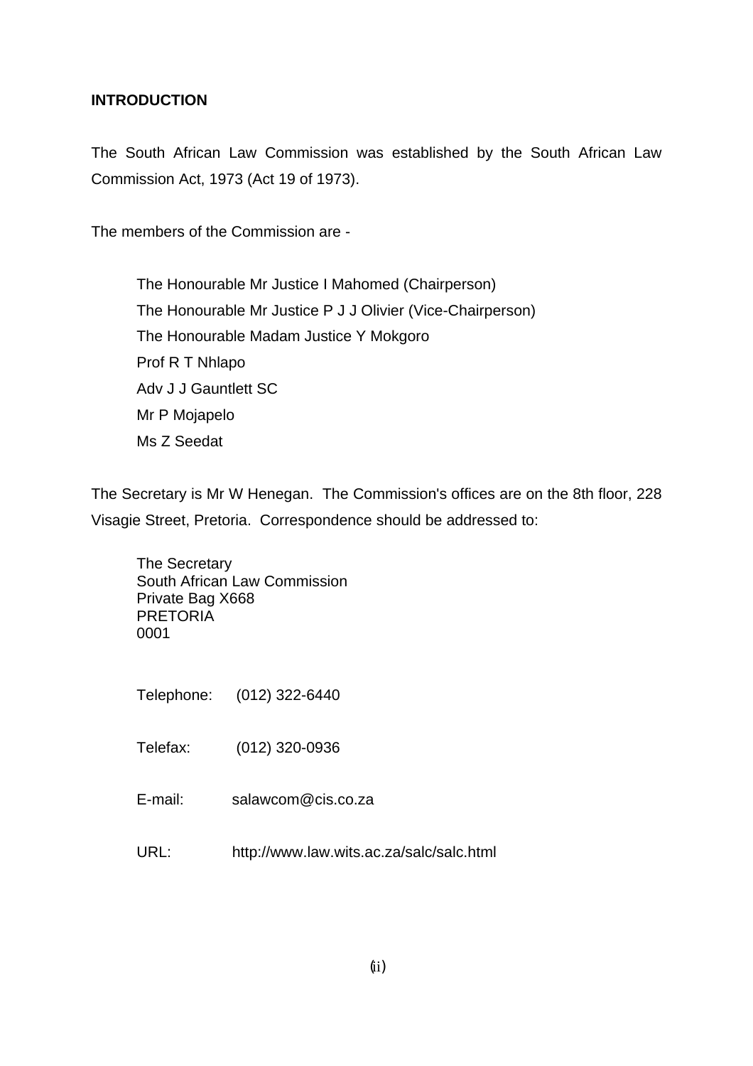**INTRODUCTION**

The South African Law Commission was established by the South African Law Commission Act, 1973 (Act 19 of 1973).

The members of the Commission are -

The Honourable Mr Justice I Mahomed (Chairperson)
The Honourable Mr Justice P J J Olivier (Vice-Chairperson)
The Honourable Madam Justice Y Mokgoro
Prof R T Nhlapo
Adv J J Gauntlett SC
Mr P Mojapelo
Ms Z Seedat

The Secretary is Mr W Henegan. The Commission's offices are on the 8th floor, 228 Visagie Street, Pretoria. Correspondence should be addressed to:

The Secretary
South African Law Commission
Private Bag X668
PRETORIA
0001

Telephone: (012) 322-6440

Telefax: (012) 320-0936

E-mail: salawcom@cis.co.za

URL: http://www.law.wits.ac.za/salc/salc.html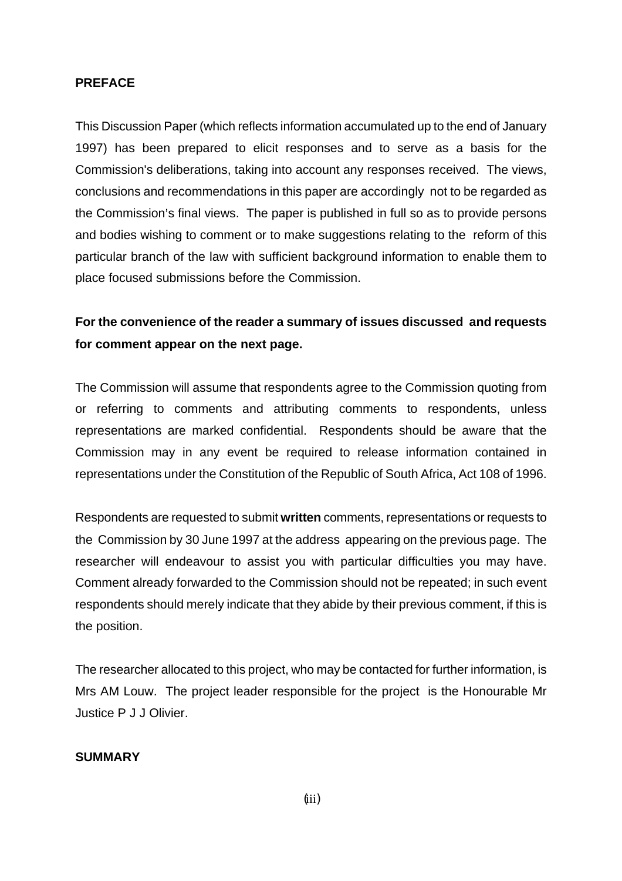## PREFACE

This Discussion Paper (which reflects information accumulated up to the end of January 1997) has been prepared to elicit responses and to serve as a basis for the Commission's deliberations, taking into account any responses received. The views, conclusions and recommendations in this paper are accordingly not to be regarded as the Commission's final views. The paper is published in full so as to provide persons and bodies wishing to comment or to make suggestions relating to the reform of this particular branch of the law with sufficient background information to enable them to place focused submissions before the Commission.

**For the convenience of the reader a summary of issues discussed and requests for comment appear on the next page.**

The Commission will assume that respondents agree to the Commission quoting from or referring to comments and attributing comments to respondents, unless representations are marked confidential. Respondents should be aware that the Commission may in any event be required to release information contained in representations under the Constitution of the Republic of South Africa, Act 108 of 1996.

Respondents are requested to submit **written** comments, representations or requests to the Commission by 30 June 1997 at the address appearing on the previous page. The researcher will endeavour to assist you with particular difficulties you may have. Comment already forwarded to the Commission should not be repeated; in such event respondents should merely indicate that they abide by their previous comment, if this is the position.

The researcher allocated to this project, who may be contacted for further information, is Mrs AM Louw. The project leader responsible for the project is the Honourable Mr Justice P J J Olivier.

## SUMMARY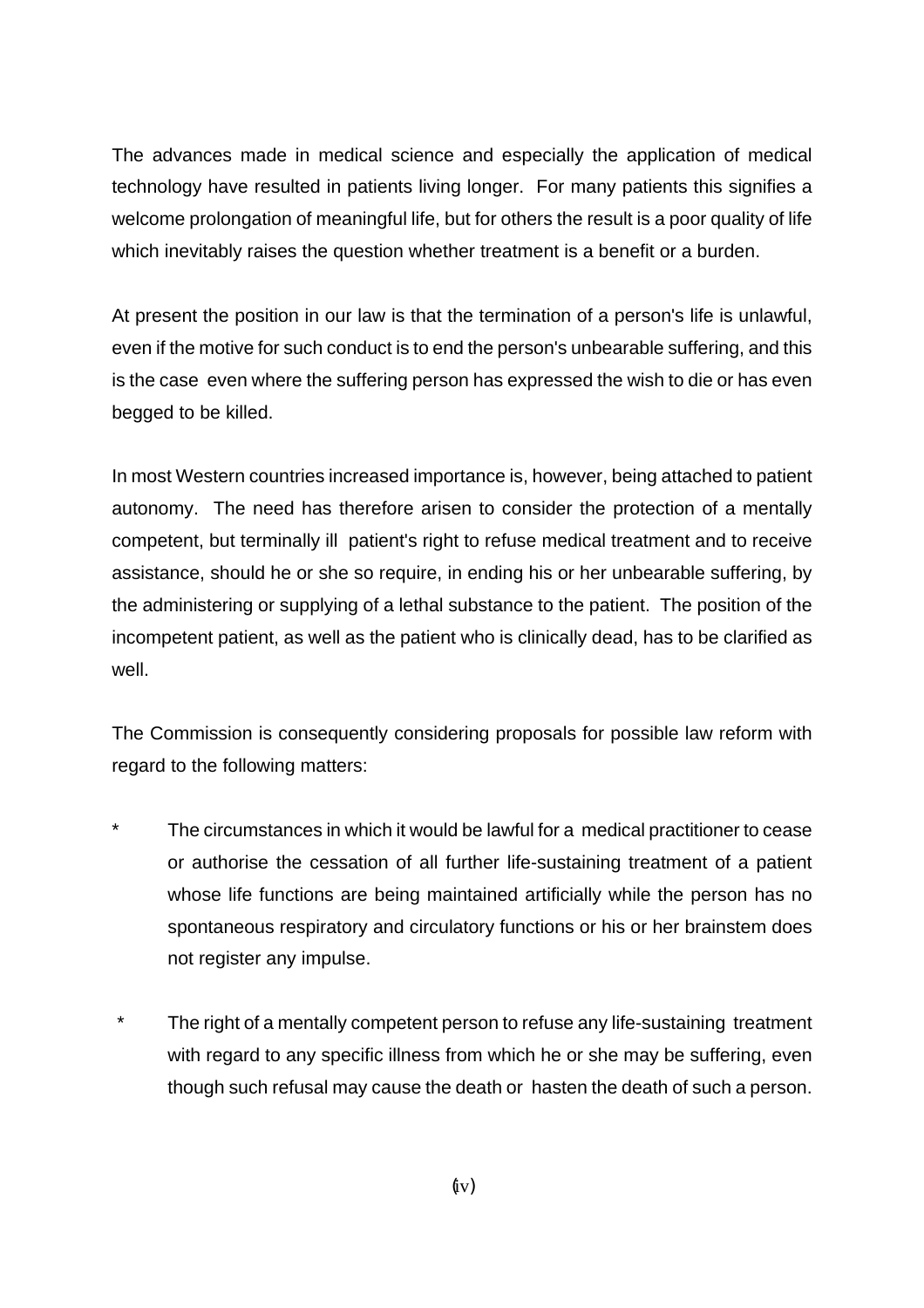The advances made in medical science and especially the application of medical technology have resulted in patients living longer. For many patients this signifies a welcome prolongation of meaningful life, but for others the result is a poor quality of life which inevitably raises the question whether treatment is a benefit or a burden.

At present the position in our law is that the termination of a person's life is unlawful, even if the motive for such conduct is to end the person's unbearable suffering, and this is the case even where the suffering person has expressed the wish to die or has even begged to be killed.

In most Western countries increased importance is, however, being attached to patient autonomy. The need has therefore arisen to consider the protection of a mentally competent, but terminally ill patient's right to refuse medical treatment and to receive assistance, should he or she so require, in ending his or her unbearable suffering, by the administering or supplying of a lethal substance to the patient. The position of the incompetent patient, as well as the patient who is clinically dead, has to be clarified as well.

The Commission is consequently considering proposals for possible law reform with regard to the following matters:

* The circumstances in which it would be lawful for a medical practitioner to cease or authorise the cessation of all further life-sustaining treatment of a patient whose life functions are being maintained artificially while the person has no spontaneous respiratory and circulatory functions or his or her brainstem does not register any impulse.

* The right of a mentally competent person to refuse any life-sustaining treatment with regard to any specific illness from which he or she may be suffering, even though such refusal may cause the death or hasten the death of such a person.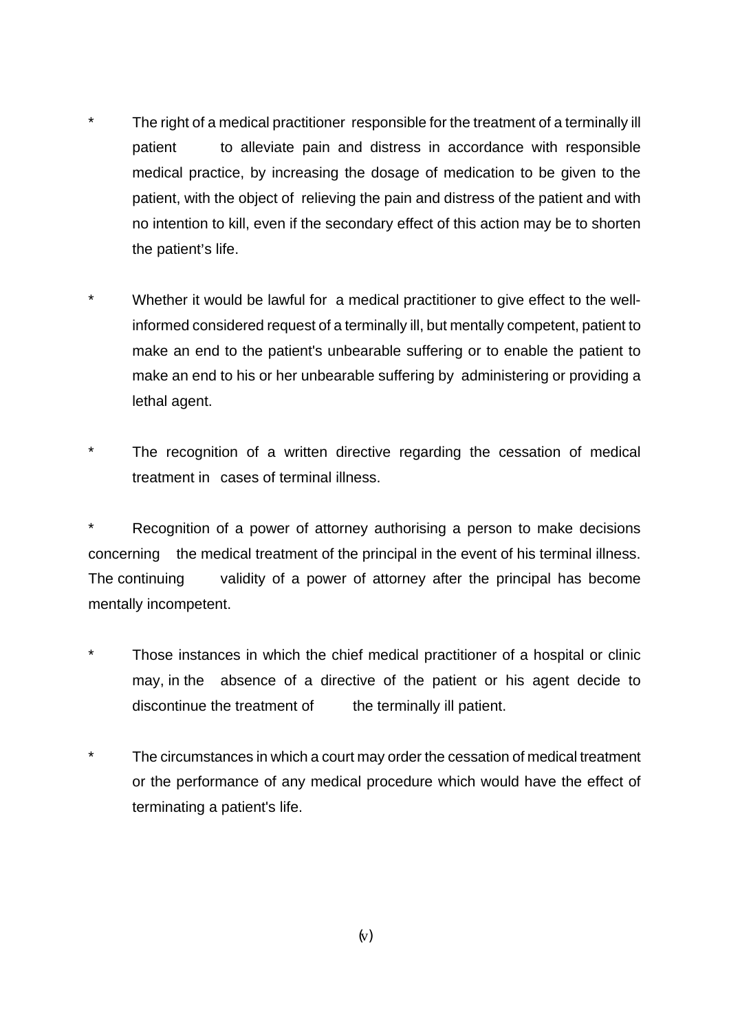* The right of a medical practitioner responsible for the treatment of a terminally ill patient to alleviate pain and distress in accordance with responsible medical practice, by increasing the dosage of medication to be given to the patient, with the object of relieving the pain and distress of the patient and with no intention to kill, even if the secondary effect of this action may be to shorten the patient's life.

* Whether it would be lawful for a medical practitioner to give effect to the well-informed considered request of a terminally ill, but mentally competent, patient to make an end to the patient's unbearable suffering or to enable the patient to make an end to his or her unbearable suffering by administering or providing a lethal agent.

* The recognition of a written directive regarding the cessation of medical treatment in cases of terminal illness.

* Recognition of a power of attorney authorising a person to make decisions concerning the medical treatment of the principal in the event of his terminal illness. The continuing validity of a power of attorney after the principal has become mentally incompetent.

* Those instances in which the chief medical practitioner of a hospital or clinic may, in the absence of a directive of the patient or his agent decide to discontinue the treatment of the terminally ill patient.

* The circumstances in which a court may order the cessation of medical treatment or the performance of any medical procedure which would have the effect of terminating a patient's life.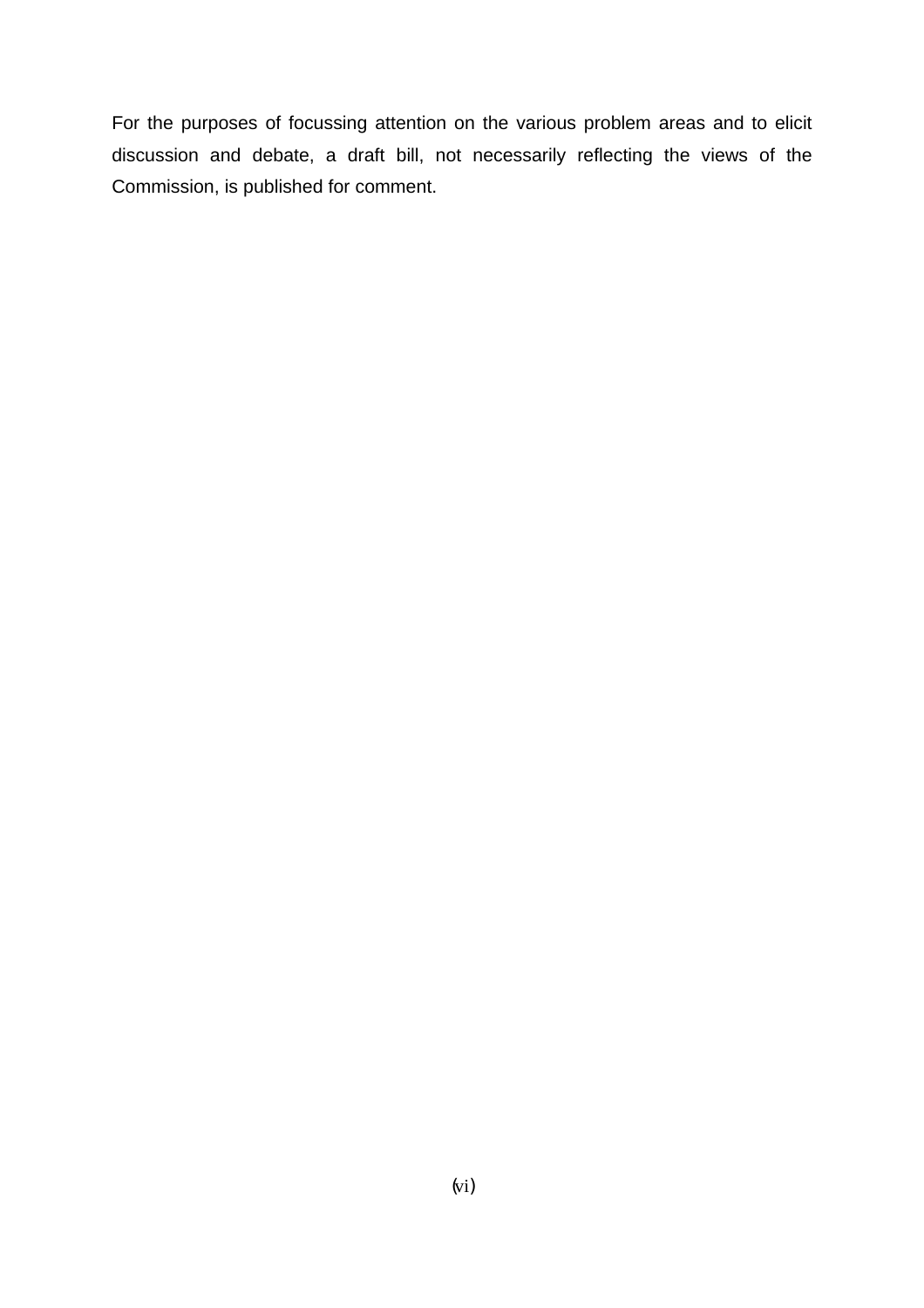For the purposes of focussing attention on the various problem areas and to elicit discussion and debate, a draft bill, not necessarily reflecting the views of the Commission, is published for comment.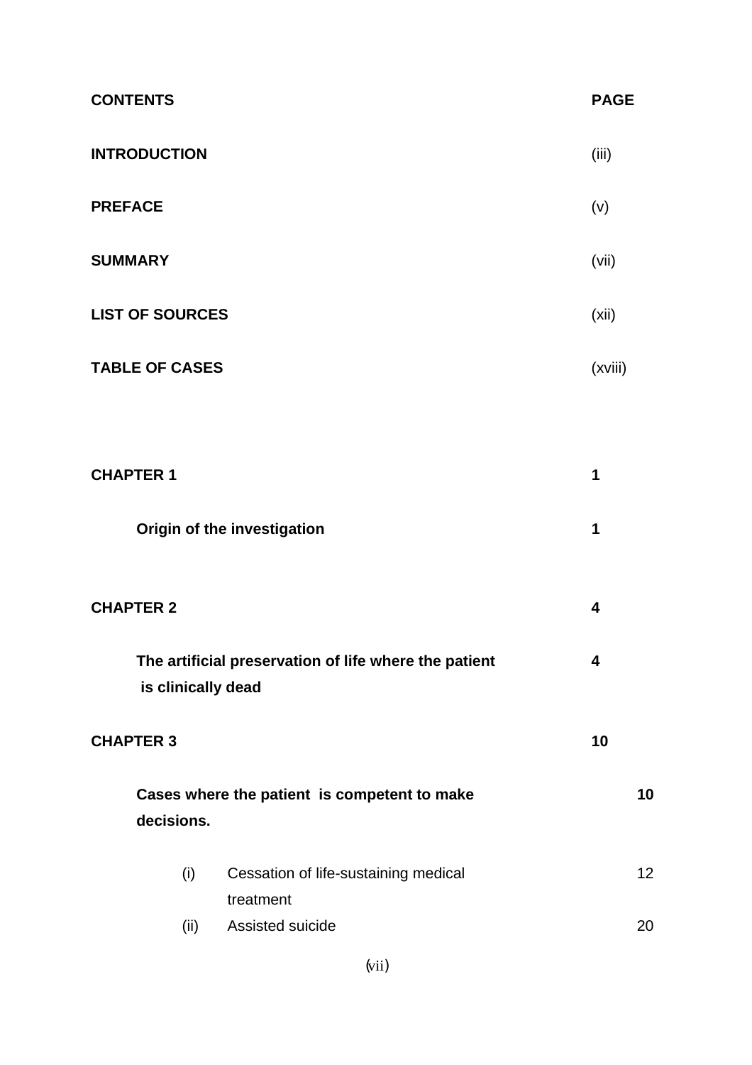| **CONTENTS** | **PAGE** |
|---|---|
| **INTRODUCTION** | (iii) |
| **PREFACE** | (v) |
| **SUMMARY** | (vii) |
| **LIST OF SOURCES** | (xii) |
| **TABLE OF CASES** | (xviii) |
| | |
| **CHAPTER 1** | **1** |
| **Origin of the investigation** | **1** |
| | |
| **CHAPTER 2** | **4** |
| **The artificial preservation of life where the patient is clinically dead** | **4** |
| | |
| **CHAPTER 3** | **10** |
| **Cases where the patient is competent to make decisions.** | **10** |
| (i) Cessation of life-sustaining medical treatment | 12 |
| (ii) Assisted suicide | 20 |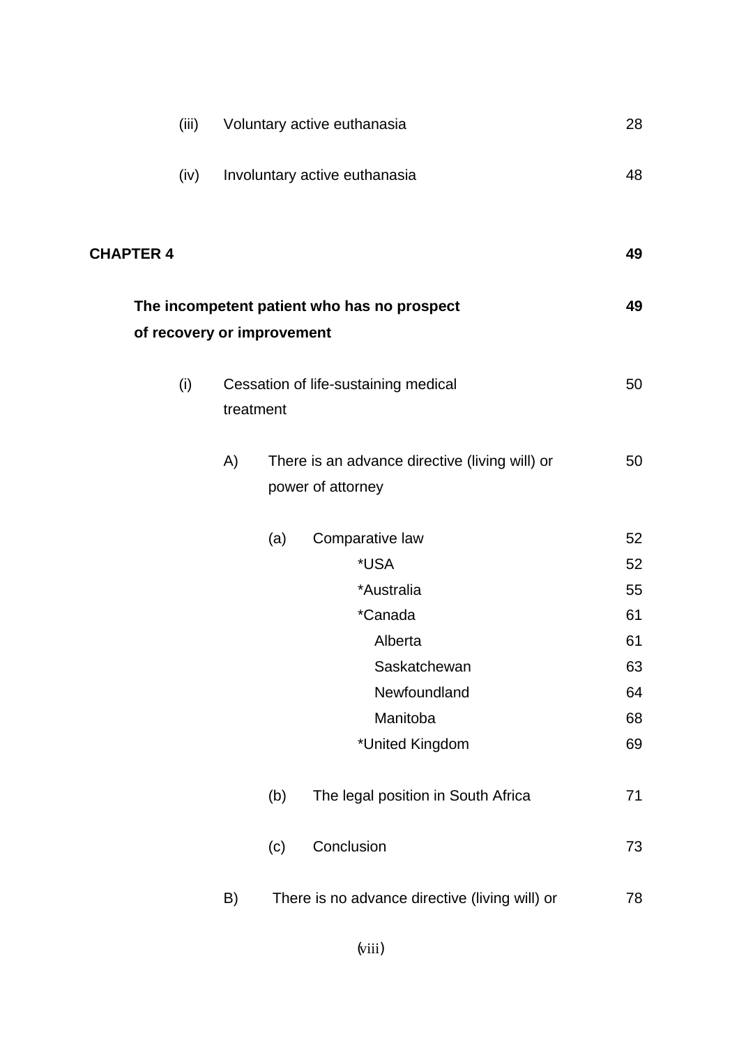(iii) Voluntary active euthanasia 28

(iv) Involuntary active euthanasia 48

**CHAPTER 4** **49**

**The incompetent patient who has no prospect of recovery or improvement** **49**

(i) Cessation of life-sustaining medical treatment 50

A) There is an advance directive (living will) or power of attorney 50

(a) Comparative law 52

*USA 52

*Australia 55

*Canada 61

Alberta 61

Saskatchewan 63

Newfoundland 64

Manitoba 68

*United Kingdom 69

(b) The legal position in South Africa 71

(c) Conclusion 73

B) There is no advance directive (living will) or 78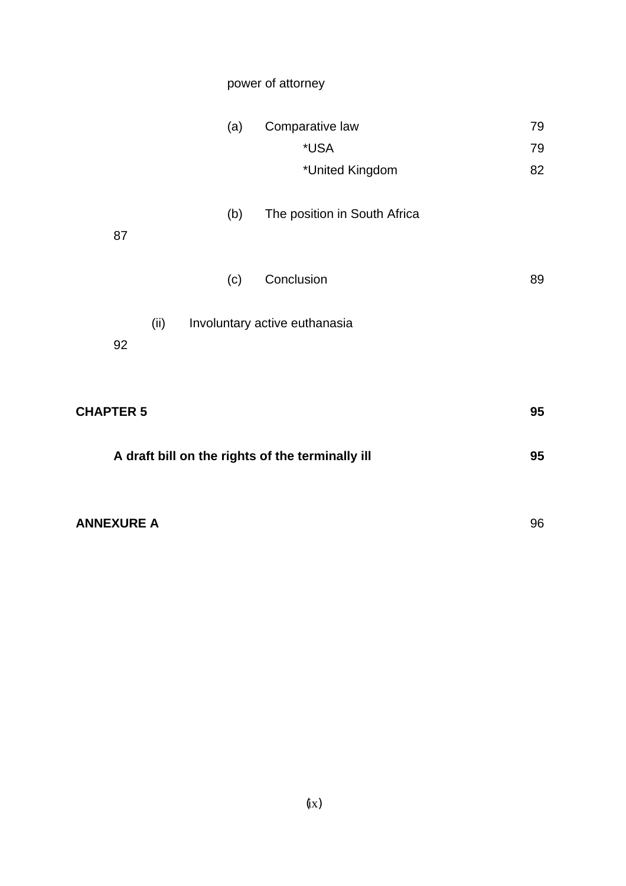power of attorney

(a) Comparative law 79

*USA 79

*United Kingdom 82

(b) The position in South Africa 87

(c) Conclusion 89

(ii) Involuntary active euthanasia 92

**CHAPTER 5** **95**

**A draft bill on the rights of the terminally ill** **95**

**ANNEXURE A** 96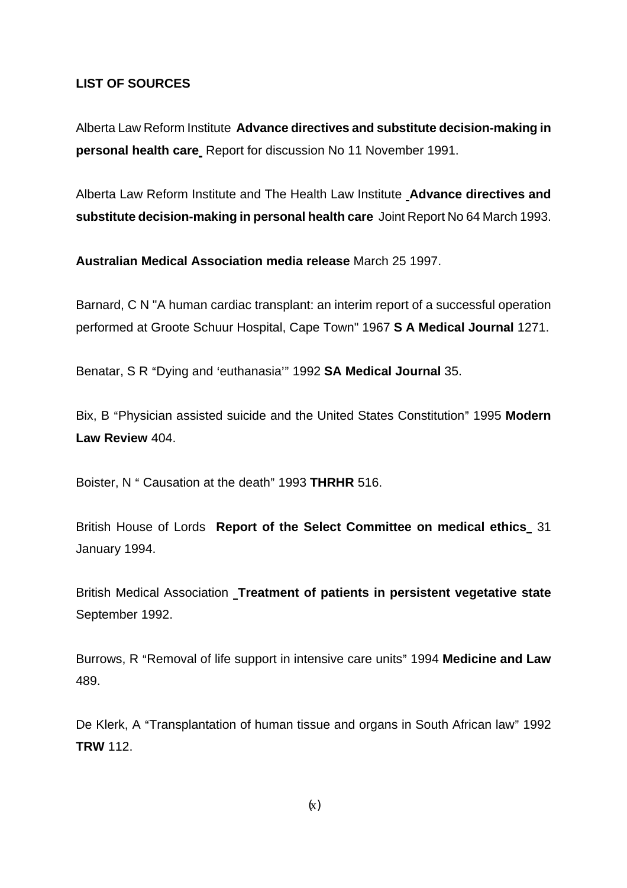**LIST OF SOURCES**

Alberta Law Reform Institute **Advance directives and substitute decision-making in personal health care** Report for discussion No 11 November 1991.

Alberta Law Reform Institute and The Health Law Institute **Advance directives and substitute decision-making in personal health care** Joint Report No 64 March 1993.

**Australian Medical Association media release** March 25 1997.

Barnard, C N "A human cardiac transplant: an interim report of a successful operation performed at Groote Schuur Hospital, Cape Town" 1967 **S A Medical Journal** 1271.

Benatar, S R "Dying and 'euthanasia'" 1992 **SA Medical Journal** 35.

Bix, B "Physician assisted suicide and the United States Constitution" 1995 **Modern Law Review** 404.

Boister, N " Causation at the death" 1993 **THRHR** 516.

British House of Lords **Report of the Select Committee on medical ethics** 31 January 1994.

British Medical Association **Treatment of patients in persistent vegetative state** September 1992.

Burrows, R "Removal of life support in intensive care units" 1994 **Medicine and Law** 489.

De Klerk, A "Transplantation of human tissue and organs in South African law" 1992 **TRW** 112.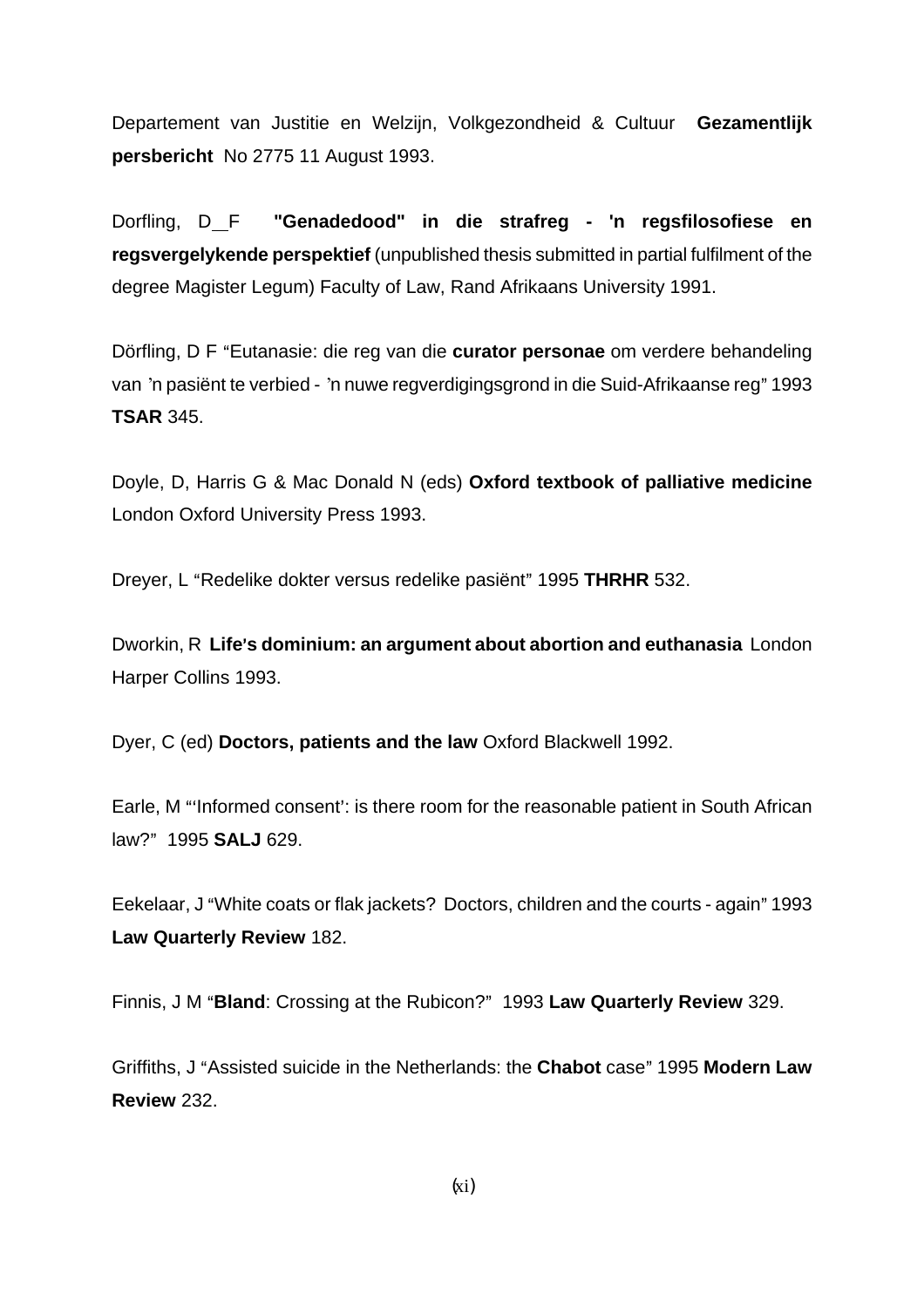Departement van Justitie en Welzijn, Volkgezondheid & Cultuur **Gezamentlijk persbericht** No 2775 11 August 1993.

Dorfling, D F **"Genadedood" in die strafreg - 'n regsfilosofiese en regsvergelykende perspektief** (unpublished thesis submitted in partial fulfilment of the degree Magister Legum) Faculty of Law, Rand Afrikaans University 1991.

Dörfling, D F "Eutanasie: die reg van die **curator personae** om verdere behandeling van 'n pasiënt te verbied - 'n nuwe regverdigingsgrond in die Suid-Afrikaanse reg" 1993 **TSAR** 345.

Doyle, D, Harris G & Mac Donald N (eds) **Oxford textbook of palliative medicine** London Oxford University Press 1993.

Dreyer, L "Redelike dokter versus redelike pasiënt" 1995 **THRHR** 532.

Dworkin, R **Life's dominium: an argument about abortion and euthanasia** London Harper Collins 1993.

Dyer, C (ed) **Doctors, patients and the law** Oxford Blackwell 1992.

Earle, M "'Informed consent': is there room for the reasonable patient in South African law?" 1995 **SALJ** 629.

Eekelaar, J "White coats or flak jackets? Doctors, children and the courts - again" 1993 **Law Quarterly Review** 182.

Finnis, J M "**Bland**: Crossing at the Rubicon?" 1993 **Law Quarterly Review** 329.

Griffiths, J "Assisted suicide in the Netherlands: the **Chabot** case" 1995 **Modern Law Review** 232.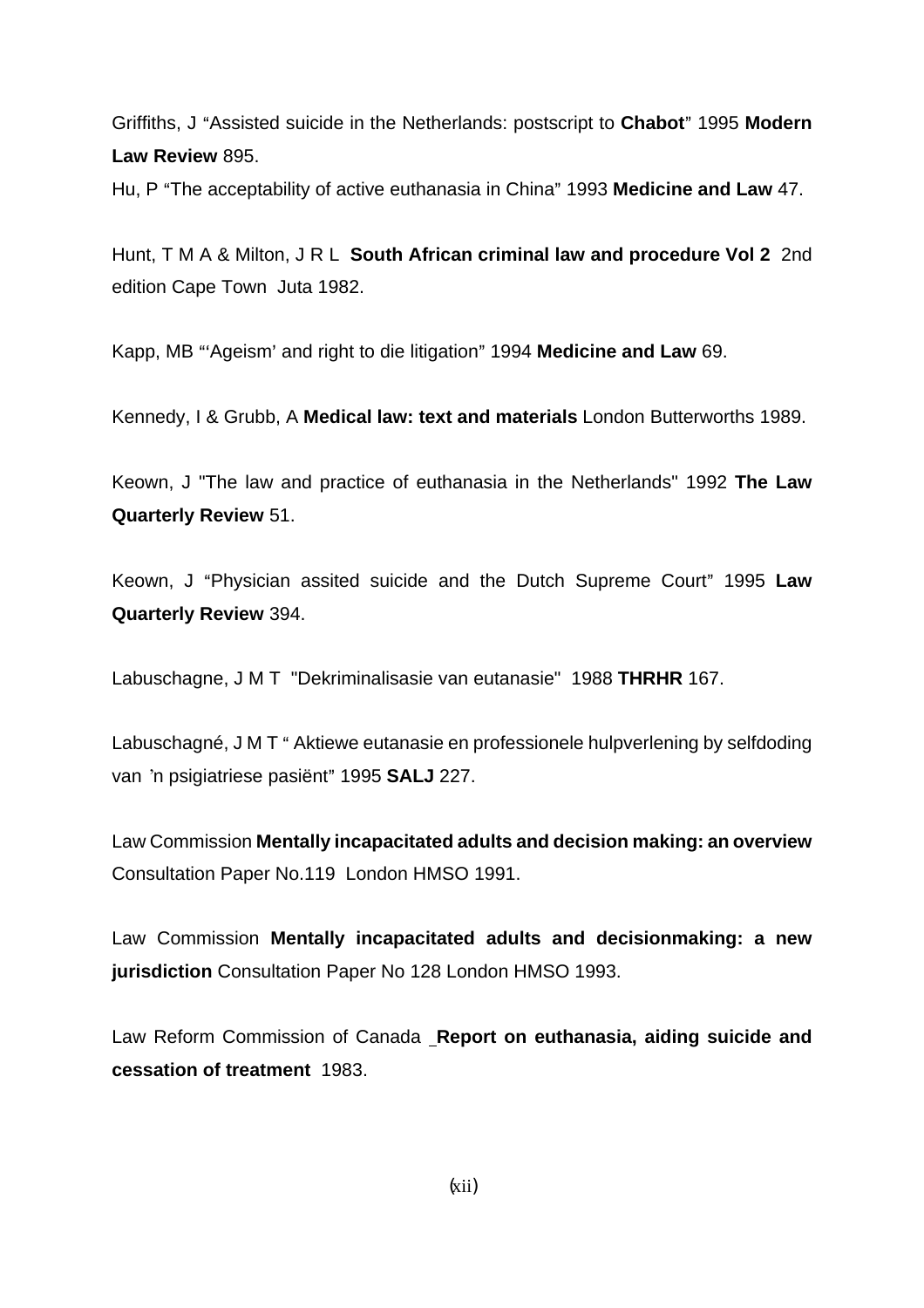Griffiths, J "Assisted suicide in the Netherlands: postscript to **Chabot**" 1995 **Modern Law Review** 895.

Hu, P "The acceptability of active euthanasia in China" 1993 **Medicine and Law** 47.

Hunt, T M A & Milton, J R L **South African criminal law and procedure Vol 2** 2nd edition Cape Town Juta 1982.

Kapp, MB "'Ageism' and right to die litigation" 1994 **Medicine and Law** 69.

Kennedy, I & Grubb, A **Medical law: text and materials** London Butterworths 1989.

Keown, J "The law and practice of euthanasia in the Netherlands" 1992 **The Law Quarterly Review** 51.

Keown, J "Physician assited suicide and the Dutch Supreme Court" 1995 **Law Quarterly Review** 394.

Labuschagne, J M T "Dekriminalisasie van eutanasie" 1988 **THRHR** 167.

Labuschagné, J M T " Aktiewe eutanasie en professionele hulpverlening by selfdoding van 'n psigiatriese pasiënt" 1995 **SALJ** 227.

Law Commission **Mentally incapacitated adults and decision making: an overview** Consultation Paper No.119 London HMSO 1991.

Law Commission **Mentally incapacitated adults and decisionmaking: a new jurisdiction** Consultation Paper No 128 London HMSO 1993.

Law Reform Commission of Canada **Report on euthanasia, aiding suicide and cessation of treatment** 1983.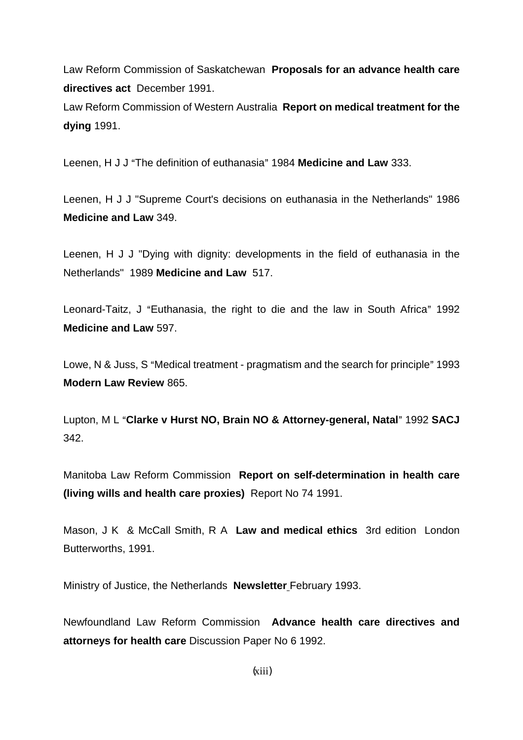Law Reform Commission of Saskatchewan **Proposals for an advance health care directives act** December 1991.

Law Reform Commission of Western Australia **Report on medical treatment for the dying** 1991.

Leenen, H J J "The definition of euthanasia" 1984 **Medicine and Law** 333.

Leenen, H J J "Supreme Court's decisions on euthanasia in the Netherlands" 1986 **Medicine and Law** 349.

Leenen, H J J "Dying with dignity: developments in the field of euthanasia in the Netherlands" 1989 **Medicine and Law** 517.

Leonard-Taitz, J "Euthanasia, the right to die and the law in South Africa" 1992 **Medicine and Law** 597.

Lowe, N & Juss, S "Medical treatment - pragmatism and the search for principle" 1993 **Modern Law Review** 865.

Lupton, M L "**Clarke v Hurst NO, Brain NO & Attorney-general, Natal**" 1992 **SACJ** 342.

Manitoba Law Reform Commission **Report on self-determination in health care (living wills and health care proxies)** Report No 74 1991.

Mason, J K & McCall Smith, R A **Law and medical ethics** 3rd edition London Butterworths, 1991.

Ministry of Justice, the Netherlands **Newsletter** February 1993.

Newfoundland Law Reform Commission **Advance health care directives and attorneys for health care** Discussion Paper No 6 1992.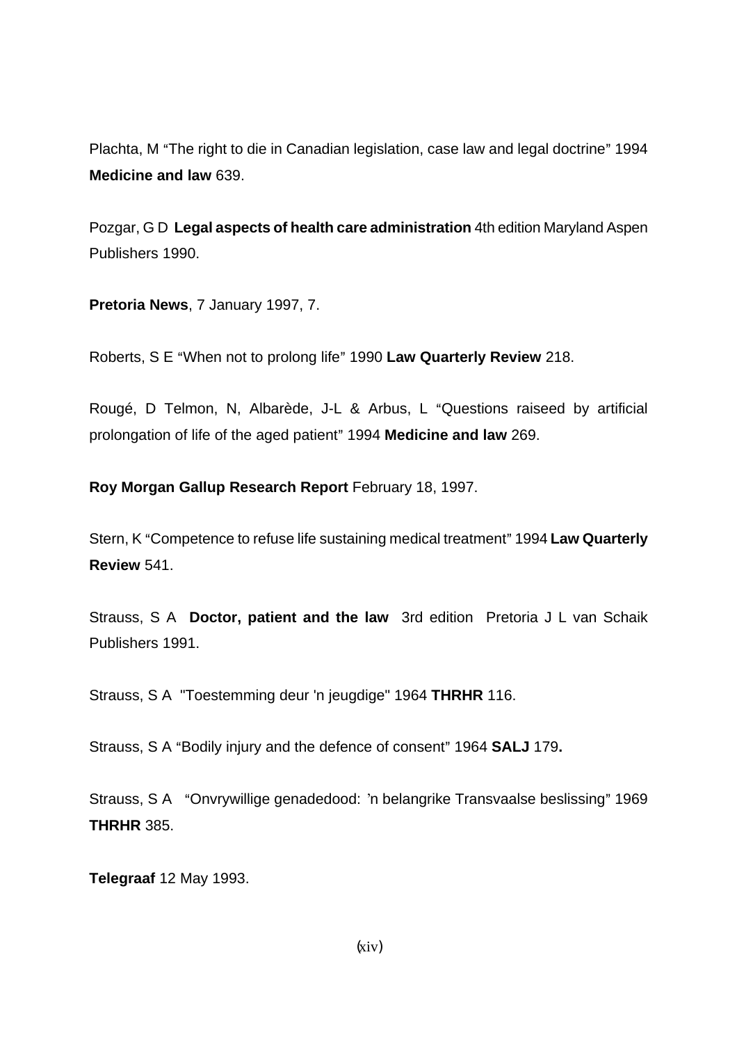Plachta, M “The right to die in Canadian legislation, case law and legal doctrine” 1994 **Medicine and law** 639.

Pozgar, G D **Legal aspects of health care administration** 4th edition Maryland Aspen Publishers 1990.

**Pretoria News**, 7 January 1997, 7.

Roberts, S E “When not to prolong life” 1990 **Law Quarterly Review** 218.

Rougé, D Telmon, N, Albarède, J-L & Arbus, L “Questions raiseed by artificial prolongation of life of the aged patient” 1994 **Medicine and law** 269.

**Roy Morgan Gallup Research Report** February 18, 1997.

Stern, K “Competence to refuse life sustaining medical treatment” 1994 **Law Quarterly Review** 541.

Strauss, S A **Doctor, patient and the law** 3rd edition Pretoria J L van Schaik Publishers 1991.

Strauss, S A "Toestemming deur 'n jeugdige" 1964 **THRHR** 116.

Strauss, S A “Bodily injury and the defence of consent” 1964 **SALJ** 179**.**

Strauss, S A “Onvrywillige genadedood: ’n belangrike Transvaalse beslissing” 1969 **THRHR** 385.

**Telegraaf** 12 May 1993.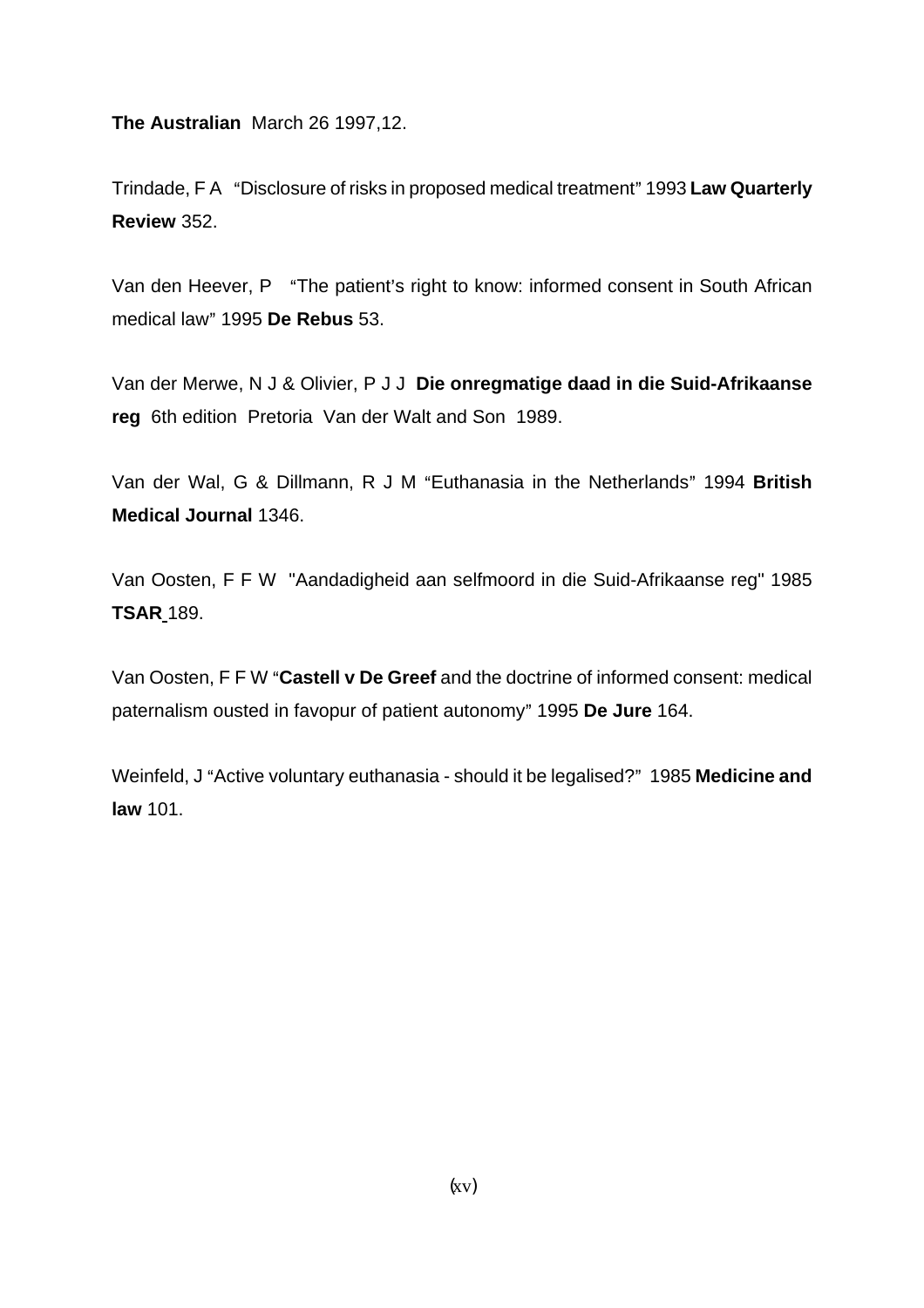**The Australian** March 26 1997,12.

Trindade, F A "Disclosure of risks in proposed medical treatment" 1993 **Law Quarterly Review** 352.

Van den Heever, P "The patient's right to know: informed consent in South African medical law" 1995 **De Rebus** 53.

Van der Merwe, N J & Olivier, P J J **Die onregmatige daad in die Suid-Afrikaanse reg** 6th edition Pretoria Van der Walt and Son 1989.

Van der Wal, G & Dillmann, R J M "Euthanasia in the Netherlands" 1994 **British Medical Journal** 1346.

Van Oosten, F F W "Aandadigheid aan selfmoord in die Suid-Afrikaanse reg" 1985 **TSAR** 189.

Van Oosten, F F W "**Castell v De Greef** and the doctrine of informed consent: medical paternalism ousted in favopur of patient autonomy" 1995 **De Jure** 164.

Weinfeld, J "Active voluntary euthanasia - should it be legalised?" 1985 **Medicine and law** 101.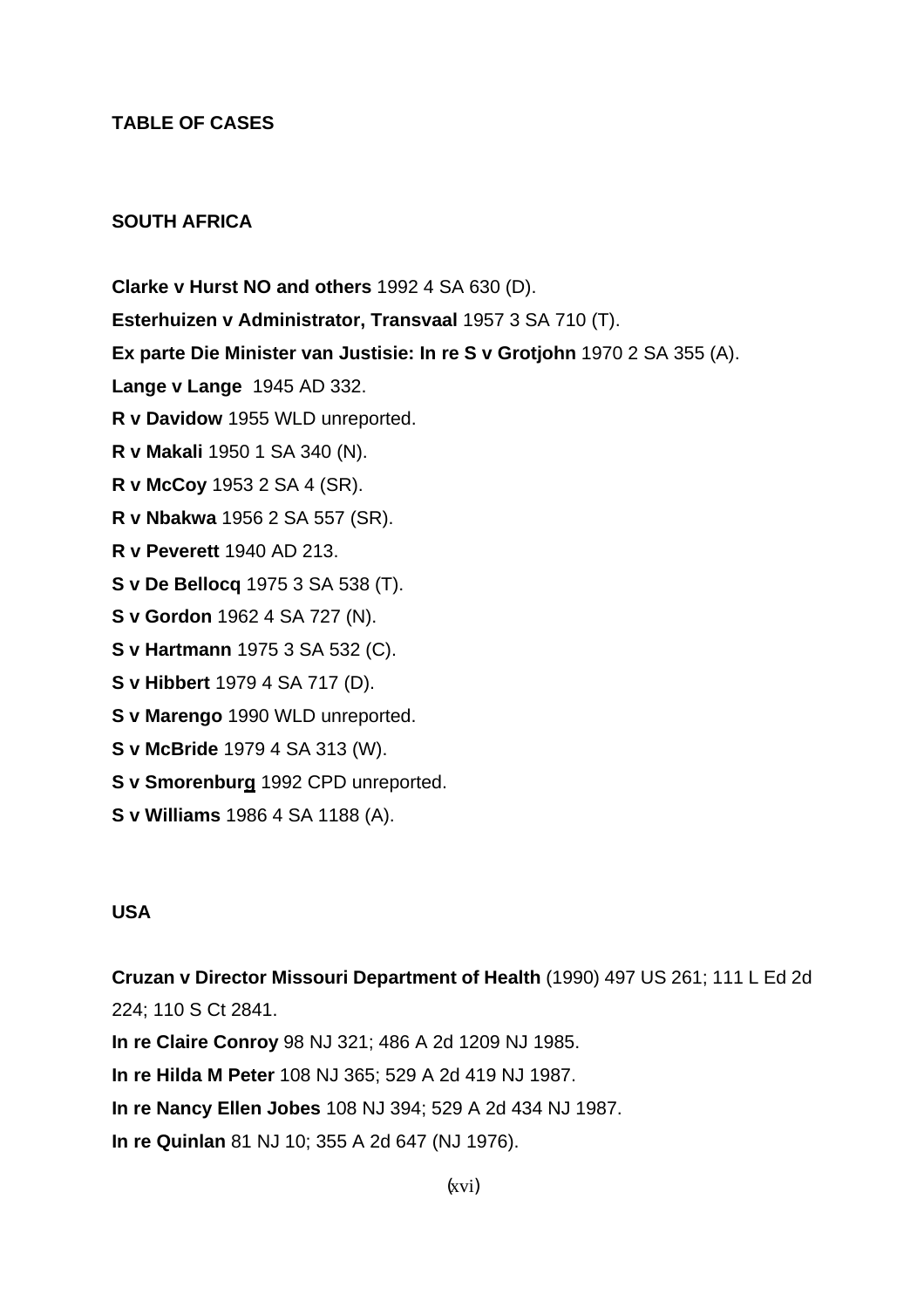# TABLE OF CASES

## SOUTH AFRICA

**Clarke v Hurst NO and others** 1992 4 SA 630 (D).

**Esterhuizen v Administrator, Transvaal** 1957 3 SA 710 (T).

**Ex parte Die Minister van Justisie: In re S v Grotjohn** 1970 2 SA 355 (A).

**Lange v Lange** 1945 AD 332.

**R v Davidow** 1955 WLD unreported.

**R v Makali** 1950 1 SA 340 (N).

**R v McCoy** 1953 2 SA 4 (SR).

**R v Nbakwa** 1956 2 SA 557 (SR).

**R v Peverett** 1940 AD 213.

**S v De Bellocq** 1975 3 SA 538 (T).

**S v Gordon** 1962 4 SA 727 (N).

**S v Hartmann** 1975 3 SA 532 (C).

**S v Hibbert** 1979 4 SA 717 (D).

**S v Marengo** 1990 WLD unreported.

**S v McBride** 1979 4 SA 313 (W).

**S v Smorenburg** 1992 CPD unreported.

**S v Williams** 1986 4 SA 1188 (A).

## USA

**Cruzan v Director Missouri Department of Health** (1990) 497 US 261; 111 L Ed 2d 224; 110 S Ct 2841.

**In re Claire Conroy** 98 NJ 321; 486 A 2d 1209 NJ 1985.

**In re Hilda M Peter** 108 NJ 365; 529 A 2d 419 NJ 1987.

**In re Nancy Ellen Jobes** 108 NJ 394; 529 A 2d 434 NJ 1987.

**In re Quinlan** 81 NJ 10; 355 A 2d 647 (NJ 1976).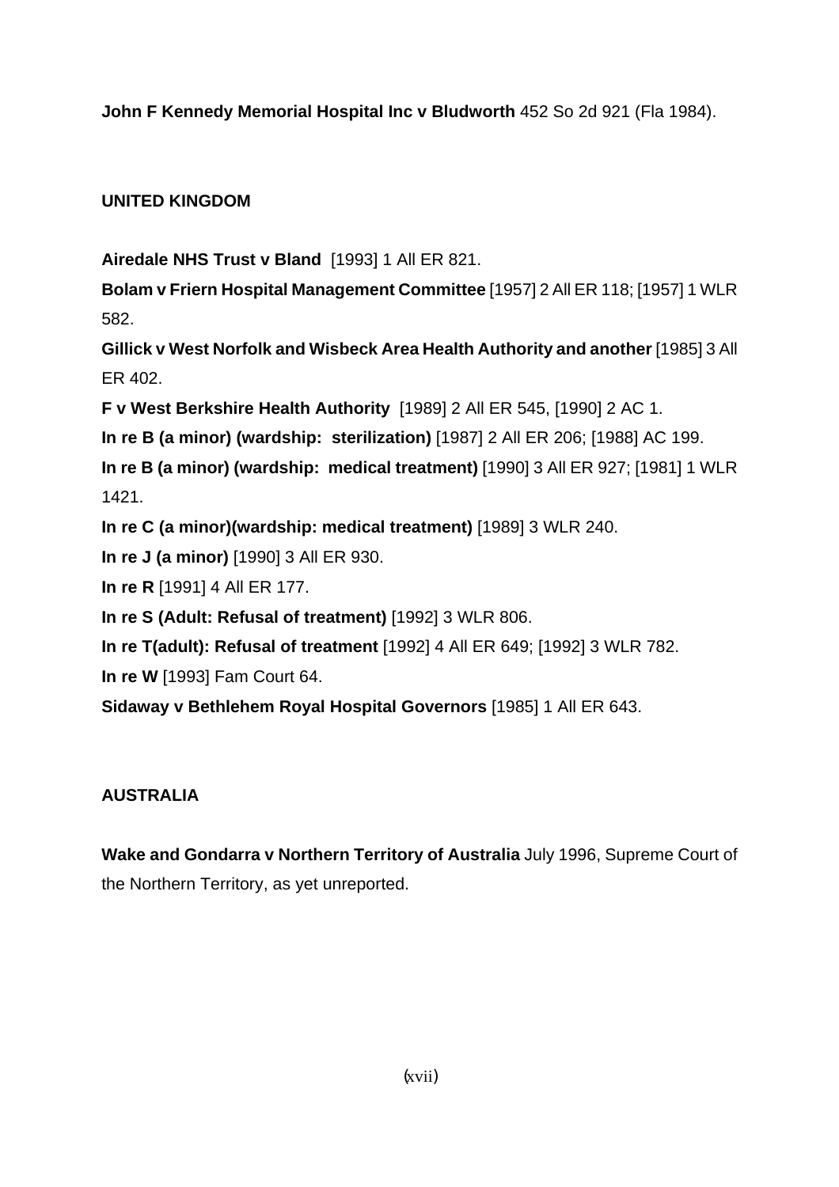**John F Kennedy Memorial Hospital Inc v Bludworth** 452 So 2d 921 (Fla 1984).

**UNITED KINGDOM**

**Airedale NHS Trust v Bland** [1993] 1 All ER 821.

**Bolam v Friern Hospital Management Committee** [1957] 2 All ER 118; [1957] 1 WLR 582.

**Gillick v West Norfolk and Wisbeck Area Health Authority and another** [1985] 3 All ER 402.

**F v West Berkshire Health Authority** [1989] 2 All ER 545, [1990] 2 AC 1.

**In re B (a minor) (wardship: sterilization)** [1987] 2 All ER 206; [1988] AC 199.

**In re B (a minor) (wardship: medical treatment)** [1990] 3 All ER 927; [1981] 1 WLR 1421.

**In re C (a minor)(wardship: medical treatment)** [1989] 3 WLR 240.

**In re J (a minor)** [1990] 3 All ER 930.

**In re R** [1991] 4 All ER 177.

**In re S (Adult: Refusal of treatment)** [1992] 3 WLR 806.

**In re T(adult): Refusal of treatment** [1992] 4 All ER 649; [1992] 3 WLR 782.

**In re W** [1993] Fam Court 64.

**Sidaway v Bethlehem Royal Hospital Governors** [1985] 1 All ER 643.

**AUSTRALIA**

**Wake and Gondarra v Northern Territory of Australia** July 1996, Supreme Court of the Northern Territory, as yet unreported.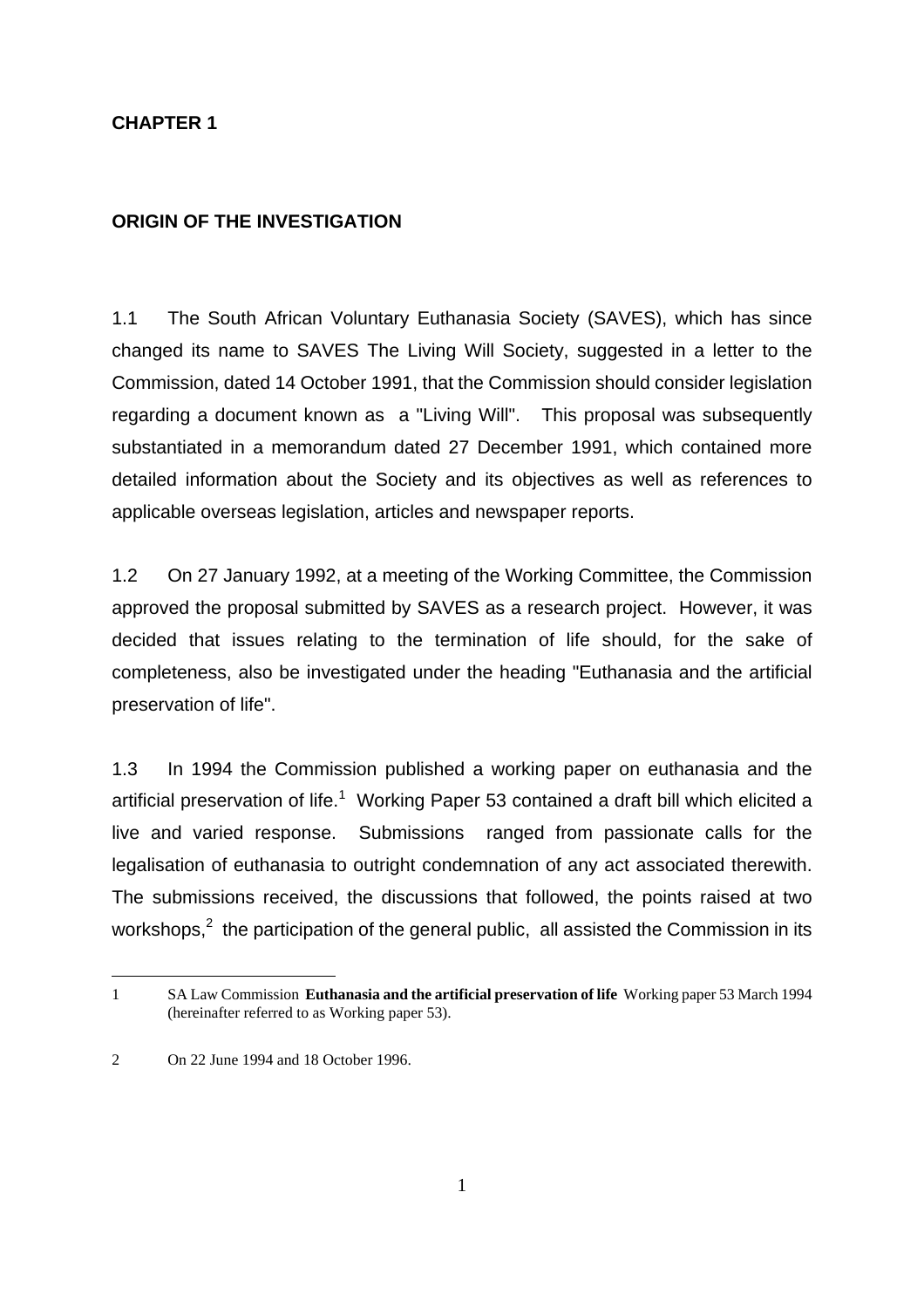# CHAPTER 1

## ORIGIN OF THE INVESTIGATION

1.1 The South African Voluntary Euthanasia Society (SAVES), which has since changed its name to SAVES The Living Will Society, suggested in a letter to the Commission, dated 14 October 1991, that the Commission should consider legislation regarding a document known as a "Living Will". This proposal was subsequently substantiated in a memorandum dated 27 December 1991, which contained more detailed information about the Society and its objectives as well as references to applicable overseas legislation, articles and newspaper reports.

1.2 On 27 January 1992, at a meeting of the Working Committee, the Commission approved the proposal submitted by SAVES as a research project. However, it was decided that issues relating to the termination of life should, for the sake of completeness, also be investigated under the heading "Euthanasia and the artificial preservation of life".

1.3 In 1994 the Commission published a working paper on euthanasia and the artificial preservation of life.[1] Working Paper 53 contained a draft bill which elicited a live and varied response. Submissions ranged from passionate calls for the legalisation of euthanasia to outright condemnation of any act associated therewith. The submissions received, the discussions that followed, the points raised at two workshops,[2] the participation of the general public, all assisted the Commission in its

---

1 SA Law Commission **Euthanasia and the artificial preservation of life** Working paper 53 March 1994 (hereinafter referred to as Working paper 53).

2 On 22 June 1994 and 18 October 1996.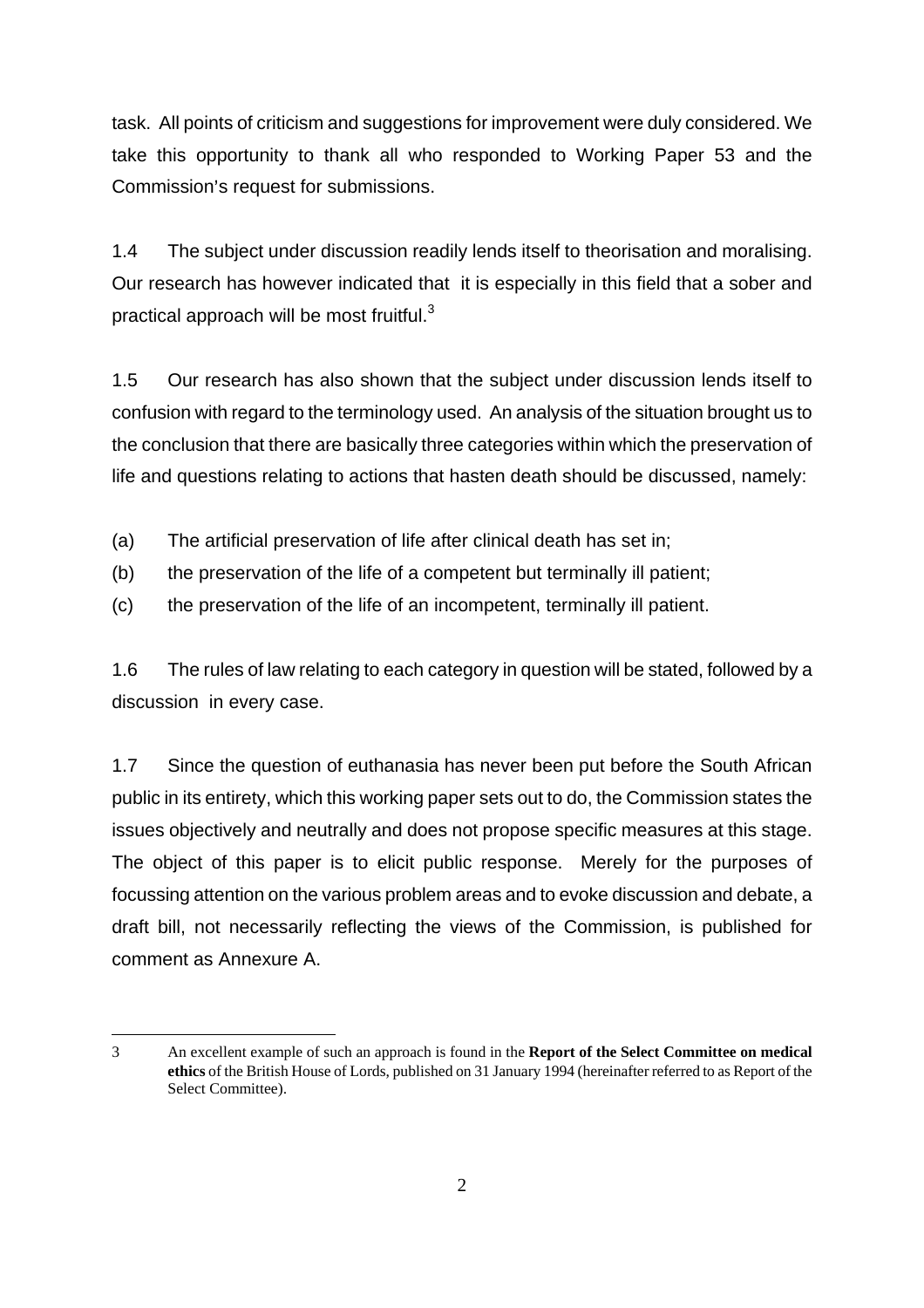task. All points of criticism and suggestions for improvement were duly considered. We take this opportunity to thank all who responded to Working Paper 53 and the Commission's request for submissions.

1.4 The subject under discussion readily lends itself to theorisation and moralising. Our research has however indicated that it is especially in this field that a sober and practical approach will be most fruitful.[3]

1.5 Our research has also shown that the subject under discussion lends itself to confusion with regard to the terminology used. An analysis of the situation brought us to the conclusion that there are basically three categories within which the preservation of life and questions relating to actions that hasten death should be discussed, namely:

(a) The artificial preservation of life after clinical death has set in;

(b) the preservation of the life of a competent but terminally ill patient;

(c) the preservation of the life of an incompetent, terminally ill patient.

1.6 The rules of law relating to each category in question will be stated, followed by a discussion in every case.

1.7 Since the question of euthanasia has never been put before the South African public in its entirety, which this working paper sets out to do, the Commission states the issues objectively and neutrally and does not propose specific measures at this stage. The object of this paper is to elicit public response. Merely for the purposes of focussing attention on the various problem areas and to evoke discussion and debate, a draft bill, not necessarily reflecting the views of the Commission, is published for comment as Annexure A.

---

3 An excellent example of such an approach is found in the **Report of the Select Committee on medical ethics** of the British House of Lords, published on 31 January 1994 (hereinafter referred to as Report of the Select Committee).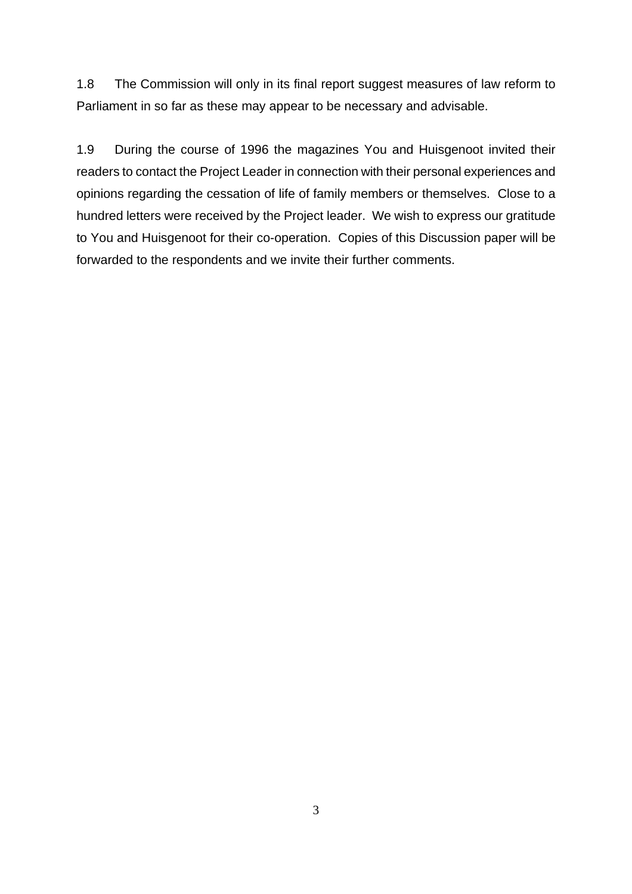1.8 The Commission will only in its final report suggest measures of law reform to Parliament in so far as these may appear to be necessary and advisable.

1.9 During the course of 1996 the magazines You and Huisgenoot invited their readers to contact the Project Leader in connection with their personal experiences and opinions regarding the cessation of life of family members or themselves. Close to a hundred letters were received by the Project leader. We wish to express our gratitude to You and Huisgenoot for their co-operation. Copies of this Discussion paper will be forwarded to the respondents and we invite their further comments.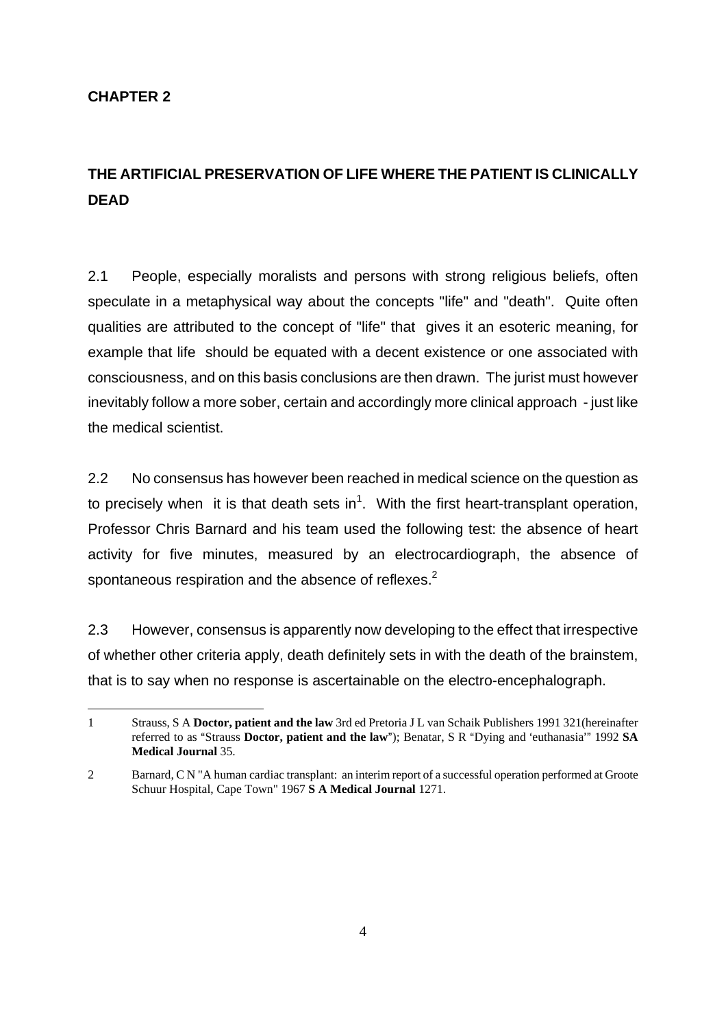## CHAPTER 2

## THE ARTIFICIAL PRESERVATION OF LIFE WHERE THE PATIENT IS CLINICALLY DEAD

2.1 People, especially moralists and persons with strong religious beliefs, often speculate in a metaphysical way about the concepts "life" and "death". Quite often qualities are attributed to the concept of "life" that gives it an esoteric meaning, for example that life should be equated with a decent existence or one associated with consciousness, and on this basis conclusions are then drawn. The jurist must however inevitably follow a more sober, certain and accordingly more clinical approach - just like the medical scientist.

2.2 No consensus has however been reached in medical science on the question as to precisely when it is that death sets in[1]. With the first heart-transplant operation, Professor Chris Barnard and his team used the following test: the absence of heart activity for five minutes, measured by an electrocardiograph, the absence of spontaneous respiration and the absence of reflexes.[2]

2.3 However, consensus is apparently now developing to the effect that irrespective of whether other criteria apply, death definitely sets in with the death of the brainstem, that is to say when no response is ascertainable on the electro-encephalograph.

---

1 Strauss, S A **Doctor, patient and the law** 3rd ed Pretoria J L van Schaik Publishers 1991 321(hereinafter referred to as "Strauss **Doctor, patient and the law**"); Benatar, S R "Dying and 'euthanasia'" 1992 **SA Medical Journal** 35.

2 Barnard, C N "A human cardiac transplant: an interim report of a successful operation performed at Groote Schuur Hospital, Cape Town" 1967 **S A Medical Journal** 1271.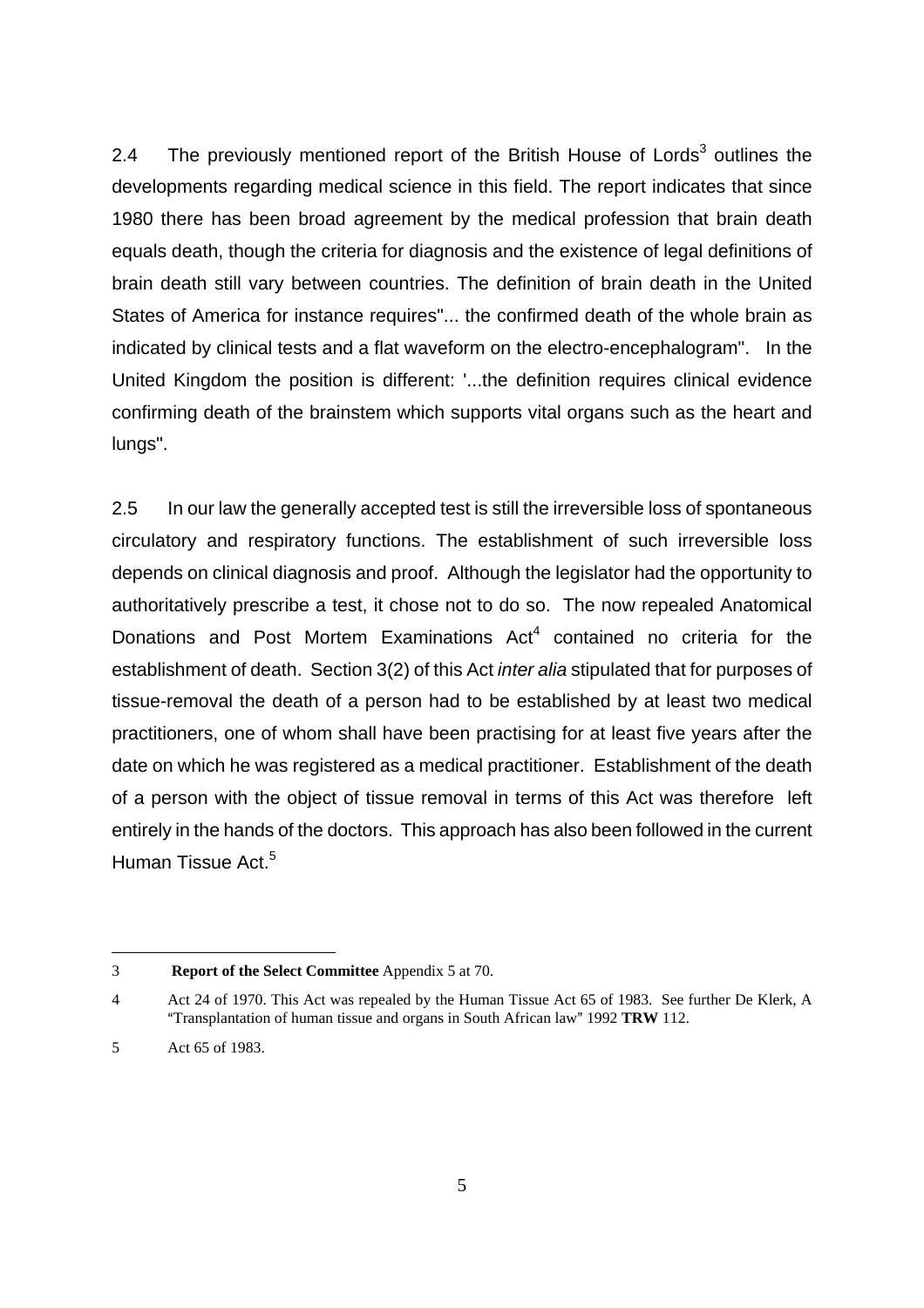2.4 The previously mentioned report of the British House of Lords[3] outlines the developments regarding medical science in this field. The report indicates that since 1980 there has been broad agreement by the medical profession that brain death equals death, though the criteria for diagnosis and the existence of legal definitions of brain death still vary between countries. The definition of brain death in the United States of America for instance requires"... the confirmed death of the whole brain as indicated by clinical tests and a flat waveform on the electro-encephalogram". In the United Kingdom the position is different: '...the definition requires clinical evidence confirming death of the brainstem which supports vital organs such as the heart and lungs".

2.5 In our law the generally accepted test is still the irreversible loss of spontaneous circulatory and respiratory functions. The establishment of such irreversible loss depends on clinical diagnosis and proof. Although the legislator had the opportunity to authoritatively prescribe a test, it chose not to do so. The now repealed Anatomical Donations and Post Mortem Examinations Act[4] contained no criteria for the establishment of death. Section 3(2) of this Act *inter alia* stipulated that for purposes of tissue-removal the death of a person had to be established by at least two medical practitioners, one of whom shall have been practising for at least five years after the date on which he was registered as a medical practitioner. Establishment of the death of a person with the object of tissue removal in terms of this Act was therefore left entirely in the hands of the doctors. This approach has also been followed in the current Human Tissue Act.[5]

---

3 **Report of the Select Committee** Appendix 5 at 70.

4 Act 24 of 1970. This Act was repealed by the Human Tissue Act 65 of 1983. See further De Klerk, A "Transplantation of human tissue and organs in South African law" 1992 **TRW** 112.

5 Act 65 of 1983.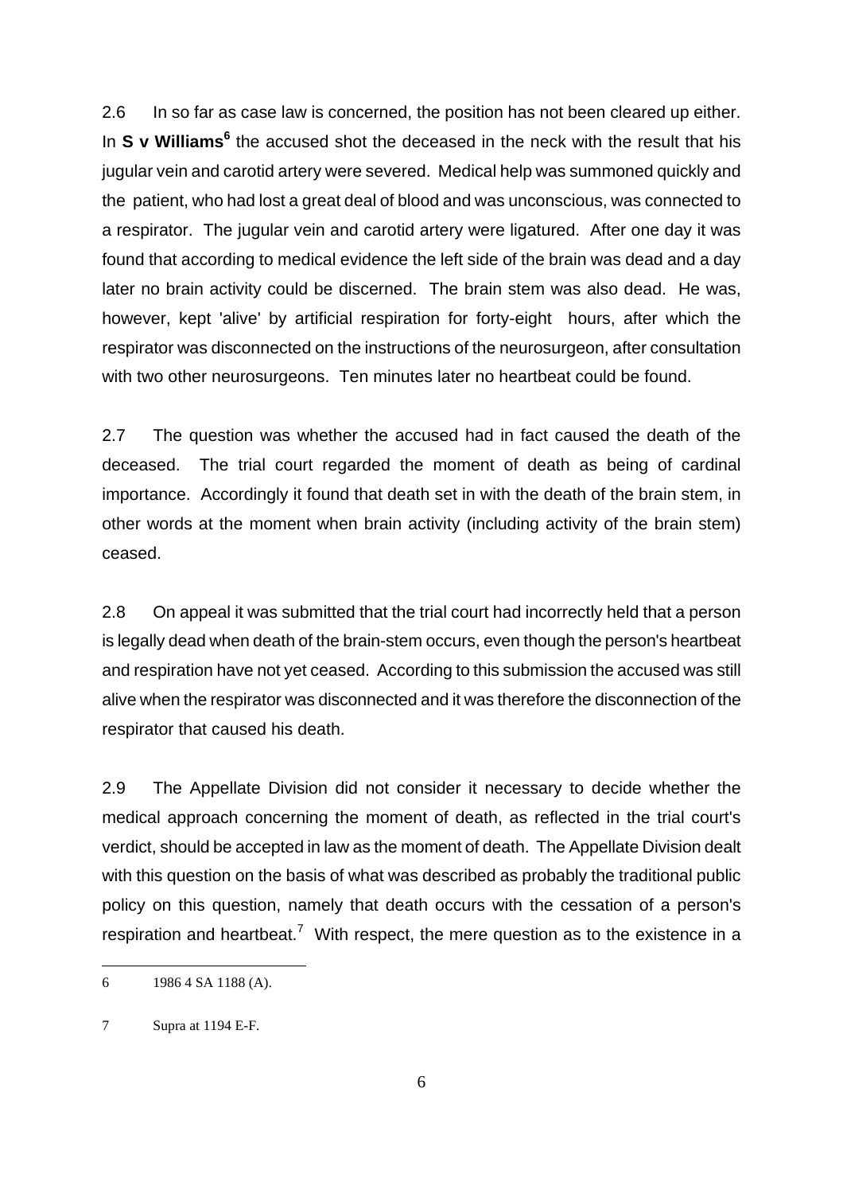2.6 In so far as case law is concerned, the position has not been cleared up either. In **S v Williams**[6] the accused shot the deceased in the neck with the result that his jugular vein and carotid artery were severed. Medical help was summoned quickly and the patient, who had lost a great deal of blood and was unconscious, was connected to a respirator. The jugular vein and carotid artery were ligatured. After one day it was found that according to medical evidence the left side of the brain was dead and a day later no brain activity could be discerned. The brain stem was also dead. He was, however, kept 'alive' by artificial respiration for forty-eight hours, after which the respirator was disconnected on the instructions of the neurosurgeon, after consultation with two other neurosurgeons. Ten minutes later no heartbeat could be found.

2.7 The question was whether the accused had in fact caused the death of the deceased. The trial court regarded the moment of death as being of cardinal importance. Accordingly it found that death set in with the death of the brain stem, in other words at the moment when brain activity (including activity of the brain stem) ceased.

2.8 On appeal it was submitted that the trial court had incorrectly held that a person is legally dead when death of the brain-stem occurs, even though the person's heartbeat and respiration have not yet ceased. According to this submission the accused was still alive when the respirator was disconnected and it was therefore the disconnection of the respirator that caused his death.

2.9 The Appellate Division did not consider it necessary to decide whether the medical approach concerning the moment of death, as reflected in the trial court's verdict, should be accepted in law as the moment of death. The Appellate Division dealt with this question on the basis of what was described as probably the traditional public policy on this question, namely that death occurs with the cessation of a person's respiration and heartbeat.[7] With respect, the mere question as to the existence in a

---

6 1986 4 SA 1188 (A).

7 Supra at 1194 E-F.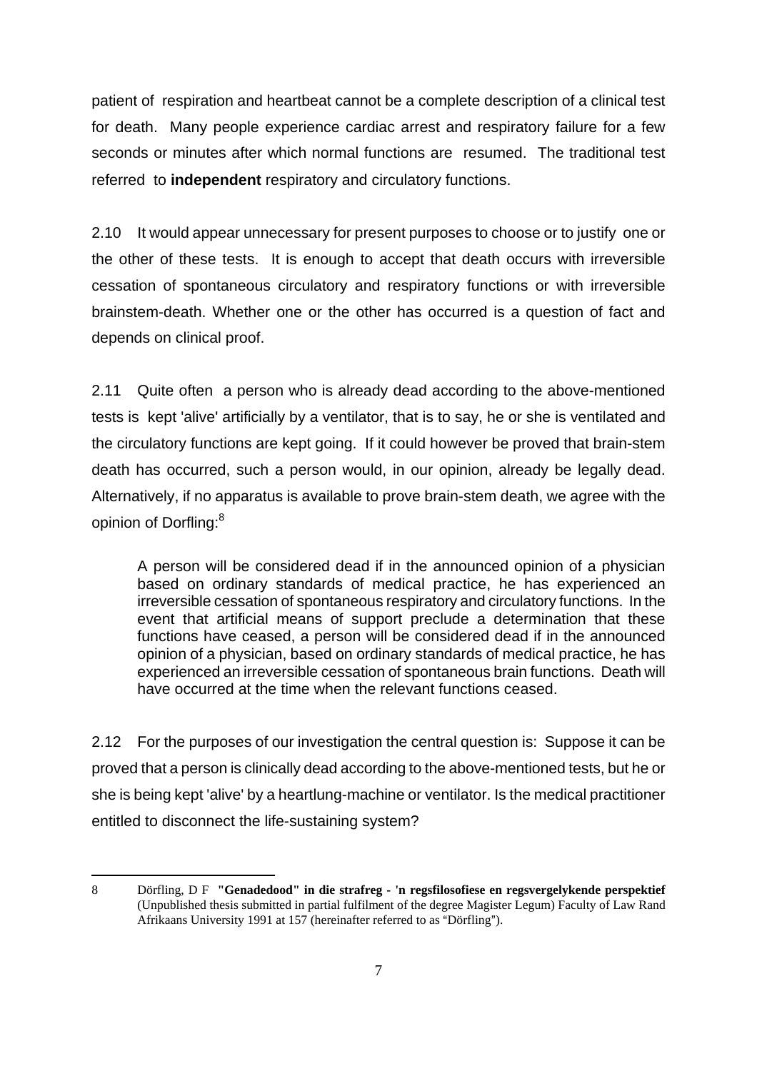patient of respiration and heartbeat cannot be a complete description of a clinical test for death. Many people experience cardiac arrest and respiratory failure for a few seconds or minutes after which normal functions are resumed. The traditional test referred to **independent** respiratory and circulatory functions.

2.10 It would appear unnecessary for present purposes to choose or to justify one or the other of these tests. It is enough to accept that death occurs with irreversible cessation of spontaneous circulatory and respiratory functions or with irreversible brainstem-death. Whether one or the other has occurred is a question of fact and depends on clinical proof.

2.11 Quite often a person who is already dead according to the above-mentioned tests is kept 'alive' artificially by a ventilator, that is to say, he or she is ventilated and the circulatory functions are kept going. If it could however be proved that brain-stem death has occurred, such a person would, in our opinion, already be legally dead. Alternatively, if no apparatus is available to prove brain-stem death, we agree with the opinion of Dorfling:[8]

> A person will be considered dead if in the announced opinion of a physician based on ordinary standards of medical practice, he has experienced an irreversible cessation of spontaneous respiratory and circulatory functions. In the event that artificial means of support preclude a determination that these functions have ceased, a person will be considered dead if in the announced opinion of a physician, based on ordinary standards of medical practice, he has experienced an irreversible cessation of spontaneous brain functions. Death will have occurred at the time when the relevant functions ceased.

2.12 For the purposes of our investigation the central question is: Suppose it can be proved that a person is clinically dead according to the above-mentioned tests, but he or she is being kept 'alive' by a heartlung-machine or ventilator. Is the medical practitioner entitled to disconnect the life-sustaining system?

---

8 Dörfling, D F **"Genadedood" in die strafreg - 'n regsfilosofiese en regsvergelykende perspektief** (Unpublished thesis submitted in partial fulfilment of the degree Magister Legum) Faculty of Law Rand Afrikaans University 1991 at 157 (hereinafter referred to as "Dörfling").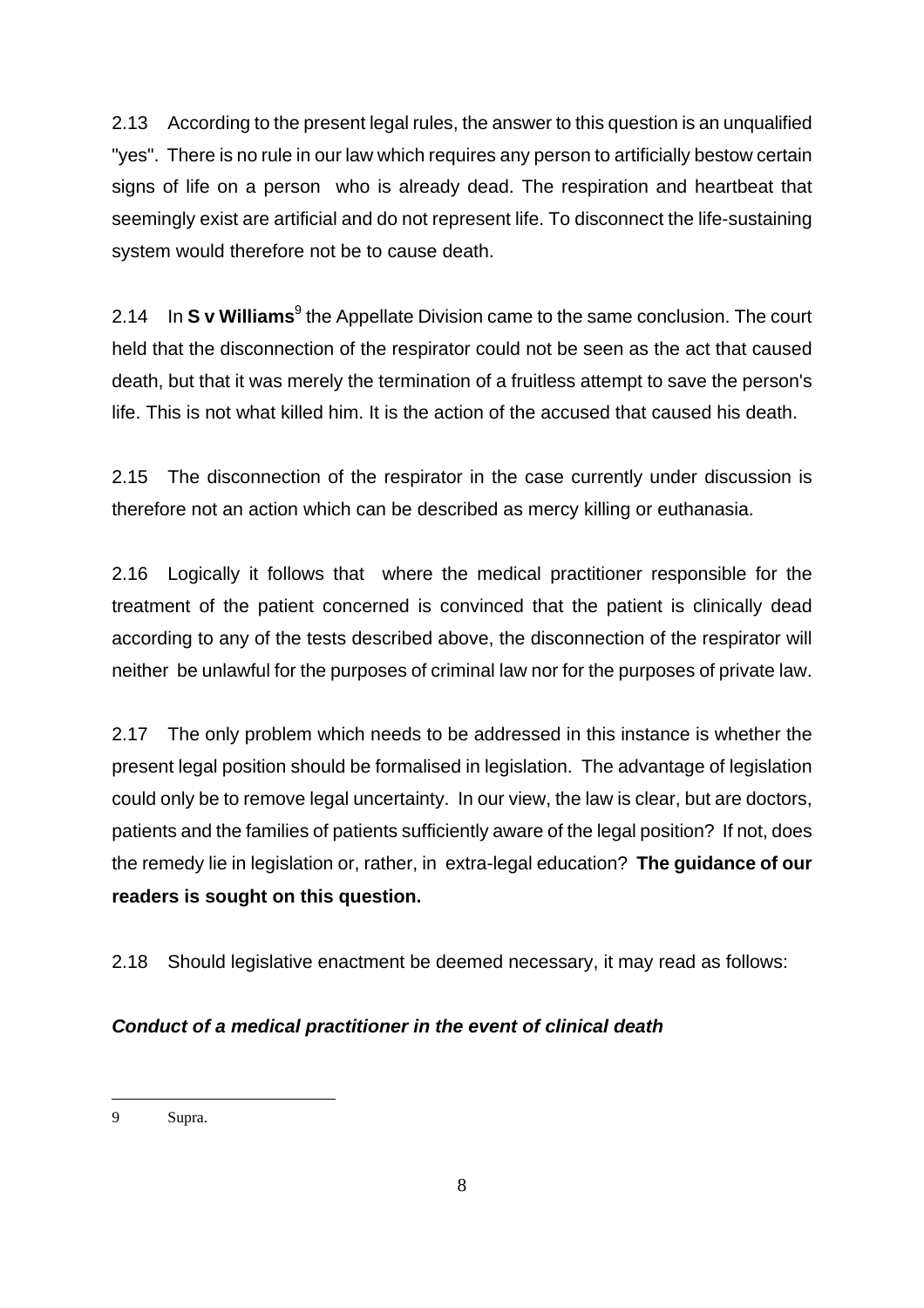2.13 According to the present legal rules, the answer to this question is an unqualified "yes". There is no rule in our law which requires any person to artificially bestow certain signs of life on a person who is already dead. The respiration and heartbeat that seemingly exist are artificial and do not represent life. To disconnect the life-sustaining system would therefore not be to cause death.

2.14 In **S v Williams**[9] the Appellate Division came to the same conclusion. The court held that the disconnection of the respirator could not be seen as the act that caused death, but that it was merely the termination of a fruitless attempt to save the person's life. This is not what killed him. It is the action of the accused that caused his death.

2.15 The disconnection of the respirator in the case currently under discussion is therefore not an action which can be described as mercy killing or euthanasia.

2.16 Logically it follows that where the medical practitioner responsible for the treatment of the patient concerned is convinced that the patient is clinically dead according to any of the tests described above, the disconnection of the respirator will neither be unlawful for the purposes of criminal law nor for the purposes of private law.

2.17 The only problem which needs to be addressed in this instance is whether the present legal position should be formalised in legislation. The advantage of legislation could only be to remove legal uncertainty. In our view, the law is clear, but are doctors, patients and the families of patients sufficiently aware of the legal position? If not, does the remedy lie in legislation or, rather, in extra-legal education? **The guidance of our readers is sought on this question.**

2.18 Should legislative enactment be deemed necessary, it may read as follows:

***Conduct of a medical practitioner in the event of clinical death***

---

9 Supra.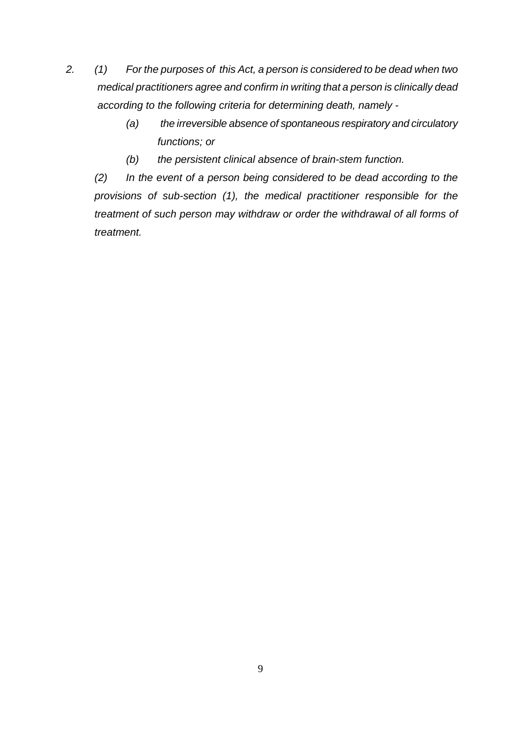*2. (1) For the purposes of this Act, a person is considered to be dead when two medical practitioners agree and confirm in writing that a person is clinically dead according to the following criteria for determining death, namely -*

*(a) the irreversible absence of spontaneous respiratory and circulatory functions; or*

*(b) the persistent clinical absence of brain-stem function.*

*(2) In the event of a person being considered to be dead according to the provisions of sub-section (1), the medical practitioner responsible for the treatment of such person may withdraw or order the withdrawal of all forms of treatment.*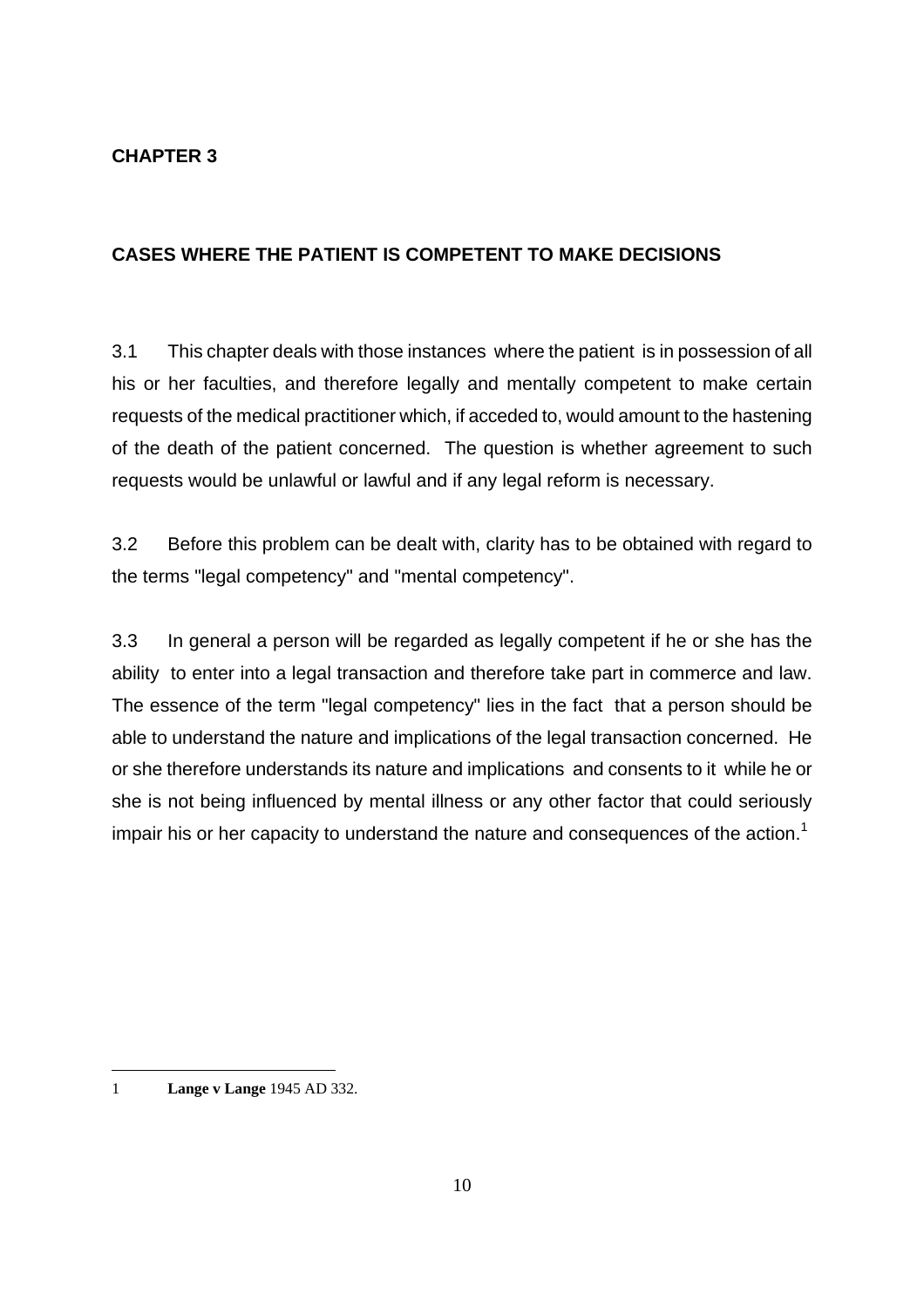# CHAPTER 3

## CASES WHERE THE PATIENT IS COMPETENT TO MAKE DECISIONS

3.1 This chapter deals with those instances where the patient is in possession of all his or her faculties, and therefore legally and mentally competent to make certain requests of the medical practitioner which, if acceded to, would amount to the hastening of the death of the patient concerned. The question is whether agreement to such requests would be unlawful or lawful and if any legal reform is necessary.

3.2 Before this problem can be dealt with, clarity has to be obtained with regard to the terms "legal competency" and "mental competency".

3.3 In general a person will be regarded as legally competent if he or she has the ability to enter into a legal transaction and therefore take part in commerce and law. The essence of the term "legal competency" lies in the fact that a person should be able to understand the nature and implications of the legal transaction concerned. He or she therefore understands its nature and implications and consents to it while he or she is not being influenced by mental illness or any other factor that could seriously impair his or her capacity to understand the nature and consequences of the action.[1]

---

1 **Lange v Lange** 1945 AD 332.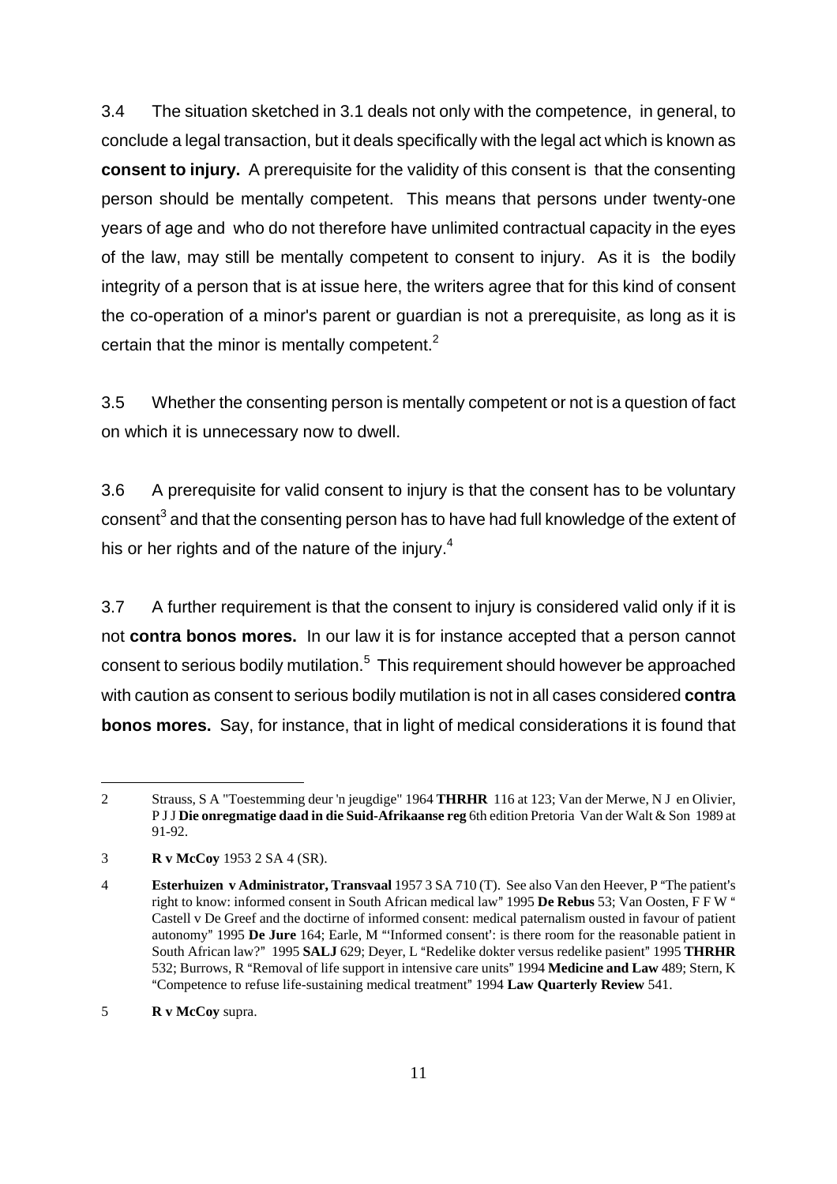3.4 The situation sketched in 3.1 deals not only with the competence, in general, to conclude a legal transaction, but it deals specifically with the legal act which is known as **consent to injury.** A prerequisite for the validity of this consent is that the consenting person should be mentally competent. This means that persons under twenty-one years of age and who do not therefore have unlimited contractual capacity in the eyes of the law, may still be mentally competent to consent to injury. As it is the bodily integrity of a person that is at issue here, the writers agree that for this kind of consent the co-operation of a minor's parent or guardian is not a prerequisite, as long as it is certain that the minor is mentally competent.[2]

3.5 Whether the consenting person is mentally competent or not is a question of fact on which it is unnecessary now to dwell.

3.6 A prerequisite for valid consent to injury is that the consent has to be voluntary consent[3] and that the consenting person has to have had full knowledge of the extent of his or her rights and of the nature of the injury.[4]

3.7 A further requirement is that the consent to injury is considered valid only if it is not **contra bonos mores.** In our law it is for instance accepted that a person cannot consent to serious bodily mutilation.[5] This requirement should however be approached with caution as consent to serious bodily mutilation is not in all cases considered **contra bonos mores.** Say, for instance, that in light of medical considerations it is found that

---

2 Strauss, S A "Toestemming deur 'n jeugdige" 1964 **THRHR** 116 at 123; Van der Merwe, N J en Olivier, P J J **Die onregmatige daad in die Suid-Afrikaanse reg** 6th edition Pretoria Van der Walt & Son 1989 at 91-92.

3 **R v McCoy** 1953 2 SA 4 (SR).

4 **Esterhuizen v Administrator, Transvaal** 1957 3 SA 710 (T). See also Van den Heever, P "The patient's right to know: informed consent in South African medical law" 1995 **De Rebus** 53; Van Oosten, F F W " Castell v De Greef and the doctirne of informed consent: medical paternalism ousted in favour of patient autonomy" 1995 **De Jure** 164; Earle, M "'Informed consent': is there room for the reasonable patient in South African law?" 1995 **SALJ** 629; Deyer, L "Redelike dokter versus redelike pasient" 1995 **THRHR** 532; Burrows, R "Removal of life support in intensive care units" 1994 **Medicine and Law** 489; Stern, K "Competence to refuse life-sustaining medical treatment" 1994 **Law Quarterly Review** 541.

5 **R v McCoy** supra.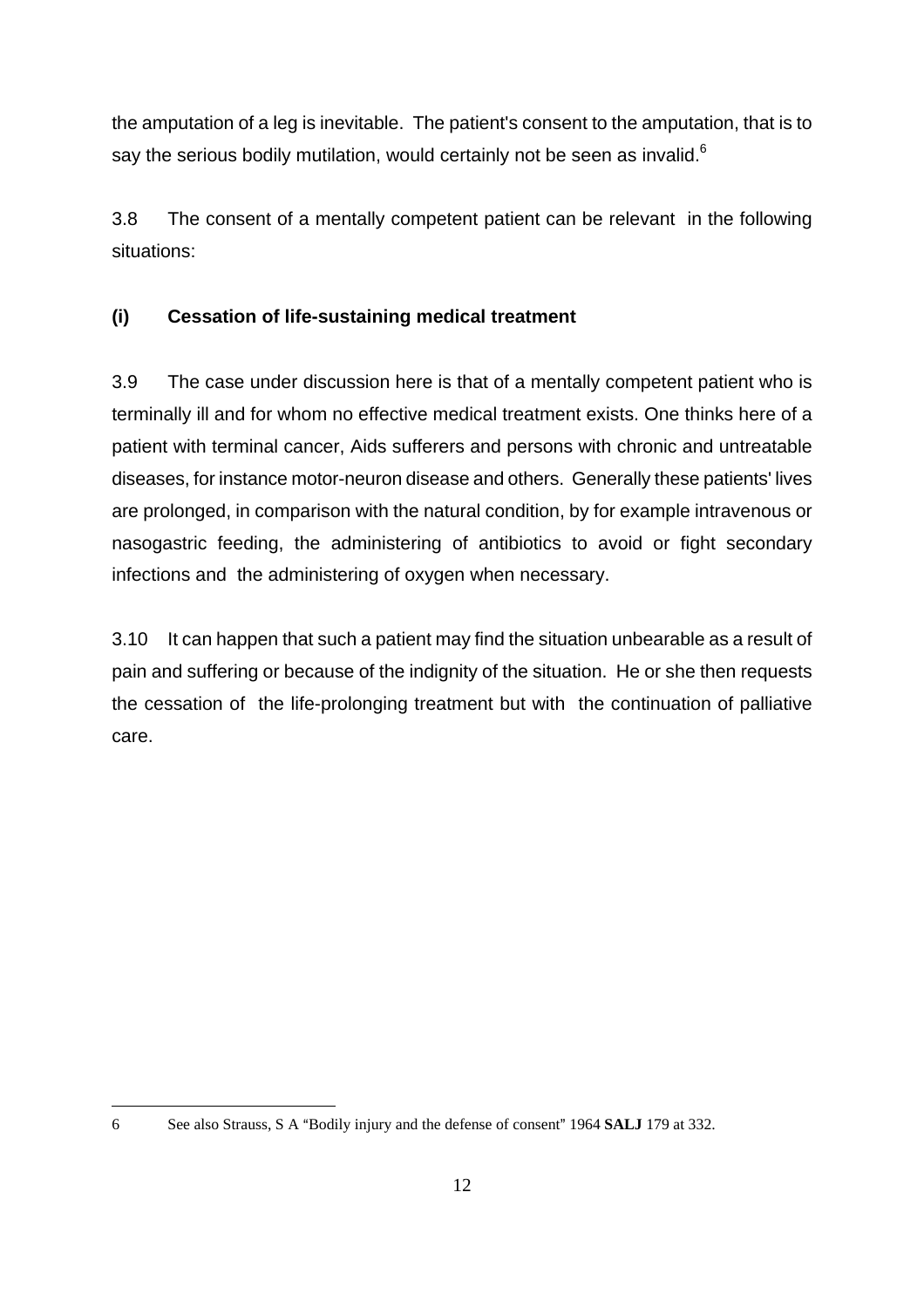the amputation of a leg is inevitable. The patient's consent to the amputation, that is to say the serious bodily mutilation, would certainly not be seen as invalid.[6]

3.8 The consent of a mentally competent patient can be relevant in the following situations:

### (i) Cessation of life-sustaining medical treatment

3.9 The case under discussion here is that of a mentally competent patient who is terminally ill and for whom no effective medical treatment exists. One thinks here of a patient with terminal cancer, Aids sufferers and persons with chronic and untreatable diseases, for instance motor-neuron disease and others. Generally these patients' lives are prolonged, in comparison with the natural condition, by for example intravenous or nasogastric feeding, the administering of antibiotics to avoid or fight secondary infections and the administering of oxygen when necessary.

3.10 It can happen that such a patient may find the situation unbearable as a result of pain and suffering or because of the indignity of the situation. He or she then requests the cessation of the life-prolonging treatment but with the continuation of palliative care.

---

6 See also Strauss, S A "Bodily injury and the defense of consent" 1964 **SALJ** 179 at 332.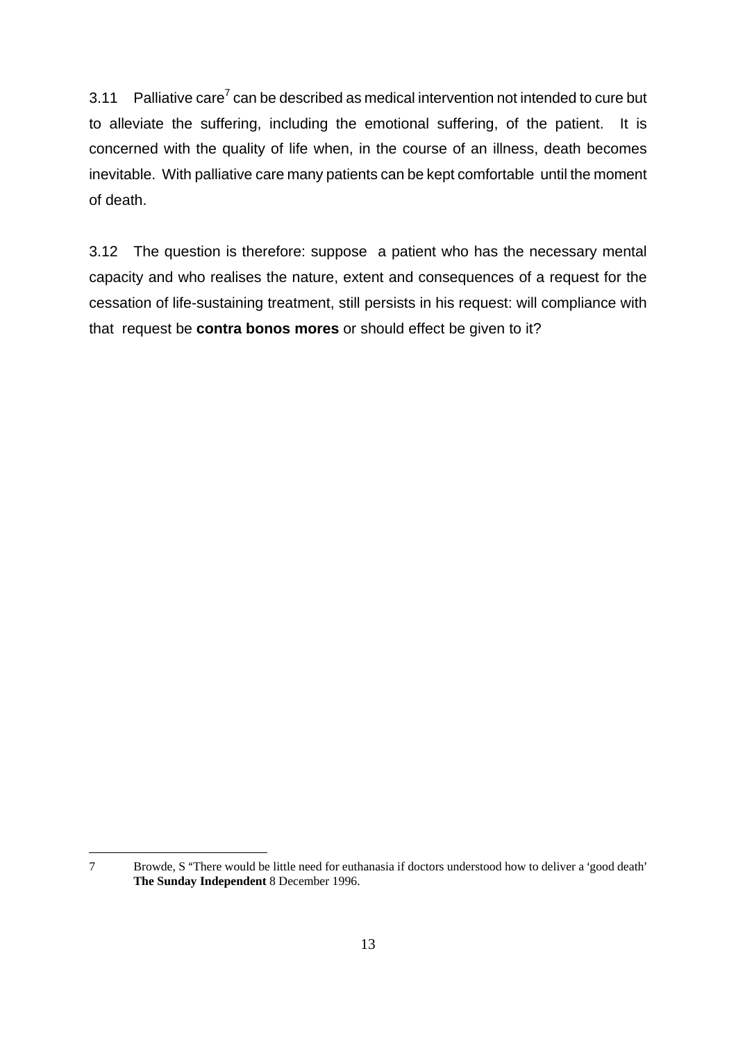3.11 Palliative care[7] can be described as medical intervention not intended to cure but to alleviate the suffering, including the emotional suffering, of the patient. It is concerned with the quality of life when, in the course of an illness, death becomes inevitable. With palliative care many patients can be kept comfortable until the moment of death.

3.12 The question is therefore: suppose a patient who has the necessary mental capacity and who realises the nature, extent and consequences of a request for the cessation of life-sustaining treatment, still persists in his request: will compliance with that request be **contra bonos mores** or should effect be given to it?

---

7 Browde, S "There would be little need for euthanasia if doctors understood how to deliver a 'good death' **The Sunday Independent** 8 December 1996.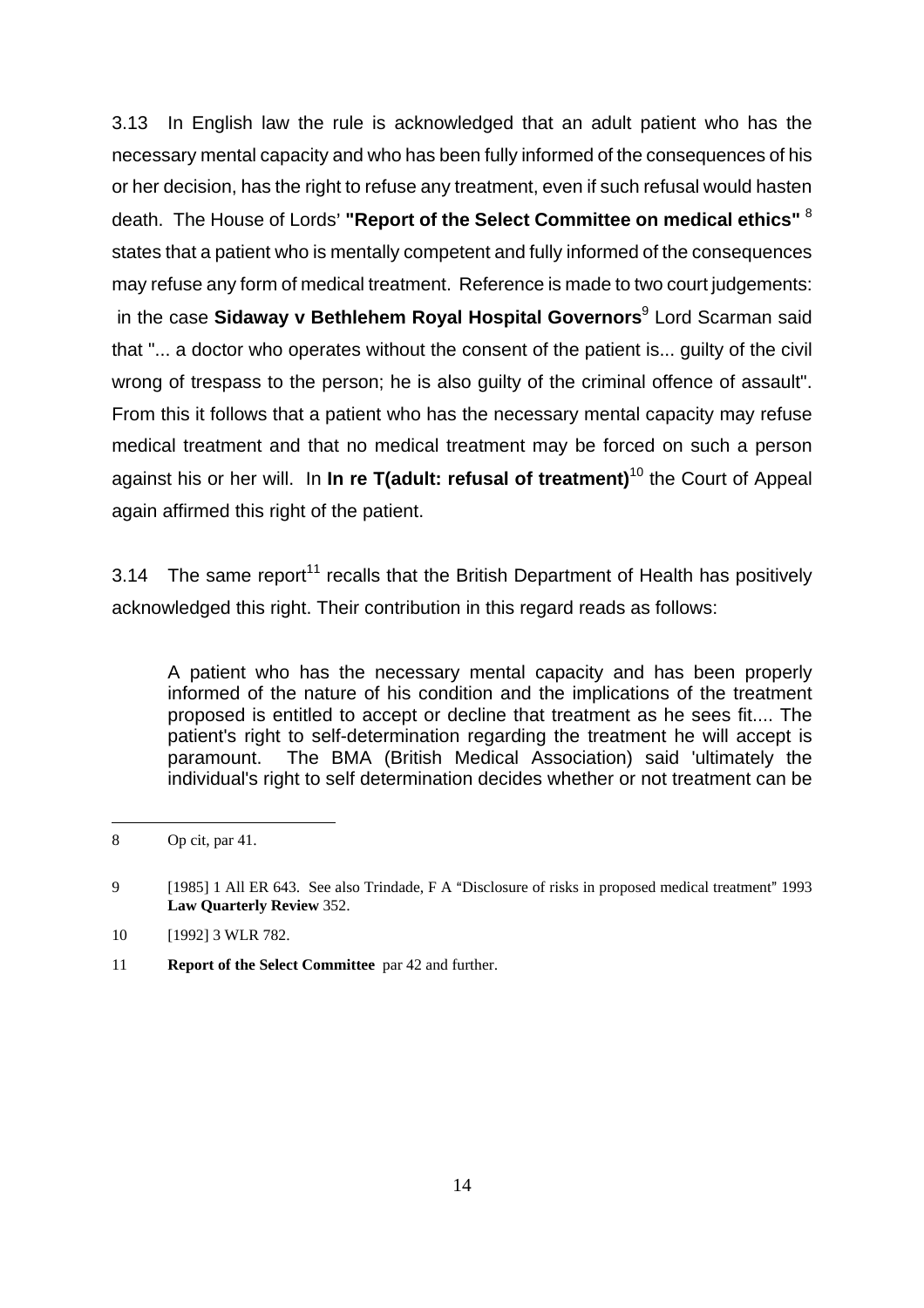3.13 In English law the rule is acknowledged that an adult patient who has the necessary mental capacity and who has been fully informed of the consequences of his or her decision, has the right to refuse any treatment, even if such refusal would hasten death. The House of Lords' **"Report of the Select Committee on medical ethics"** [8] states that a patient who is mentally competent and fully informed of the consequences may refuse any form of medical treatment. Reference is made to two court judgements: in the case **Sidaway v Bethlehem Royal Hospital Governors**[9] Lord Scarman said that "... a doctor who operates without the consent of the patient is... guilty of the civil wrong of trespass to the person; he is also guilty of the criminal offence of assault". From this it follows that a patient who has the necessary mental capacity may refuse medical treatment and that no medical treatment may be forced on such a person against his or her will. In **In re T(adult: refusal of treatment)**[10] the Court of Appeal again affirmed this right of the patient.

3.14 The same report[11] recalls that the British Department of Health has positively acknowledged this right. Their contribution in this regard reads as follows:

> A patient who has the necessary mental capacity and has been properly informed of the nature of his condition and the implications of the treatment proposed is entitled to accept or decline that treatment as he sees fit.... The patient's right to self-determination regarding the treatment he will accept is paramount. The BMA (British Medical Association) said 'ultimately the individual's right to self determination decides whether or not treatment can be

---

8 Op cit, par 41.

9 [1985] 1 All ER 643. See also Trindade, F A "Disclosure of risks in proposed medical treatment" 1993 **Law Quarterly Review** 352.

10 [1992] 3 WLR 782.

11 **Report of the Select Committee** par 42 and further.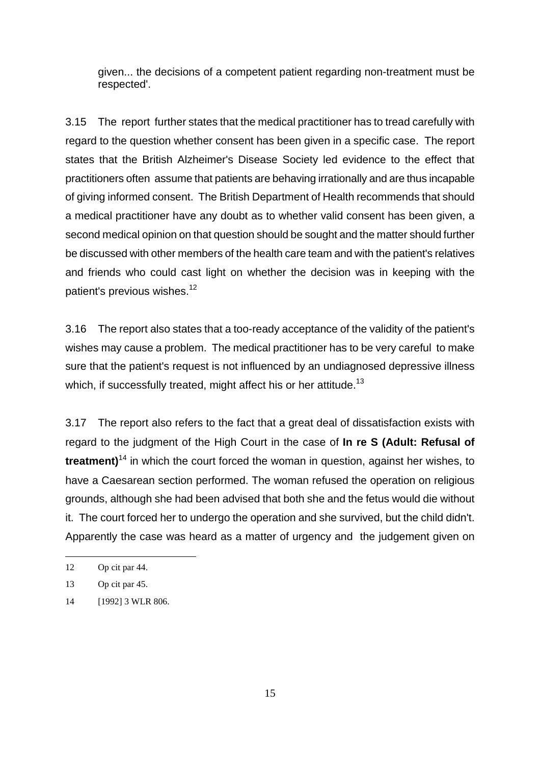given... the decisions of a competent patient regarding non-treatment must be respected'.

3.15 The report further states that the medical practitioner has to tread carefully with regard to the question whether consent has been given in a specific case. The report states that the British Alzheimer's Disease Society led evidence to the effect that practitioners often assume that patients are behaving irrationally and are thus incapable of giving informed consent. The British Department of Health recommends that should a medical practitioner have any doubt as to whether valid consent has been given, a second medical opinion on that question should be sought and the matter should further be discussed with other members of the health care team and with the patient's relatives and friends who could cast light on whether the decision was in keeping with the patient's previous wishes.[12]

3.16 The report also states that a too-ready acceptance of the validity of the patient's wishes may cause a problem. The medical practitioner has to be very careful to make sure that the patient's request is not influenced by an undiagnosed depressive illness which, if successfully treated, might affect his or her attitude.[13]

3.17 The report also refers to the fact that a great deal of dissatisfaction exists with regard to the judgment of the High Court in the case of **In re S (Adult: Refusal of treatment)**[14] in which the court forced the woman in question, against her wishes, to have a Caesarean section performed. The woman refused the operation on religious grounds, although she had been advised that both she and the fetus would die without it. The court forced her to undergo the operation and she survived, but the child didn't. Apparently the case was heard as a matter of urgency and the judgement given on

---

12 Op cit par 44.

13 Op cit par 45.

14 [1992] 3 WLR 806.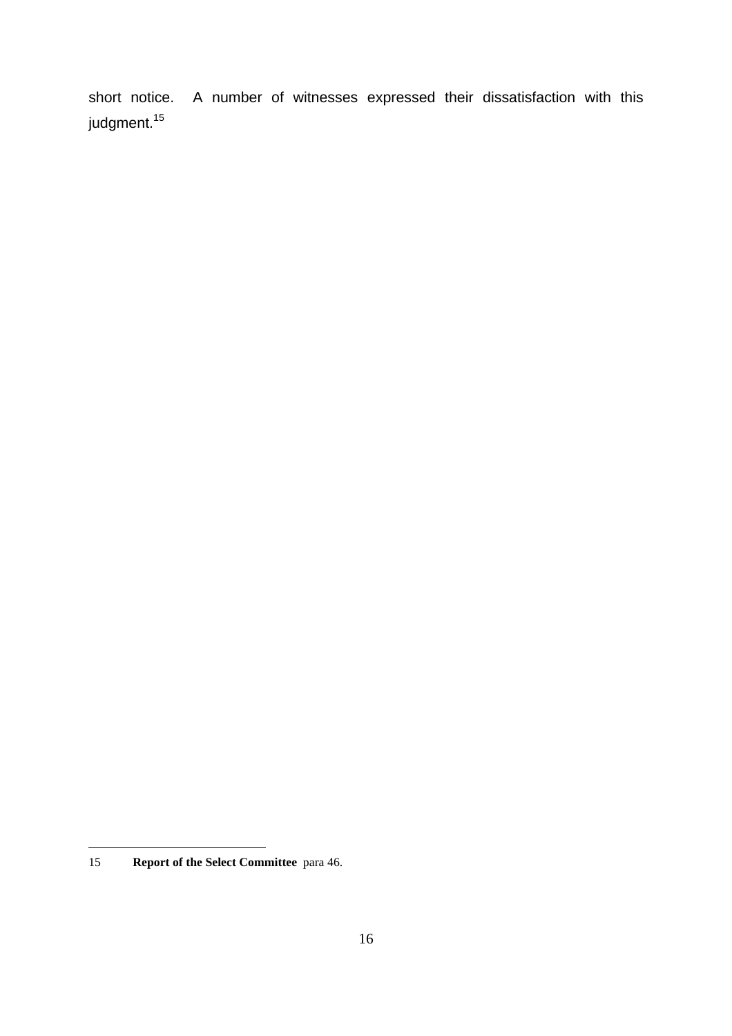short notice. A number of witnesses expressed their dissatisfaction with this judgment.[15]

---

15 **Report of the Select Committee** para 46.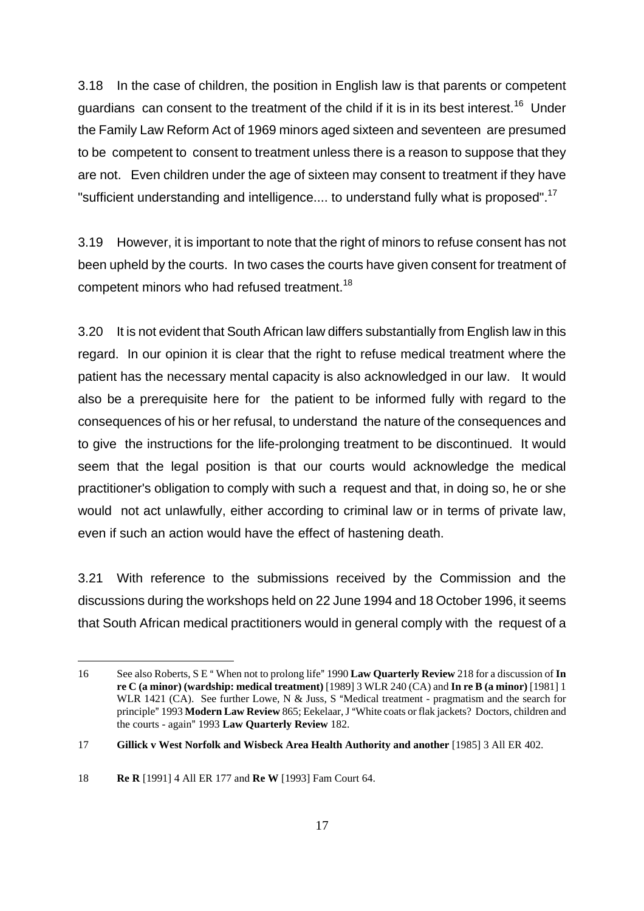3.18 In the case of children, the position in English law is that parents or competent guardians can consent to the treatment of the child if it is in its best interest.[16] Under the Family Law Reform Act of 1969 minors aged sixteen and seventeen are presumed to be competent to consent to treatment unless there is a reason to suppose that they are not. Even children under the age of sixteen may consent to treatment if they have "sufficient understanding and intelligence.... to understand fully what is proposed".[17]

3.19 However, it is important to note that the right of minors to refuse consent has not been upheld by the courts. In two cases the courts have given consent for treatment of competent minors who had refused treatment.[18]

3.20 It is not evident that South African law differs substantially from English law in this regard. In our opinion it is clear that the right to refuse medical treatment where the patient has the necessary mental capacity is also acknowledged in our law. It would also be a prerequisite here for the patient to be informed fully with regard to the consequences of his or her refusal, to understand the nature of the consequences and to give the instructions for the life-prolonging treatment to be discontinued. It would seem that the legal position is that our courts would acknowledge the medical practitioner's obligation to comply with such a request and that, in doing so, he or she would not act unlawfully, either according to criminal law or in terms of private law, even if such an action would have the effect of hastening death.

3.21 With reference to the submissions received by the Commission and the discussions during the workshops held on 22 June 1994 and 18 October 1996, it seems that South African medical practitioners would in general comply with the request of a

---

16 See also Roberts, S E " When not to prolong life" 1990 **Law Quarterly Review** 218 for a discussion of **In re C (a minor) (wardship: medical treatment)** [1989] 3 WLR 240 (CA) and **In re B (a minor)** [1981] 1 WLR 1421 (CA). See further Lowe, N & Juss, S "Medical treatment - pragmatism and the search for principle" 1993 **Modern Law Review** 865; Eekelaar, J "White coats or flak jackets? Doctors, children and the courts - again" 1993 **Law Quarterly Review** 182.

17 **Gillick v West Norfolk and Wisbeck Area Health Authority and another** [1985] 3 All ER 402.

18 **Re R** [1991] 4 All ER 177 and **Re W** [1993] Fam Court 64.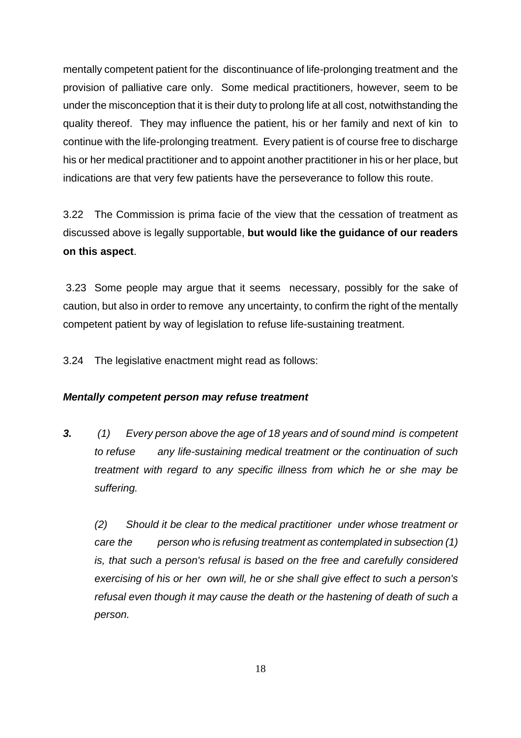mentally competent patient for the discontinuance of life-prolonging treatment and the provision of palliative care only. Some medical practitioners, however, seem to be under the misconception that it is their duty to prolong life at all cost, notwithstanding the quality thereof. They may influence the patient, his or her family and next of kin to continue with the life-prolonging treatment. Every patient is of course free to discharge his or her medical practitioner and to appoint another practitioner in his or her place, but indications are that very few patients have the perseverance to follow this route.

3.22 The Commission is prima facie of the view that the cessation of treatment as discussed above is legally supportable, **but would like the guidance of our readers on this aspect**.

3.23 Some people may argue that it seems necessary, possibly for the sake of caution, but also in order to remove any uncertainty, to confirm the right of the mentally competent patient by way of legislation to refuse life-sustaining treatment.

3.24 The legislative enactment might read as follows:

***Mentally competent person may refuse treatment***

***3.*** *(1) Every person above the age of 18 years and of sound mind is competent to refuse any life-sustaining medical treatment or the continuation of such treatment with regard to any specific illness from which he or she may be suffering.*

*(2) Should it be clear to the medical practitioner under whose treatment or care the person who is refusing treatment as contemplated in subsection (1) is, that such a person's refusal is based on the free and carefully considered exercising of his or her own will, he or she shall give effect to such a person's refusal even though it may cause the death or the hastening of death of such a person.*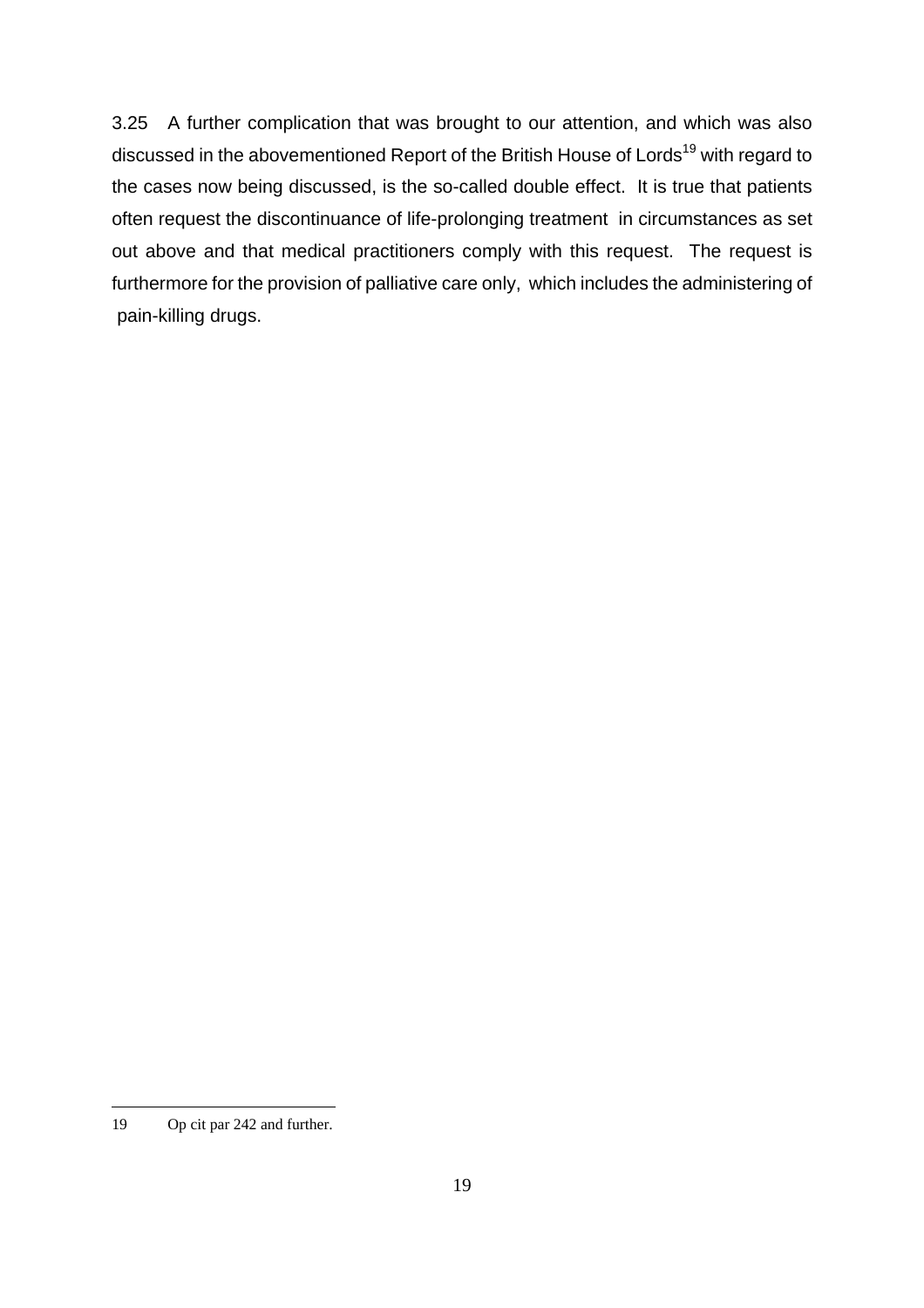3.25 A further complication that was brought to our attention, and which was also discussed in the abovementioned Report of the British House of Lords[19] with regard to the cases now being discussed, is the so-called double effect. It is true that patients often request the discontinuance of life-prolonging treatment in circumstances as set out above and that medical practitioners comply with this request. The request is furthermore for the provision of palliative care only, which includes the administering of pain-killing drugs.

---

19 Op cit par 242 and further.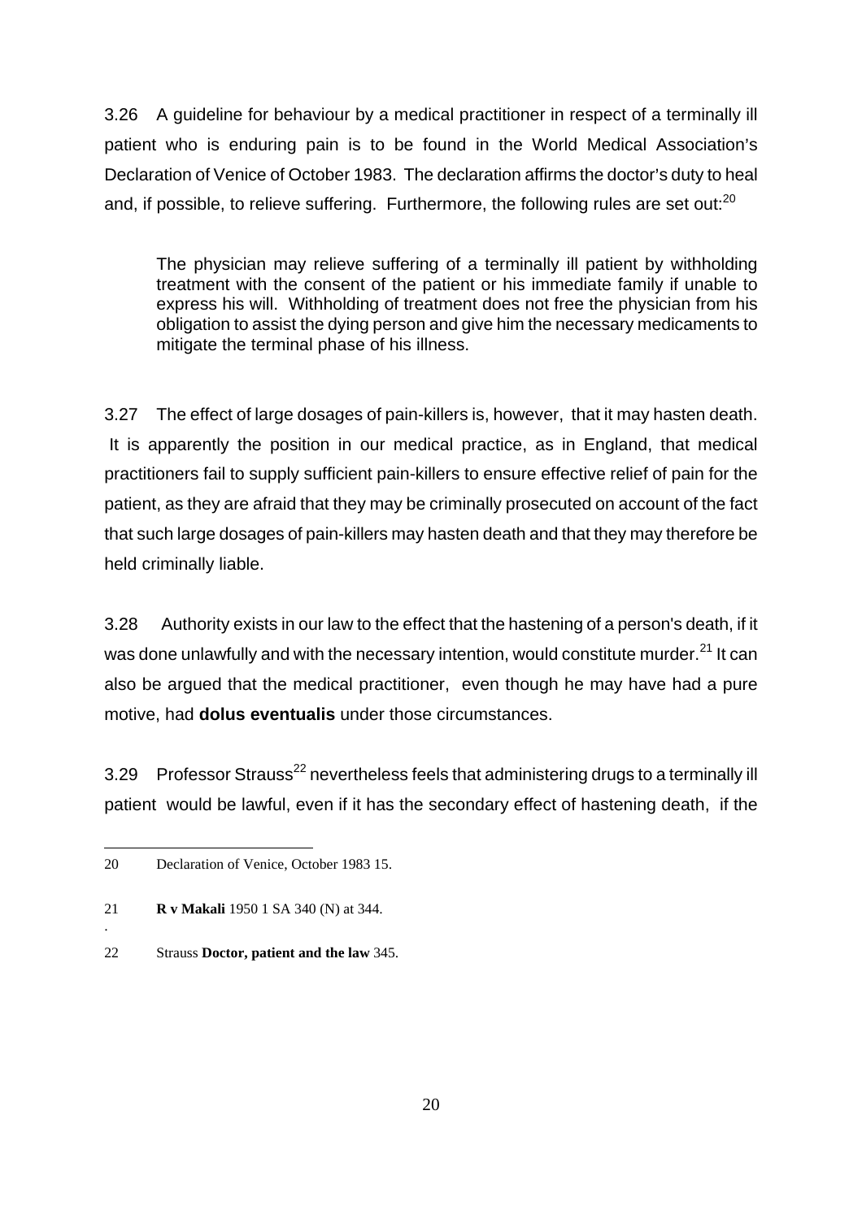3.26 A guideline for behaviour by a medical practitioner in respect of a terminally ill patient who is enduring pain is to be found in the World Medical Association's Declaration of Venice of October 1983. The declaration affirms the doctor's duty to heal and, if possible, to relieve suffering. Furthermore, the following rules are set out:[20]

> The physician may relieve suffering of a terminally ill patient by withholding treatment with the consent of the patient or his immediate family if unable to express his will. Withholding of treatment does not free the physician from his obligation to assist the dying person and give him the necessary medicaments to mitigate the terminal phase of his illness.

3.27 The effect of large dosages of pain-killers is, however, that it may hasten death. It is apparently the position in our medical practice, as in England, that medical practitioners fail to supply sufficient pain-killers to ensure effective relief of pain for the patient, as they are afraid that they may be criminally prosecuted on account of the fact that such large dosages of pain-killers may hasten death and that they may therefore be held criminally liable.

3.28 Authority exists in our law to the effect that the hastening of a person's death, if it was done unlawfully and with the necessary intention, would constitute murder.[21] It can also be argued that the medical practitioner, even though he may have had a pure motive, had **dolus eventualis** under those circumstances.

3.29 Professor Strauss[22] nevertheless feels that administering drugs to a terminally ill patient would be lawful, even if it has the secondary effect of hastening death, if the

---

20 Declaration of Venice, October 1983 15.

21 **R v Makali** 1950 1 SA 340 (N) at 344.

22 Strauss **Doctor, patient and the law** 345.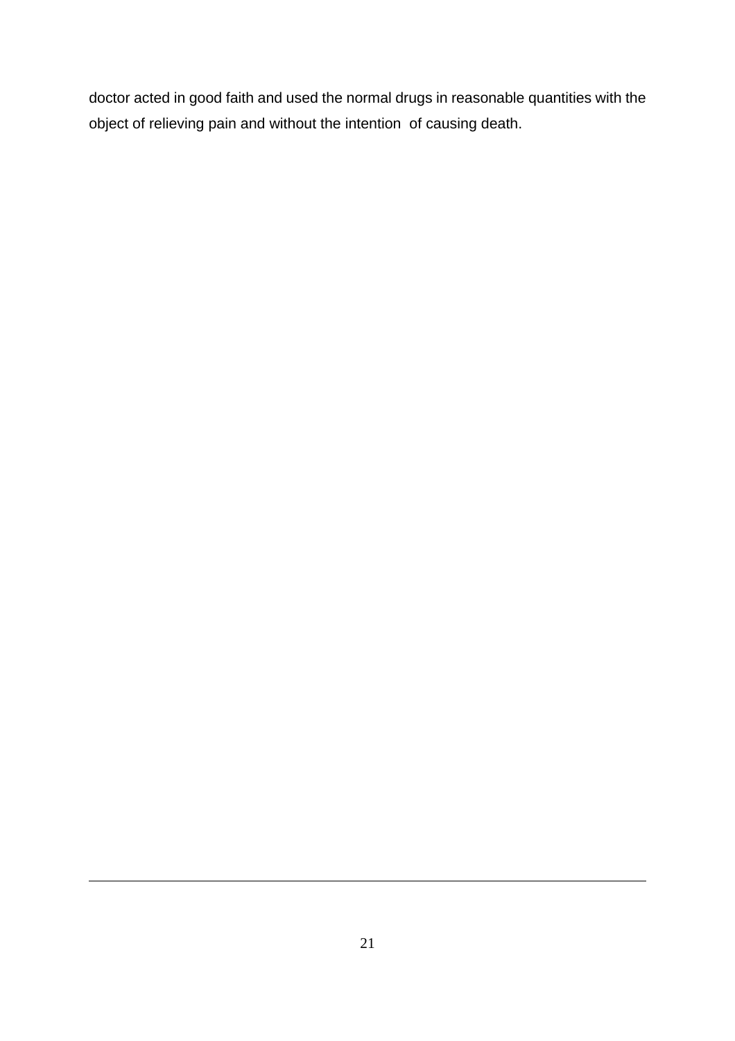doctor acted in good faith and used the normal drugs in reasonable quantities with the object of relieving pain and without the intention of causing death.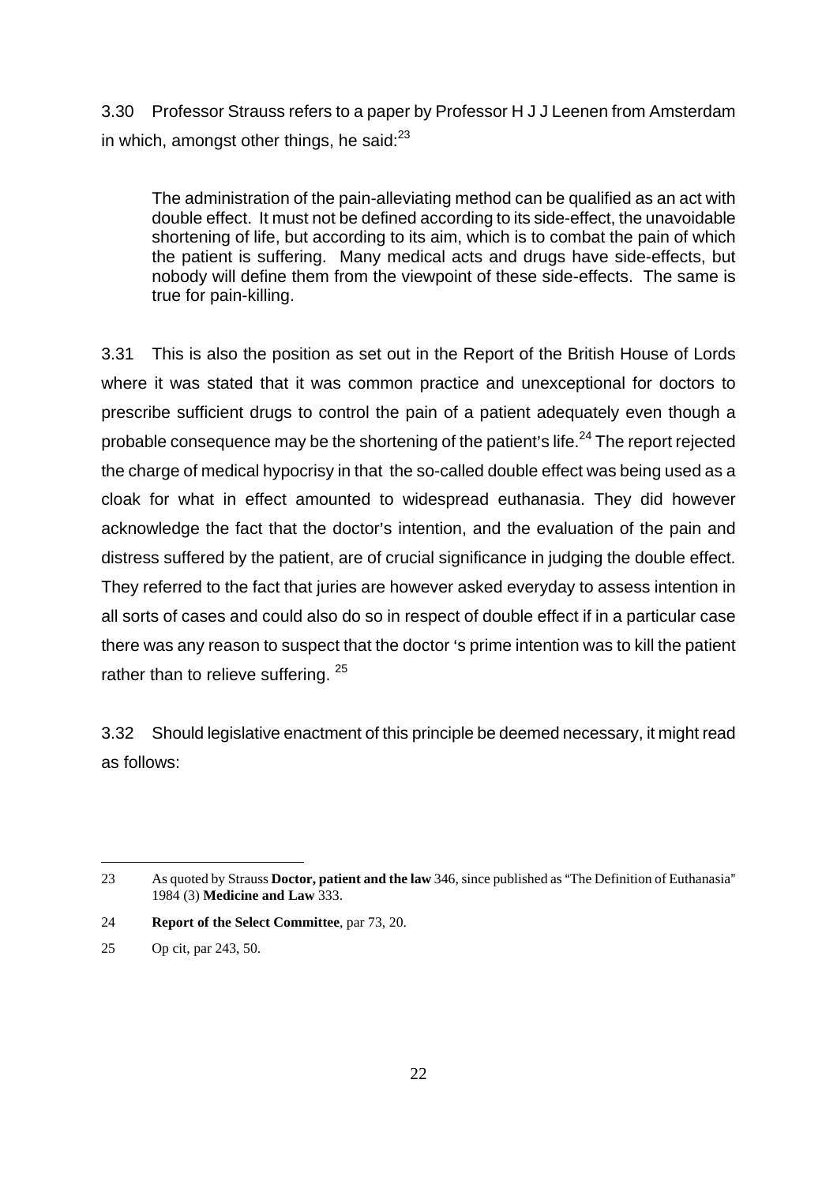3.30 Professor Strauss refers to a paper by Professor H J J Leenen from Amsterdam in which, amongst other things, he said:[23]

> The administration of the pain-alleviating method can be qualified as an act with double effect. It must not be defined according to its side-effect, the unavoidable shortening of life, but according to its aim, which is to combat the pain of which the patient is suffering. Many medical acts and drugs have side-effects, but nobody will define them from the viewpoint of these side-effects. The same is true for pain-killing.

3.31 This is also the position as set out in the Report of the British House of Lords where it was stated that it was common practice and unexceptional for doctors to prescribe sufficient drugs to control the pain of a patient adequately even though a probable consequence may be the shortening of the patient's life.[24] The report rejected the charge of medical hypocrisy in that the so-called double effect was being used as a cloak for what in effect amounted to widespread euthanasia. They did however acknowledge the fact that the doctor's intention, and the evaluation of the pain and distress suffered by the patient, are of crucial significance in judging the double effect. They referred to the fact that juries are however asked everyday to assess intention in all sorts of cases and could also do so in respect of double effect if in a particular case there was any reason to suspect that the doctor 's prime intention was to kill the patient rather than to relieve suffering. [25]

3.32 Should legislative enactment of this principle be deemed necessary, it might read as follows:

---

23 As quoted by Strauss **Doctor, patient and the law** 346, since published as "The Definition of Euthanasia" 1984 (3) **Medicine and Law** 333.

24 **Report of the Select Committee**, par 73, 20.

25 Op cit, par 243, 50.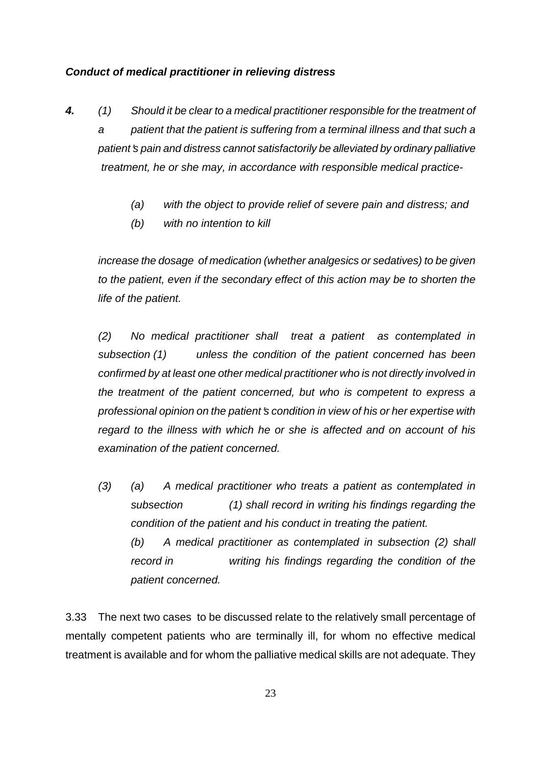***Conduct of medical practitioner in relieving distress***

***4.*** *(1) Should it be clear to a medical practitioner responsible for the treatment of a patient that the patient is suffering from a terminal illness and that such a patient's pain and distress cannot satisfactorily be alleviated by ordinary palliative treatment, he or she may, in accordance with responsible medical practice-*

> *(a) with the object to provide relief of severe pain and distress; and*
>
> *(b) with no intention to kill*

*increase the dosage of medication (whether analgesics or sedatives) to be given to the patient, even if the secondary effect of this action may be to shorten the life of the patient.*

*(2) No medical practitioner shall treat a patient as contemplated in subsection (1) unless the condition of the patient concerned has been confirmed by at least one other medical practitioner who is not directly involved in the treatment of the patient concerned, but who is competent to express a professional opinion on the patient's condition in view of his or her expertise with regard to the illness with which he or she is affected and on account of his examination of the patient concerned.*

*(3) (a) A medical practitioner who treats a patient as contemplated in subsection (1) shall record in writing his findings regarding the condition of the patient and his conduct in treating the patient.*

> *(b) A medical practitioner as contemplated in subsection (2) shall record in writing his findings regarding the condition of the patient concerned.*

3.33 The next two cases to be discussed relate to the relatively small percentage of mentally competent patients who are terminally ill, for whom no effective medical treatment is available and for whom the palliative medical skills are not adequate. They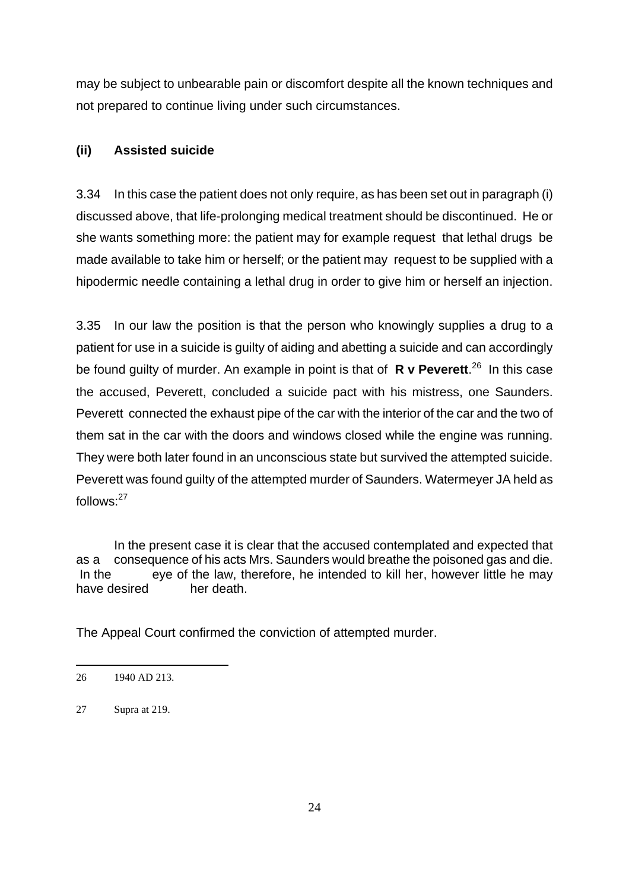may be subject to unbearable pain or discomfort despite all the known techniques and not prepared to continue living under such circumstances.

### (ii) Assisted suicide

3.34 In this case the patient does not only require, as has been set out in paragraph (i) discussed above, that life-prolonging medical treatment should be discontinued. He or she wants something more: the patient may for example request that lethal drugs be made available to take him or herself; or the patient may request to be supplied with a hipodermic needle containing a lethal drug in order to give him or herself an injection.

3.35 In our law the position is that the person who knowingly supplies a drug to a patient for use in a suicide is guilty of aiding and abetting a suicide and can accordingly be found guilty of murder. An example in point is that of **R v Peverett**.[26] In this case the accused, Peverett, concluded a suicide pact with his mistress, one Saunders. Peverett connected the exhaust pipe of the car with the interior of the car and the two of them sat in the car with the doors and windows closed while the engine was running. They were both later found in an unconscious state but survived the attempted suicide. Peverett was found guilty of the attempted murder of Saunders. Watermeyer JA held as follows:[27]

> In the present case it is clear that the accused contemplated and expected that as a consequence of his acts Mrs. Saunders would breathe the poisoned gas and die. In the eye of the law, therefore, he intended to kill her, however little he may have desired her death.

The Appeal Court confirmed the conviction of attempted murder.

---

26 1940 AD 213.

27 Supra at 219.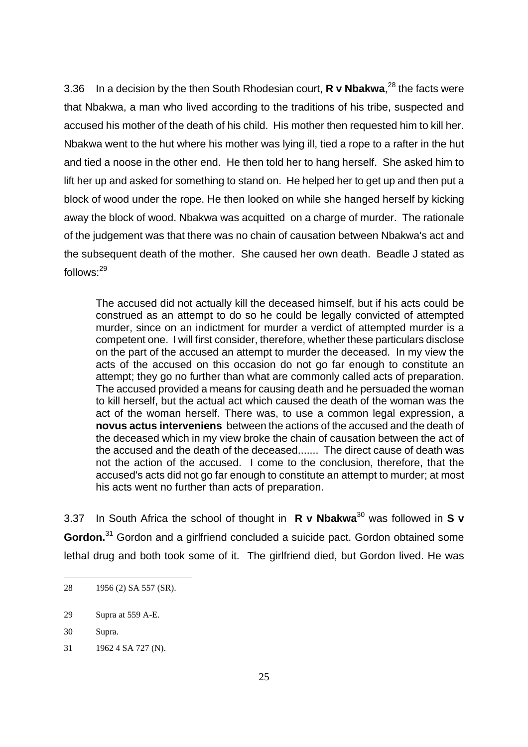3.36 In a decision by the then South Rhodesian court, **R v Nbakwa**,[28] the facts were that Nbakwa, a man who lived according to the traditions of his tribe, suspected and accused his mother of the death of his child. His mother then requested him to kill her. Nbakwa went to the hut where his mother was lying ill, tied a rope to a rafter in the hut and tied a noose in the other end. He then told her to hang herself. She asked him to lift her up and asked for something to stand on. He helped her to get up and then put a block of wood under the rope. He then looked on while she hanged herself by kicking away the block of wood. Nbakwa was acquitted on a charge of murder. The rationale of the judgement was that there was no chain of causation between Nbakwa's act and the subsequent death of the mother. She caused her own death. Beadle J stated as follows:[29]

> The accused did not actually kill the deceased himself, but if his acts could be construed as an attempt to do so he could be legally convicted of attempted murder, since on an indictment for murder a verdict of attempted murder is a competent one. I will first consider, therefore, whether these particulars disclose on the part of the accused an attempt to murder the deceased. In my view the acts of the accused on this occasion do not go far enough to constitute an attempt; they go no further than what are commonly called acts of preparation. The accused provided a means for causing death and he persuaded the woman to kill herself, but the actual act which caused the death of the woman was the act of the woman herself. There was, to use a common legal expression, a **novus actus interveniens** between the actions of the accused and the death of the deceased which in my view broke the chain of causation between the act of the accused and the death of the deceased....... The direct cause of death was not the action of the accused. I come to the conclusion, therefore, that the accused's acts did not go far enough to constitute an attempt to murder; at most his acts went no further than acts of preparation.

3.37 In South Africa the school of thought in **R v Nbakwa**[30] was followed in **S v Gordon.**[31] Gordon and a girlfriend concluded a suicide pact. Gordon obtained some lethal drug and both took some of it. The girlfriend died, but Gordon lived. He was

---

28 1956 (2) SA 557 (SR).

29 Supra at 559 A-E.

30 Supra.

31 1962 4 SA 727 (N).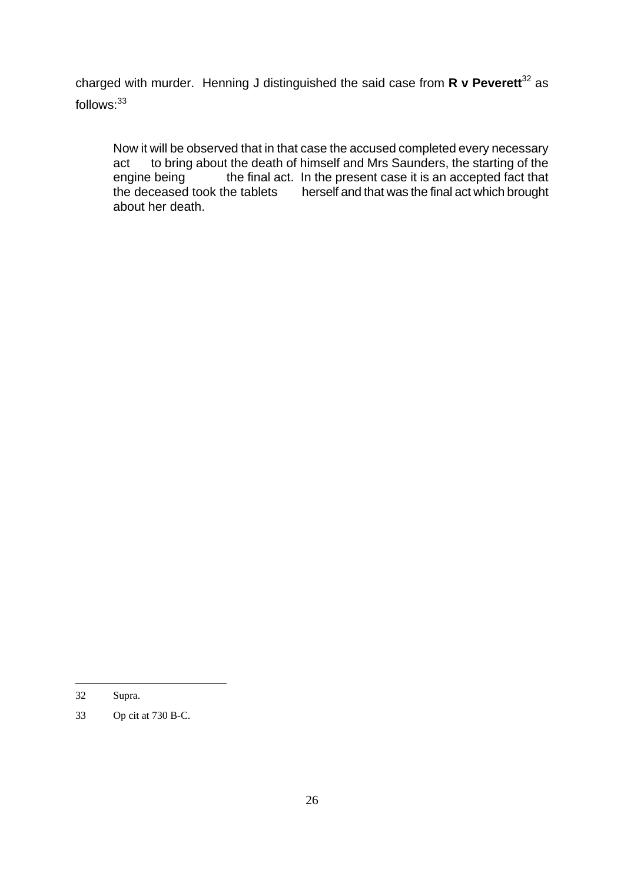charged with murder. Henning J distinguished the said case from **R v Peverett**[32] as follows:[33]

> Now it will be observed that in that case the accused completed every necessary act to bring about the death of himself and Mrs Saunders, the starting of the engine being the final act. In the present case it is an accepted fact that the deceased took the tablets herself and that was the final act which brought about her death.

---

32 Supra.

33 Op cit at 730 B-C.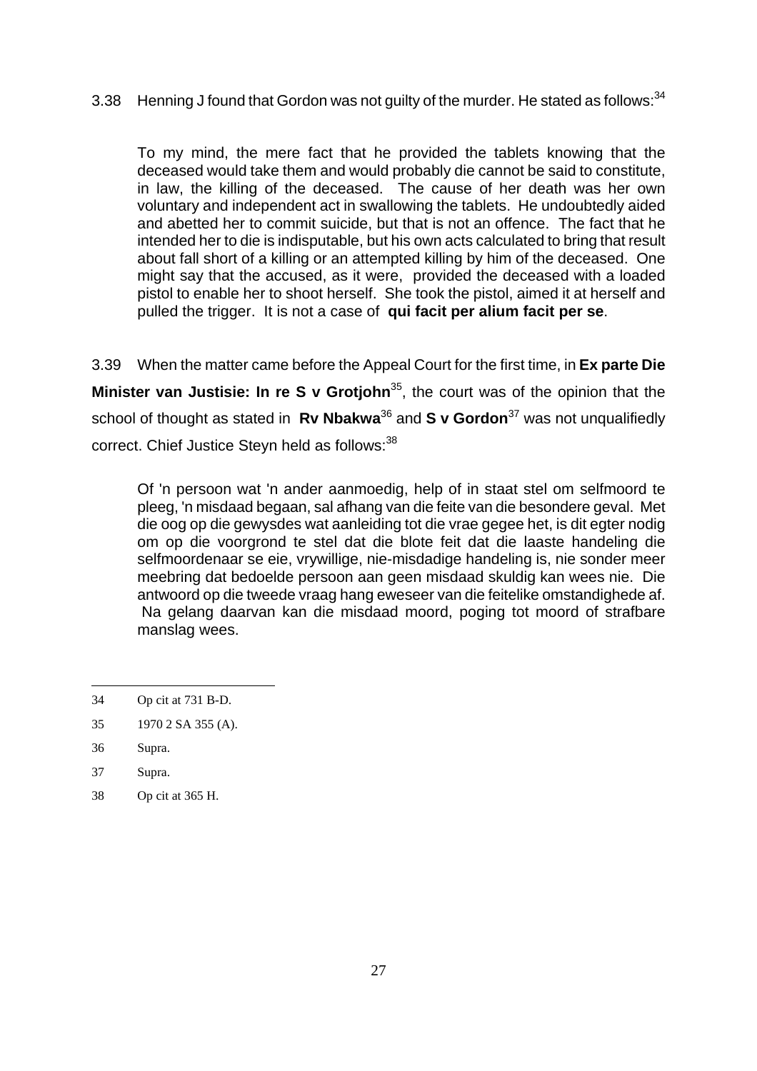3.38 Henning J found that Gordon was not guilty of the murder. He stated as follows:[34]

> To my mind, the mere fact that he provided the tablets knowing that the deceased would take them and would probably die cannot be said to constitute, in law, the killing of the deceased. The cause of her death was her own voluntary and independent act in swallowing the tablets. He undoubtedly aided and abetted her to commit suicide, but that is not an offence. The fact that he intended her to die is indisputable, but his own acts calculated to bring that result about fall short of a killing or an attempted killing by him of the deceased. One might say that the accused, as it were, provided the deceased with a loaded pistol to enable her to shoot herself. She took the pistol, aimed it at herself and pulled the trigger. It is not a case of **qui facit per alium facit per se**.

3.39 When the matter came before the Appeal Court for the first time, in **Ex parte Die Minister van Justisie: In re S v Grotjohn**[35], the court was of the opinion that the school of thought as stated in **Rv Nbakwa**[36] and **S v Gordon**[37] was not unqualifiedly correct. Chief Justice Steyn held as follows:[38]

> Of 'n persoon wat 'n ander aanmoedig, help of in staat stel om selfmoord te pleeg, 'n misdaad begaan, sal afhang van die feite van die besondere geval. Met die oog op die gewysdes wat aanleiding tot die vrae gegee het, is dit egter nodig om op die voorgrond te stel dat die blote feit dat die laaste handeling die selfmoordenaar se eie, vrywillige, nie-misdadige handeling is, nie sonder meer meebring dat bedoelde persoon aan geen misdaad skuldig kan wees nie. Die antwoord op die tweede vraag hang eweseer van die feitelike omstandighede af. Na gelang daarvan kan die misdaad moord, poging tot moord of strafbare manslag wees.

---

34 Op cit at 731 B-D.

35 1970 2 SA 355 (A).

36 Supra.

37 Supra.

38 Op cit at 365 H.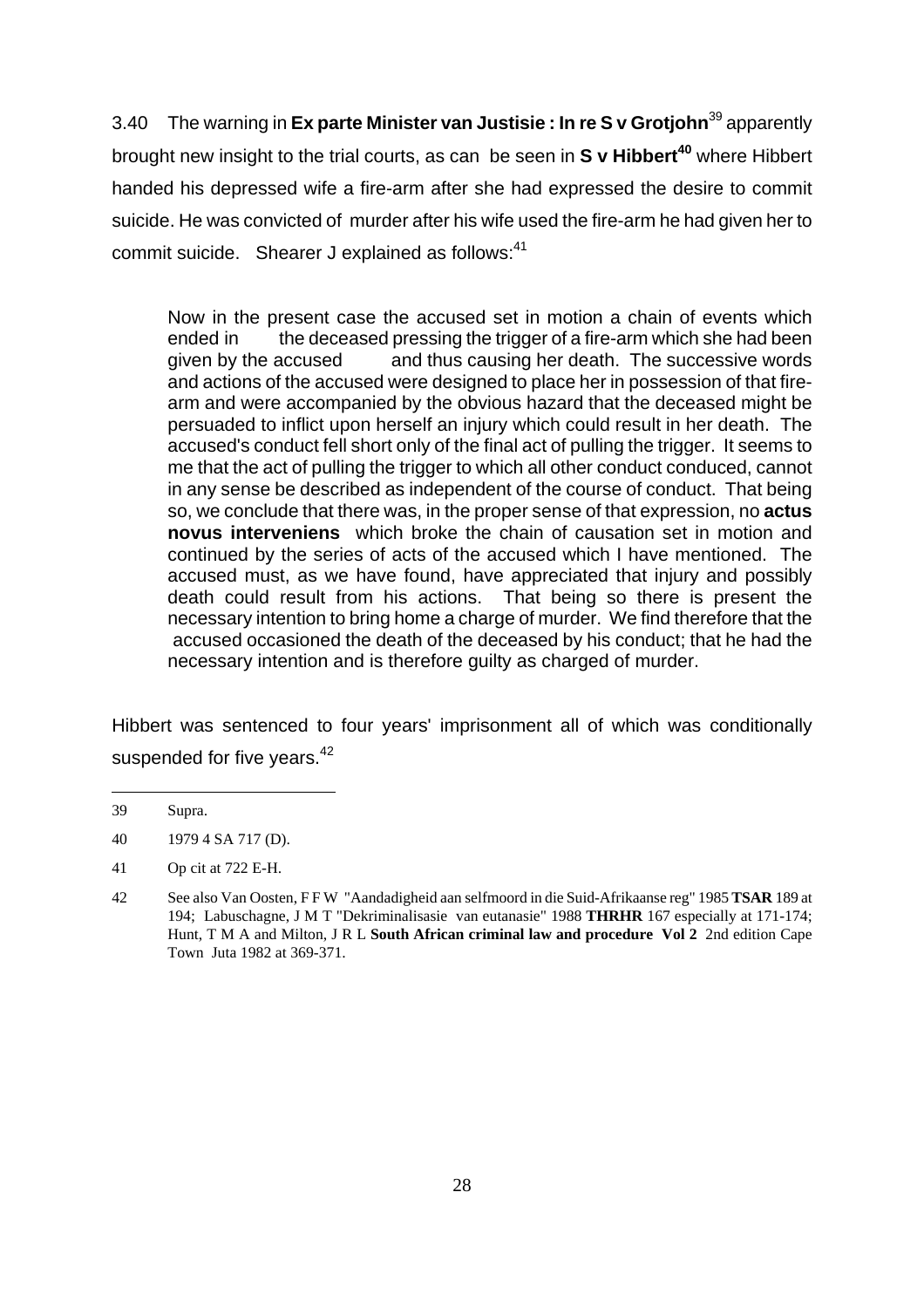3.40 The warning in **Ex parte Minister van Justisie : In re S v Grotjohn**[39] apparently brought new insight to the trial courts, as can be seen in **S v Hibbert**[40] where Hibbert handed his depressed wife a fire-arm after she had expressed the desire to commit suicide. He was convicted of murder after his wife used the fire-arm he had given her to commit suicide. Shearer J explained as follows:[41]

> Now in the present case the accused set in motion a chain of events which ended in the deceased pressing the trigger of a fire-arm which she had been given by the accused and thus causing her death. The successive words and actions of the accused were designed to place her in possession of that fire-arm and were accompanied by the obvious hazard that the deceased might be persuaded to inflict upon herself an injury which could result in her death. The accused's conduct fell short only of the final act of pulling the trigger. It seems to me that the act of pulling the trigger to which all other conduct conduced, cannot in any sense be described as independent of the course of conduct. That being so, we conclude that there was, in the proper sense of that expression, no **actus novus interveniens** which broke the chain of causation set in motion and continued by the series of acts of the accused which I have mentioned. The accused must, as we have found, have appreciated that injury and possibly death could result from his actions. That being so there is present the necessary intention to bring home a charge of murder. We find therefore that the accused occasioned the death of the deceased by his conduct; that he had the necessary intention and is therefore guilty as charged of murder.

Hibbert was sentenced to four years' imprisonment all of which was conditionally suspended for five years.[42]

---

39 Supra.

40 1979 4 SA 717 (D).

41 Op cit at 722 E-H.

42 See also Van Oosten, F F W "Aandadigheid aan selfmoord in die Suid-Afrikaanse reg" 1985 **TSAR** 189 at 194; Labuschagne, J M T "Dekriminalisasie van eutanasie" 1988 **THRHR** 167 especially at 171-174; Hunt, T M A and Milton, J R L **South African criminal law and procedure Vol 2** 2nd edition Cape Town Juta 1982 at 369-371.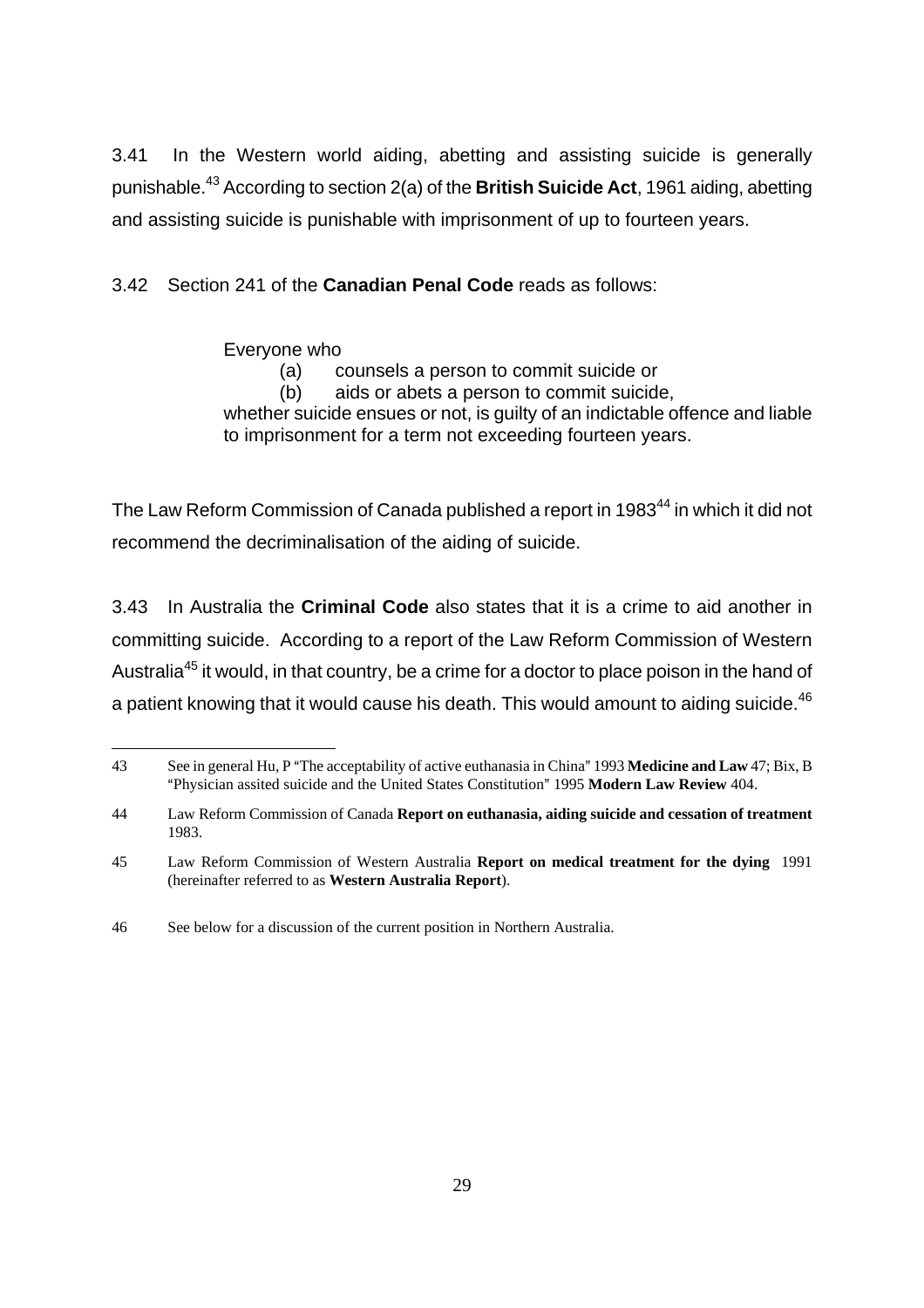3.41 In the Western world aiding, abetting and assisting suicide is generally punishable.[43] According to section 2(a) of the **British Suicide Act**, 1961 aiding, abetting and assisting suicide is punishable with imprisonment of up to fourteen years.

3.42 Section 241 of the **Canadian Penal Code** reads as follows:

> Everyone who
> (a) counsels a person to commit suicide or
> (b) aids or abets a person to commit suicide,
> whether suicide ensues or not, is guilty of an indictable offence and liable to imprisonment for a term not exceeding fourteen years.

The Law Reform Commission of Canada published a report in 1983[44] in which it did not recommend the decriminalisation of the aiding of suicide.

3.43 In Australia the **Criminal Code** also states that it is a crime to aid another in committing suicide. According to a report of the Law Reform Commission of Western Australia[45] it would, in that country, be a crime for a doctor to place poison in the hand of a patient knowing that it would cause his death. This would amount to aiding suicide.[46]

---

43 See in general Hu, P "The acceptability of active euthanasia in China" 1993 **Medicine and Law** 47; Bix, B "Physician assited suicide and the United States Constitution" 1995 **Modern Law Review** 404.

44 Law Reform Commission of Canada **Report on euthanasia, aiding suicide and cessation of treatment** 1983.

45 Law Reform Commission of Western Australia **Report on medical treatment for the dying** 1991 (hereinafter referred to as **Western Australia Report**).

46 See below for a discussion of the current position in Northern Australia.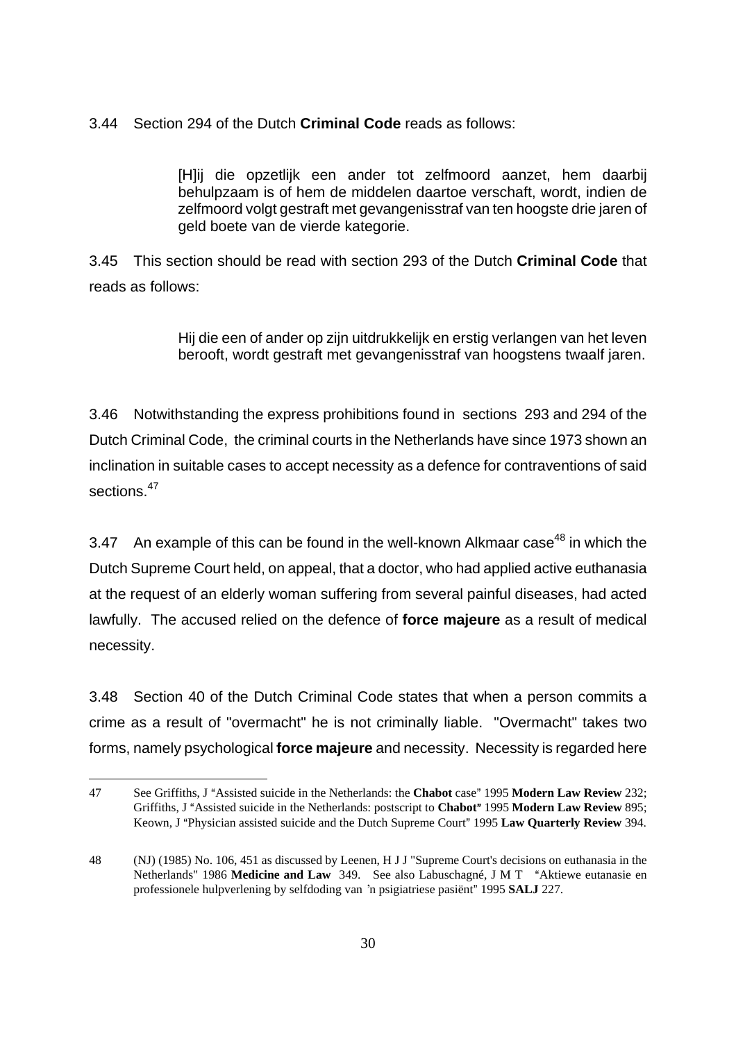3.44 Section 294 of the Dutch **Criminal Code** reads as follows:

> [H]ij die opzetlijk een ander tot zelfmoord aanzet, hem daarbij behulpzaam is of hem de middelen daartoe verschaft, wordt, indien de zelfmoord volgt gestraft met gevangenisstraf van ten hoogste drie jaren of geld boete van de vierde kategorie.

3.45 This section should be read with section 293 of the Dutch **Criminal Code** that reads as follows:

> Hij die een of ander op zijn uitdrukkelijk en erstig verlangen van het leven berooft, wordt gestraft met gevangenisstraf van hoogstens twaalf jaren.

3.46 Notwithstanding the express prohibitions found in sections 293 and 294 of the Dutch Criminal Code, the criminal courts in the Netherlands have since 1973 shown an inclination in suitable cases to accept necessity as a defence for contraventions of said sections.[47]

3.47 An example of this can be found in the well-known Alkmaar case[48] in which the Dutch Supreme Court held, on appeal, that a doctor, who had applied active euthanasia at the request of an elderly woman suffering from several painful diseases, had acted lawfully. The accused relied on the defence of **force majeure** as a result of medical necessity.

3.48 Section 40 of the Dutch Criminal Code states that when a person commits a crime as a result of "overmacht" he is not criminally liable. "Overmacht" takes two forms, namely psychological **force majeure** and necessity. Necessity is regarded here

---

47 See Griffiths, J "Assisted suicide in the Netherlands: the **Chabot** case" 1995 **Modern Law Review** 232; Griffiths, J "Assisted suicide in the Netherlands: postscript to **Chabot**" 1995 **Modern Law Review** 895; Keown, J "Physician assisted suicide and the Dutch Supreme Court" 1995 **Law Quarterly Review** 394.

48 (NJ) (1985) No. 106, 451 as discussed by Leenen, H J J "Supreme Court's decisions on euthanasia in the Netherlands" 1986 **Medicine and Law** 349. See also Labuschagné, J M T "Aktiewe eutanasie en professionele hulpverlening by selfdoding van 'n psigiatriese pasiënt" 1995 **SALJ** 227.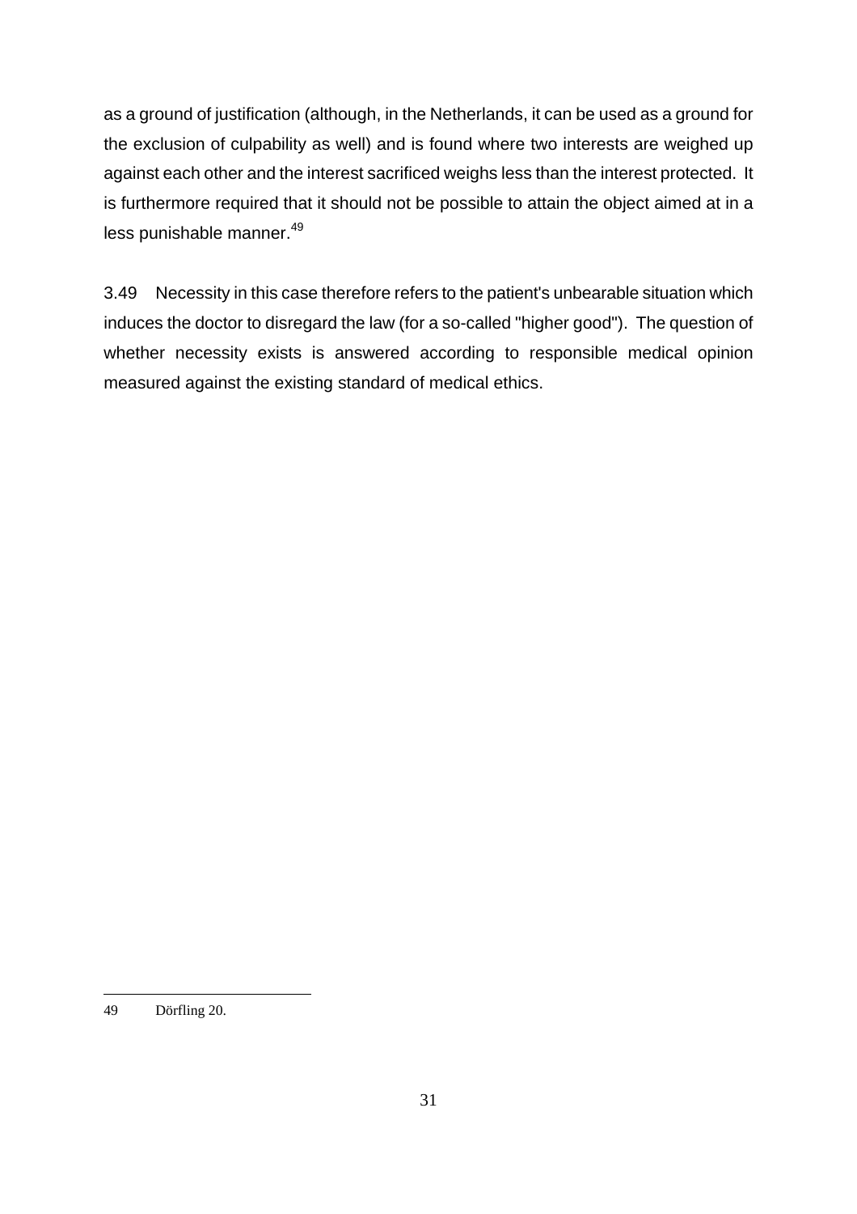as a ground of justification (although, in the Netherlands, it can be used as a ground for the exclusion of culpability as well) and is found where two interests are weighed up against each other and the interest sacrificed weighs less than the interest protected. It is furthermore required that it should not be possible to attain the object aimed at in a less punishable manner.[49]

3.49 Necessity in this case therefore refers to the patient's unbearable situation which induces the doctor to disregard the law (for a so-called "higher good"). The question of whether necessity exists is answered according to responsible medical opinion measured against the existing standard of medical ethics.

---

49 Dörfling 20.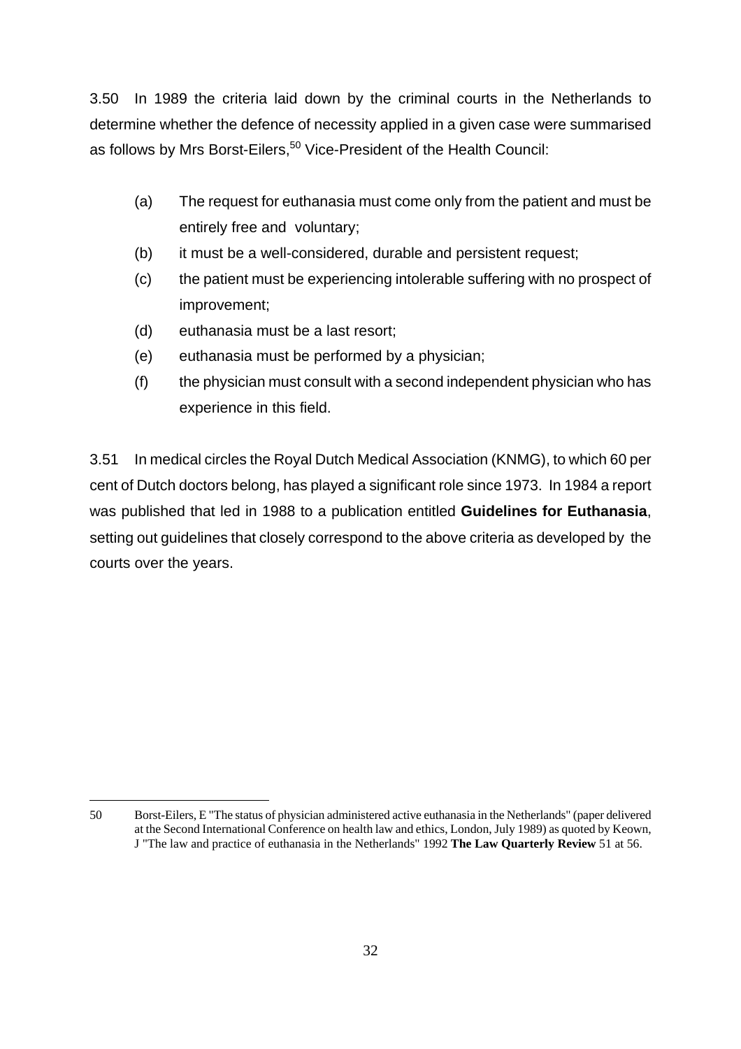3.50 In 1989 the criteria laid down by the criminal courts in the Netherlands to determine whether the defence of necessity applied in a given case were summarised as follows by Mrs Borst-Eilers,[50] Vice-President of the Health Council:

(a) The request for euthanasia must come only from the patient and must be entirely free and voluntary;

(b) it must be a well-considered, durable and persistent request;

(c) the patient must be experiencing intolerable suffering with no prospect of improvement;

(d) euthanasia must be a last resort;

(e) euthanasia must be performed by a physician;

(f) the physician must consult with a second independent physician who has experience in this field.

3.51 In medical circles the Royal Dutch Medical Association (KNMG), to which 60 per cent of Dutch doctors belong, has played a significant role since 1973. In 1984 a report was published that led in 1988 to a publication entitled **Guidelines for Euthanasia**, setting out guidelines that closely correspond to the above criteria as developed by the courts over the years.

---

50 Borst-Eilers, E "The status of physician administered active euthanasia in the Netherlands" (paper delivered at the Second International Conference on health law and ethics, London, July 1989) as quoted by Keown, J "The law and practice of euthanasia in the Netherlands" 1992 **The Law Quarterly Review** 51 at 56.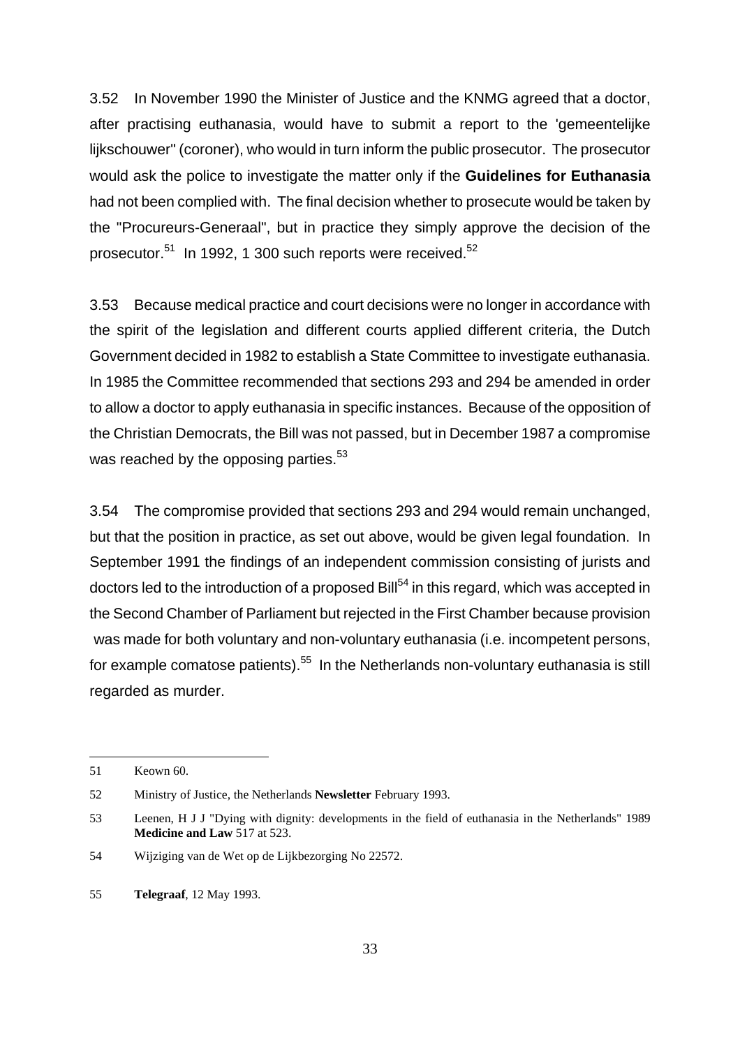3.52 In November 1990 the Minister of Justice and the KNMG agreed that a doctor, after practising euthanasia, would have to submit a report to the 'gemeentelijke lijkschouwer" (coroner), who would in turn inform the public prosecutor. The prosecutor would ask the police to investigate the matter only if the **Guidelines for Euthanasia** had not been complied with. The final decision whether to prosecute would be taken by the "Procureurs-Generaal", but in practice they simply approve the decision of the prosecutor.[51] In 1992, 1 300 such reports were received.[52]

3.53 Because medical practice and court decisions were no longer in accordance with the spirit of the legislation and different courts applied different criteria, the Dutch Government decided in 1982 to establish a State Committee to investigate euthanasia. In 1985 the Committee recommended that sections 293 and 294 be amended in order to allow a doctor to apply euthanasia in specific instances. Because of the opposition of the Christian Democrats, the Bill was not passed, but in December 1987 a compromise was reached by the opposing parties.[53]

3.54 The compromise provided that sections 293 and 294 would remain unchanged, but that the position in practice, as set out above, would be given legal foundation. In September 1991 the findings of an independent commission consisting of jurists and doctors led to the introduction of a proposed Bill[54] in this regard, which was accepted in the Second Chamber of Parliament but rejected in the First Chamber because provision was made for both voluntary and non-voluntary euthanasia (i.e. incompetent persons, for example comatose patients).[55] In the Netherlands non-voluntary euthanasia is still regarded as murder.

---

51 Keown 60.

52 Ministry of Justice, the Netherlands **Newsletter** February 1993.

53 Leenen, H J J "Dying with dignity: developments in the field of euthanasia in the Netherlands" 1989 **Medicine and Law** 517 at 523.

54 Wijziging van de Wet op de Lijkbezorging No 22572.

55 **Telegraaf**, 12 May 1993.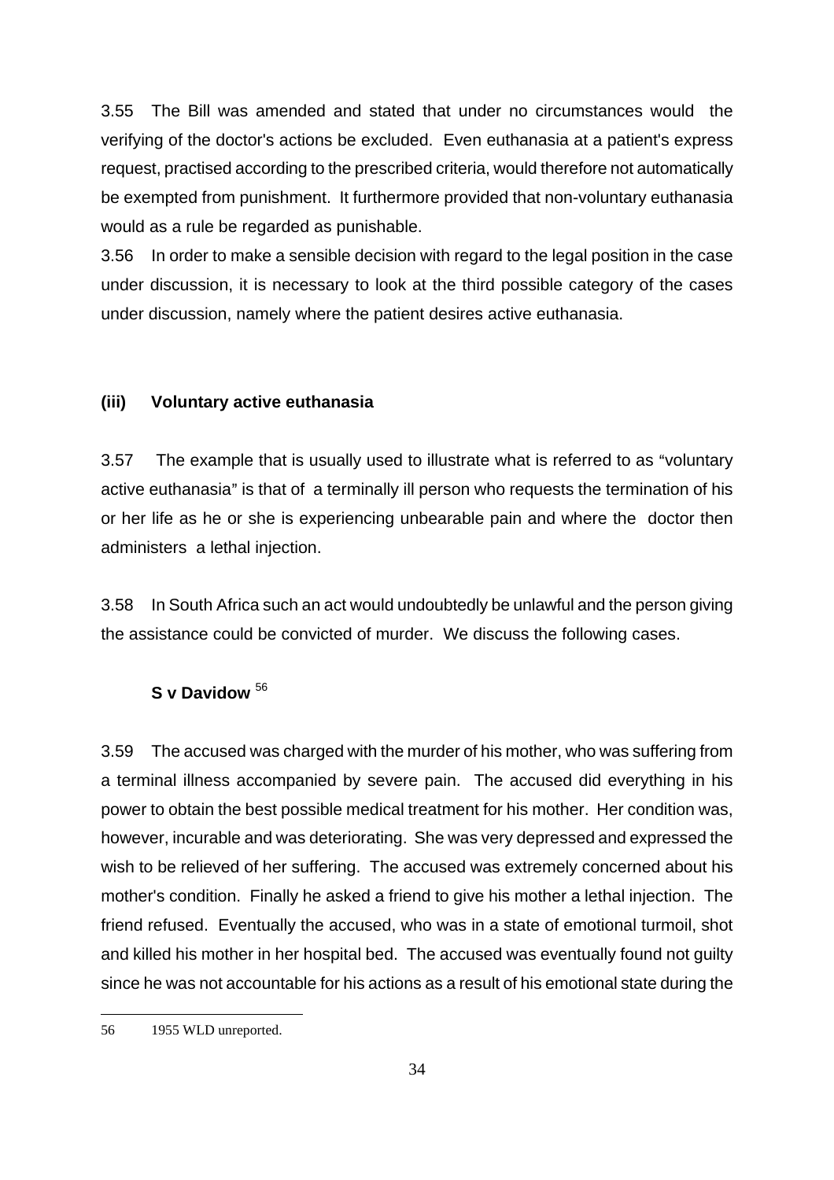3.55 The Bill was amended and stated that under no circumstances would the verifying of the doctor's actions be excluded. Even euthanasia at a patient's express request, practised according to the prescribed criteria, would therefore not automatically be exempted from punishment. It furthermore provided that non-voluntary euthanasia would as a rule be regarded as punishable.

3.56 In order to make a sensible decision with regard to the legal position in the case under discussion, it is necessary to look at the third possible category of the cases under discussion, namely where the patient desires active euthanasia.

### (iii) Voluntary active euthanasia

3.57 The example that is usually used to illustrate what is referred to as "voluntary active euthanasia" is that of a terminally ill person who requests the termination of his or her life as he or she is experiencing unbearable pain and where the doctor then administers a lethal injection.

3.58 In South Africa such an act would undoubtedly be unlawful and the person giving the assistance could be convicted of murder. We discuss the following cases.

**S v Davidow** [56]

3.59 The accused was charged with the murder of his mother, who was suffering from a terminal illness accompanied by severe pain. The accused did everything in his power to obtain the best possible medical treatment for his mother. Her condition was, however, incurable and was deteriorating. She was very depressed and expressed the wish to be relieved of her suffering. The accused was extremely concerned about his mother's condition. Finally he asked a friend to give his mother a lethal injection. The friend refused. Eventually the accused, who was in a state of emotional turmoil, shot and killed his mother in her hospital bed. The accused was eventually found not guilty since he was not accountable for his actions as a result of his emotional state during the

---

56 1955 WLD unreported.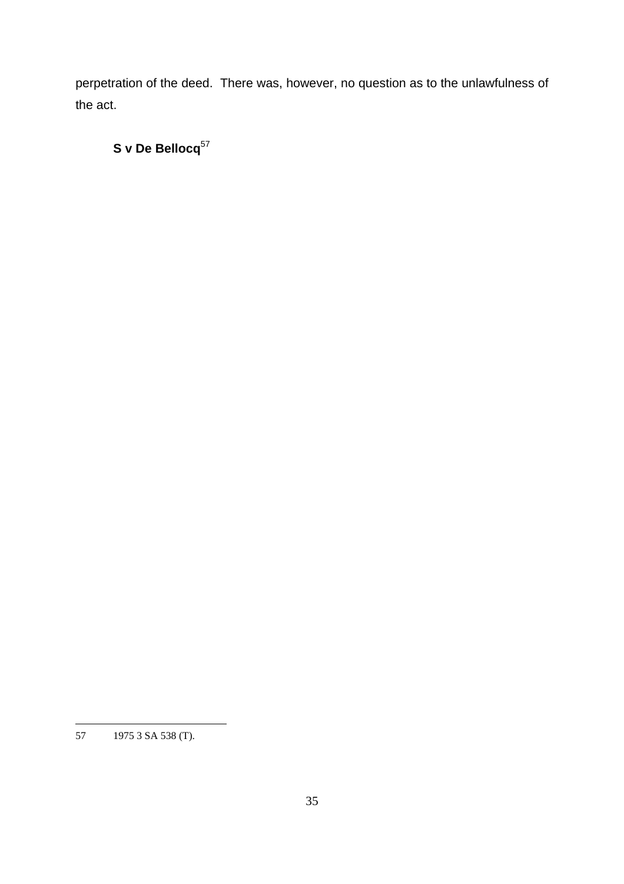perpetration of the deed. There was, however, no question as to the unlawfulness of the act.

**S v De Bellocq**[57]

57 1975 3 SA 538 (T).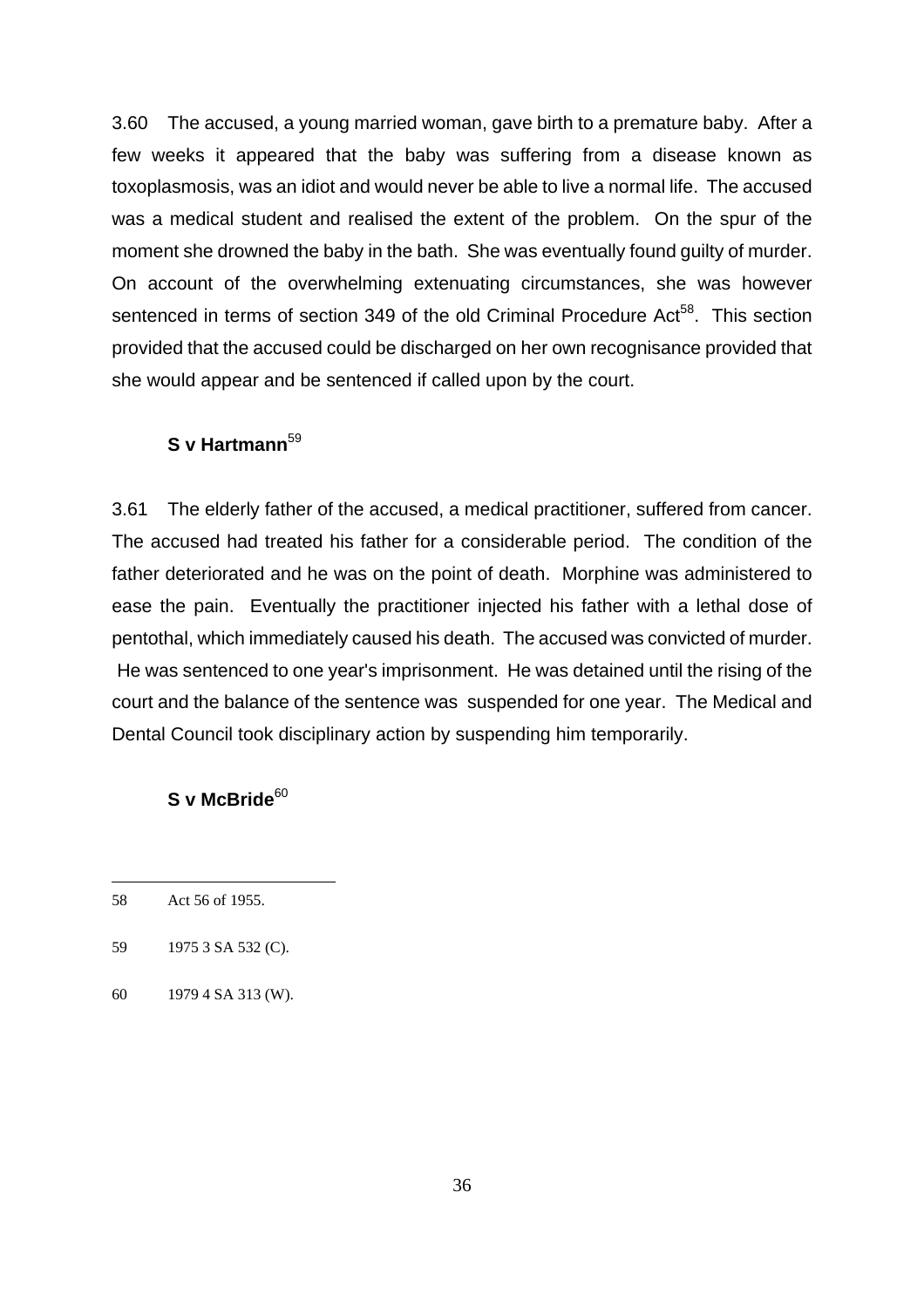3.60 The accused, a young married woman, gave birth to a premature baby. After a few weeks it appeared that the baby was suffering from a disease known as toxoplasmosis, was an idiot and would never be able to live a normal life. The accused was a medical student and realised the extent of the problem. On the spur of the moment she drowned the baby in the bath. She was eventually found guilty of murder. On account of the overwhelming extenuating circumstances, she was however sentenced in terms of section 349 of the old Criminal Procedure Act[58]. This section provided that the accused could be discharged on her own recognisance provided that she would appear and be sentenced if called upon by the court.

**S v Hartmann**[59]

3.61 The elderly father of the accused, a medical practitioner, suffered from cancer. The accused had treated his father for a considerable period. The condition of the father deteriorated and he was on the point of death. Morphine was administered to ease the pain. Eventually the practitioner injected his father with a lethal dose of pentothal, which immediately caused his death. The accused was convicted of murder. He was sentenced to one year's imprisonment. He was detained until the rising of the court and the balance of the sentence was suspended for one year. The Medical and Dental Council took disciplinary action by suspending him temporarily.

**S v McBride**[60]

---

58 Act 56 of 1955.

59 1975 3 SA 532 (C).

60 1979 4 SA 313 (W).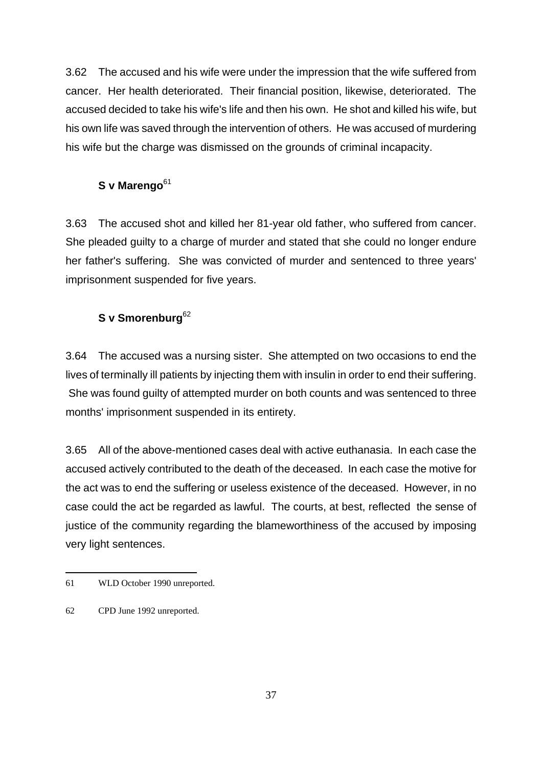3.62 The accused and his wife were under the impression that the wife suffered from cancer. Her health deteriorated. Their financial position, likewise, deteriorated. The accused decided to take his wife's life and then his own. He shot and killed his wife, but his own life was saved through the intervention of others. He was accused of murdering his wife but the charge was dismissed on the grounds of criminal incapacity.

**S v Marengo**[61]

3.63 The accused shot and killed her 81-year old father, who suffered from cancer. She pleaded guilty to a charge of murder and stated that she could no longer endure her father's suffering. She was convicted of murder and sentenced to three years' imprisonment suspended for five years.

**S v Smorenburg**[62]

3.64 The accused was a nursing sister. She attempted on two occasions to end the lives of terminally ill patients by injecting them with insulin in order to end their suffering. She was found guilty of attempted murder on both counts and was sentenced to three months' imprisonment suspended in its entirety.

3.65 All of the above-mentioned cases deal with active euthanasia. In each case the accused actively contributed to the death of the deceased. In each case the motive for the act was to end the suffering or useless existence of the deceased. However, in no case could the act be regarded as lawful. The courts, at best, reflected the sense of justice of the community regarding the blameworthiness of the accused by imposing very light sentences.

---

61 WLD October 1990 unreported.

62 CPD June 1992 unreported.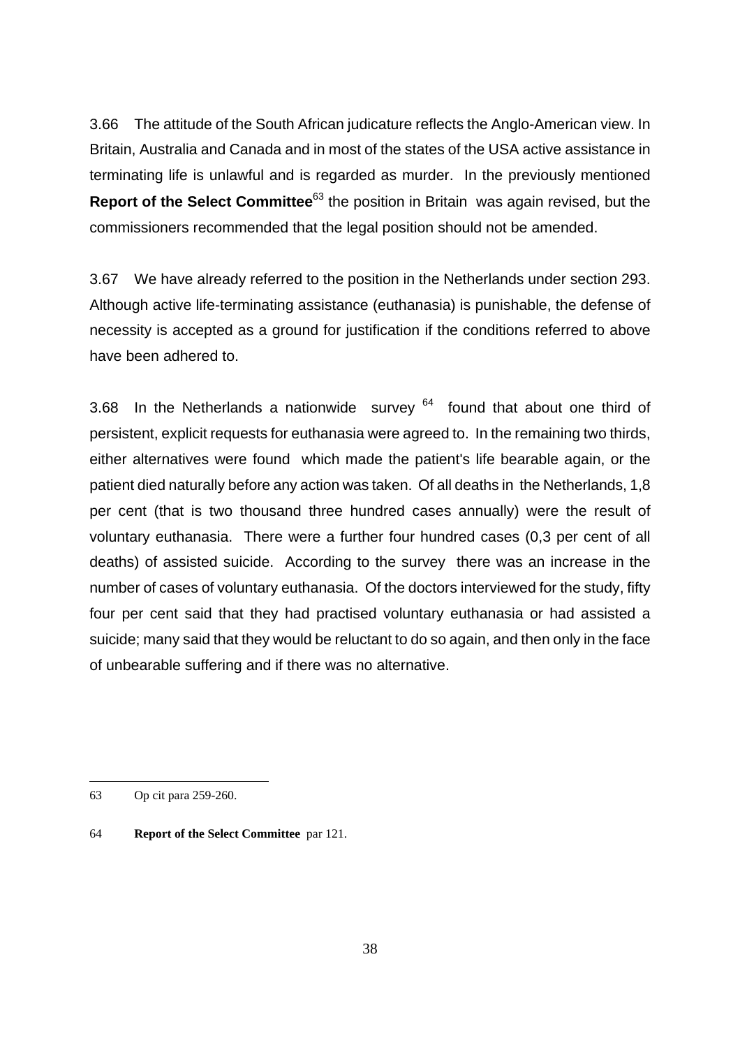3.66 The attitude of the South African judicature reflects the Anglo-American view. In Britain, Australia and Canada and in most of the states of the USA active assistance in terminating life is unlawful and is regarded as murder. In the previously mentioned **Report of the Select Committee**[63] the position in Britain was again revised, but the commissioners recommended that the legal position should not be amended.

3.67 We have already referred to the position in the Netherlands under section 293. Although active life-terminating assistance (euthanasia) is punishable, the defense of necessity is accepted as a ground for justification if the conditions referred to above have been adhered to.

3.68 In the Netherlands a nationwide survey [64] found that about one third of persistent, explicit requests for euthanasia were agreed to. In the remaining two thirds, either alternatives were found which made the patient's life bearable again, or the patient died naturally before any action was taken. Of all deaths in the Netherlands, 1,8 per cent (that is two thousand three hundred cases annually) were the result of voluntary euthanasia. There were a further four hundred cases (0,3 per cent of all deaths) of assisted suicide. According to the survey there was an increase in the number of cases of voluntary euthanasia. Of the doctors interviewed for the study, fifty four per cent said that they had practised voluntary euthanasia or had assisted a suicide; many said that they would be reluctant to do so again, and then only in the face of unbearable suffering and if there was no alternative.

---

63 Op cit para 259-260.

64 **Report of the Select Committee** par 121.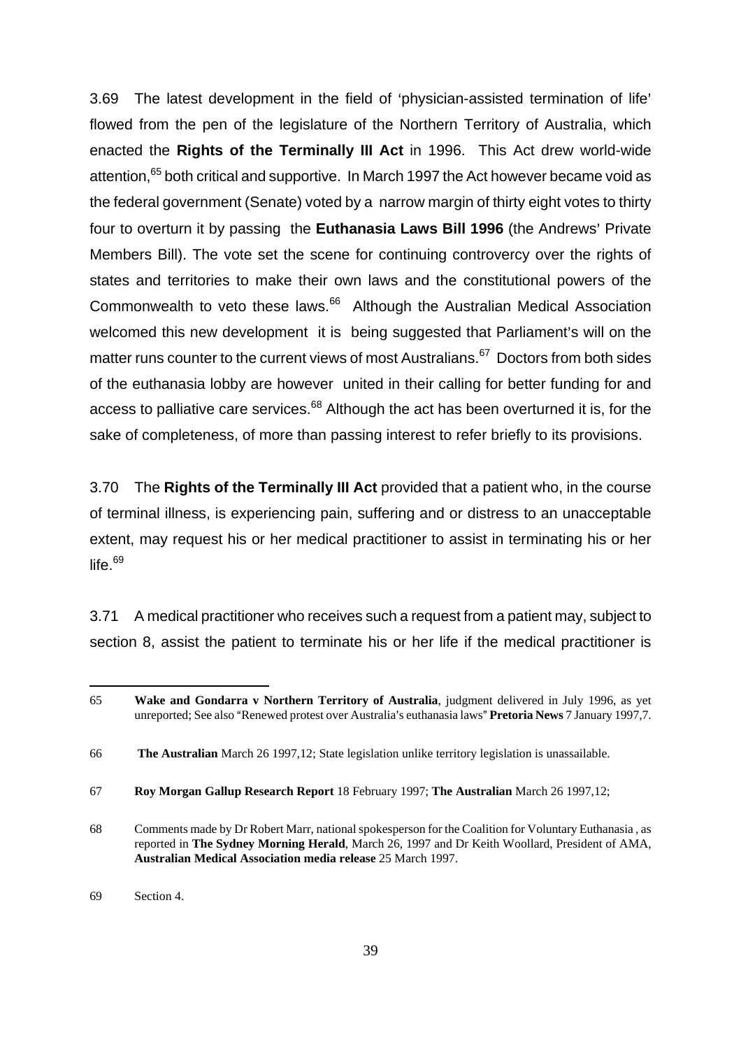3.69 The latest development in the field of 'physician-assisted termination of life' flowed from the pen of the legislature of the Northern Territory of Australia, which enacted the **Rights of the Terminally Ill Act** in 1996. This Act drew world-wide attention,[65] both critical and supportive. In March 1997 the Act however became void as the federal government (Senate) voted by a narrow margin of thirty eight votes to thirty four to overturn it by passing the **Euthanasia Laws Bill 1996** (the Andrews' Private Members Bill). The vote set the scene for continuing controvercy over the rights of states and territories to make their own laws and the constitutional powers of the Commonwealth to veto these laws.[66] Although the Australian Medical Association welcomed this new development it is being suggested that Parliament's will on the matter runs counter to the current views of most Australians.[67] Doctors from both sides of the euthanasia lobby are however united in their calling for better funding for and access to palliative care services.[68] Although the act has been overturned it is, for the sake of completeness, of more than passing interest to refer briefly to its provisions.

3.70 The **Rights of the Terminally Ill Act** provided that a patient who, in the course of terminal illness, is experiencing pain, suffering and or distress to an unacceptable extent, may request his or her medical practitioner to assist in terminating his or her life.[69]

3.71 A medical practitioner who receives such a request from a patient may, subject to section 8, assist the patient to terminate his or her life if the medical practitioner is

---

65 **Wake and Gondarra v Northern Territory of Australia**, judgment delivered in July 1996, as yet unreported; See also "Renewed protest over Australia's euthanasia laws" **Pretoria News** 7 January 1997,7.

66 **The Australian** March 26 1997,12; State legislation unlike territory legislation is unassailable.

67 **Roy Morgan Gallup Research Report** 18 February 1997; **The Australian** March 26 1997,12;

68 Comments made by Dr Robert Marr, national spokesperson for the Coalition for Voluntary Euthanasia , as reported in **The Sydney Morning Herald**, March 26, 1997 and Dr Keith Woollard, President of AMA, **Australian Medical Association media release** 25 March 1997.

69 Section 4.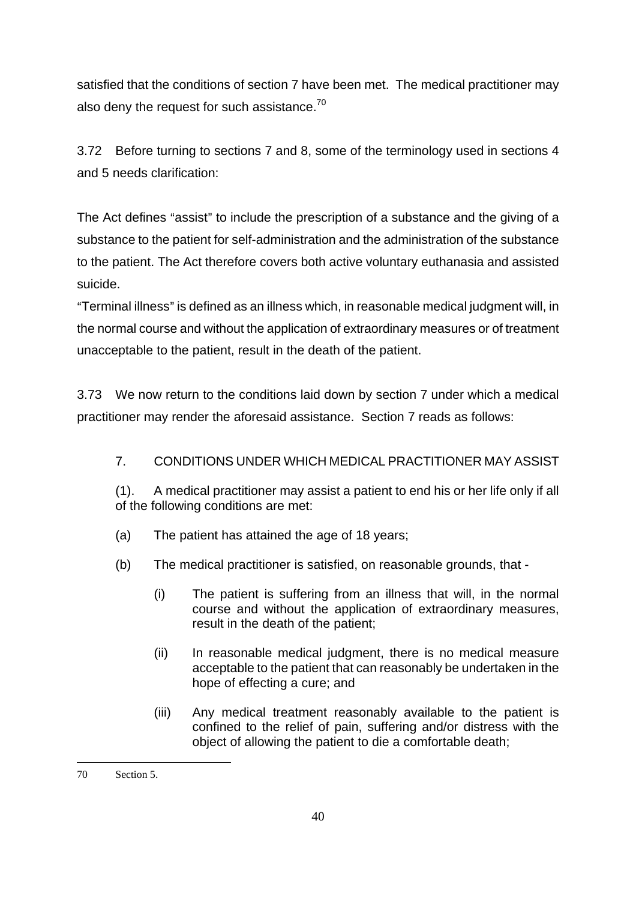satisfied that the conditions of section 7 have been met. The medical practitioner may also deny the request for such assistance.[70]

3.72 Before turning to sections 7 and 8, some of the terminology used in sections 4 and 5 needs clarification:

The Act defines "assist" to include the prescription of a substance and the giving of a substance to the patient for self-administration and the administration of the substance to the patient. The Act therefore covers both active voluntary euthanasia and assisted suicide.

"Terminal illness" is defined as an illness which, in reasonable medical judgment will, in the normal course and without the application of extraordinary measures or of treatment unacceptable to the patient, result in the death of the patient.

3.73 We now return to the conditions laid down by section 7 under which a medical practitioner may render the aforesaid assistance. Section 7 reads as follows:

> 7. CONDITIONS UNDER WHICH MEDICAL PRACTITIONER MAY ASSIST
>
> (1). A medical practitioner may assist a patient to end his or her life only if all of the following conditions are met:
>
> (a) The patient has attained the age of 18 years;
>
> (b) The medical practitioner is satisfied, on reasonable grounds, that -
>
> (i) The patient is suffering from an illness that will, in the normal course and without the application of extraordinary measures, result in the death of the patient;
>
> (ii) In reasonable medical judgment, there is no medical measure acceptable to the patient that can reasonably be undertaken in the hope of effecting a cure; and
>
> (iii) Any medical treatment reasonably available to the patient is confined to the relief of pain, suffering and/or distress with the object of allowing the patient to die a comfortable death;

---

70 Section 5.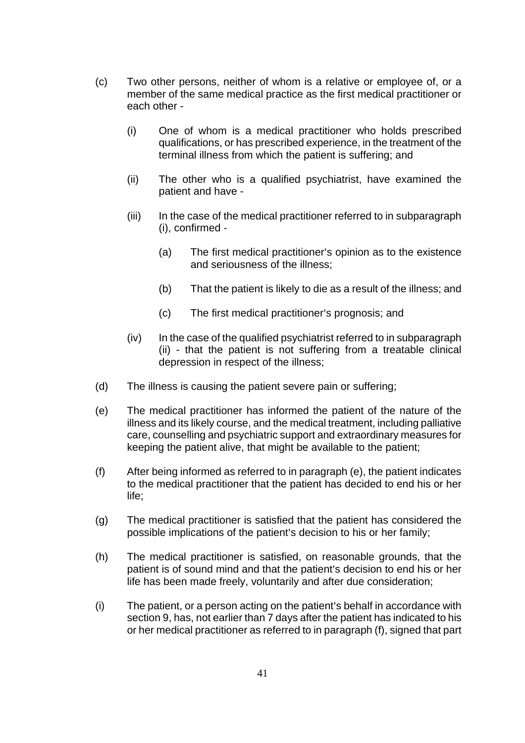(c) Two other persons, neither of whom is a relative or employee of, or a member of the same medical practice as the first medical practitioner or each other -

  (i) One of whom is a medical practitioner who holds prescribed qualifications, or has prescribed experience, in the treatment of the terminal illness from which the patient is suffering; and

  (ii) The other who is a qualified psychiatrist, have examined the patient and have -

  (iii) In the case of the medical practitioner referred to in subparagraph (i), confirmed -

    (a) The first medical practitioner's opinion as to the existence and seriousness of the illness;

    (b) That the patient is likely to die as a result of the illness; and

    (c) The first medical practitioner's prognosis; and

  (iv) In the case of the qualified psychiatrist referred to in subparagraph (ii) - that the patient is not suffering from a treatable clinical depression in respect of the illness;

(d) The illness is causing the patient severe pain or suffering;

(e) The medical practitioner has informed the patient of the nature of the illness and its likely course, and the medical treatment, including palliative care, counselling and psychiatric support and extraordinary measures for keeping the patient alive, that might be available to the patient;

(f) After being informed as referred to in paragraph (e), the patient indicates to the medical practitioner that the patient has decided to end his or her life;

(g) The medical practitioner is satisfied that the patient has considered the possible implications of the patient's decision to his or her family;

(h) The medical practitioner is satisfied, on reasonable grounds, that the patient is of sound mind and that the patient's decision to end his or her life has been made freely, voluntarily and after due consideration;

(i) The patient, or a person acting on the patient's behalf in accordance with section 9, has, not earlier than 7 days after the patient has indicated to his or her medical practitioner as referred to in paragraph (f), signed that part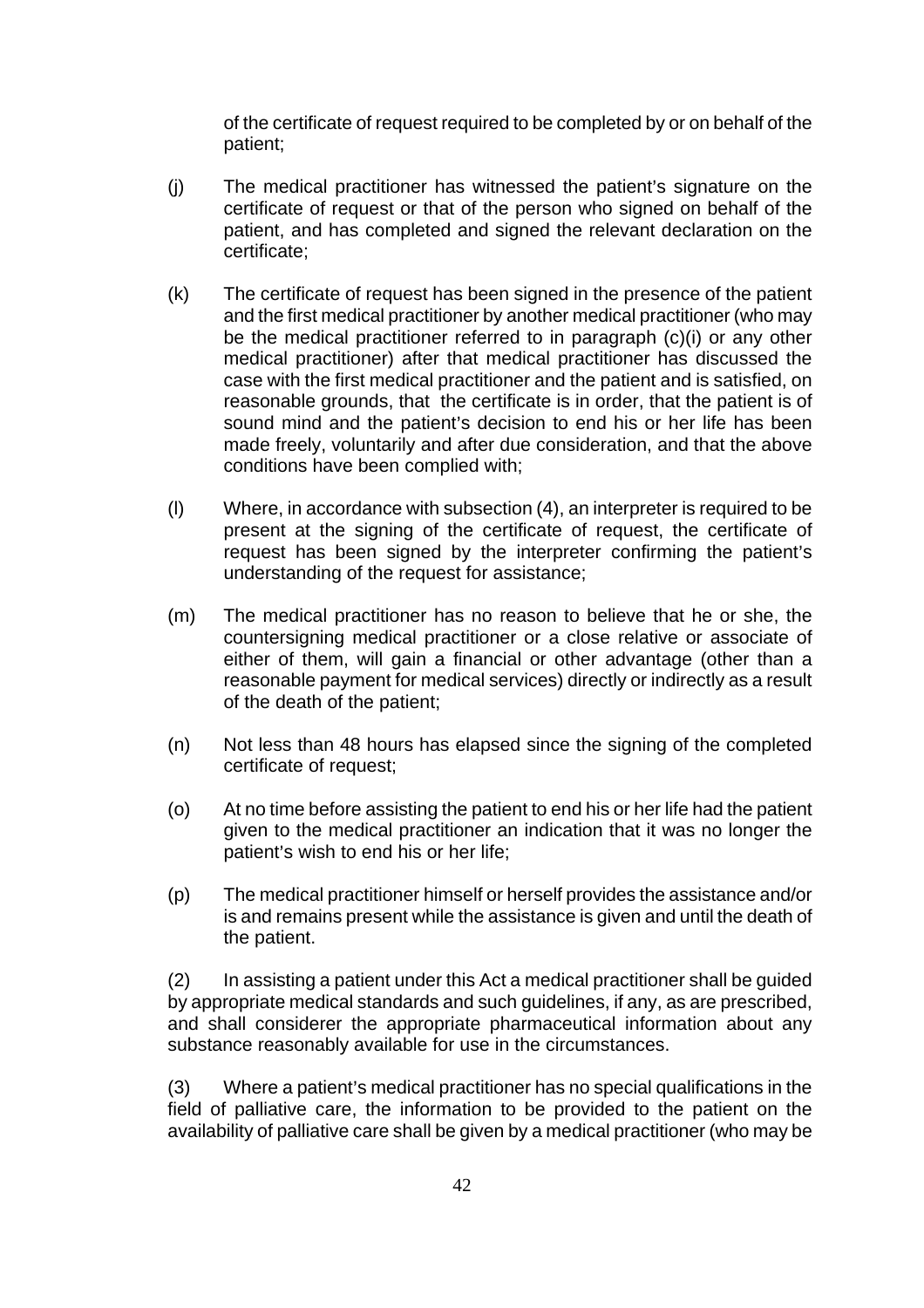of the certificate of request required to be completed by or on behalf of the patient;

(j) The medical practitioner has witnessed the patient's signature on the certificate of request or that of the person who signed on behalf of the patient, and has completed and signed the relevant declaration on the certificate;

(k) The certificate of request has been signed in the presence of the patient and the first medical practitioner by another medical practitioner (who may be the medical practitioner referred to in paragraph (c)(i) or any other medical practitioner) after that medical practitioner has discussed the case with the first medical practitioner and the patient and is satisfied, on reasonable grounds, that the certificate is in order, that the patient is of sound mind and the patient's decision to end his or her life has been made freely, voluntarily and after due consideration, and that the above conditions have been complied with;

(l) Where, in accordance with subsection (4), an interpreter is required to be present at the signing of the certificate of request, the certificate of request has been signed by the interpreter confirming the patient's understanding of the request for assistance;

(m) The medical practitioner has no reason to believe that he or she, the countersigning medical practitioner or a close relative or associate of either of them, will gain a financial or other advantage (other than a reasonable payment for medical services) directly or indirectly as a result of the death of the patient;

(n) Not less than 48 hours has elapsed since the signing of the completed certificate of request;

(o) At no time before assisting the patient to end his or her life had the patient given to the medical practitioner an indication that it was no longer the patient's wish to end his or her life;

(p) The medical practitioner himself or herself provides the assistance and/or is and remains present while the assistance is given and until the death of the patient.

(2) In assisting a patient under this Act a medical practitioner shall be guided by appropriate medical standards and such guidelines, if any, as are prescribed, and shall considerer the appropriate pharmaceutical information about any substance reasonably available for use in the circumstances.

(3) Where a patient's medical practitioner has no special qualifications in the field of palliative care, the information to be provided to the patient on the availability of palliative care shall be given by a medical practitioner (who may be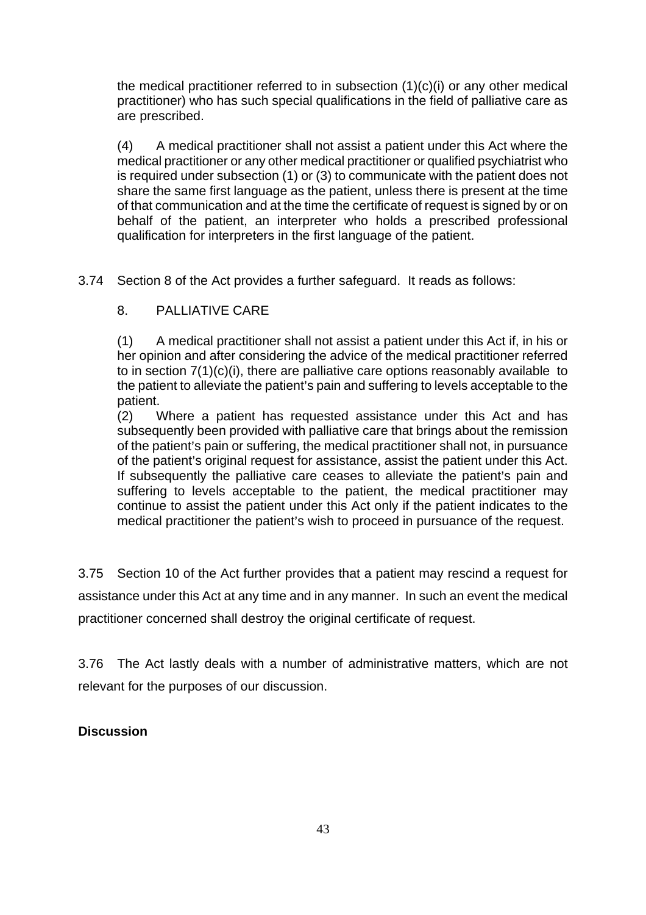the medical practitioner referred to in subsection (1)(c)(i) or any other medical practitioner) who has such special qualifications in the field of palliative care as are prescribed.

(4) A medical practitioner shall not assist a patient under this Act where the medical practitioner or any other medical practitioner or qualified psychiatrist who is required under subsection (1) or (3) to communicate with the patient does not share the same first language as the patient, unless there is present at the time of that communication and at the time the certificate of request is signed by or on behalf of the patient, an interpreter who holds a prescribed professional qualification for interpreters in the first language of the patient.

3.74 Section 8 of the Act provides a further safeguard. It reads as follows:

8. PALLIATIVE CARE

(1) A medical practitioner shall not assist a patient under this Act if, in his or her opinion and after considering the advice of the medical practitioner referred to in section 7(1)(c)(i), there are palliative care options reasonably available to the patient to alleviate the patient's pain and suffering to levels acceptable to the patient.

(2) Where a patient has requested assistance under this Act and has subsequently been provided with palliative care that brings about the remission of the patient's pain or suffering, the medical practitioner shall not, in pursuance of the patient's original request for assistance, assist the patient under this Act. If subsequently the palliative care ceases to alleviate the patient's pain and suffering to levels acceptable to the patient, the medical practitioner may continue to assist the patient under this Act only if the patient indicates to the medical practitioner the patient's wish to proceed in pursuance of the request.

3.75 Section 10 of the Act further provides that a patient may rescind a request for assistance under this Act at any time and in any manner. In such an event the medical practitioner concerned shall destroy the original certificate of request.

3.76 The Act lastly deals with a number of administrative matters, which are not relevant for the purposes of our discussion.

**Discussion**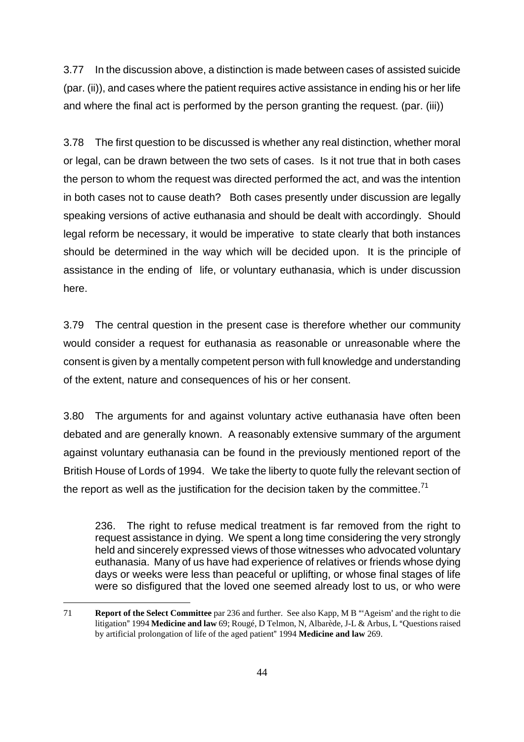3.77 In the discussion above, a distinction is made between cases of assisted suicide (par. (ii)), and cases where the patient requires active assistance in ending his or her life and where the final act is performed by the person granting the request. (par. (iii))

3.78 The first question to be discussed is whether any real distinction, whether moral or legal, can be drawn between the two sets of cases. Is it not true that in both cases the person to whom the request was directed performed the act, and was the intention in both cases not to cause death? Both cases presently under discussion are legally speaking versions of active euthanasia and should be dealt with accordingly. Should legal reform be necessary, it would be imperative to state clearly that both instances should be determined in the way which will be decided upon. It is the principle of assistance in the ending of life, or voluntary euthanasia, which is under discussion here.

3.79 The central question in the present case is therefore whether our community would consider a request for euthanasia as reasonable or unreasonable where the consent is given by a mentally competent person with full knowledge and understanding of the extent, nature and consequences of his or her consent.

3.80 The arguments for and against voluntary active euthanasia have often been debated and are generally known. A reasonably extensive summary of the argument against voluntary euthanasia can be found in the previously mentioned report of the British House of Lords of 1994. We take the liberty to quote fully the relevant section of the report as well as the justification for the decision taken by the committee.[71]

> 236. The right to refuse medical treatment is far removed from the right to request assistance in dying. We spent a long time considering the very strongly held and sincerely expressed views of those witnesses who advocated voluntary euthanasia. Many of us have had experience of relatives or friends whose dying days or weeks were less than peaceful or uplifting, or whose final stages of life were so disfigured that the loved one seemed already lost to us, or who were

---

71 **Report of the Select Committee** par 236 and further. See also Kapp, M B "'Ageism' and the right to die litigation" 1994 **Medicine and law** 69; Rougé, D Telmon, N, Albarède, J-L & Arbus, L "Questions raised by artificial prolongation of life of the aged patient" 1994 **Medicine and law** 269.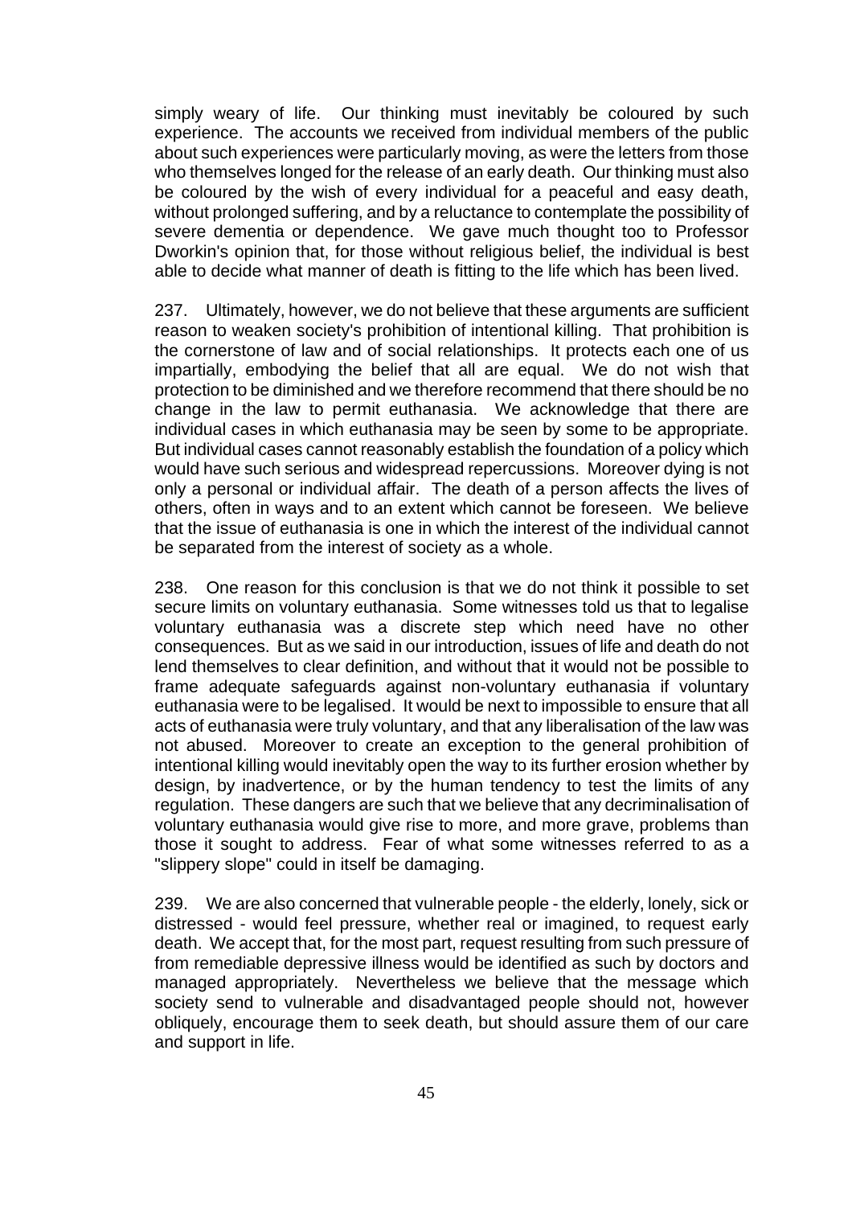simply weary of life. Our thinking must inevitably be coloured by such experience. The accounts we received from individual members of the public about such experiences were particularly moving, as were the letters from those who themselves longed for the release of an early death. Our thinking must also be coloured by the wish of every individual for a peaceful and easy death, without prolonged suffering, and by a reluctance to contemplate the possibility of severe dementia or dependence. We gave much thought too to Professor Dworkin's opinion that, for those without religious belief, the individual is best able to decide what manner of death is fitting to the life which has been lived.

237. Ultimately, however, we do not believe that these arguments are sufficient reason to weaken society's prohibition of intentional killing. That prohibition is the cornerstone of law and of social relationships. It protects each one of us impartially, embodying the belief that all are equal. We do not wish that protection to be diminished and we therefore recommend that there should be no change in the law to permit euthanasia. We acknowledge that there are individual cases in which euthanasia may be seen by some to be appropriate. But individual cases cannot reasonably establish the foundation of a policy which would have such serious and widespread repercussions. Moreover dying is not only a personal or individual affair. The death of a person affects the lives of others, often in ways and to an extent which cannot be foreseen. We believe that the issue of euthanasia is one in which the interest of the individual cannot be separated from the interest of society as a whole.

238. One reason for this conclusion is that we do not think it possible to set secure limits on voluntary euthanasia. Some witnesses told us that to legalise voluntary euthanasia was a discrete step which need have no other consequences. But as we said in our introduction, issues of life and death do not lend themselves to clear definition, and without that it would not be possible to frame adequate safeguards against non-voluntary euthanasia if voluntary euthanasia were to be legalised. It would be next to impossible to ensure that all acts of euthanasia were truly voluntary, and that any liberalisation of the law was not abused. Moreover to create an exception to the general prohibition of intentional killing would inevitably open the way to its further erosion whether by design, by inadvertence, or by the human tendency to test the limits of any regulation. These dangers are such that we believe that any decriminalisation of voluntary euthanasia would give rise to more, and more grave, problems than those it sought to address. Fear of what some witnesses referred to as a "slippery slope" could in itself be damaging.

239. We are also concerned that vulnerable people - the elderly, lonely, sick or distressed - would feel pressure, whether real or imagined, to request early death. We accept that, for the most part, request resulting from such pressure of from remediable depressive illness would be identified as such by doctors and managed appropriately. Nevertheless we believe that the message which society send to vulnerable and disadvantaged people should not, however obliquely, encourage them to seek death, but should assure them of our care and support in life.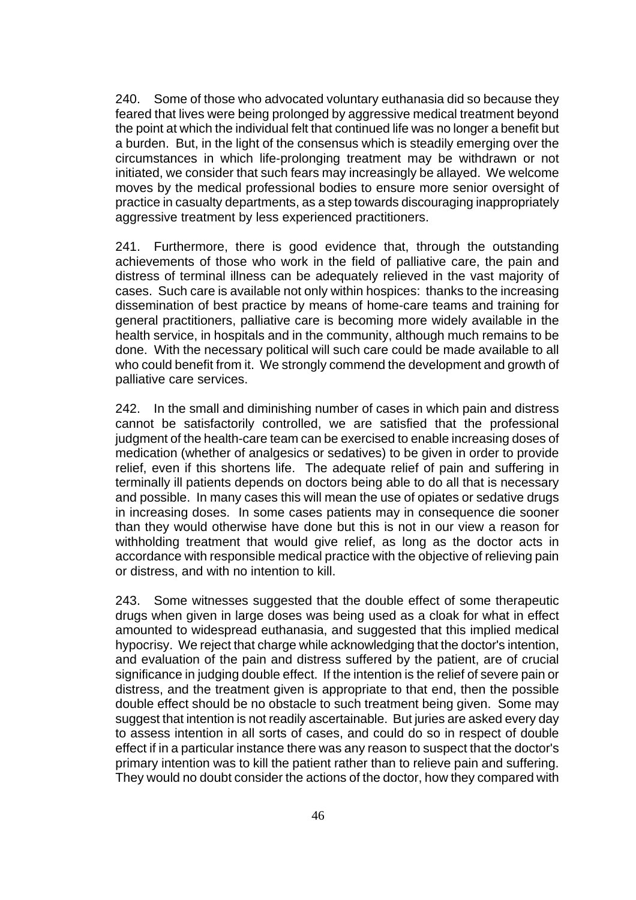240. Some of those who advocated voluntary euthanasia did so because they feared that lives were being prolonged by aggressive medical treatment beyond the point at which the individual felt that continued life was no longer a benefit but a burden. But, in the light of the consensus which is steadily emerging over the circumstances in which life-prolonging treatment may be withdrawn or not initiated, we consider that such fears may increasingly be allayed. We welcome moves by the medical professional bodies to ensure more senior oversight of practice in casualty departments, as a step towards discouraging inappropriately aggressive treatment by less experienced practitioners.

241. Furthermore, there is good evidence that, through the outstanding achievements of those who work in the field of palliative care, the pain and distress of terminal illness can be adequately relieved in the vast majority of cases. Such care is available not only within hospices: thanks to the increasing dissemination of best practice by means of home-care teams and training for general practitioners, palliative care is becoming more widely available in the health service, in hospitals and in the community, although much remains to be done. With the necessary political will such care could be made available to all who could benefit from it. We strongly commend the development and growth of palliative care services.

242. In the small and diminishing number of cases in which pain and distress cannot be satisfactorily controlled, we are satisfied that the professional judgment of the health-care team can be exercised to enable increasing doses of medication (whether of analgesics or sedatives) to be given in order to provide relief, even if this shortens life. The adequate relief of pain and suffering in terminally ill patients depends on doctors being able to do all that is necessary and possible. In many cases this will mean the use of opiates or sedative drugs in increasing doses. In some cases patients may in consequence die sooner than they would otherwise have done but this is not in our view a reason for withholding treatment that would give relief, as long as the doctor acts in accordance with responsible medical practice with the objective of relieving pain or distress, and with no intention to kill.

243. Some witnesses suggested that the double effect of some therapeutic drugs when given in large doses was being used as a cloak for what in effect amounted to widespread euthanasia, and suggested that this implied medical hypocrisy. We reject that charge while acknowledging that the doctor's intention, and evaluation of the pain and distress suffered by the patient, are of crucial significance in judging double effect. If the intention is the relief of severe pain or distress, and the treatment given is appropriate to that end, then the possible double effect should be no obstacle to such treatment being given. Some may suggest that intention is not readily ascertainable. But juries are asked every day to assess intention in all sorts of cases, and could do so in respect of double effect if in a particular instance there was any reason to suspect that the doctor's primary intention was to kill the patient rather than to relieve pain and suffering. They would no doubt consider the actions of the doctor, how they compared with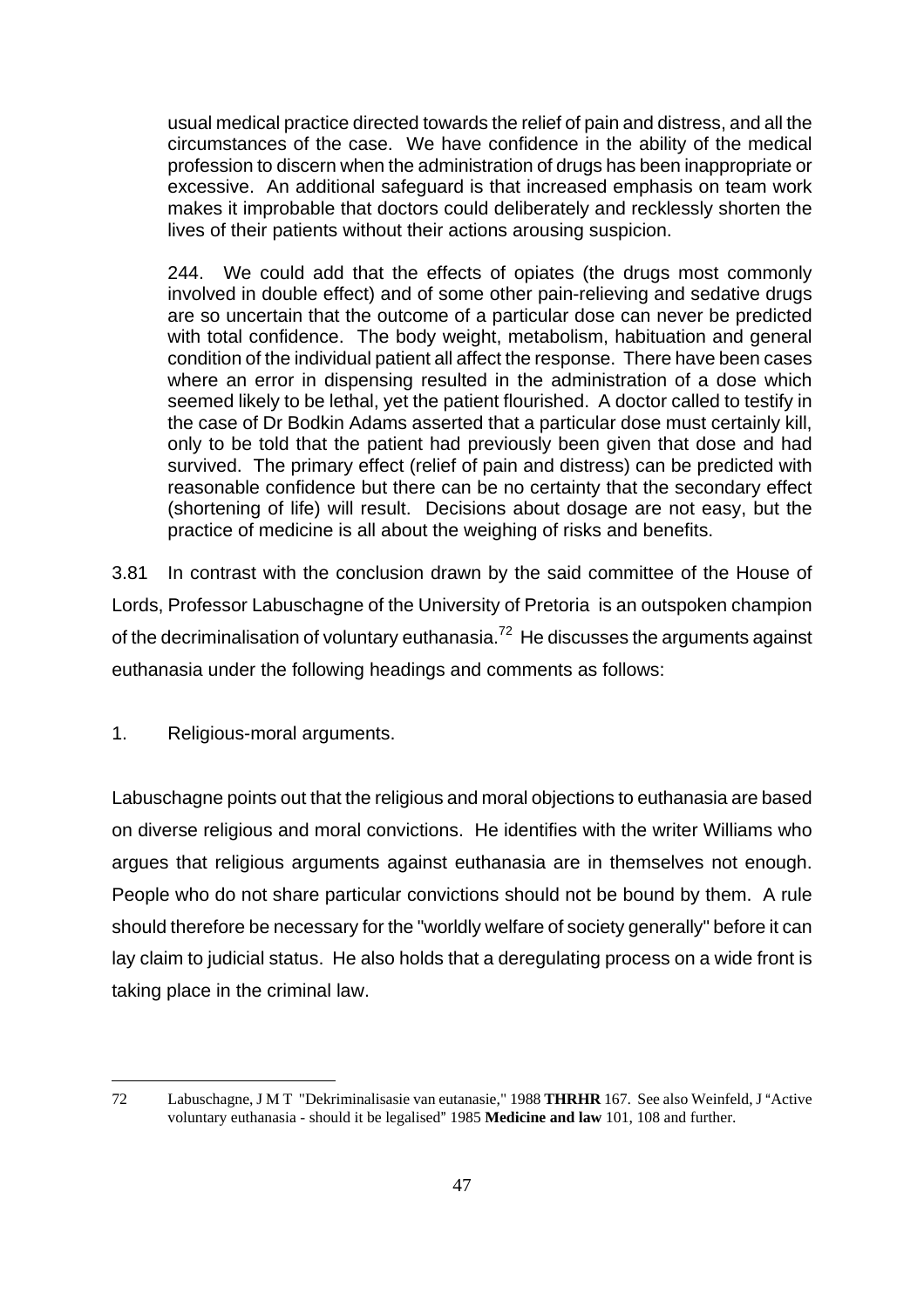> usual medical practice directed towards the relief of pain and distress, and all the circumstances of the case. We have confidence in the ability of the medical profession to discern when the administration of drugs has been inappropriate or excessive. An additional safeguard is that increased emphasis on team work makes it improbable that doctors could deliberately and recklessly shorten the lives of their patients without their actions arousing suspicion.
>
> 244. We could add that the effects of opiates (the drugs most commonly involved in double effect) and of some other pain-relieving and sedative drugs are so uncertain that the outcome of a particular dose can never be predicted with total confidence. The body weight, metabolism, habituation and general condition of the individual patient all affect the response. There have been cases where an error in dispensing resulted in the administration of a dose which seemed likely to be lethal, yet the patient flourished. A doctor called to testify in the case of Dr Bodkin Adams asserted that a particular dose must certainly kill, only to be told that the patient had previously been given that dose and had survived. The primary effect (relief of pain and distress) can be predicted with reasonable confidence but there can be no certainty that the secondary effect (shortening of life) will result. Decisions about dosage are not easy, but the practice of medicine is all about the weighing of risks and benefits.

3.81 In contrast with the conclusion drawn by the said committee of the House of Lords, Professor Labuschagne of the University of Pretoria is an outspoken champion of the decriminalisation of voluntary euthanasia.[72] He discusses the arguments against euthanasia under the following headings and comments as follows:

1. Religious-moral arguments.

Labuschagne points out that the religious and moral objections to euthanasia are based on diverse religious and moral convictions. He identifies with the writer Williams who argues that religious arguments against euthanasia are in themselves not enough. People who do not share particular convictions should not be bound by them. A rule should therefore be necessary for the "worldly welfare of society generally" before it can lay claim to judicial status. He also holds that a deregulating process on a wide front is taking place in the criminal law.

---

72 Labuschagne, J M T "Dekriminalisasie van eutanasie," 1988 **THRHR** 167. See also Weinfeld, J "Active voluntary euthanasia - should it be legalised" 1985 **Medicine and law** 101, 108 and further.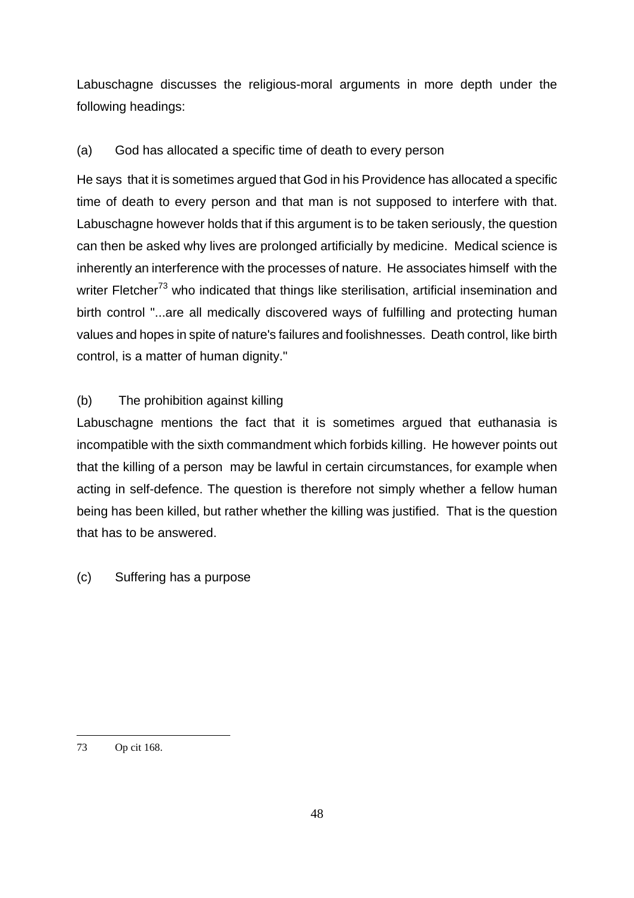Labuschagne discusses the religious-moral arguments in more depth under the following headings:

(a) God has allocated a specific time of death to every person

He says that it is sometimes argued that God in his Providence has allocated a specific time of death to every person and that man is not supposed to interfere with that. Labuschagne however holds that if this argument is to be taken seriously, the question can then be asked why lives are prolonged artificially by medicine. Medical science is inherently an interference with the processes of nature. He associates himself with the writer Fletcher[73] who indicated that things like sterilisation, artificial insemination and birth control "...are all medically discovered ways of fulfilling and protecting human values and hopes in spite of nature's failures and foolishnesses. Death control, like birth control, is a matter of human dignity."

(b) The prohibition against killing

Labuschagne mentions the fact that it is sometimes argued that euthanasia is incompatible with the sixth commandment which forbids killing. He however points out that the killing of a person may be lawful in certain circumstances, for example when acting in self-defence. The question is therefore not simply whether a fellow human being has been killed, but rather whether the killing was justified. That is the question that has to be answered.

(c) Suffering has a purpose

---

73 Op cit 168.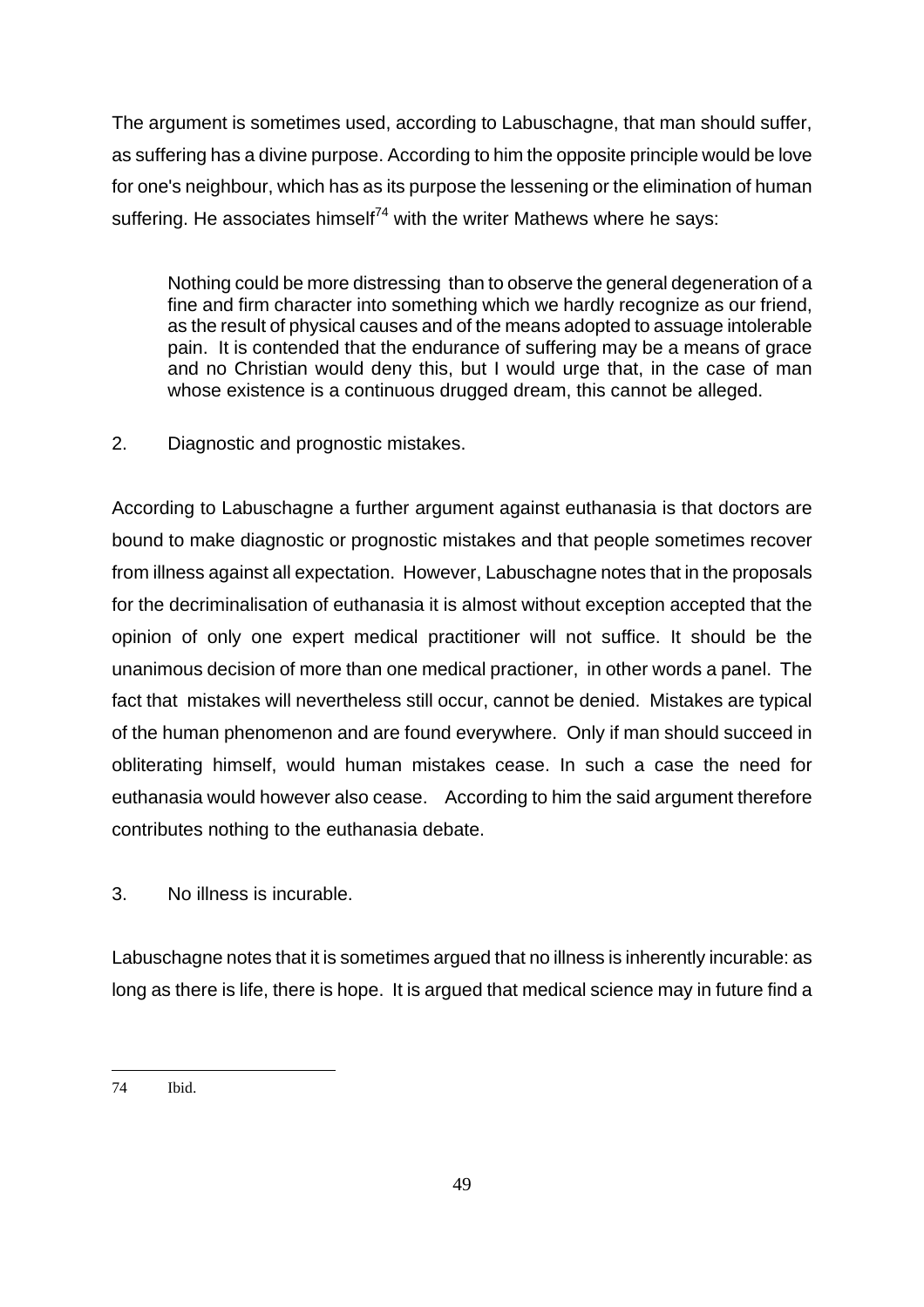The argument is sometimes used, according to Labuschagne, that man should suffer, as suffering has a divine purpose. According to him the opposite principle would be love for one's neighbour, which has as its purpose the lessening or the elimination of human suffering. He associates himself[74] with the writer Mathews where he says:

> Nothing could be more distressing than to observe the general degeneration of a fine and firm character into something which we hardly recognize as our friend, as the result of physical causes and of the means adopted to assuage intolerable pain. It is contended that the endurance of suffering may be a means of grace and no Christian would deny this, but I would urge that, in the case of man whose existence is a continuous drugged dream, this cannot be alleged.

2. Diagnostic and prognostic mistakes.

According to Labuschagne a further argument against euthanasia is that doctors are bound to make diagnostic or prognostic mistakes and that people sometimes recover from illness against all expectation. However, Labuschagne notes that in the proposals for the decriminalisation of euthanasia it is almost without exception accepted that the opinion of only one expert medical practitioner will not suffice. It should be the unanimous decision of more than one medical practioner, in other words a panel. The fact that mistakes will nevertheless still occur, cannot be denied. Mistakes are typical of the human phenomenon and are found everywhere. Only if man should succeed in obliterating himself, would human mistakes cease. In such a case the need for euthanasia would however also cease. According to him the said argument therefore contributes nothing to the euthanasia debate.

3. No illness is incurable.

Labuschagne notes that it is sometimes argued that no illness is inherently incurable: as long as there is life, there is hope. It is argued that medical science may in future find a

---

74 Ibid.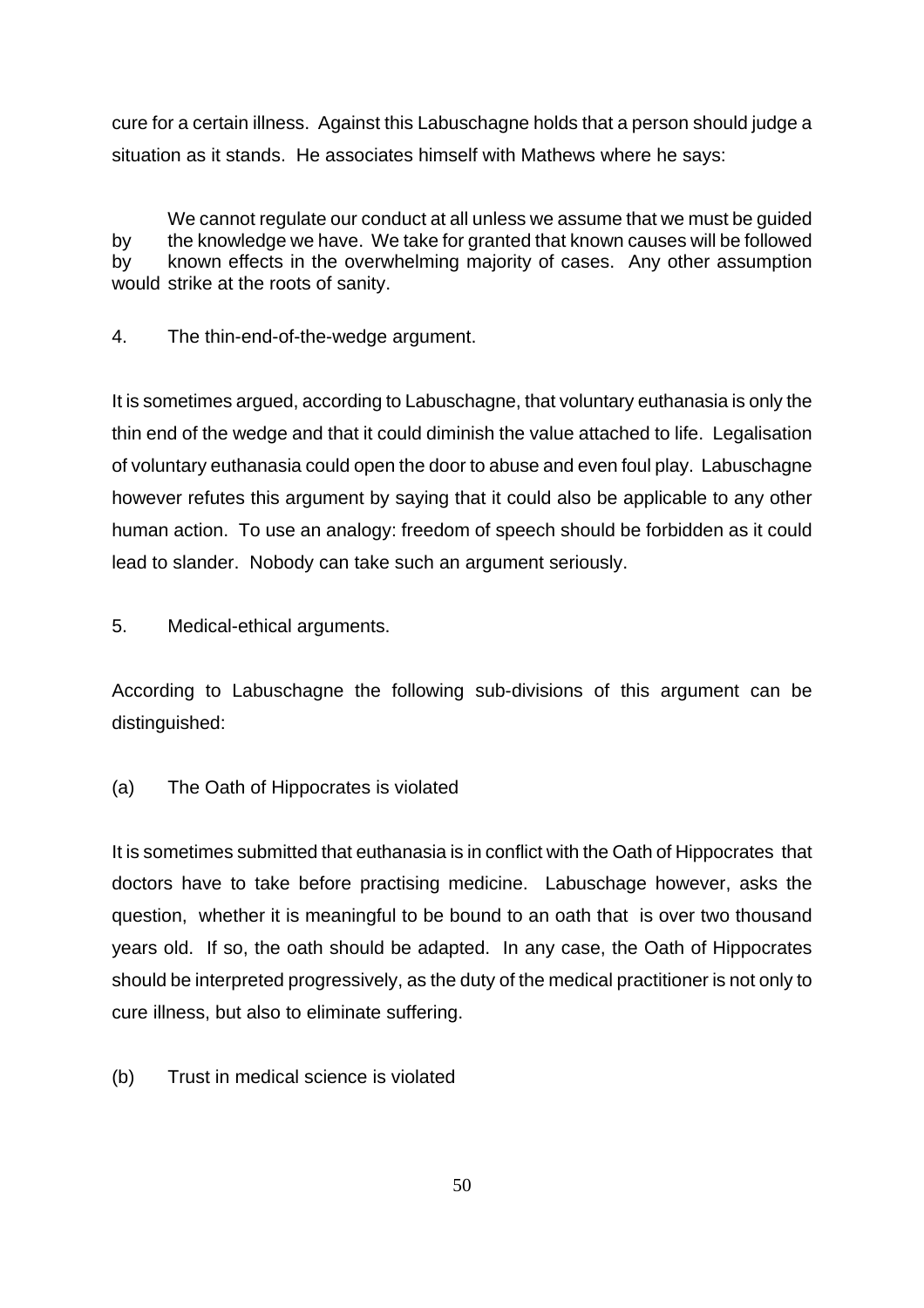cure for a certain illness. Against this Labuschagne holds that a person should judge a situation as it stands. He associates himself with Mathews where he says:

> We cannot regulate our conduct at all unless we assume that we must be guided by the knowledge we have. We take for granted that known causes will be followed by known effects in the overwhelming majority of cases. Any other assumption would strike at the roots of sanity.

4. The thin-end-of-the-wedge argument.

It is sometimes argued, according to Labuschagne, that voluntary euthanasia is only the thin end of the wedge and that it could diminish the value attached to life. Legalisation of voluntary euthanasia could open the door to abuse and even foul play. Labuschagne however refutes this argument by saying that it could also be applicable to any other human action. To use an analogy: freedom of speech should be forbidden as it could lead to slander. Nobody can take such an argument seriously.

5. Medical-ethical arguments.

According to Labuschagne the following sub-divisions of this argument can be distinguished:

(a) The Oath of Hippocrates is violated

It is sometimes submitted that euthanasia is in conflict with the Oath of Hippocrates that doctors have to take before practising medicine. Labuschage however, asks the question, whether it is meaningful to be bound to an oath that is over two thousand years old. If so, the oath should be adapted. In any case, the Oath of Hippocrates should be interpreted progressively, as the duty of the medical practitioner is not only to cure illness, but also to eliminate suffering.

(b) Trust in medical science is violated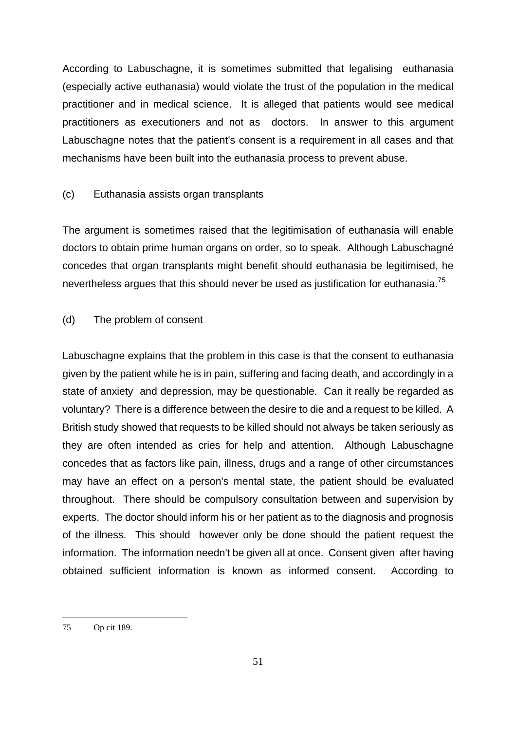According to Labuschagne, it is sometimes submitted that legalising euthanasia (especially active euthanasia) would violate the trust of the population in the medical practitioner and in medical science. It is alleged that patients would see medical practitioners as executioners and not as doctors. In answer to this argument Labuschagne notes that the patient's consent is a requirement in all cases and that mechanisms have been built into the euthanasia process to prevent abuse.

(c) Euthanasia assists organ transplants

The argument is sometimes raised that the legitimisation of euthanasia will enable doctors to obtain prime human organs on order, so to speak. Although Labuschagné concedes that organ transplants might benefit should euthanasia be legitimised, he nevertheless argues that this should never be used as justification for euthanasia.[75]

(d) The problem of consent

Labuschagne explains that the problem in this case is that the consent to euthanasia given by the patient while he is in pain, suffering and facing death, and accordingly in a state of anxiety and depression, may be questionable. Can it really be regarded as voluntary? There is a difference between the desire to die and a request to be killed. A British study showed that requests to be killed should not always be taken seriously as they are often intended as cries for help and attention. Although Labuschagne concedes that as factors like pain, illness, drugs and a range of other circumstances may have an effect on a person's mental state, the patient should be evaluated throughout. There should be compulsory consultation between and supervision by experts. The doctor should inform his or her patient as to the diagnosis and prognosis of the illness. This should however only be done should the patient request the information. The information needn't be given all at once. Consent given after having obtained sufficient information is known as informed consent. According to

---

75 Op cit 189.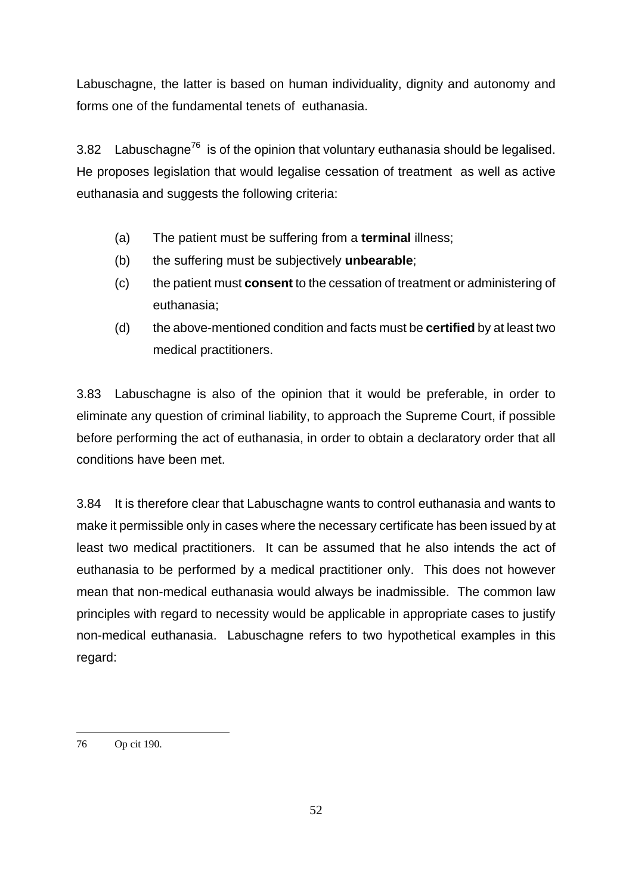Labuschagne, the latter is based on human individuality, dignity and autonomy and forms one of the fundamental tenets of euthanasia.

3.82 Labuschagne[76] is of the opinion that voluntary euthanasia should be legalised. He proposes legislation that would legalise cessation of treatment as well as active euthanasia and suggests the following criteria:

(a) The patient must be suffering from a **terminal** illness;

(b) the suffering must be subjectively **unbearable**;

(c) the patient must **consent** to the cessation of treatment or administering of euthanasia;

(d) the above-mentioned condition and facts must be **certified** by at least two medical practitioners.

3.83 Labuschagne is also of the opinion that it would be preferable, in order to eliminate any question of criminal liability, to approach the Supreme Court, if possible before performing the act of euthanasia, in order to obtain a declaratory order that all conditions have been met.

3.84 It is therefore clear that Labuschagne wants to control euthanasia and wants to make it permissible only in cases where the necessary certificate has been issued by at least two medical practitioners. It can be assumed that he also intends the act of euthanasia to be performed by a medical practitioner only. This does not however mean that non-medical euthanasia would always be inadmissible. The common law principles with regard to necessity would be applicable in appropriate cases to justify non-medical euthanasia. Labuschagne refers to two hypothetical examples in this regard:

---

76 Op cit 190.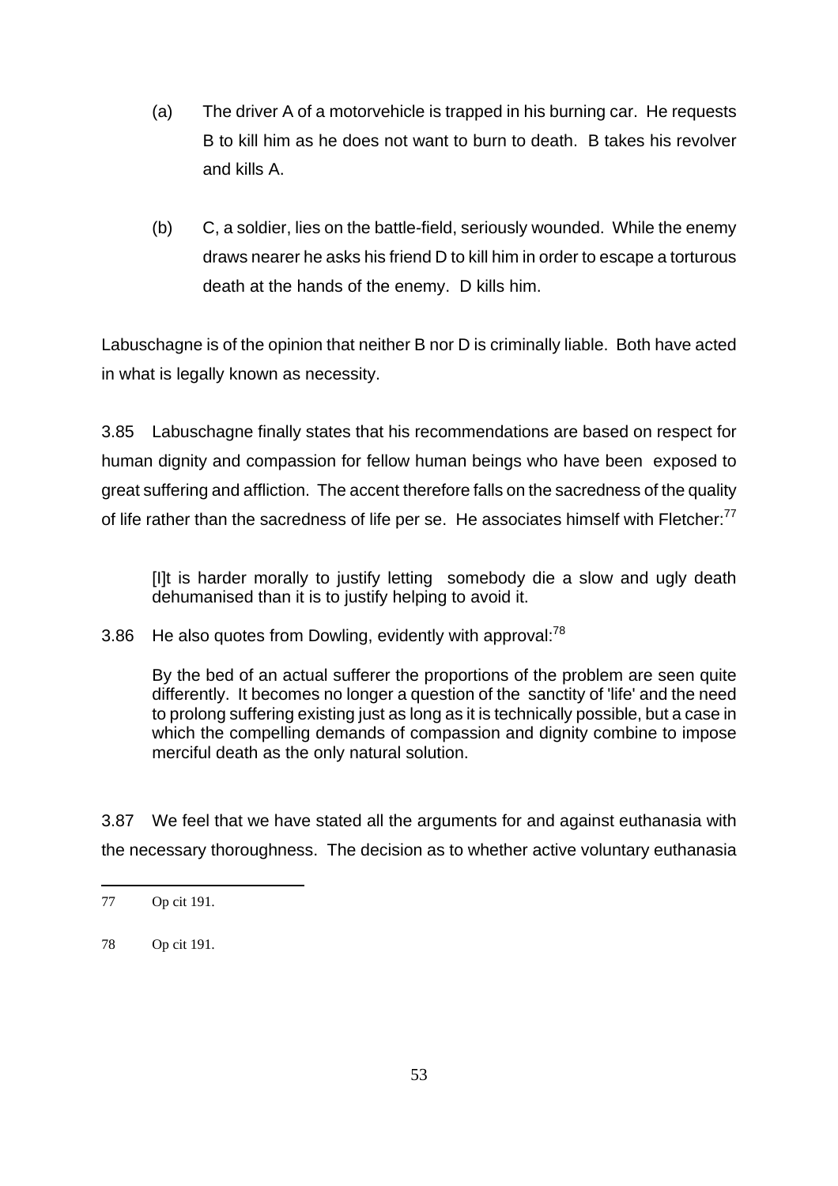(a) The driver A of a motorvehicle is trapped in his burning car. He requests B to kill him as he does not want to burn to death. B takes his revolver and kills A.

(b) C, a soldier, lies on the battle-field, seriously wounded. While the enemy draws nearer he asks his friend D to kill him in order to escape a torturous death at the hands of the enemy. D kills him.

Labuschagne is of the opinion that neither B nor D is criminally liable. Both have acted in what is legally known as necessity.

3.85 Labuschagne finally states that his recommendations are based on respect for human dignity and compassion for fellow human beings who have been exposed to great suffering and affliction. The accent therefore falls on the sacredness of the quality of life rather than the sacredness of life per se. He associates himself with Fletcher:[77]

> [I]t is harder morally to justify letting somebody die a slow and ugly death dehumanised than it is to justify helping to avoid it.

3.86 He also quotes from Dowling, evidently with approval:[78]

> By the bed of an actual sufferer the proportions of the problem are seen quite differently. It becomes no longer a question of the sanctity of 'life' and the need to prolong suffering existing just as long as it is technically possible, but a case in which the compelling demands of compassion and dignity combine to impose merciful death as the only natural solution.

3.87 We feel that we have stated all the arguments for and against euthanasia with the necessary thoroughness. The decision as to whether active voluntary euthanasia

---

77 Op cit 191.

78 Op cit 191.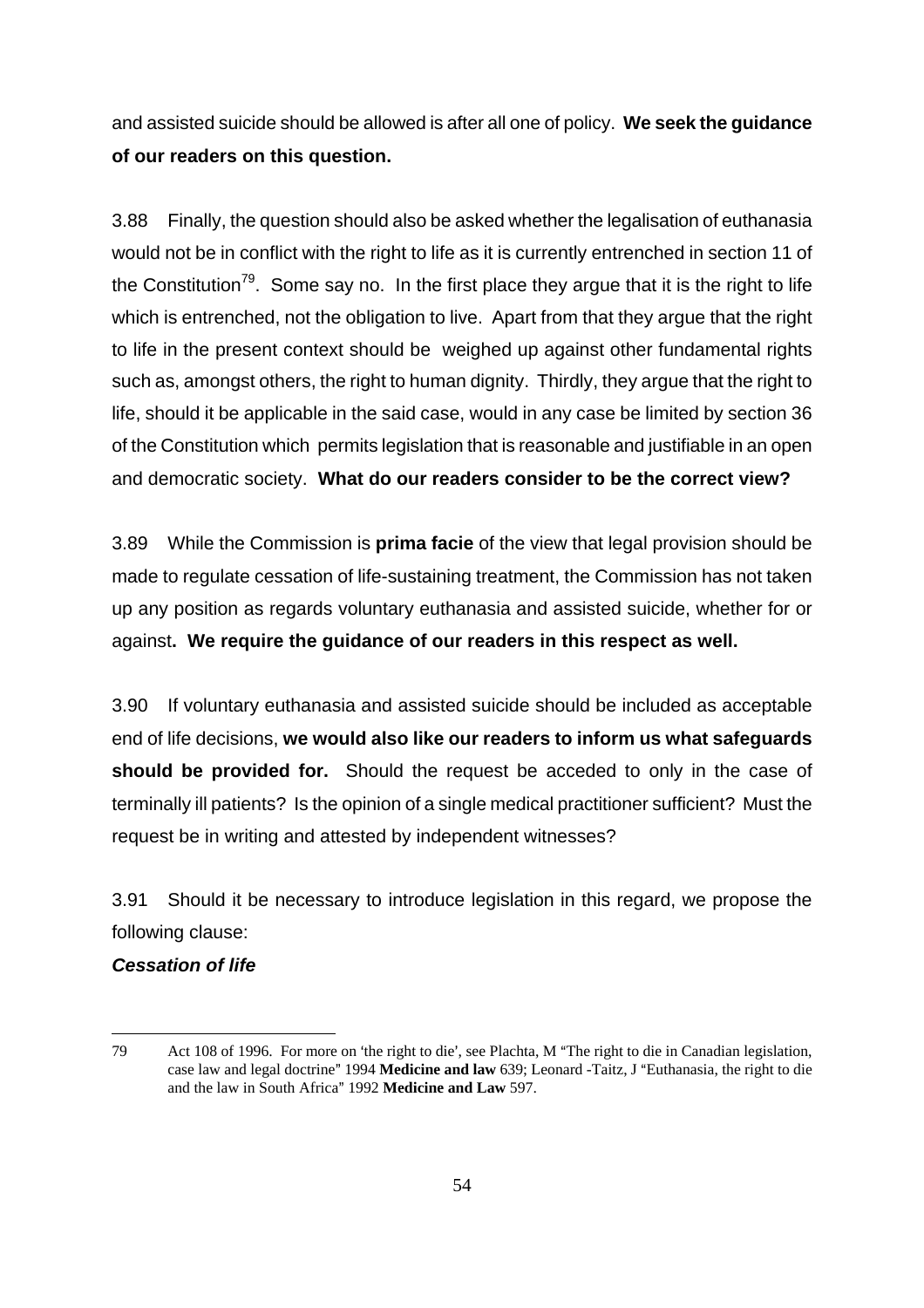and assisted suicide should be allowed is after all one of policy. **We seek the guidance of our readers on this question.**

3.88 Finally, the question should also be asked whether the legalisation of euthanasia would not be in conflict with the right to life as it is currently entrenched in section 11 of the Constitution[79]. Some say no. In the first place they argue that it is the right to life which is entrenched, not the obligation to live. Apart from that they argue that the right to life in the present context should be weighed up against other fundamental rights such as, amongst others, the right to human dignity. Thirdly, they argue that the right to life, should it be applicable in the said case, would in any case be limited by section 36 of the Constitution which permits legislation that is reasonable and justifiable in an open and democratic society. **What do our readers consider to be the correct view?**

3.89 While the Commission is **prima facie** of the view that legal provision should be made to regulate cessation of life-sustaining treatment, the Commission has not taken up any position as regards voluntary euthanasia and assisted suicide, whether for or against**. We require the guidance of our readers in this respect as well.**

3.90 If voluntary euthanasia and assisted suicide should be included as acceptable end of life decisions, **we would also like our readers to inform us what safeguards should be provided for.** Should the request be acceded to only in the case of terminally ill patients? Is the opinion of a single medical practitioner sufficient? Must the request be in writing and attested by independent witnesses?

3.91 Should it be necessary to introduce legislation in this regard, we propose the following clause:

***Cessation of life***

---

79 Act 108 of 1996. For more on 'the right to die', see Plachta, M "The right to die in Canadian legislation, case law and legal doctrine" 1994 **Medicine and law** 639; Leonard -Taitz, J "Euthanasia, the right to die and the law in South Africa" 1992 **Medicine and Law** 597.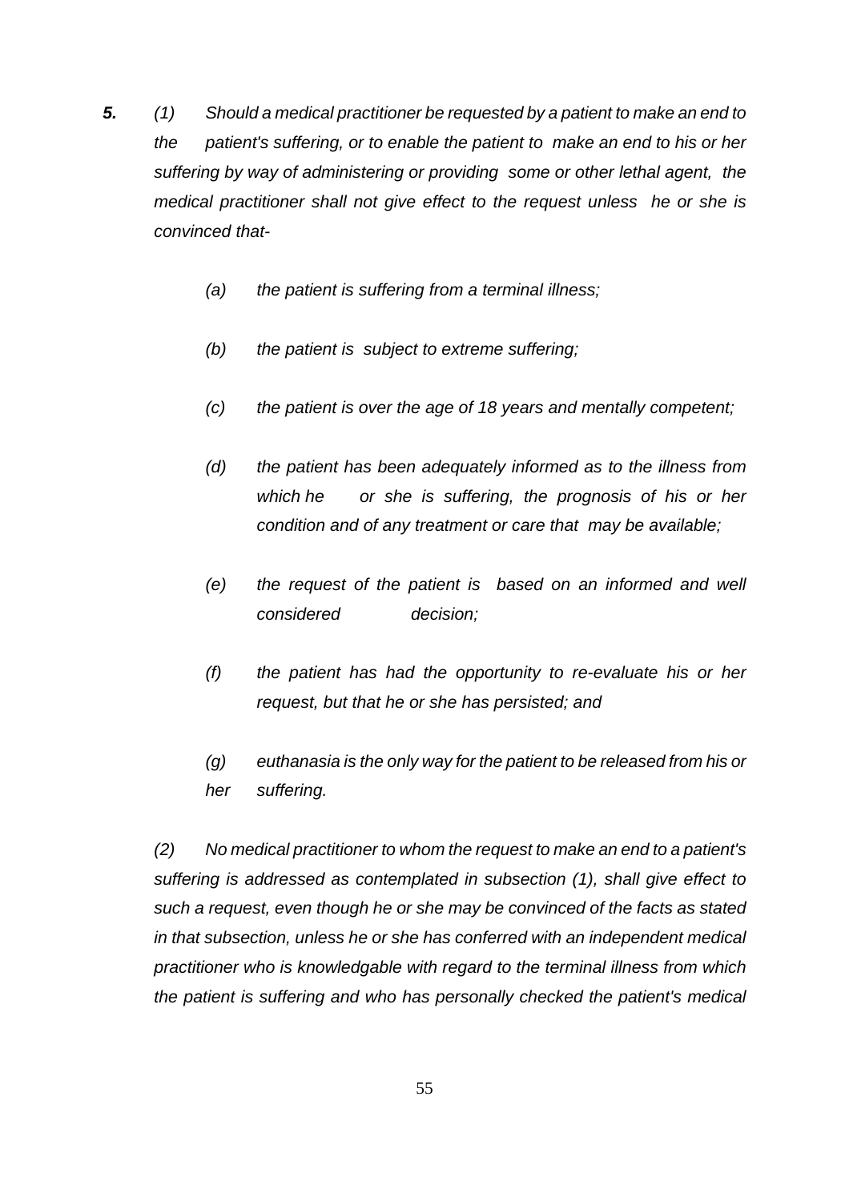***5.*** *(1) Should a medical practitioner be requested by a patient to make an end to the patient's suffering, or to enable the patient to make an end to his or her suffering by way of administering or providing some or other lethal agent, the medical practitioner shall not give effect to the request unless he or she is convinced that-*

*(a) the patient is suffering from a terminal illness;*

*(b) the patient is subject to extreme suffering;*

*(c) the patient is over the age of 18 years and mentally competent;*

*(d) the patient has been adequately informed as to the illness from which he or she is suffering, the prognosis of his or her condition and of any treatment or care that may be available;*

*(e) the request of the patient is based on an informed and well considered decision;*

*(f) the patient has had the opportunity to re-evaluate his or her request, but that he or she has persisted; and*

*(g) euthanasia is the only way for the patient to be released from his or her suffering.*

*(2) No medical practitioner to whom the request to make an end to a patient's suffering is addressed as contemplated in subsection (1), shall give effect to such a request, even though he or she may be convinced of the facts as stated in that subsection, unless he or she has conferred with an independent medical practitioner who is knowledgable with regard to the terminal illness from which the patient is suffering and who has personally checked the patient's medical*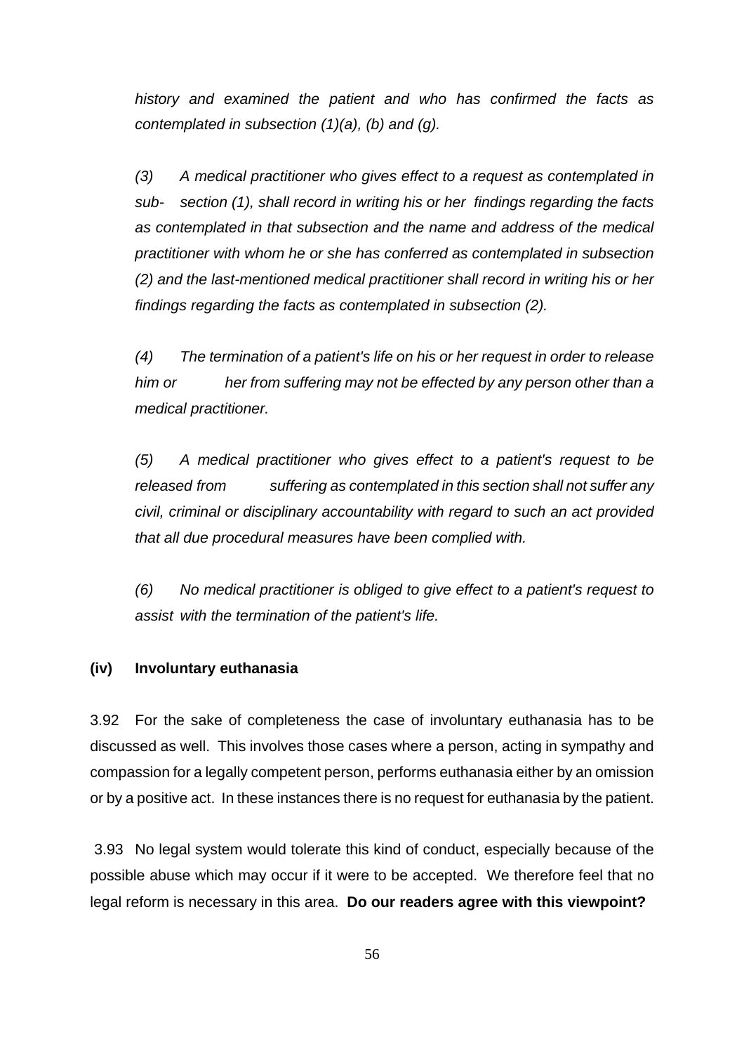*history and examined the patient and who has confirmed the facts as contemplated in subsection (1)(a), (b) and (g).*

*(3) A medical practitioner who gives effect to a request as contemplated in sub- section (1), shall record in writing his or her findings regarding the facts as contemplated in that subsection and the name and address of the medical practitioner with whom he or she has conferred as contemplated in subsection (2) and the last-mentioned medical practitioner shall record in writing his or her findings regarding the facts as contemplated in subsection (2).*

*(4) The termination of a patient's life on his or her request in order to release him or her from suffering may not be effected by any person other than a medical practitioner.*

*(5) A medical practitioner who gives effect to a patient's request to be released from suffering as contemplated in this section shall not suffer any civil, criminal or disciplinary accountability with regard to such an act provided that all due procedural measures have been complied with.*

*(6) No medical practitioner is obliged to give effect to a patient's request to assist with the termination of the patient's life.*

**(iv) Involuntary euthanasia**

3.92 For the sake of completeness the case of involuntary euthanasia has to be discussed as well. This involves those cases where a person, acting in sympathy and compassion for a legally competent person, performs euthanasia either by an omission or by a positive act. In these instances there is no request for euthanasia by the patient.

3.93 No legal system would tolerate this kind of conduct, especially because of the possible abuse which may occur if it were to be accepted. We therefore feel that no legal reform is necessary in this area. **Do our readers agree with this viewpoint?**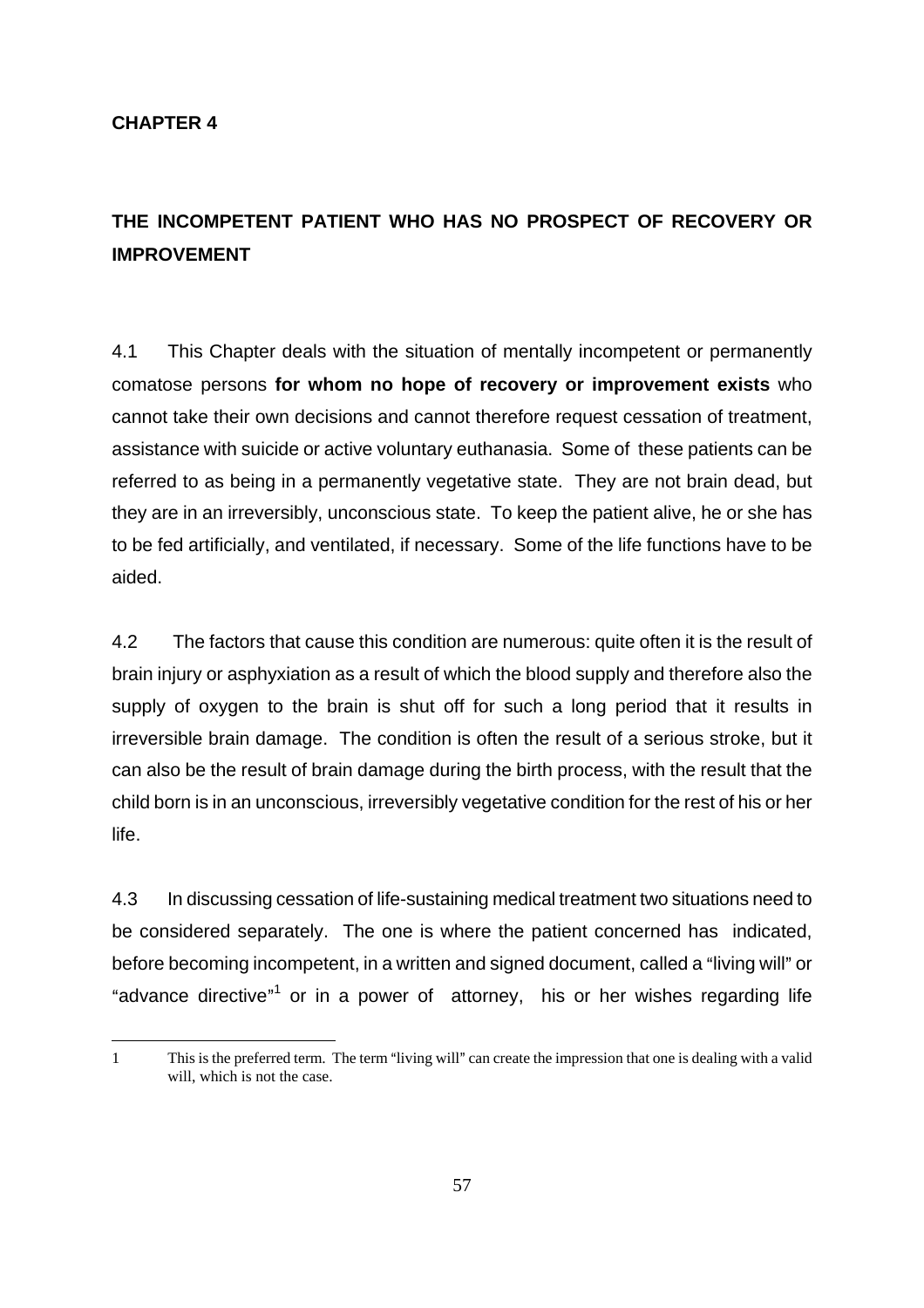**CHAPTER 4**

## THE INCOMPETENT PATIENT WHO HAS NO PROSPECT OF RECOVERY OR IMPROVEMENT

4.1 This Chapter deals with the situation of mentally incompetent or permanently comatose persons **for whom no hope of recovery or improvement exists** who cannot take their own decisions and cannot therefore request cessation of treatment, assistance with suicide or active voluntary euthanasia. Some of these patients can be referred to as being in a permanently vegetative state. They are not brain dead, but they are in an irreversibly, unconscious state. To keep the patient alive, he or she has to be fed artificially, and ventilated, if necessary. Some of the life functions have to be aided.

4.2 The factors that cause this condition are numerous: quite often it is the result of brain injury or asphyxiation as a result of which the blood supply and therefore also the supply of oxygen to the brain is shut off for such a long period that it results in irreversible brain damage. The condition is often the result of a serious stroke, but it can also be the result of brain damage during the birth process, with the result that the child born is in an unconscious, irreversibly vegetative condition for the rest of his or her life.

4.3 In discussing cessation of life-sustaining medical treatment two situations need to be considered separately. The one is where the patient concerned has indicated, before becoming incompetent, in a written and signed document, called a "living will" or "advance directive"[1] or in a power of attorney, his or her wishes regarding life

---

1 This is the preferred term. The term "living will" can create the impression that one is dealing with a valid will, which is not the case.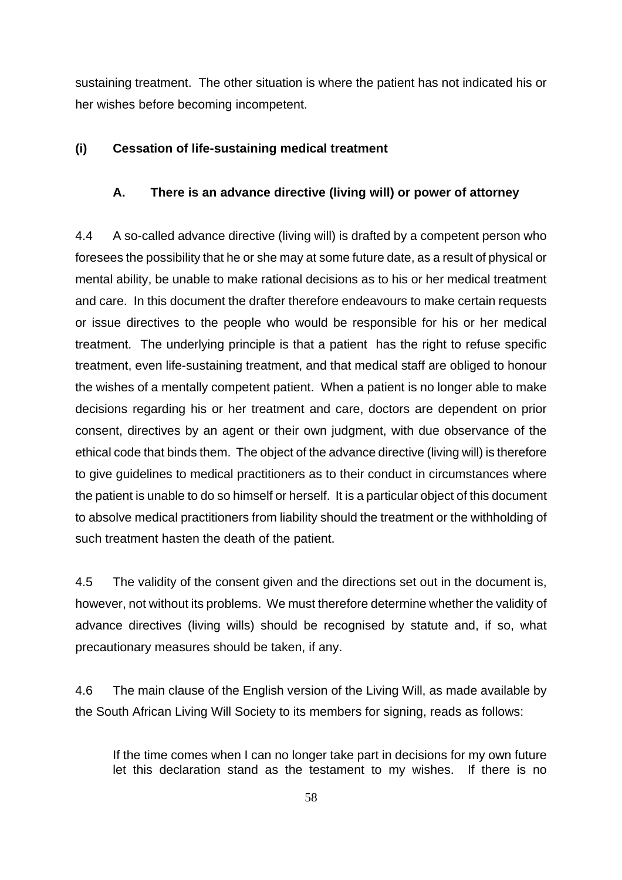sustaining treatment. The other situation is where the patient has not indicated his or her wishes before becoming incompetent.

### (i) Cessation of life-sustaining medical treatment

#### A. There is an advance directive (living will) or power of attorney

4.4 A so-called advance directive (living will) is drafted by a competent person who foresees the possibility that he or she may at some future date, as a result of physical or mental ability, be unable to make rational decisions as to his or her medical treatment and care. In this document the drafter therefore endeavours to make certain requests or issue directives to the people who would be responsible for his or her medical treatment. The underlying principle is that a patient has the right to refuse specific treatment, even life-sustaining treatment, and that medical staff are obliged to honour the wishes of a mentally competent patient. When a patient is no longer able to make decisions regarding his or her treatment and care, doctors are dependent on prior consent, directives by an agent or their own judgment, with due observance of the ethical code that binds them. The object of the advance directive (living will) is therefore to give guidelines to medical practitioners as to their conduct in circumstances where the patient is unable to do so himself or herself. It is a particular object of this document to absolve medical practitioners from liability should the treatment or the withholding of such treatment hasten the death of the patient.

4.5 The validity of the consent given and the directions set out in the document is, however, not without its problems. We must therefore determine whether the validity of advance directives (living wills) should be recognised by statute and, if so, what precautionary measures should be taken, if any.

4.6 The main clause of the English version of the Living Will, as made available by the South African Living Will Society to its members for signing, reads as follows:

> If the time comes when I can no longer take part in decisions for my own future let this declaration stand as the testament to my wishes. If there is no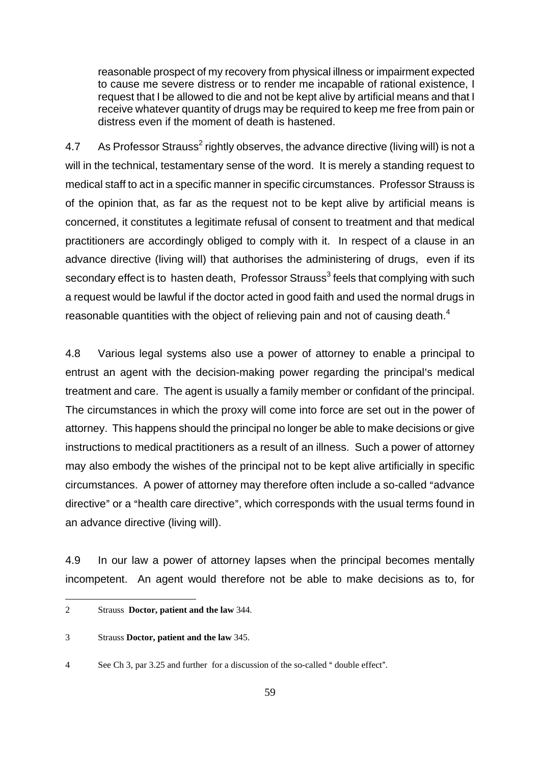> reasonable prospect of my recovery from physical illness or impairment expected to cause me severe distress or to render me incapable of rational existence, I request that I be allowed to die and not be kept alive by artificial means and that I receive whatever quantity of drugs may be required to keep me free from pain or distress even if the moment of death is hastened.

4.7 As Professor Strauss[2] rightly observes, the advance directive (living will) is not a will in the technical, testamentary sense of the word. It is merely a standing request to medical staff to act in a specific manner in specific circumstances. Professor Strauss is of the opinion that, as far as the request not to be kept alive by artificial means is concerned, it constitutes a legitimate refusal of consent to treatment and that medical practitioners are accordingly obliged to comply with it. In respect of a clause in an advance directive (living will) that authorises the administering of drugs, even if its secondary effect is to hasten death, Professor Strauss[3] feels that complying with such a request would be lawful if the doctor acted in good faith and used the normal drugs in reasonable quantities with the object of relieving pain and not of causing death.[4]

4.8 Various legal systems also use a power of attorney to enable a principal to entrust an agent with the decision-making power regarding the principal's medical treatment and care. The agent is usually a family member or confidant of the principal. The circumstances in which the proxy will come into force are set out in the power of attorney. This happens should the principal no longer be able to make decisions or give instructions to medical practitioners as a result of an illness. Such a power of attorney may also embody the wishes of the principal not to be kept alive artificially in specific circumstances. A power of attorney may therefore often include a so-called "advance directive" or a "health care directive", which corresponds with the usual terms found in an advance directive (living will).

4.9 In our law a power of attorney lapses when the principal becomes mentally incompetent. An agent would therefore not be able to make decisions as to, for

---

2 Strauss **Doctor, patient and the law** 344.

3 Strauss **Doctor, patient and the law** 345.

4 See Ch 3, par 3.25 and further for a discussion of the so-called " double effect".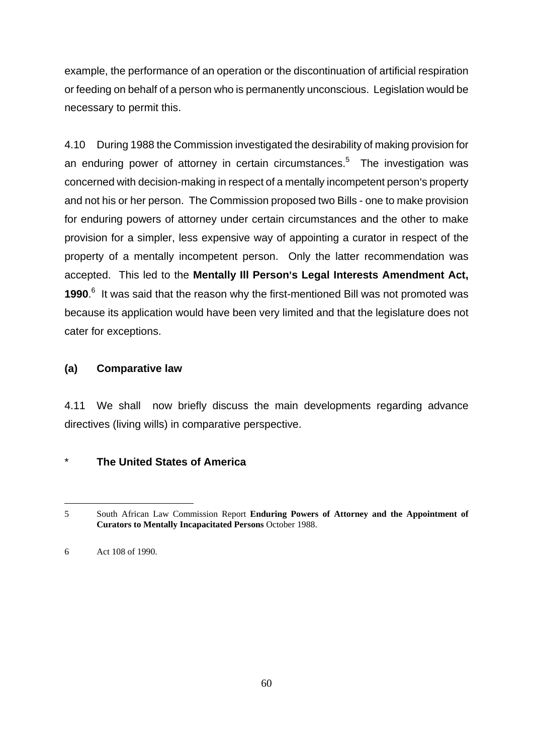example, the performance of an operation or the discontinuation of artificial respiration or feeding on behalf of a person who is permanently unconscious. Legislation would be necessary to permit this.

4.10 During 1988 the Commission investigated the desirability of making provision for an enduring power of attorney in certain circumstances.[5] The investigation was concerned with decision-making in respect of a mentally incompetent person's property and not his or her person. The Commission proposed two Bills - one to make provision for enduring powers of attorney under certain circumstances and the other to make provision for a simpler, less expensive way of appointing a curator in respect of the property of a mentally incompetent person. Only the latter recommendation was accepted. This led to the **Mentally Ill Person's Legal Interests Amendment Act, 1990**.[6] It was said that the reason why the first-mentioned Bill was not promoted was because its application would have been very limited and that the legislature does not cater for exceptions.

### (a) Comparative law

4.11 We shall now briefly discuss the main developments regarding advance directives (living wills) in comparative perspective.

#### * The United States of America

---

5 South African Law Commission Report **Enduring Powers of Attorney and the Appointment of Curators to Mentally Incapacitated Persons** October 1988.

6 Act 108 of 1990.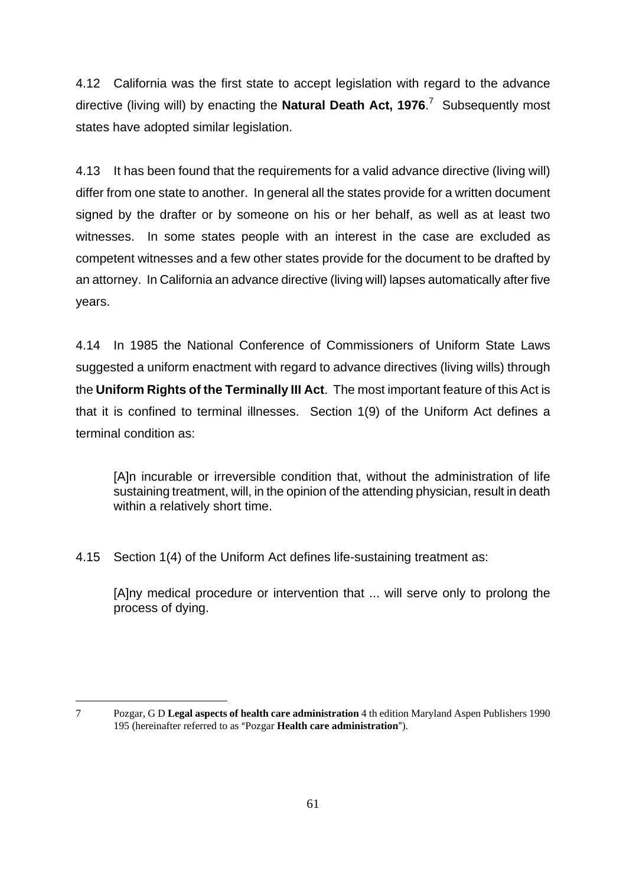4.12 California was the first state to accept legislation with regard to the advance directive (living will) by enacting the **Natural Death Act, 1976**.[7] Subsequently most states have adopted similar legislation.

4.13 It has been found that the requirements for a valid advance directive (living will) differ from one state to another. In general all the states provide for a written document signed by the drafter or by someone on his or her behalf, as well as at least two witnesses. In some states people with an interest in the case are excluded as competent witnesses and a few other states provide for the document to be drafted by an attorney. In California an advance directive (living will) lapses automatically after five years.

4.14 In 1985 the National Conference of Commissioners of Uniform State Laws suggested a uniform enactment with regard to advance directives (living wills) through the **Uniform Rights of the Terminally Ill Act**. The most important feature of this Act is that it is confined to terminal illnesses. Section 1(9) of the Uniform Act defines a terminal condition as:

> [A]n incurable or irreversible condition that, without the administration of life sustaining treatment, will, in the opinion of the attending physician, result in death within a relatively short time.

4.15 Section 1(4) of the Uniform Act defines life-sustaining treatment as:

> [A]ny medical procedure or intervention that ... will serve only to prolong the process of dying.

---

7 Pozgar, G D **Legal aspects of health care administration** 4 th edition Maryland Aspen Publishers 1990 195 (hereinafter referred to as "Pozgar **Health care administration**").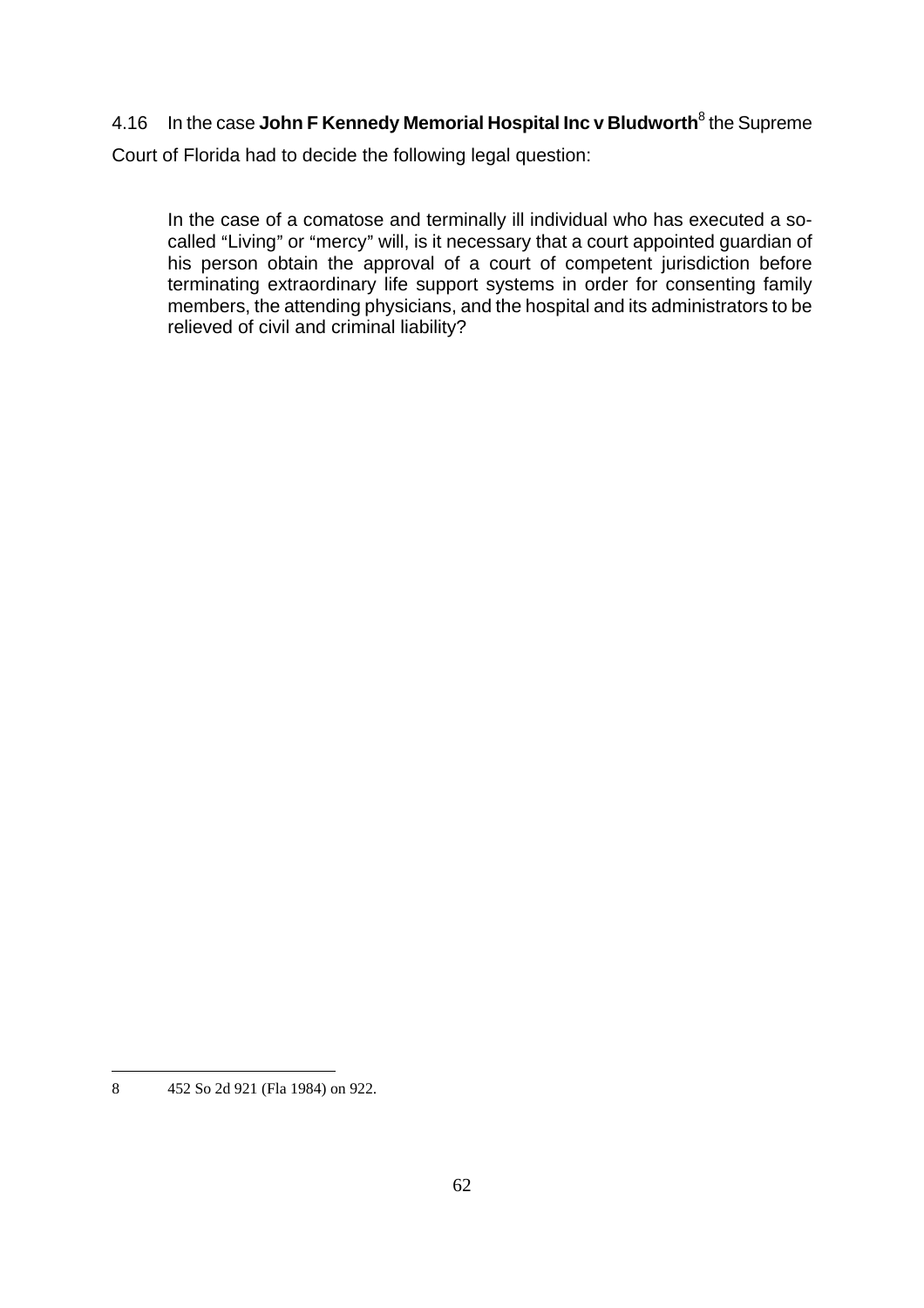4.16 In the case **John F Kennedy Memorial Hospital Inc v Bludworth**[8] the Supreme Court of Florida had to decide the following legal question:

> In the case of a comatose and terminally ill individual who has executed a so-called "Living" or "mercy" will, is it necessary that a court appointed guardian of his person obtain the approval of a court of competent jurisdiction before terminating extraordinary life support systems in order for consenting family members, the attending physicians, and the hospital and its administrators to be relieved of civil and criminal liability?

---

8 452 So 2d 921 (Fla 1984) on 922.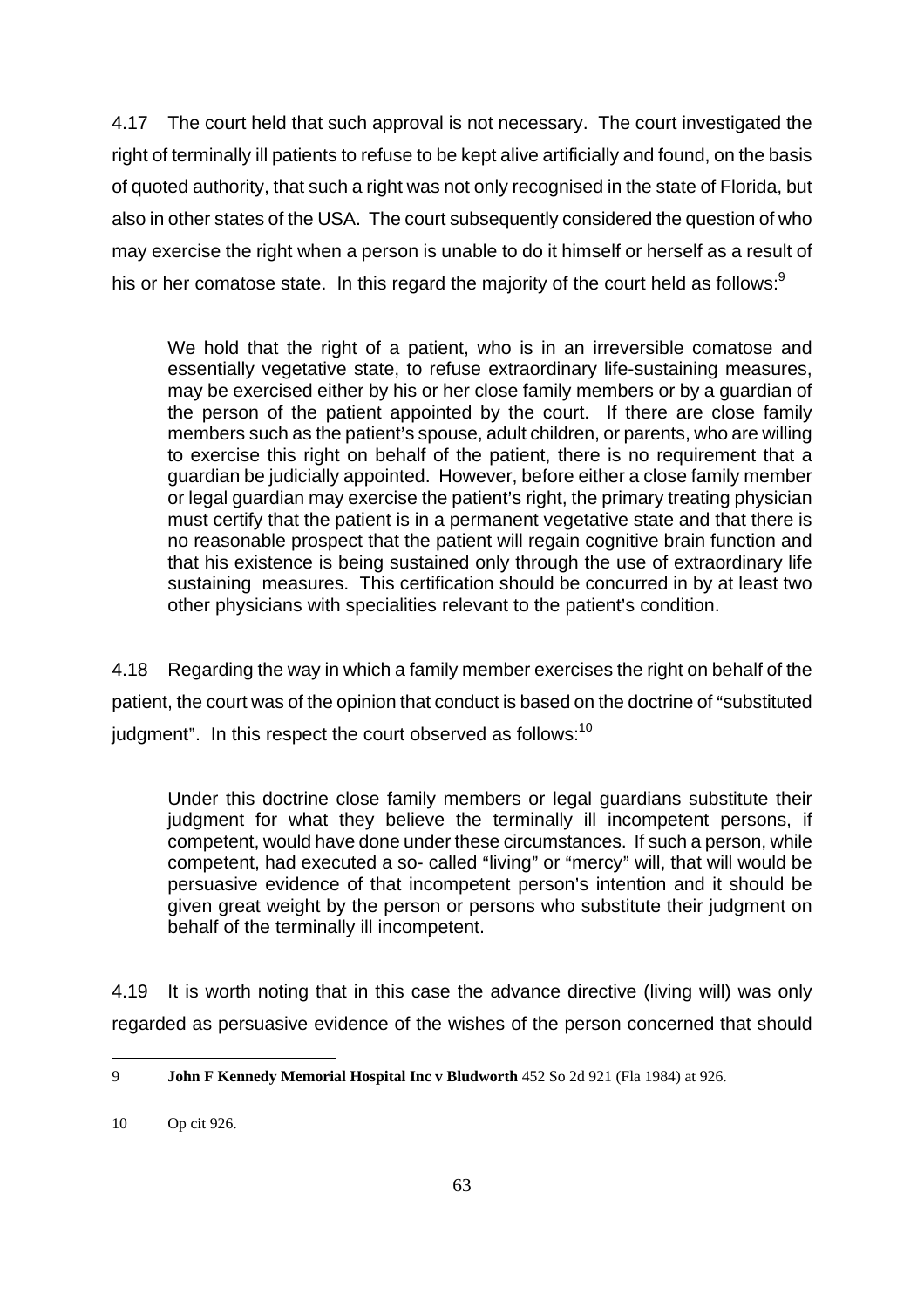4.17 The court held that such approval is not necessary. The court investigated the right of terminally ill patients to refuse to be kept alive artificially and found, on the basis of quoted authority, that such a right was not only recognised in the state of Florida, but also in other states of the USA. The court subsequently considered the question of who may exercise the right when a person is unable to do it himself or herself as a result of his or her comatose state. In this regard the majority of the court held as follows:[9]

> We hold that the right of a patient, who is in an irreversible comatose and essentially vegetative state, to refuse extraordinary life-sustaining measures, may be exercised either by his or her close family members or by a guardian of the person of the patient appointed by the court. If there are close family members such as the patient's spouse, adult children, or parents, who are willing to exercise this right on behalf of the patient, there is no requirement that a guardian be judicially appointed. However, before either a close family member or legal guardian may exercise the patient's right, the primary treating physician must certify that the patient is in a permanent vegetative state and that there is no reasonable prospect that the patient will regain cognitive brain function and that his existence is being sustained only through the use of extraordinary life sustaining measures. This certification should be concurred in by at least two other physicians with specialities relevant to the patient's condition.

4.18 Regarding the way in which a family member exercises the right on behalf of the patient, the court was of the opinion that conduct is based on the doctrine of "substituted judgment". In this respect the court observed as follows:[10]

> Under this doctrine close family members or legal guardians substitute their judgment for what they believe the terminally ill incompetent persons, if competent, would have done under these circumstances. If such a person, while competent, had executed a so- called "living" or "mercy" will, that will would be persuasive evidence of that incompetent person's intention and it should be given great weight by the person or persons who substitute their judgment on behalf of the terminally ill incompetent.

4.19 It is worth noting that in this case the advance directive (living will) was only regarded as persuasive evidence of the wishes of the person concerned that should

---

9 **John F Kennedy Memorial Hospital Inc v Bludworth** 452 So 2d 921 (Fla 1984) at 926.

10 Op cit 926.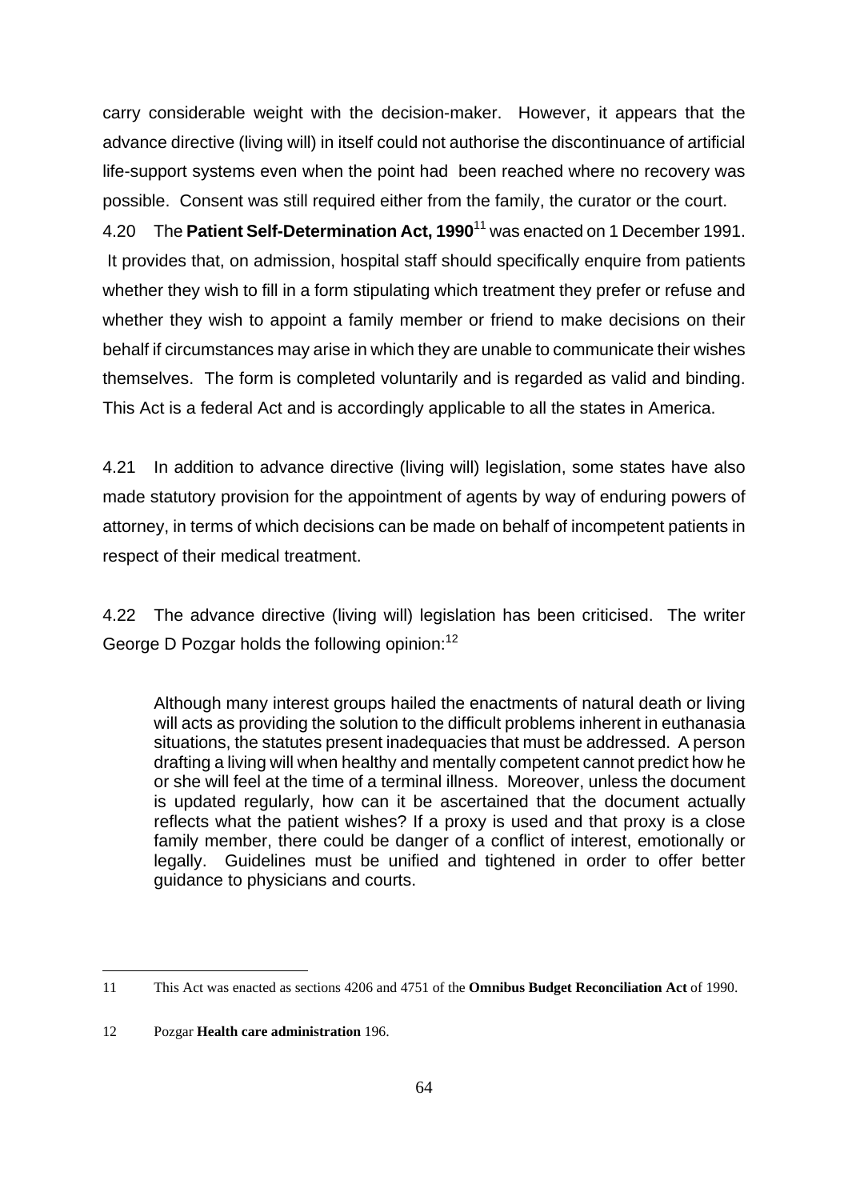carry considerable weight with the decision-maker. However, it appears that the advance directive (living will) in itself could not authorise the discontinuance of artificial life-support systems even when the point had been reached where no recovery was possible. Consent was still required either from the family, the curator or the court.

4.20 The **Patient Self-Determination Act, 1990**[11] was enacted on 1 December 1991. It provides that, on admission, hospital staff should specifically enquire from patients whether they wish to fill in a form stipulating which treatment they prefer or refuse and whether they wish to appoint a family member or friend to make decisions on their behalf if circumstances may arise in which they are unable to communicate their wishes themselves. The form is completed voluntarily and is regarded as valid and binding. This Act is a federal Act and is accordingly applicable to all the states in America.

4.21 In addition to advance directive (living will) legislation, some states have also made statutory provision for the appointment of agents by way of enduring powers of attorney, in terms of which decisions can be made on behalf of incompetent patients in respect of their medical treatment.

4.22 The advance directive (living will) legislation has been criticised. The writer George D Pozgar holds the following opinion:[12]

> Although many interest groups hailed the enactments of natural death or living will acts as providing the solution to the difficult problems inherent in euthanasia situations, the statutes present inadequacies that must be addressed. A person drafting a living will when healthy and mentally competent cannot predict how he or she will feel at the time of a terminal illness. Moreover, unless the document is updated regularly, how can it be ascertained that the document actually reflects what the patient wishes? If a proxy is used and that proxy is a close family member, there could be danger of a conflict of interest, emotionally or legally. Guidelines must be unified and tightened in order to offer better guidance to physicians and courts.

---

11 This Act was enacted as sections 4206 and 4751 of the **Omnibus Budget Reconciliation Act** of 1990.

12 Pozgar **Health care administration** 196.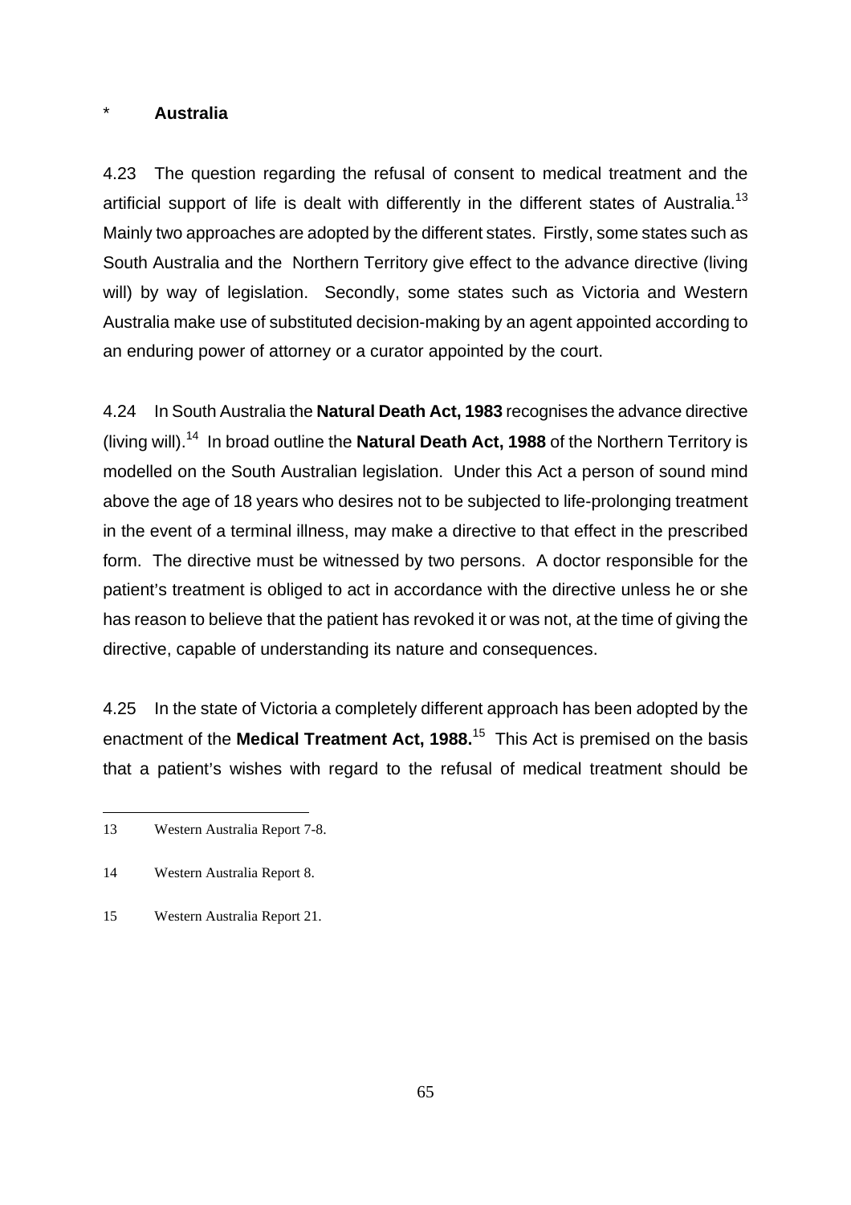\* **Australia**

4.23 The question regarding the refusal of consent to medical treatment and the artificial support of life is dealt with differently in the different states of Australia.[13] Mainly two approaches are adopted by the different states. Firstly, some states such as South Australia and the Northern Territory give effect to the advance directive (living will) by way of legislation. Secondly, some states such as Victoria and Western Australia make use of substituted decision-making by an agent appointed according to an enduring power of attorney or a curator appointed by the court.

4.24 In South Australia the **Natural Death Act, 1983** recognises the advance directive (living will).[14] In broad outline the **Natural Death Act, 1988** of the Northern Territory is modelled on the South Australian legislation. Under this Act a person of sound mind above the age of 18 years who desires not to be subjected to life-prolonging treatment in the event of a terminal illness, may make a directive to that effect in the prescribed form. The directive must be witnessed by two persons. A doctor responsible for the patient's treatment is obliged to act in accordance with the directive unless he or she has reason to believe that the patient has revoked it or was not, at the time of giving the directive, capable of understanding its nature and consequences.

4.25 In the state of Victoria a completely different approach has been adopted by the enactment of the **Medical Treatment Act, 1988.**[15] This Act is premised on the basis that a patient's wishes with regard to the refusal of medical treatment should be

---

13 Western Australia Report 7-8.

14 Western Australia Report 8.

15 Western Australia Report 21.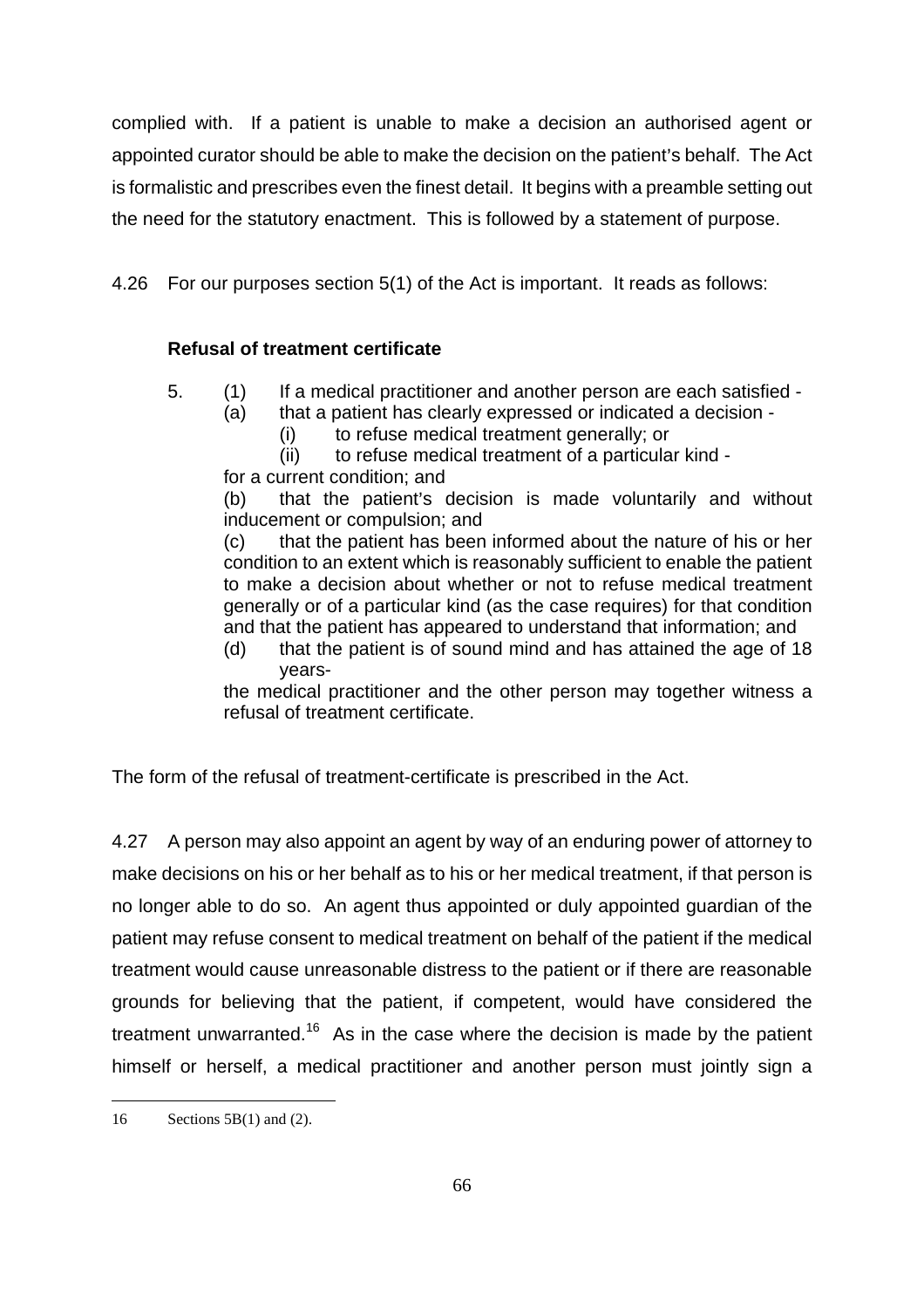complied with. If a patient is unable to make a decision an authorised agent or appointed curator should be able to make the decision on the patient's behalf. The Act is formalistic and prescribes even the finest detail. It begins with a preamble setting out the need for the statutory enactment. This is followed by a statement of purpose.

4.26 For our purposes section 5(1) of the Act is important. It reads as follows:

> **Refusal of treatment certificate**
>
> 5. (1) If a medical practitioner and another person are each satisfied -
>
> (a) that a patient has clearly expressed or indicated a decision -
>
> (i) to refuse medical treatment generally; or
>
> (ii) to refuse medical treatment of a particular kind -
>
> for a current condition; and
>
> (b) that the patient's decision is made voluntarily and without inducement or compulsion; and
>
> (c) that the patient has been informed about the nature of his or her condition to an extent which is reasonably sufficient to enable the patient to make a decision about whether or not to refuse medical treatment generally or of a particular kind (as the case requires) for that condition and that the patient has appeared to understand that information; and
>
> (d) that the patient is of sound mind and has attained the age of 18 years-
>
> the medical practitioner and the other person may together witness a refusal of treatment certificate.

The form of the refusal of treatment-certificate is prescribed in the Act.

4.27 A person may also appoint an agent by way of an enduring power of attorney to make decisions on his or her behalf as to his or her medical treatment, if that person is no longer able to do so. An agent thus appointed or duly appointed guardian of the patient may refuse consent to medical treatment on behalf of the patient if the medical treatment would cause unreasonable distress to the patient or if there are reasonable grounds for believing that the patient, if competent, would have considered the treatment unwarranted.[16] As in the case where the decision is made by the patient himself or herself, a medical practitioner and another person must jointly sign a

---

16 Sections 5B(1) and (2).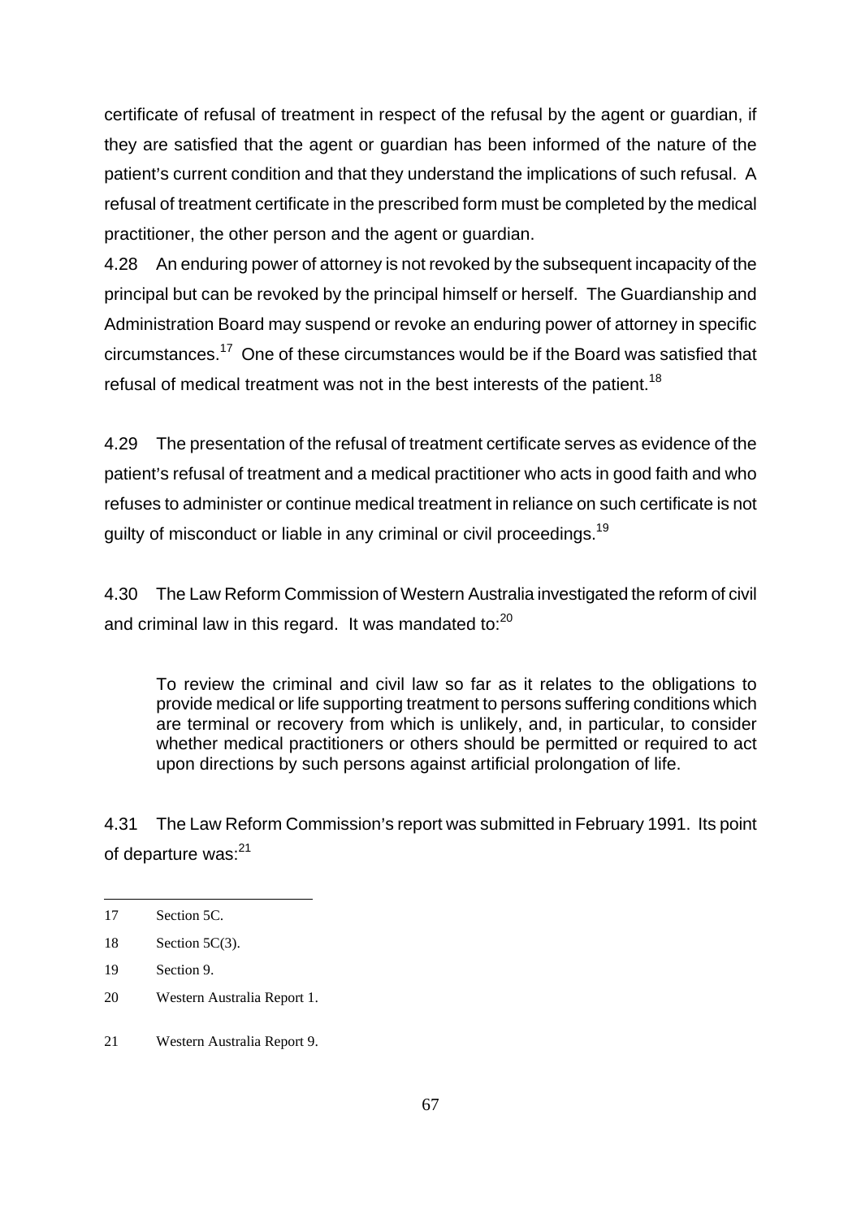certificate of refusal of treatment in respect of the refusal by the agent or guardian, if they are satisfied that the agent or guardian has been informed of the nature of the patient's current condition and that they understand the implications of such refusal. A refusal of treatment certificate in the prescribed form must be completed by the medical practitioner, the other person and the agent or guardian.

4.28 An enduring power of attorney is not revoked by the subsequent incapacity of the principal but can be revoked by the principal himself or herself. The Guardianship and Administration Board may suspend or revoke an enduring power of attorney in specific circumstances.[17] One of these circumstances would be if the Board was satisfied that refusal of medical treatment was not in the best interests of the patient.[18]

4.29 The presentation of the refusal of treatment certificate serves as evidence of the patient's refusal of treatment and a medical practitioner who acts in good faith and who refuses to administer or continue medical treatment in reliance on such certificate is not guilty of misconduct or liable in any criminal or civil proceedings.[19]

4.30 The Law Reform Commission of Western Australia investigated the reform of civil and criminal law in this regard. It was mandated to:[20]

> To review the criminal and civil law so far as it relates to the obligations to provide medical or life supporting treatment to persons suffering conditions which are terminal or recovery from which is unlikely, and, in particular, to consider whether medical practitioners or others should be permitted or required to act upon directions by such persons against artificial prolongation of life.

4.31 The Law Reform Commission's report was submitted in February 1991. Its point of departure was:[21]

---

17 Section 5C.

18 Section 5C(3).

19 Section 9.

20 Western Australia Report 1.

21 Western Australia Report 9.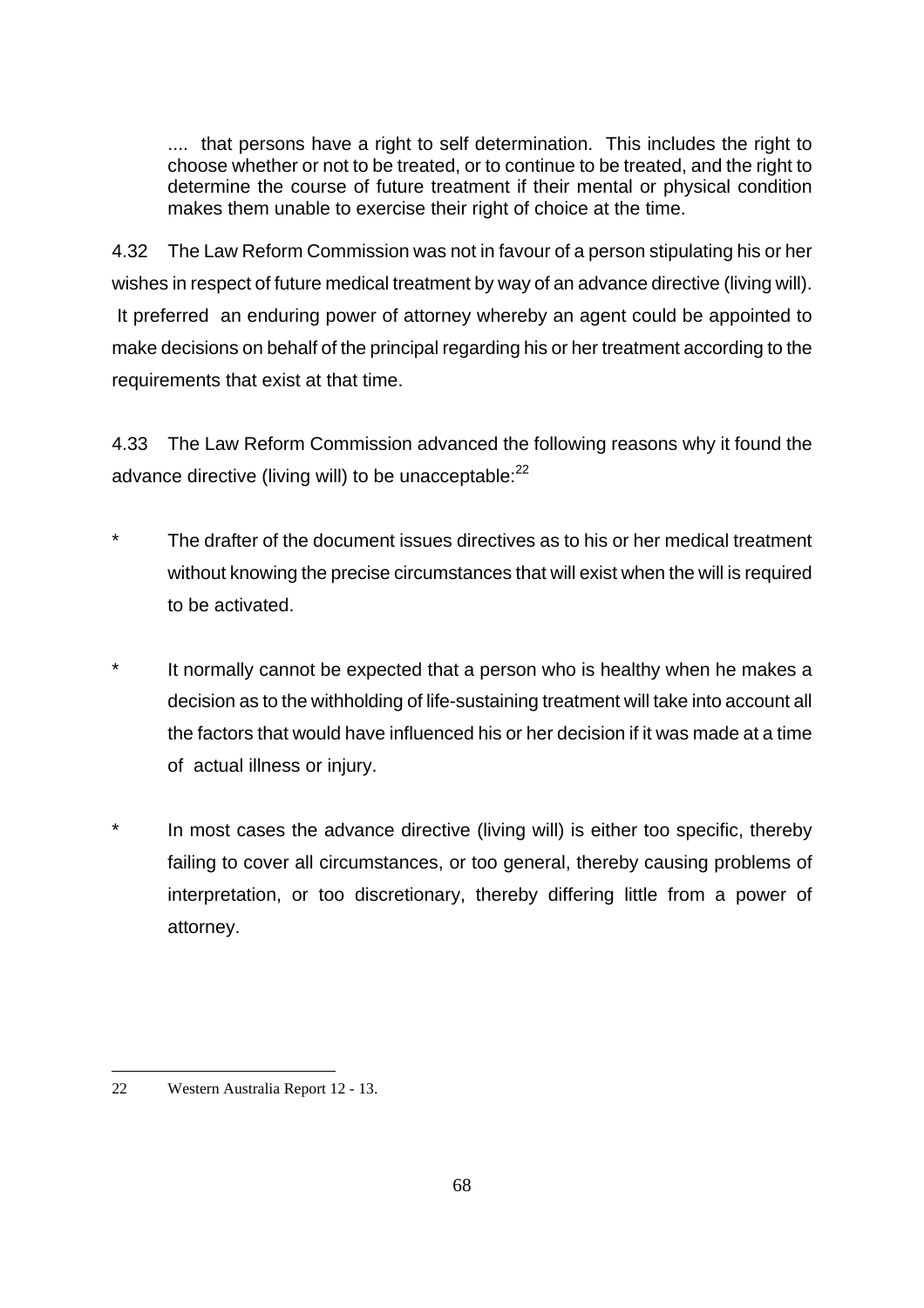> .... that persons have a right to self determination. This includes the right to choose whether or not to be treated, or to continue to be treated, and the right to determine the course of future treatment if their mental or physical condition makes them unable to exercise their right of choice at the time.

4.32 The Law Reform Commission was not in favour of a person stipulating his or her wishes in respect of future medical treatment by way of an advance directive (living will). It preferred an enduring power of attorney whereby an agent could be appointed to make decisions on behalf of the principal regarding his or her treatment according to the requirements that exist at that time.

4.33 The Law Reform Commission advanced the following reasons why it found the advance directive (living will) to be unacceptable:[22]

* The drafter of the document issues directives as to his or her medical treatment without knowing the precise circumstances that will exist when the will is required to be activated.

* It normally cannot be expected that a person who is healthy when he makes a decision as to the withholding of life-sustaining treatment will take into account all the factors that would have influenced his or her decision if it was made at a time of actual illness or injury.

* In most cases the advance directive (living will) is either too specific, thereby failing to cover all circumstances, or too general, thereby causing problems of interpretation, or too discretionary, thereby differing little from a power of attorney.

---

22 Western Australia Report 12 - 13.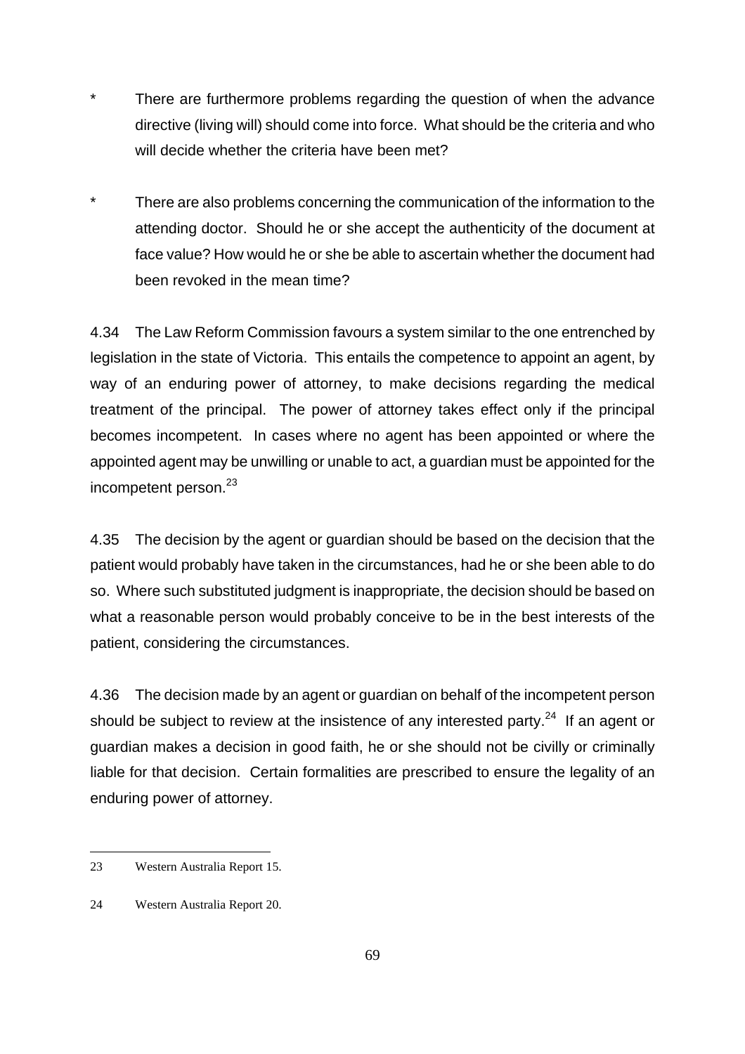* There are furthermore problems regarding the question of when the advance directive (living will) should come into force. What should be the criteria and who will decide whether the criteria have been met?

* There are also problems concerning the communication of the information to the attending doctor. Should he or she accept the authenticity of the document at face value? How would he or she be able to ascertain whether the document had been revoked in the mean time?

4.34 The Law Reform Commission favours a system similar to the one entrenched by legislation in the state of Victoria. This entails the competence to appoint an agent, by way of an enduring power of attorney, to make decisions regarding the medical treatment of the principal. The power of attorney takes effect only if the principal becomes incompetent. In cases where no agent has been appointed or where the appointed agent may be unwilling or unable to act, a guardian must be appointed for the incompetent person.[23]

4.35 The decision by the agent or guardian should be based on the decision that the patient would probably have taken in the circumstances, had he or she been able to do so. Where such substituted judgment is inappropriate, the decision should be based on what a reasonable person would probably conceive to be in the best interests of the patient, considering the circumstances.

4.36 The decision made by an agent or guardian on behalf of the incompetent person should be subject to review at the insistence of any interested party.[24] If an agent or guardian makes a decision in good faith, he or she should not be civilly or criminally liable for that decision. Certain formalities are prescribed to ensure the legality of an enduring power of attorney.

---

23 Western Australia Report 15.

24 Western Australia Report 20.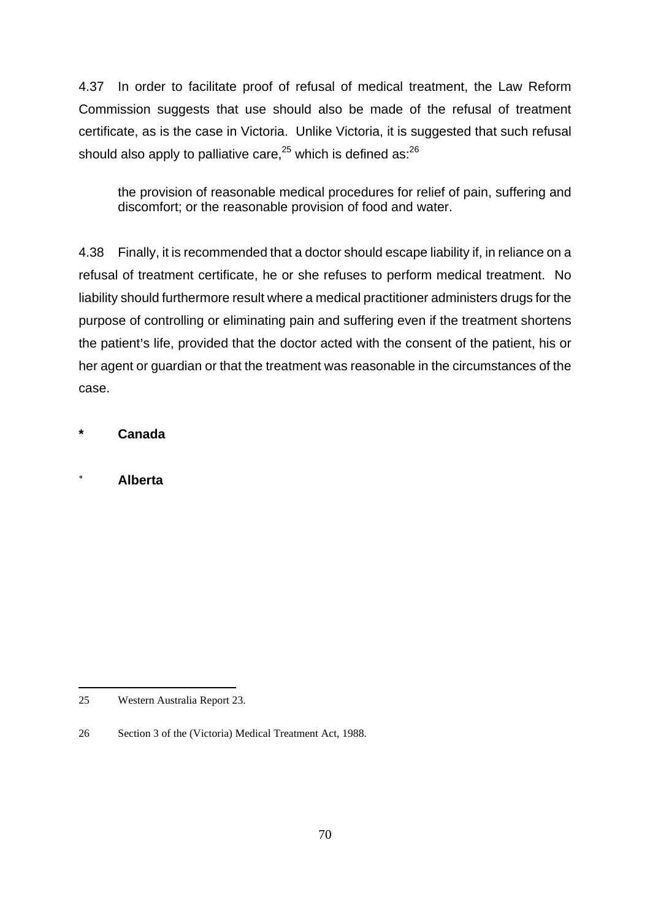4.37 In order to facilitate proof of refusal of medical treatment, the Law Reform Commission suggests that use should also be made of the refusal of treatment certificate, as is the case in Victoria. Unlike Victoria, it is suggested that such refusal should also apply to palliative care,[25] which is defined as:[26]

> the provision of reasonable medical procedures for relief of pain, suffering and discomfort; or the reasonable provision of food and water.

4.38 Finally, it is recommended that a doctor should escape liability if, in reliance on a refusal of treatment certificate, he or she refuses to perform medical treatment. No liability should furthermore result where a medical practitioner administers drugs for the purpose of controlling or eliminating pain and suffering even if the treatment shortens the patient's life, provided that the doctor acted with the consent of the patient, his or her agent or guardian or that the treatment was reasonable in the circumstances of the case.

**\* Canada**

**° Alberta**

---

25 Western Australia Report 23.

26 Section 3 of the (Victoria) Medical Treatment Act, 1988.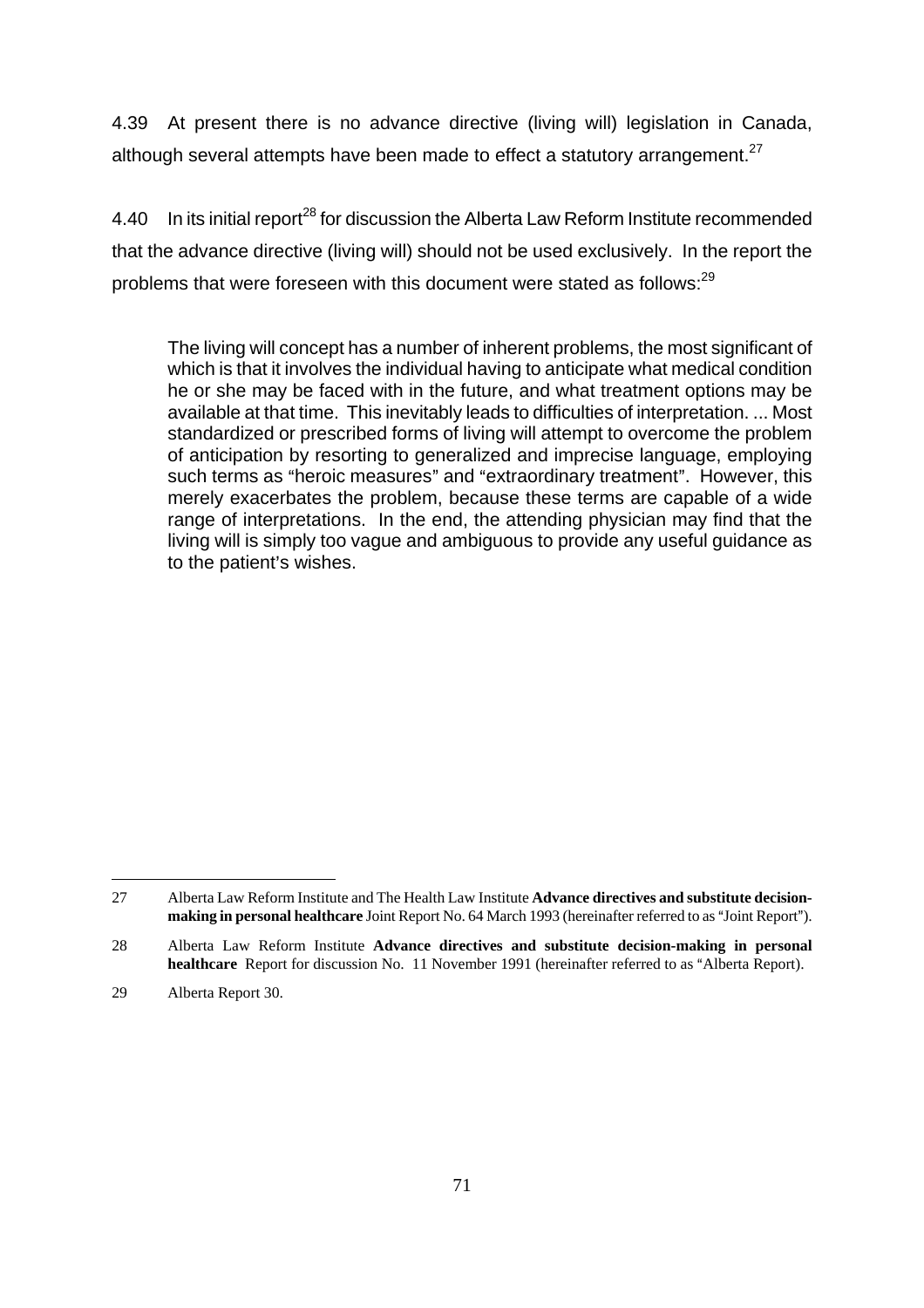4.39 At present there is no advance directive (living will) legislation in Canada, although several attempts have been made to effect a statutory arrangement.[27]

4.40 In its initial report[28] for discussion the Alberta Law Reform Institute recommended that the advance directive (living will) should not be used exclusively. In the report the problems that were foreseen with this document were stated as follows:[29]

> The living will concept has a number of inherent problems, the most significant of which is that it involves the individual having to anticipate what medical condition he or she may be faced with in the future, and what treatment options may be available at that time. This inevitably leads to difficulties of interpretation. ... Most standardized or prescribed forms of living will attempt to overcome the problem of anticipation by resorting to generalized and imprecise language, employing such terms as "heroic measures" and "extraordinary treatment". However, this merely exacerbates the problem, because these terms are capable of a wide range of interpretations. In the end, the attending physician may find that the living will is simply too vague and ambiguous to provide any useful guidance as to the patient's wishes.

---

27 Alberta Law Reform Institute and The Health Law Institute **Advance directives and substitute decision-making in personal healthcare** Joint Report No. 64 March 1993 (hereinafter referred to as "Joint Report").

28 Alberta Law Reform Institute **Advance directives and substitute decision-making in personal healthcare** Report for discussion No. 11 November 1991 (hereinafter referred to as "Alberta Report).

29 Alberta Report 30.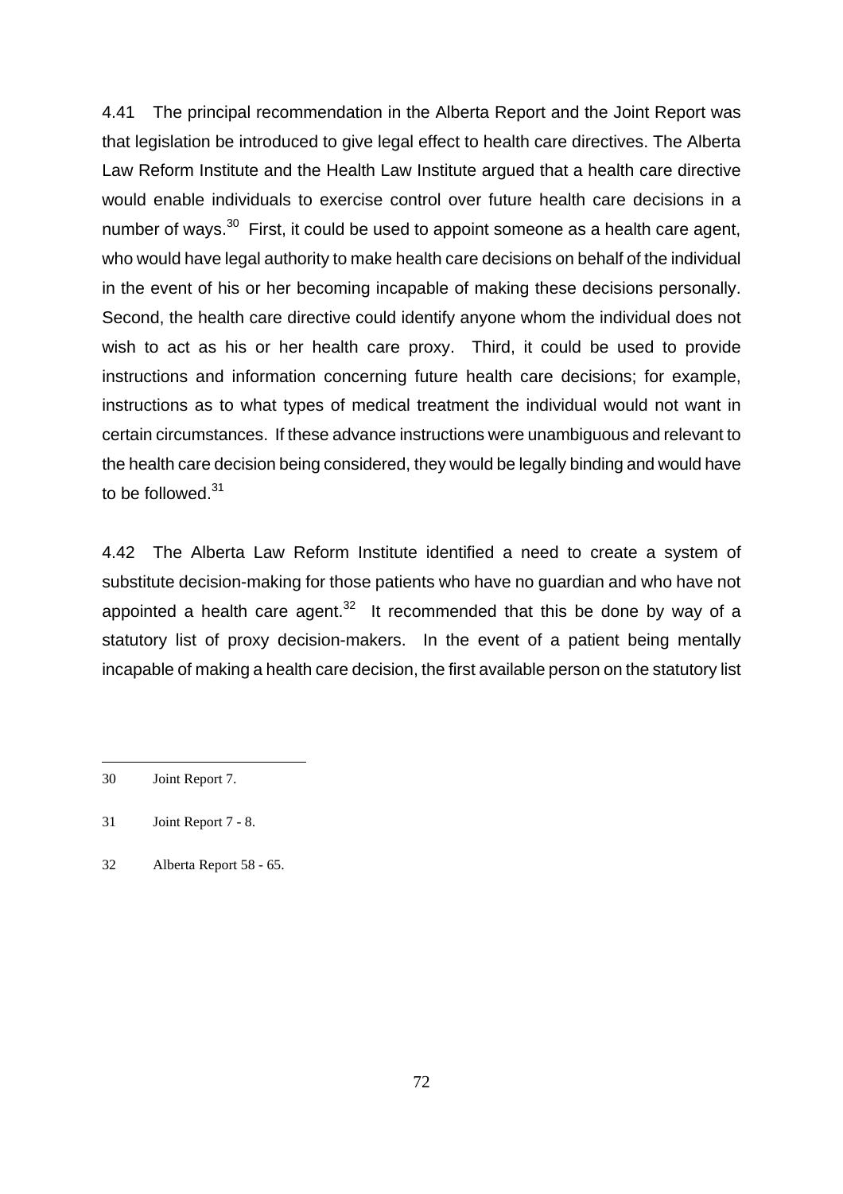4.41 The principal recommendation in the Alberta Report and the Joint Report was that legislation be introduced to give legal effect to health care directives. The Alberta Law Reform Institute and the Health Law Institute argued that a health care directive would enable individuals to exercise control over future health care decisions in a number of ways.[30] First, it could be used to appoint someone as a health care agent, who would have legal authority to make health care decisions on behalf of the individual in the event of his or her becoming incapable of making these decisions personally. Second, the health care directive could identify anyone whom the individual does not wish to act as his or her health care proxy. Third, it could be used to provide instructions and information concerning future health care decisions; for example, instructions as to what types of medical treatment the individual would not want in certain circumstances. If these advance instructions were unambiguous and relevant to the health care decision being considered, they would be legally binding and would have to be followed.[31]

4.42 The Alberta Law Reform Institute identified a need to create a system of substitute decision-making for those patients who have no guardian and who have not appointed a health care agent.[32] It recommended that this be done by way of a statutory list of proxy decision-makers. In the event of a patient being mentally incapable of making a health care decision, the first available person on the statutory list

---

30 Joint Report 7.

31 Joint Report 7 - 8.

32 Alberta Report 58 - 65.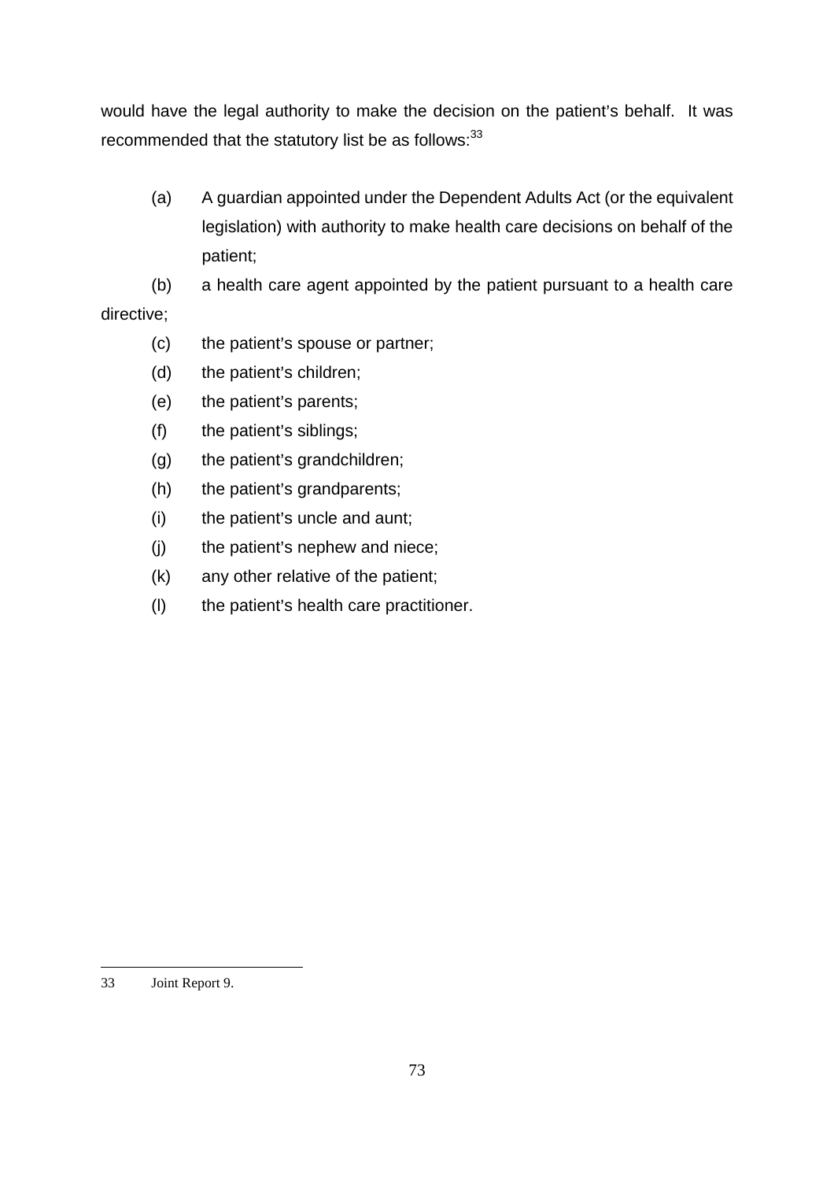would have the legal authority to make the decision on the patient's behalf. It was recommended that the statutory list be as follows:[33]

(a) A guardian appointed under the Dependent Adults Act (or the equivalent legislation) with authority to make health care decisions on behalf of the patient;

(b) a health care agent appointed by the patient pursuant to a health care directive;

(c) the patient's spouse or partner;

(d) the patient's children;

(e) the patient's parents;

(f) the patient's siblings;

(g) the patient's grandchildren;

(h) the patient's grandparents;

(i) the patient's uncle and aunt;

(j) the patient's nephew and niece;

(k) any other relative of the patient;

(l) the patient's health care practitioner.

---

33 Joint Report 9.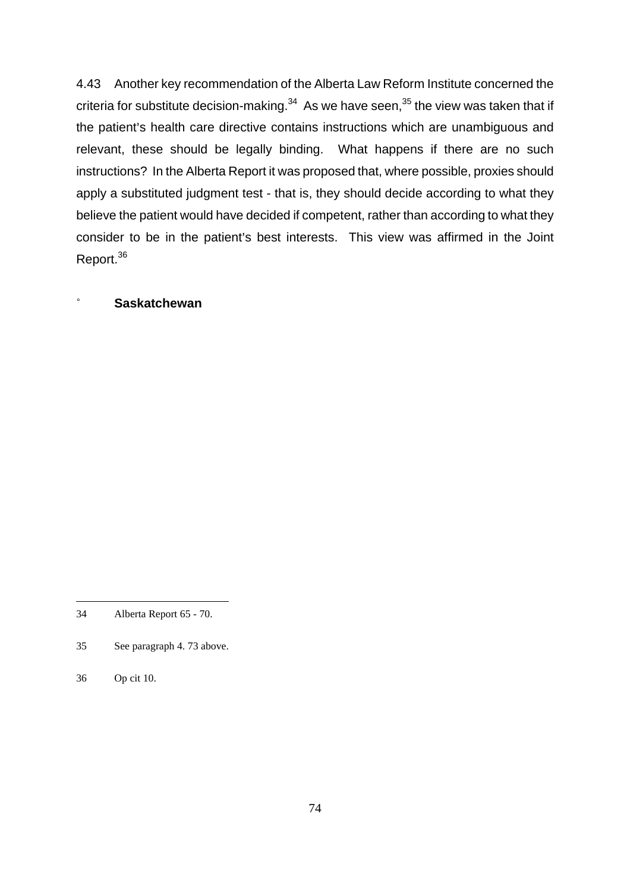4.43 Another key recommendation of the Alberta Law Reform Institute concerned the criteria for substitute decision-making.[34] As we have seen,[35] the view was taken that if the patient's health care directive contains instructions which are unambiguous and relevant, these should be legally binding. What happens if there are no such instructions? In the Alberta Report it was proposed that, where possible, proxies should apply a substituted judgment test - that is, they should decide according to what they believe the patient would have decided if competent, rather than according to what they consider to be in the patient's best interests. This view was affirmed in the Joint Report.[36]

- **Saskatchewan**

---

34 Alberta Report 65 - 70.

35 See paragraph 4. 73 above.

36 Op cit 10.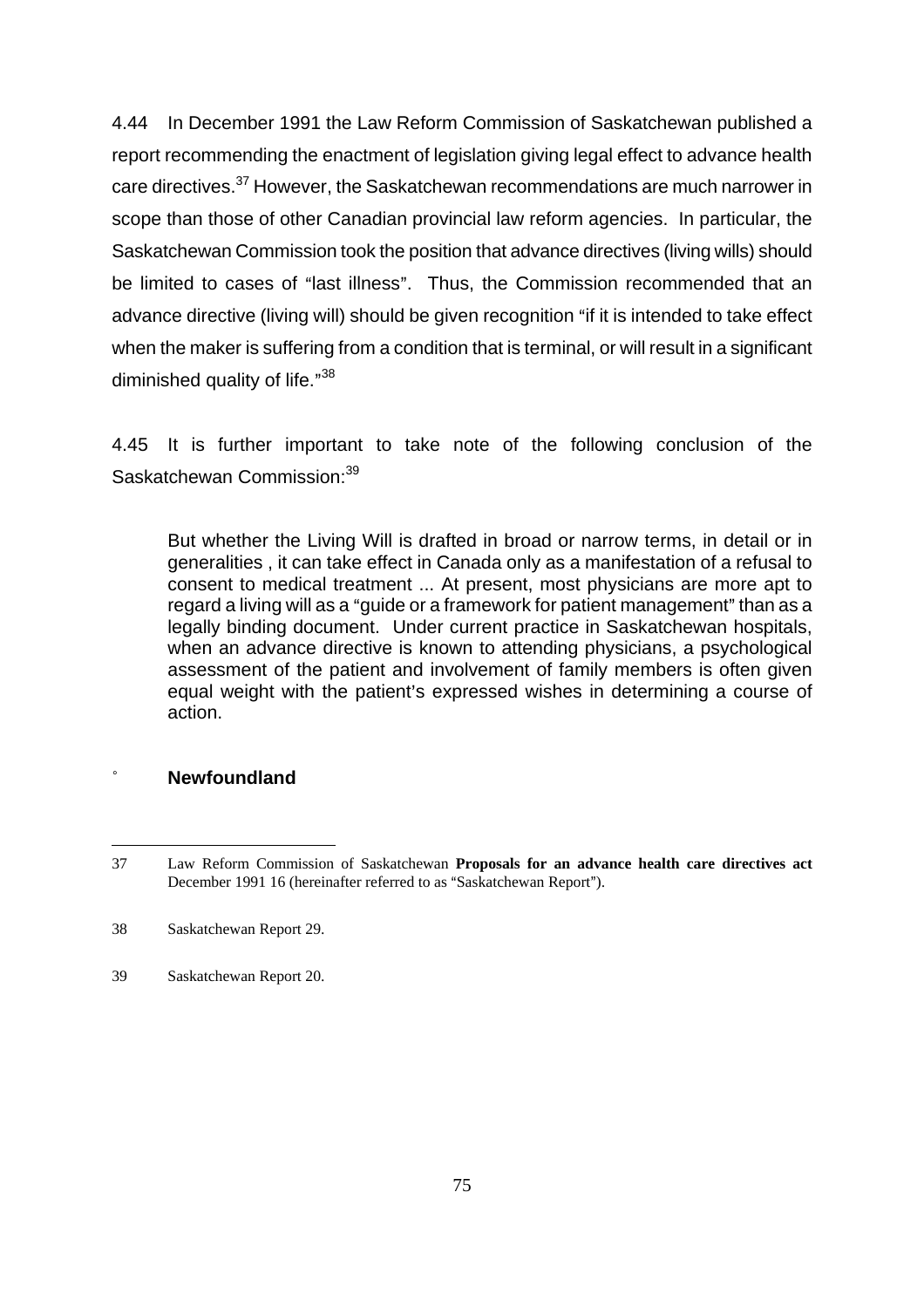4.44 In December 1991 the Law Reform Commission of Saskatchewan published a report recommending the enactment of legislation giving legal effect to advance health care directives.[37] However, the Saskatchewan recommendations are much narrower in scope than those of other Canadian provincial law reform agencies. In particular, the Saskatchewan Commission took the position that advance directives (living wills) should be limited to cases of "last illness". Thus, the Commission recommended that an advance directive (living will) should be given recognition "if it is intended to take effect when the maker is suffering from a condition that is terminal, or will result in a significant diminished quality of life."[38]

4.45 It is further important to take note of the following conclusion of the Saskatchewan Commission:[39]

> But whether the Living Will is drafted in broad or narrow terms, in detail or in generalities , it can take effect in Canada only as a manifestation of a refusal to consent to medical treatment ... At present, most physicians are more apt to regard a living will as a "guide or a framework for patient management" than as a legally binding document. Under current practice in Saskatchewan hospitals, when an advance directive is known to attending physicians, a psychological assessment of the patient and involvement of family members is often given equal weight with the patient's expressed wishes in determining a course of action.

° **Newfoundland**

---

37 Law Reform Commission of Saskatchewan **Proposals for an advance health care directives act** December 1991 16 (hereinafter referred to as "Saskatchewan Report").

38 Saskatchewan Report 29.

39 Saskatchewan Report 20.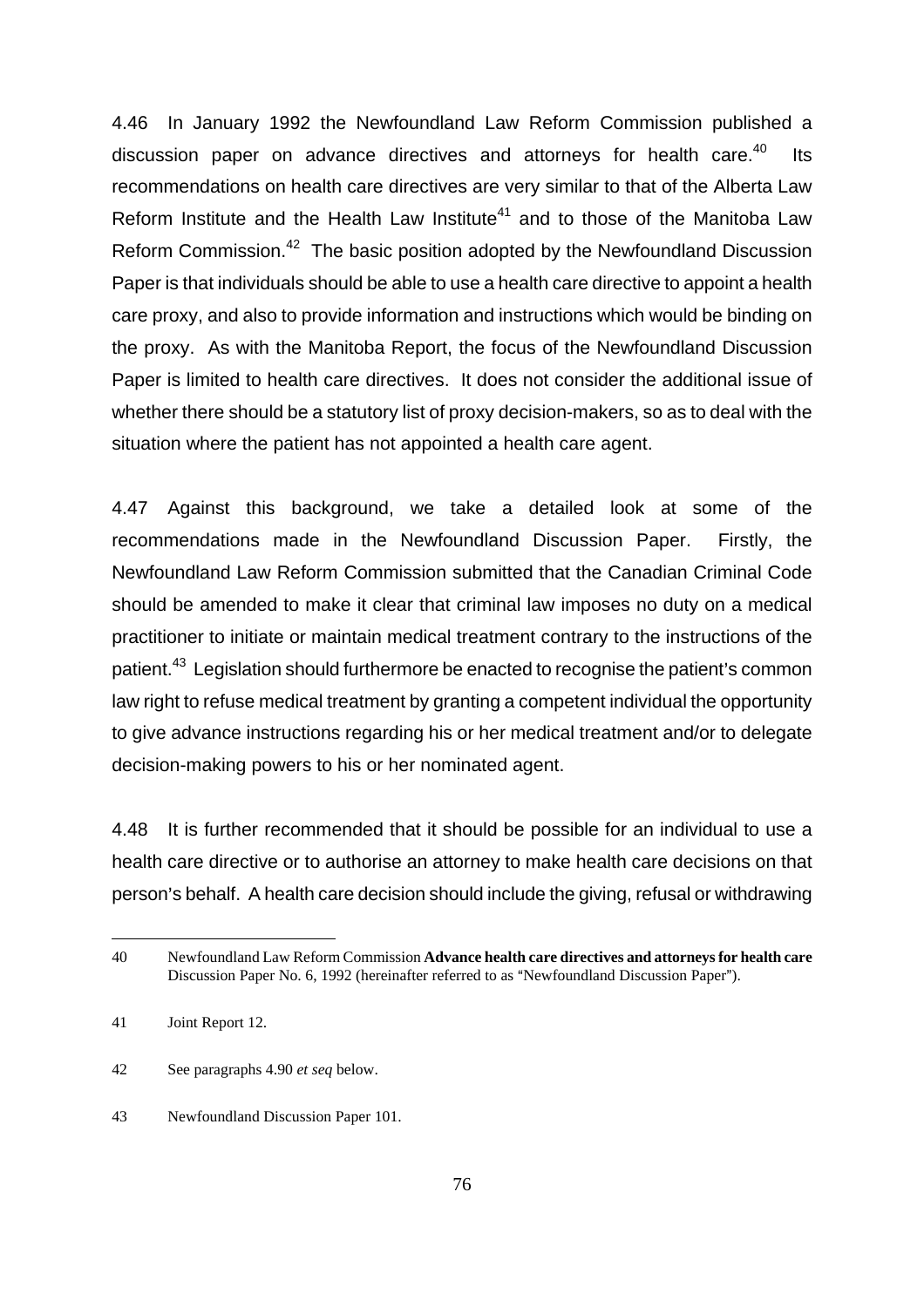4.46 In January 1992 the Newfoundland Law Reform Commission published a discussion paper on advance directives and attorneys for health care.[40] Its recommendations on health care directives are very similar to that of the Alberta Law Reform Institute and the Health Law Institute[41] and to those of the Manitoba Law Reform Commission.[42] The basic position adopted by the Newfoundland Discussion Paper is that individuals should be able to use a health care directive to appoint a health care proxy, and also to provide information and instructions which would be binding on the proxy. As with the Manitoba Report, the focus of the Newfoundland Discussion Paper is limited to health care directives. It does not consider the additional issue of whether there should be a statutory list of proxy decision-makers, so as to deal with the situation where the patient has not appointed a health care agent.

4.47 Against this background, we take a detailed look at some of the recommendations made in the Newfoundland Discussion Paper. Firstly, the Newfoundland Law Reform Commission submitted that the Canadian Criminal Code should be amended to make it clear that criminal law imposes no duty on a medical practitioner to initiate or maintain medical treatment contrary to the instructions of the patient.[43] Legislation should furthermore be enacted to recognise the patient's common law right to refuse medical treatment by granting a competent individual the opportunity to give advance instructions regarding his or her medical treatment and/or to delegate decision-making powers to his or her nominated agent.

4.48 It is further recommended that it should be possible for an individual to use a health care directive or to authorise an attorney to make health care decisions on that person's behalf. A health care decision should include the giving, refusal or withdrawing

---

40 Newfoundland Law Reform Commission **Advance health care directives and attorneys for health care** Discussion Paper No. 6, 1992 (hereinafter referred to as "Newfoundland Discussion Paper").

41 Joint Report 12.

42 See paragraphs 4.90 *et seq* below.

43 Newfoundland Discussion Paper 101.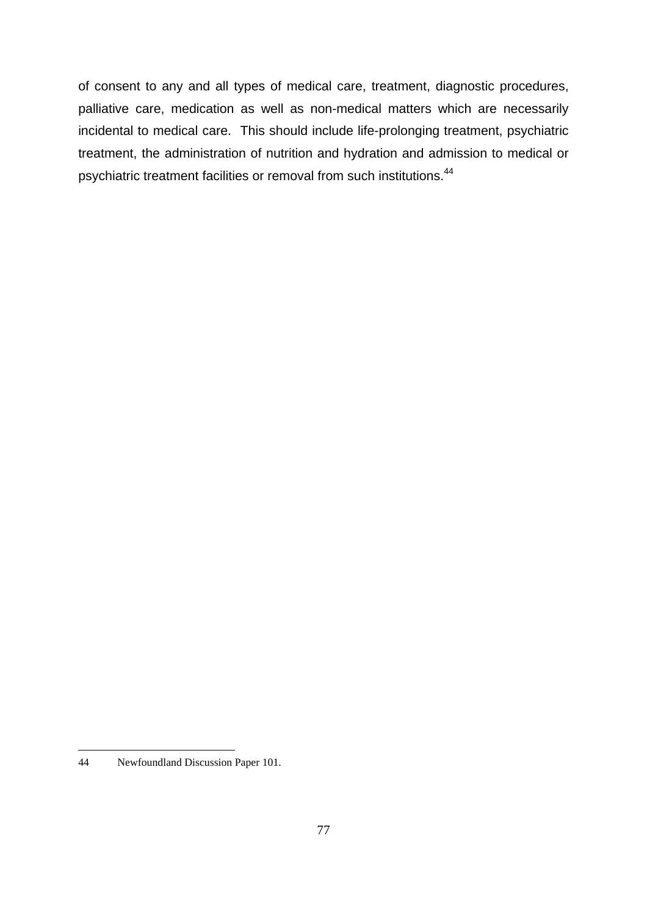of consent to any and all types of medical care, treatment, diagnostic procedures, palliative care, medication as well as non-medical matters which are necessarily incidental to medical care. This should include life-prolonging treatment, psychiatric treatment, the administration of nutrition and hydration and admission to medical or psychiatric treatment facilities or removal from such institutions.[44]

---

44 Newfoundland Discussion Paper 101.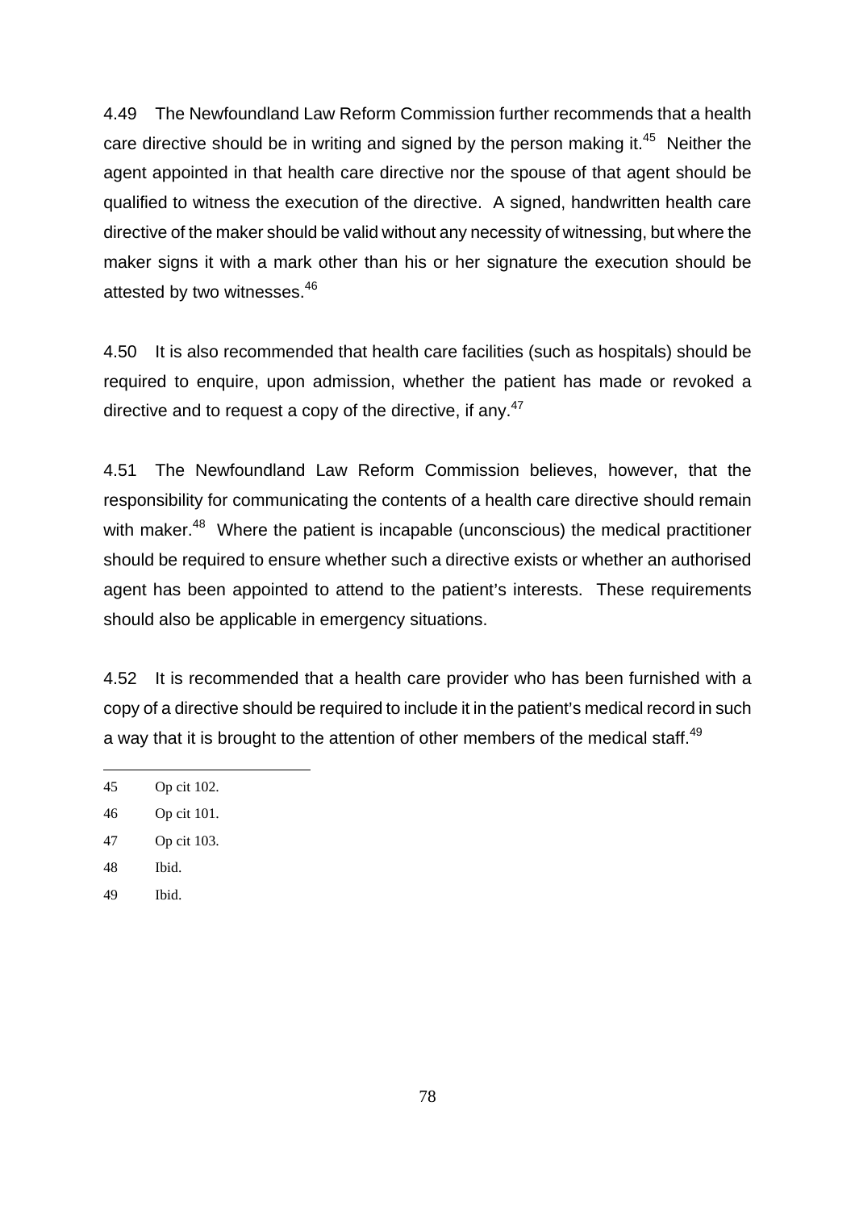4.49 The Newfoundland Law Reform Commission further recommends that a health care directive should be in writing and signed by the person making it.[45] Neither the agent appointed in that health care directive nor the spouse of that agent should be qualified to witness the execution of the directive. A signed, handwritten health care directive of the maker should be valid without any necessity of witnessing, but where the maker signs it with a mark other than his or her signature the execution should be attested by two witnesses.[46]

4.50 It is also recommended that health care facilities (such as hospitals) should be required to enquire, upon admission, whether the patient has made or revoked a directive and to request a copy of the directive, if any.[47]

4.51 The Newfoundland Law Reform Commission believes, however, that the responsibility for communicating the contents of a health care directive should remain with maker.[48] Where the patient is incapable (unconscious) the medical practitioner should be required to ensure whether such a directive exists or whether an authorised agent has been appointed to attend to the patient's interests. These requirements should also be applicable in emergency situations.

4.52 It is recommended that a health care provider who has been furnished with a copy of a directive should be required to include it in the patient's medical record in such a way that it is brought to the attention of other members of the medical staff.[49]

---

45 Op cit 102.

46 Op cit 101.

47 Op cit 103.

48 Ibid.

49 Ibid.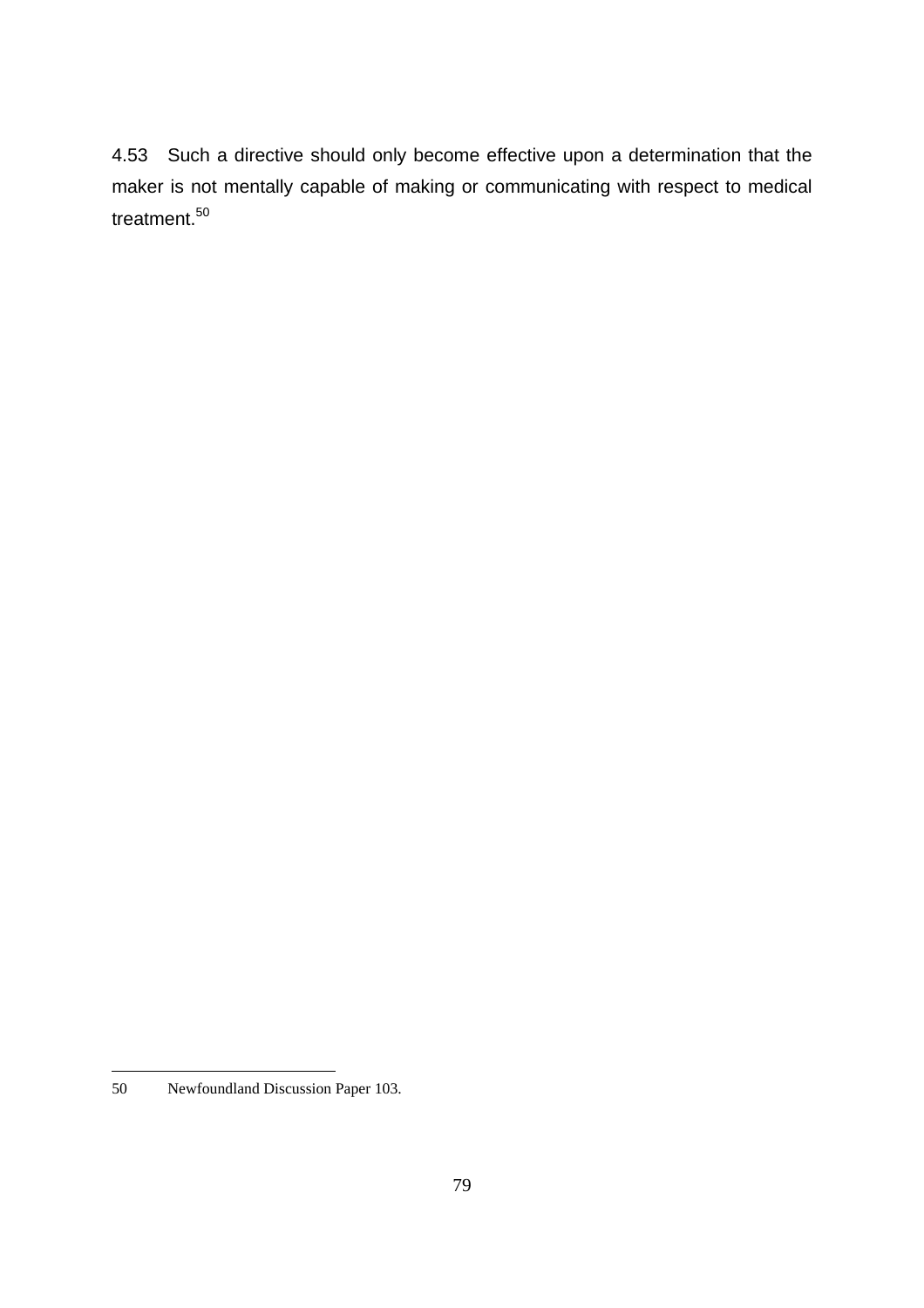4.53 Such a directive should only become effective upon a determination that the maker is not mentally capable of making or communicating with respect to medical treatment.[50]

---

50 Newfoundland Discussion Paper 103.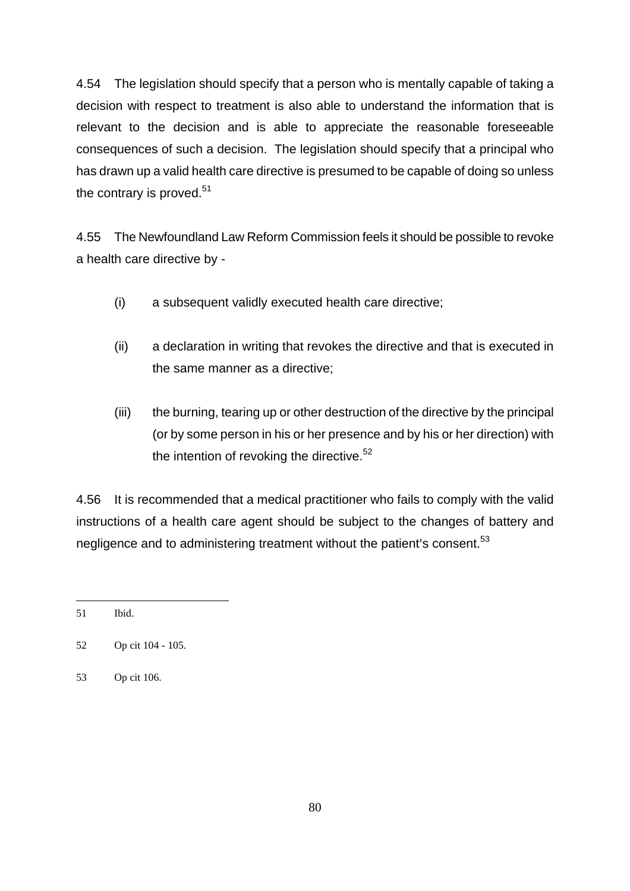4.54 The legislation should specify that a person who is mentally capable of taking a decision with respect to treatment is also able to understand the information that is relevant to the decision and is able to appreciate the reasonable foreseeable consequences of such a decision. The legislation should specify that a principal who has drawn up a valid health care directive is presumed to be capable of doing so unless the contrary is proved.[51]

4.55 The Newfoundland Law Reform Commission feels it should be possible to revoke a health care directive by -

(i) a subsequent validly executed health care directive;

(ii) a declaration in writing that revokes the directive and that is executed in the same manner as a directive;

(iii) the burning, tearing up or other destruction of the directive by the principal (or by some person in his or her presence and by his or her direction) with the intention of revoking the directive.[52]

4.56 It is recommended that a medical practitioner who fails to comply with the valid instructions of a health care agent should be subject to the changes of battery and negligence and to administering treatment without the patient's consent.[53]

---

51 Ibid.

52 Op cit 104 - 105.

53 Op cit 106.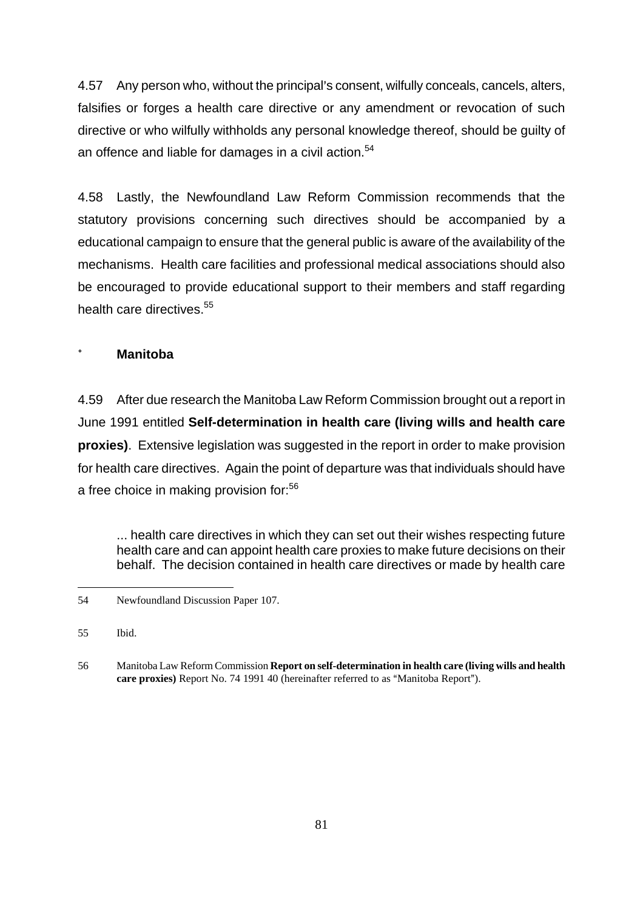4.57 Any person who, without the principal's consent, wilfully conceals, cancels, alters, falsifies or forges a health care directive or any amendment or revocation of such directive or who wilfully withholds any personal knowledge thereof, should be guilty of an offence and liable for damages in a civil action.[54]

4.58 Lastly, the Newfoundland Law Reform Commission recommends that the statutory provisions concerning such directives should be accompanied by a educational campaign to ensure that the general public is aware of the availability of the mechanisms. Health care facilities and professional medical associations should also be encouraged to provide educational support to their members and staff regarding health care directives.[55]

### ° Manitoba

4.59 After due research the Manitoba Law Reform Commission brought out a report in June 1991 entitled **Self-determination in health care (living wills and health care proxies)**. Extensive legislation was suggested in the report in order to make provision for health care directives. Again the point of departure was that individuals should have a free choice in making provision for:[56]

> ... health care directives in which they can set out their wishes respecting future health care and can appoint health care proxies to make future decisions on their behalf. The decision contained in health care directives or made by health care

---

54 Newfoundland Discussion Paper 107.

55 Ibid.

56 Manitoba Law Reform Commission **Report on self-determination in health care (living wills and health care proxies)** Report No. 74 1991 40 (hereinafter referred to as "Manitoba Report").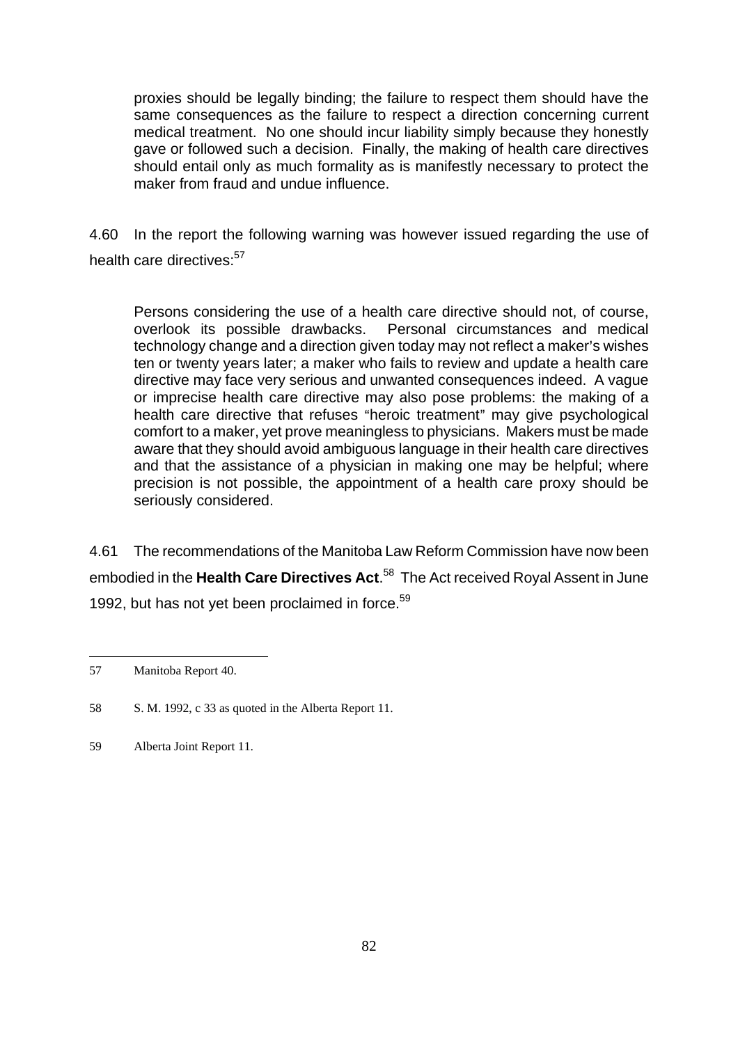> proxies should be legally binding; the failure to respect them should have the same consequences as the failure to respect a direction concerning current medical treatment. No one should incur liability simply because they honestly gave or followed such a decision. Finally, the making of health care directives should entail only as much formality as is manifestly necessary to protect the maker from fraud and undue influence.

4.60 In the report the following warning was however issued regarding the use of health care directives:[57]

> Persons considering the use of a health care directive should not, of course, overlook its possible drawbacks. Personal circumstances and medical technology change and a direction given today may not reflect a maker's wishes ten or twenty years later; a maker who fails to review and update a health care directive may face very serious and unwanted consequences indeed. A vague or imprecise health care directive may also pose problems: the making of a health care directive that refuses "heroic treatment" may give psychological comfort to a maker, yet prove meaningless to physicians. Makers must be made aware that they should avoid ambiguous language in their health care directives and that the assistance of a physician in making one may be helpful; where precision is not possible, the appointment of a health care proxy should be seriously considered.

4.61 The recommendations of the Manitoba Law Reform Commission have now been embodied in the **Health Care Directives Act**.[58] The Act received Royal Assent in June 1992, but has not yet been proclaimed in force.[59]

---

57 Manitoba Report 40.

58 S. M. 1992, c 33 as quoted in the Alberta Report 11.

59 Alberta Joint Report 11.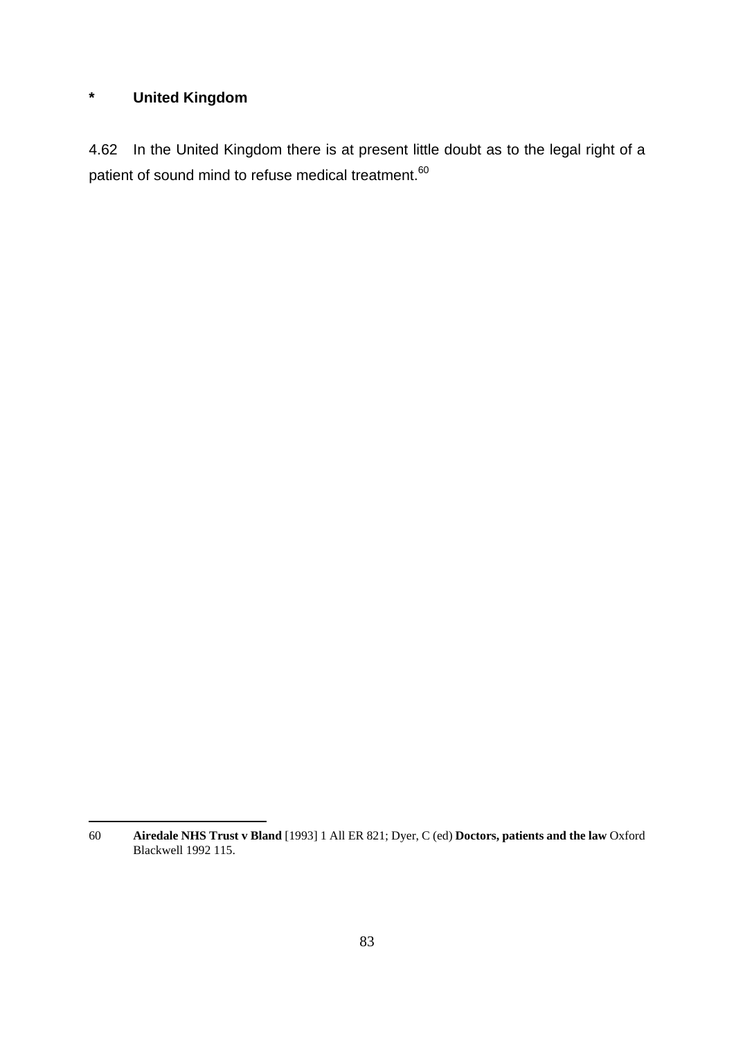**\*	United Kingdom**

4.62 In the United Kingdom there is at present little doubt as to the legal right of a patient of sound mind to refuse medical treatment.[60]

---

60 **Airedale NHS Trust v Bland** [1993] 1 All ER 821; Dyer, C (ed) **Doctors, patients and the law** Oxford Blackwell 1992 115.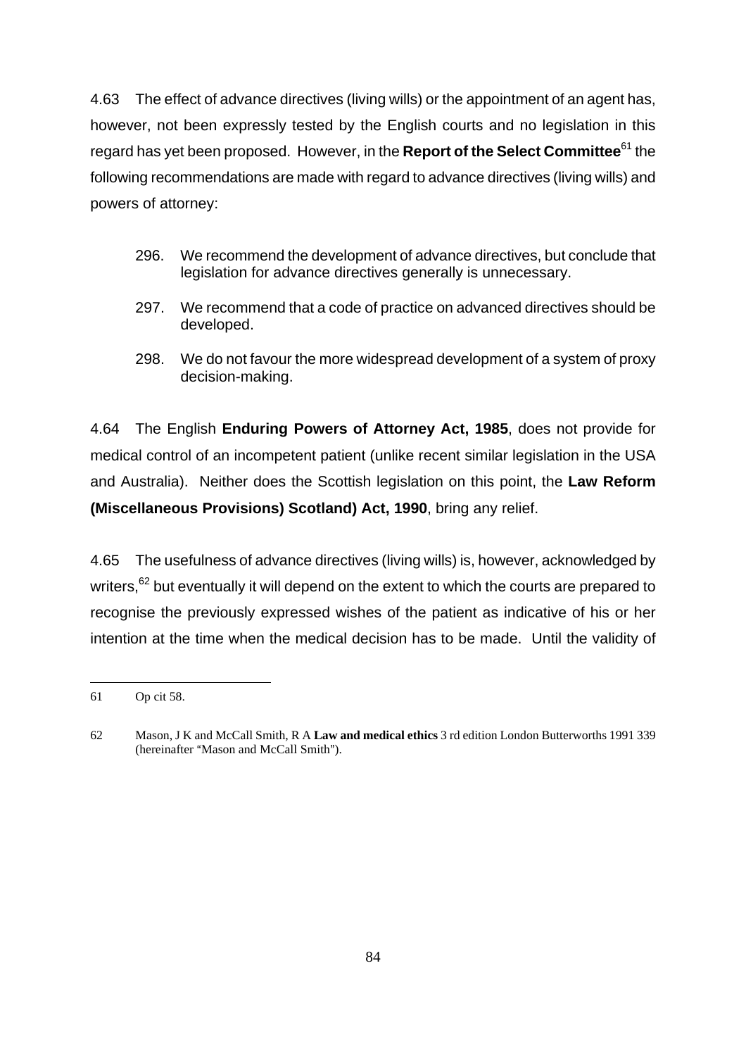4.63 The effect of advance directives (living wills) or the appointment of an agent has, however, not been expressly tested by the English courts and no legislation in this regard has yet been proposed. However, in the **Report of the Select Committee**[61] the following recommendations are made with regard to advance directives (living wills) and powers of attorney:

> 296. We recommend the development of advance directives, but conclude that legislation for advance directives generally is unnecessary.
>
> 297. We recommend that a code of practice on advanced directives should be developed.
>
> 298. We do not favour the more widespread development of a system of proxy decision-making.

4.64 The English **Enduring Powers of Attorney Act, 1985**, does not provide for medical control of an incompetent patient (unlike recent similar legislation in the USA and Australia). Neither does the Scottish legislation on this point, the **Law Reform (Miscellaneous Provisions) Scotland) Act, 1990**, bring any relief.

4.65 The usefulness of advance directives (living wills) is, however, acknowledged by writers,[62] but eventually it will depend on the extent to which the courts are prepared to recognise the previously expressed wishes of the patient as indicative of his or her intention at the time when the medical decision has to be made. Until the validity of

---

61 Op cit 58.

62 Mason, J K and McCall Smith, R A **Law and medical ethics** 3 rd edition London Butterworths 1991 339 (hereinafter "Mason and McCall Smith").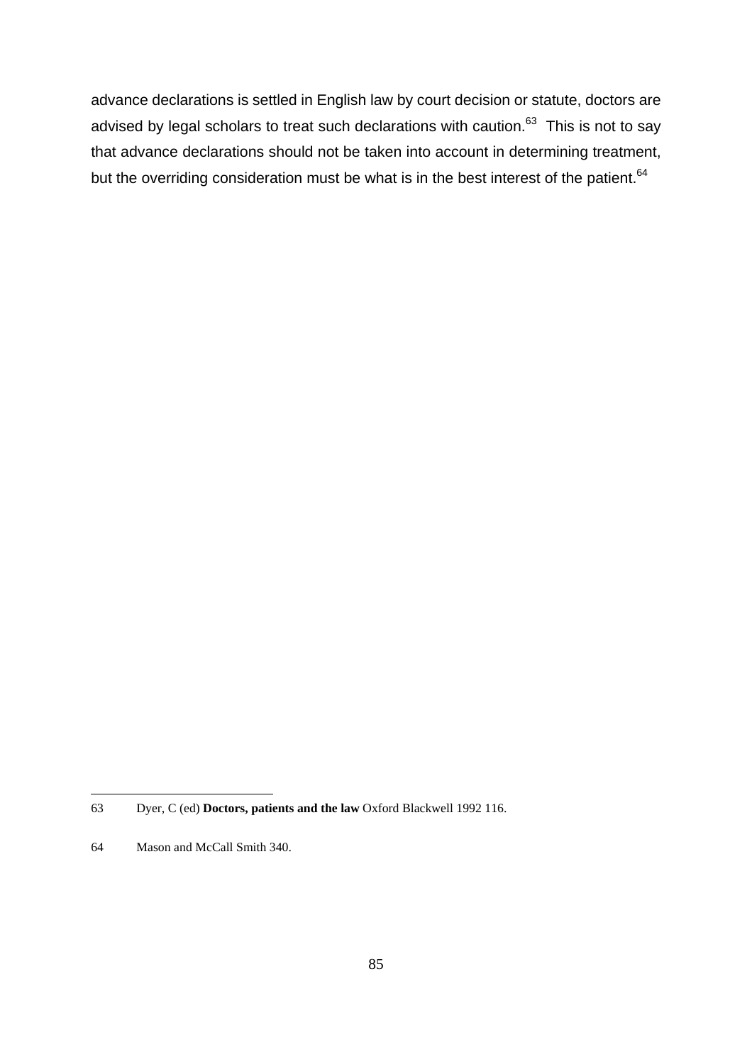advance declarations is settled in English law by court decision or statute, doctors are advised by legal scholars to treat such declarations with caution.[63] This is not to say that advance declarations should not be taken into account in determining treatment, but the overriding consideration must be what is in the best interest of the patient.[64]

---

63 Dyer, C (ed) **Doctors, patients and the law** Oxford Blackwell 1992 116.

64 Mason and McCall Smith 340.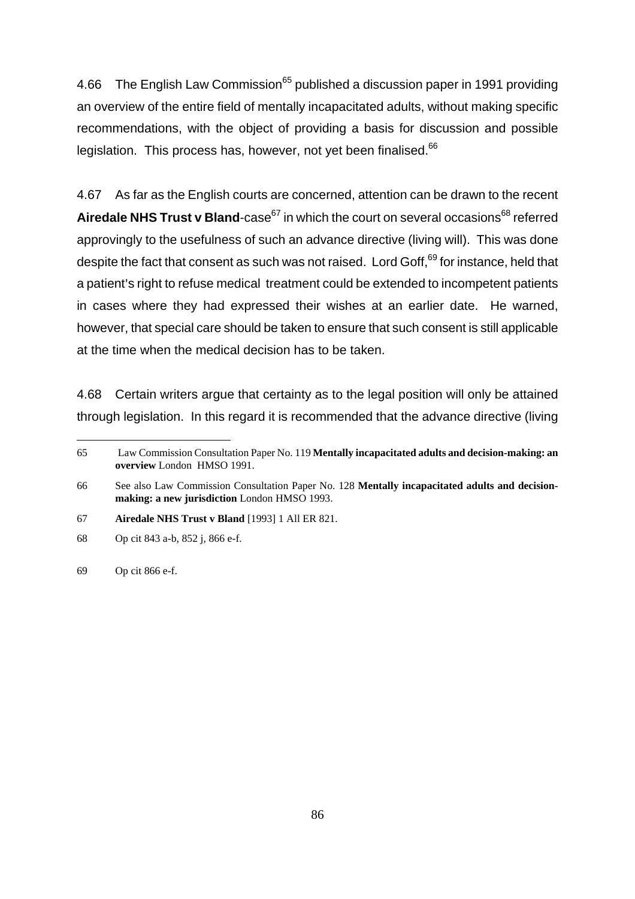4.66 The English Law Commission[65] published a discussion paper in 1991 providing an overview of the entire field of mentally incapacitated adults, without making specific recommendations, with the object of providing a basis for discussion and possible legislation. This process has, however, not yet been finalised.[66]

4.67 As far as the English courts are concerned, attention can be drawn to the recent **Airedale NHS Trust v Bland**-case[67] in which the court on several occasions[68] referred approvingly to the usefulness of such an advance directive (living will). This was done despite the fact that consent as such was not raised. Lord Goff,[69] for instance, held that a patient's right to refuse medical treatment could be extended to incompetent patients in cases where they had expressed their wishes at an earlier date. He warned, however, that special care should be taken to ensure that such consent is still applicable at the time when the medical decision has to be taken.

4.68 Certain writers argue that certainty as to the legal position will only be attained through legislation. In this regard it is recommended that the advance directive (living

---

65 Law Commission Consultation Paper No. 119 **Mentally incapacitated adults and decision-making: an overview** London HMSO 1991.

66 See also Law Commission Consultation Paper No. 128 **Mentally incapacitated adults and decision-making: a new jurisdiction** London HMSO 1993.

67 **Airedale NHS Trust v Bland** [1993] 1 All ER 821.

68 Op cit 843 a-b, 852 j, 866 e-f.

69 Op cit 866 e-f.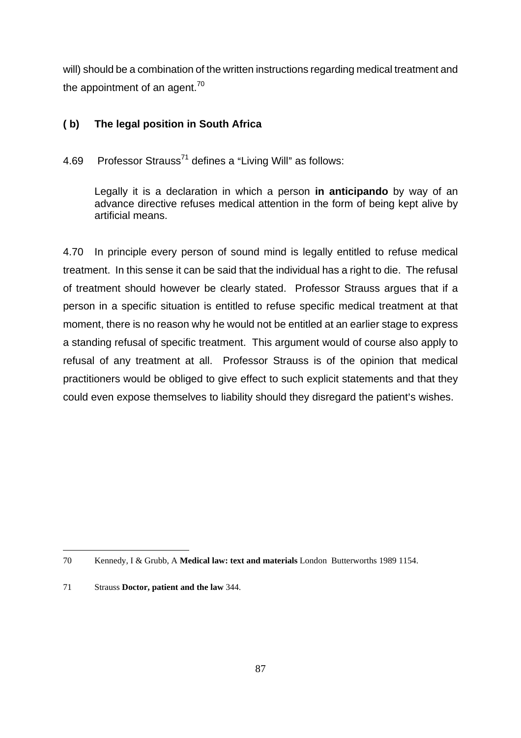will) should be a combination of the written instructions regarding medical treatment and the appointment of an agent.[70]

### ( b) The legal position in South Africa

4.69 Professor Strauss[71] defines a "Living Will" as follows:

> Legally it is a declaration in which a person **in anticipando** by way of an advance directive refuses medical attention in the form of being kept alive by artificial means.

4.70 In principle every person of sound mind is legally entitled to refuse medical treatment. In this sense it can be said that the individual has a right to die. The refusal of treatment should however be clearly stated. Professor Strauss argues that if a person in a specific situation is entitled to refuse specific medical treatment at that moment, there is no reason why he would not be entitled at an earlier stage to express a standing refusal of specific treatment. This argument would of course also apply to refusal of any treatment at all. Professor Strauss is of the opinion that medical practitioners would be obliged to give effect to such explicit statements and that they could even expose themselves to liability should they disregard the patient's wishes.

---

70 Kennedy, I & Grubb, A **Medical law: text and materials** London Butterworths 1989 1154.

71 Strauss **Doctor, patient and the law** 344.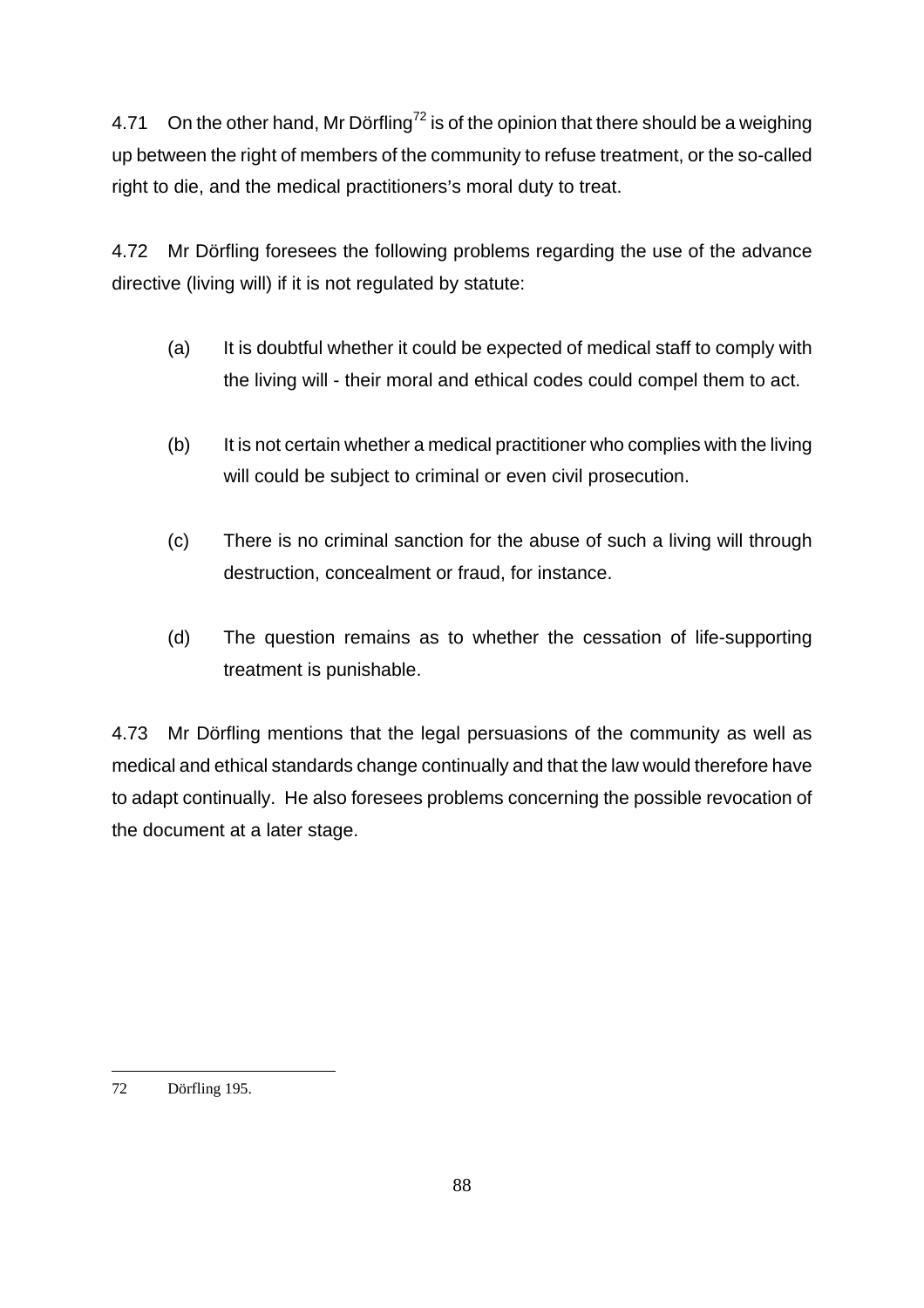4.71 On the other hand, Mr Dörfling[72] is of the opinion that there should be a weighing up between the right of members of the community to refuse treatment, or the so-called right to die, and the medical practitioners's moral duty to treat.

4.72 Mr Dörfling foresees the following problems regarding the use of the advance directive (living will) if it is not regulated by statute:

(a) It is doubtful whether it could be expected of medical staff to comply with the living will - their moral and ethical codes could compel them to act.

(b) It is not certain whether a medical practitioner who complies with the living will could be subject to criminal or even civil prosecution.

(c) There is no criminal sanction for the abuse of such a living will through destruction, concealment or fraud, for instance.

(d) The question remains as to whether the cessation of life-supporting treatment is punishable.

4.73 Mr Dörfling mentions that the legal persuasions of the community as well as medical and ethical standards change continually and that the law would therefore have to adapt continually. He also foresees problems concerning the possible revocation of the document at a later stage.

---

72 Dörfling 195.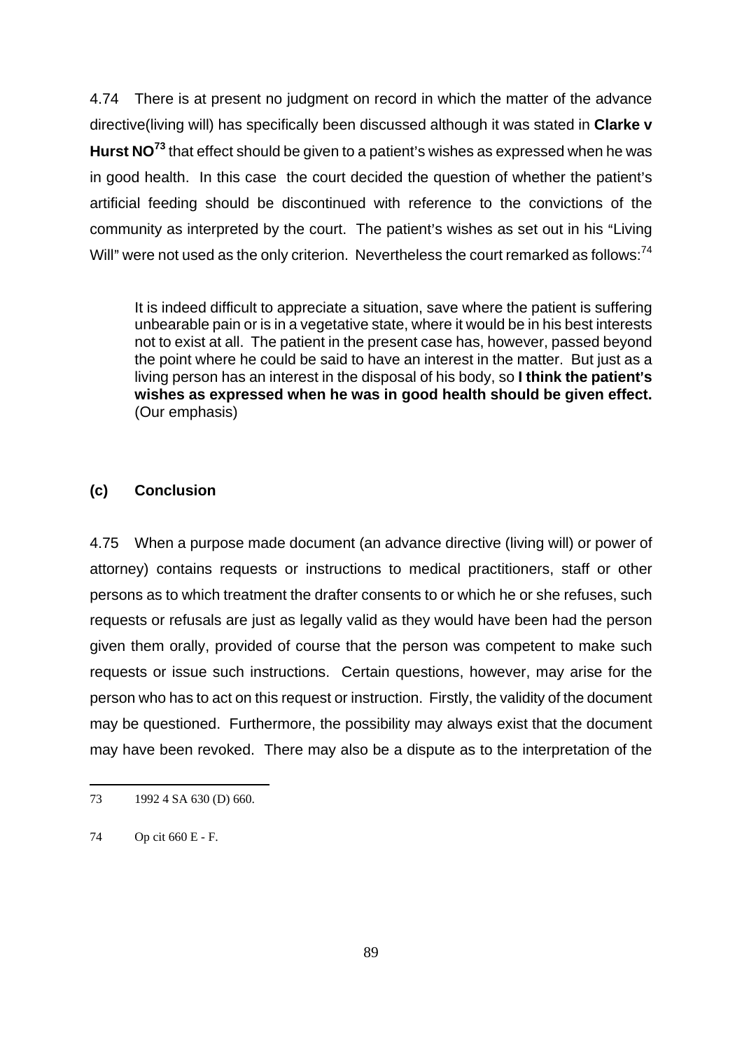4.74 There is at present no judgment on record in which the matter of the advance directive(living will) has specifically been discussed although it was stated in **Clarke v Hurst NO**[73] that effect should be given to a patient's wishes as expressed when he was in good health. In this case the court decided the question of whether the patient's artificial feeding should be discontinued with reference to the convictions of the community as interpreted by the court. The patient's wishes as set out in his "Living Will" were not used as the only criterion. Nevertheless the court remarked as follows:[74]

> It is indeed difficult to appreciate a situation, save where the patient is suffering unbearable pain or is in a vegetative state, where it would be in his best interests not to exist at all. The patient in the present case has, however, passed beyond the point where he could be said to have an interest in the matter. But just as a living person has an interest in the disposal of his body, so **I think the patient's wishes as expressed when he was in good health should be given effect.** (Our emphasis)

### (c) Conclusion

4.75 When a purpose made document (an advance directive (living will) or power of attorney) contains requests or instructions to medical practitioners, staff or other persons as to which treatment the drafter consents to or which he or she refuses, such requests or refusals are just as legally valid as they would have been had the person given them orally, provided of course that the person was competent to make such requests or issue such instructions. Certain questions, however, may arise for the person who has to act on this request or instruction. Firstly, the validity of the document may be questioned. Furthermore, the possibility may always exist that the document may have been revoked. There may also be a dispute as to the interpretation of the

---

73 1992 4 SA 630 (D) 660.

74 Op cit 660 E - F.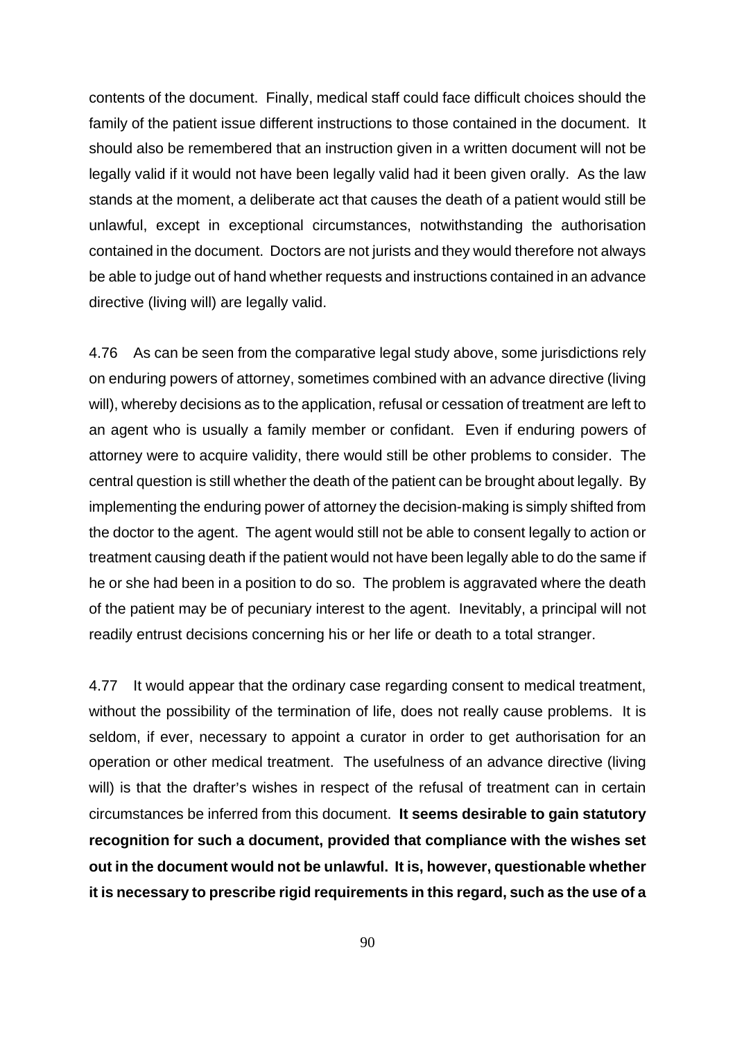contents of the document. Finally, medical staff could face difficult choices should the family of the patient issue different instructions to those contained in the document. It should also be remembered that an instruction given in a written document will not be legally valid if it would not have been legally valid had it been given orally. As the law stands at the moment, a deliberate act that causes the death of a patient would still be unlawful, except in exceptional circumstances, notwithstanding the authorisation contained in the document. Doctors are not jurists and they would therefore not always be able to judge out of hand whether requests and instructions contained in an advance directive (living will) are legally valid.

4.76 As can be seen from the comparative legal study above, some jurisdictions rely on enduring powers of attorney, sometimes combined with an advance directive (living will), whereby decisions as to the application, refusal or cessation of treatment are left to an agent who is usually a family member or confidant. Even if enduring powers of attorney were to acquire validity, there would still be other problems to consider. The central question is still whether the death of the patient can be brought about legally. By implementing the enduring power of attorney the decision-making is simply shifted from the doctor to the agent. The agent would still not be able to consent legally to action or treatment causing death if the patient would not have been legally able to do the same if he or she had been in a position to do so. The problem is aggravated where the death of the patient may be of pecuniary interest to the agent. Inevitably, a principal will not readily entrust decisions concerning his or her life or death to a total stranger.

4.77 It would appear that the ordinary case regarding consent to medical treatment, without the possibility of the termination of life, does not really cause problems. It is seldom, if ever, necessary to appoint a curator in order to get authorisation for an operation or other medical treatment. The usefulness of an advance directive (living will) is that the drafter's wishes in respect of the refusal of treatment can in certain circumstances be inferred from this document. **It seems desirable to gain statutory recognition for such a document, provided that compliance with the wishes set out in the document would not be unlawful. It is, however, questionable whether it is necessary to prescribe rigid requirements in this regard, such as the use of a**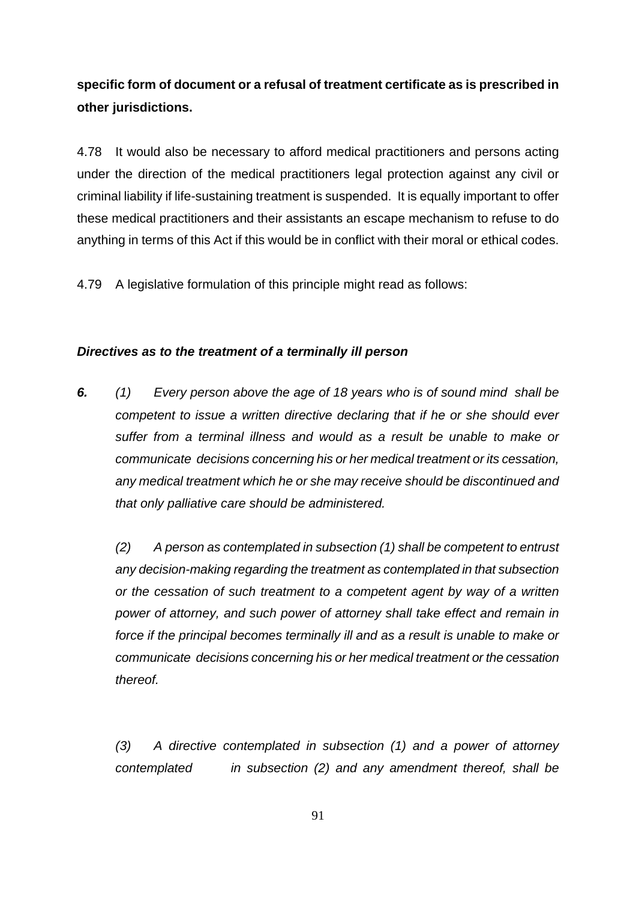**specific form of document or a refusal of treatment certificate as is prescribed in other jurisdictions.**

4.78 It would also be necessary to afford medical practitioners and persons acting under the direction of the medical practitioners legal protection against any civil or criminal liability if life-sustaining treatment is suspended. It is equally important to offer these medical practitioners and their assistants an escape mechanism to refuse to do anything in terms of this Act if this would be in conflict with their moral or ethical codes.

4.79 A legislative formulation of this principle might read as follows:

***Directives as to the treatment of a terminally ill person***

***6.*** *(1) Every person above the age of 18 years who is of sound mind shall be competent to issue a written directive declaring that if he or she should ever suffer from a terminal illness and would as a result be unable to make or communicate decisions concerning his or her medical treatment or its cessation, any medical treatment which he or she may receive should be discontinued and that only palliative care should be administered.*

*(2) A person as contemplated in subsection (1) shall be competent to entrust any decision-making regarding the treatment as contemplated in that subsection or the cessation of such treatment to a competent agent by way of a written power of attorney, and such power of attorney shall take effect and remain in force if the principal becomes terminally ill and as a result is unable to make or communicate decisions concerning his or her medical treatment or the cessation thereof.*

*(3) A directive contemplated in subsection (1) and a power of attorney contemplated in subsection (2) and any amendment thereof, shall be*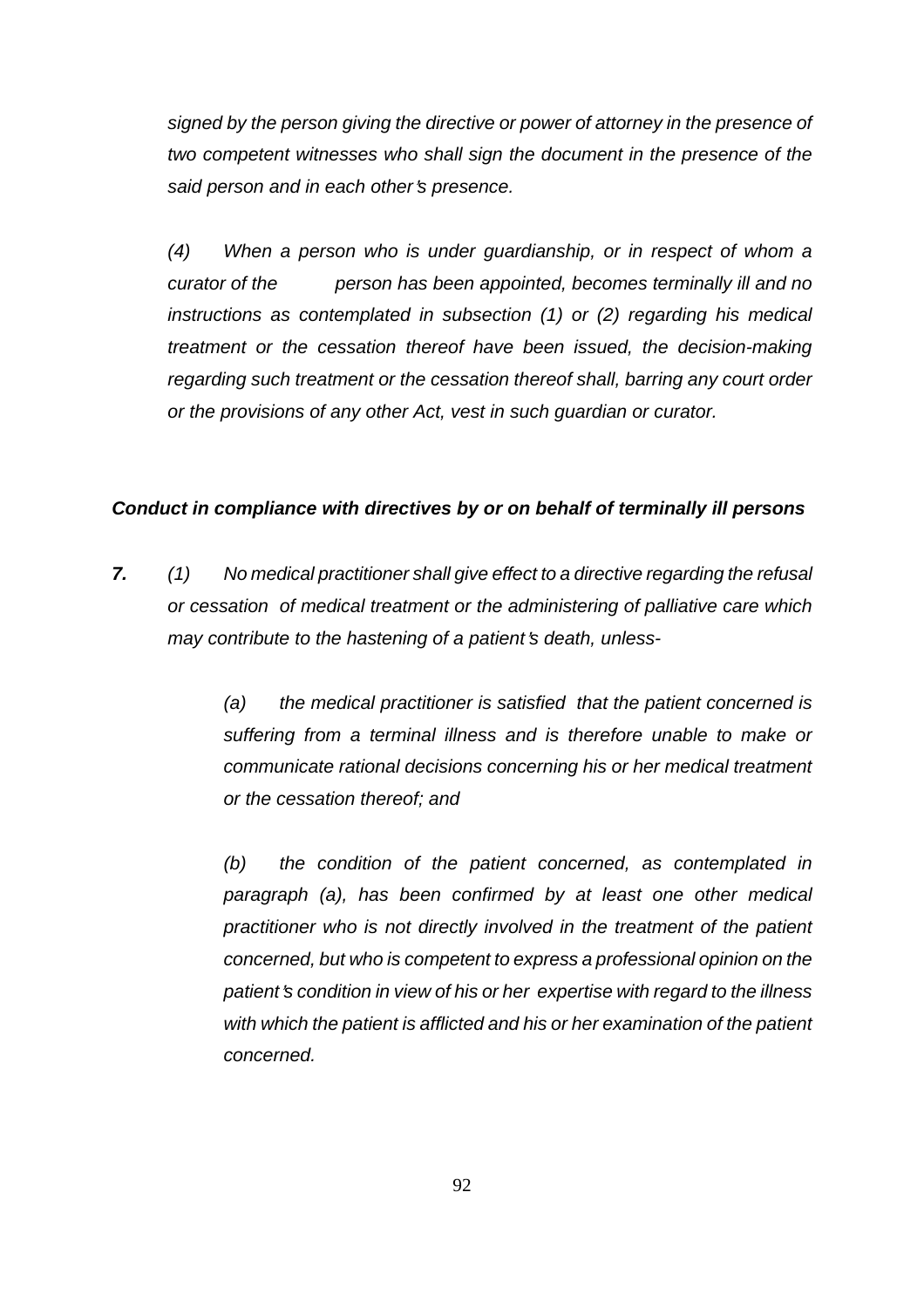*signed by the person giving the directive or power of attorney in the presence of two competent witnesses who shall sign the document in the presence of the said person and in each other's presence.*

*(4) When a person who is under guardianship, or in respect of whom a curator of the person has been appointed, becomes terminally ill and no instructions as contemplated in subsection (1) or (2) regarding his medical treatment or the cessation thereof have been issued, the decision-making regarding such treatment or the cessation thereof shall, barring any court order or the provisions of any other Act, vest in such guardian or curator.*

***Conduct in compliance with directives by or on behalf of terminally ill persons***

***7.*** *(1) No medical practitioner shall give effect to a directive regarding the refusal or cessation of medical treatment or the administering of palliative care which may contribute to the hastening of a patient's death, unless-*

> *(a) the medical practitioner is satisfied that the patient concerned is suffering from a terminal illness and is therefore unable to make or communicate rational decisions concerning his or her medical treatment or the cessation thereof; and*
>
> *(b) the condition of the patient concerned, as contemplated in paragraph (a), has been confirmed by at least one other medical practitioner who is not directly involved in the treatment of the patient concerned, but who is competent to express a professional opinion on the patient's condition in view of his or her expertise with regard to the illness with which the patient is afflicted and his or her examination of the patient concerned.*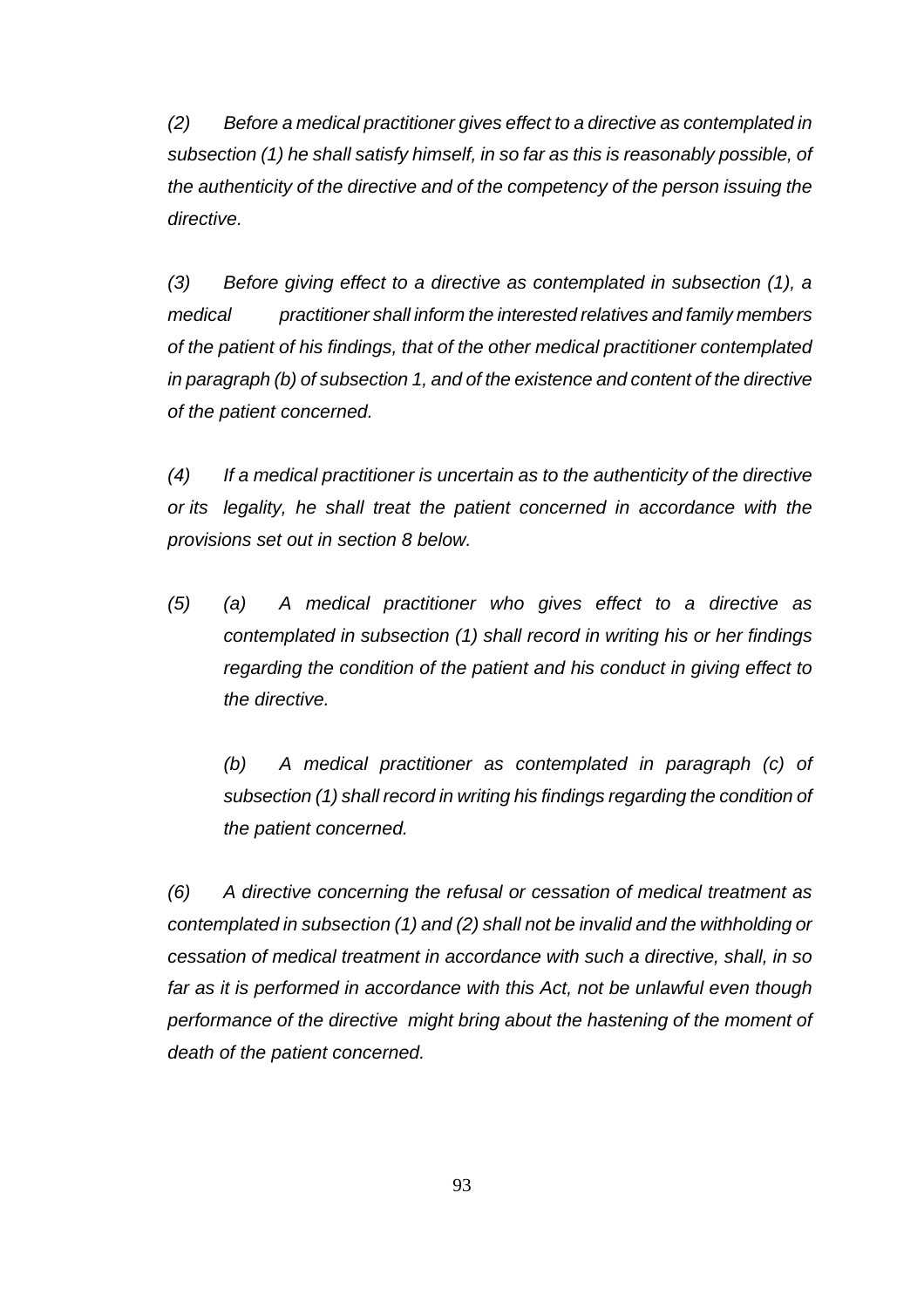*(2) Before a medical practitioner gives effect to a directive as contemplated in subsection (1) he shall satisfy himself, in so far as this is reasonably possible, of the authenticity of the directive and of the competency of the person issuing the directive.*

*(3) Before giving effect to a directive as contemplated in subsection (1), a medical practitioner shall inform the interested relatives and family members of the patient of his findings, that of the other medical practitioner contemplated in paragraph (b) of subsection 1, and of the existence and content of the directive of the patient concerned.*

*(4) If a medical practitioner is uncertain as to the authenticity of the directive or its legality, he shall treat the patient concerned in accordance with the provisions set out in section 8 below.*

*(5) (a) A medical practitioner who gives effect to a directive as contemplated in subsection (1) shall record in writing his or her findings regarding the condition of the patient and his conduct in giving effect to the directive.*

*(b) A medical practitioner as contemplated in paragraph (c) of subsection (1) shall record in writing his findings regarding the condition of the patient concerned.*

*(6) A directive concerning the refusal or cessation of medical treatment as contemplated in subsection (1) and (2) shall not be invalid and the withholding or cessation of medical treatment in accordance with such a directive, shall, in so far as it is performed in accordance with this Act, not be unlawful even though performance of the directive might bring about the hastening of the moment of death of the patient concerned.*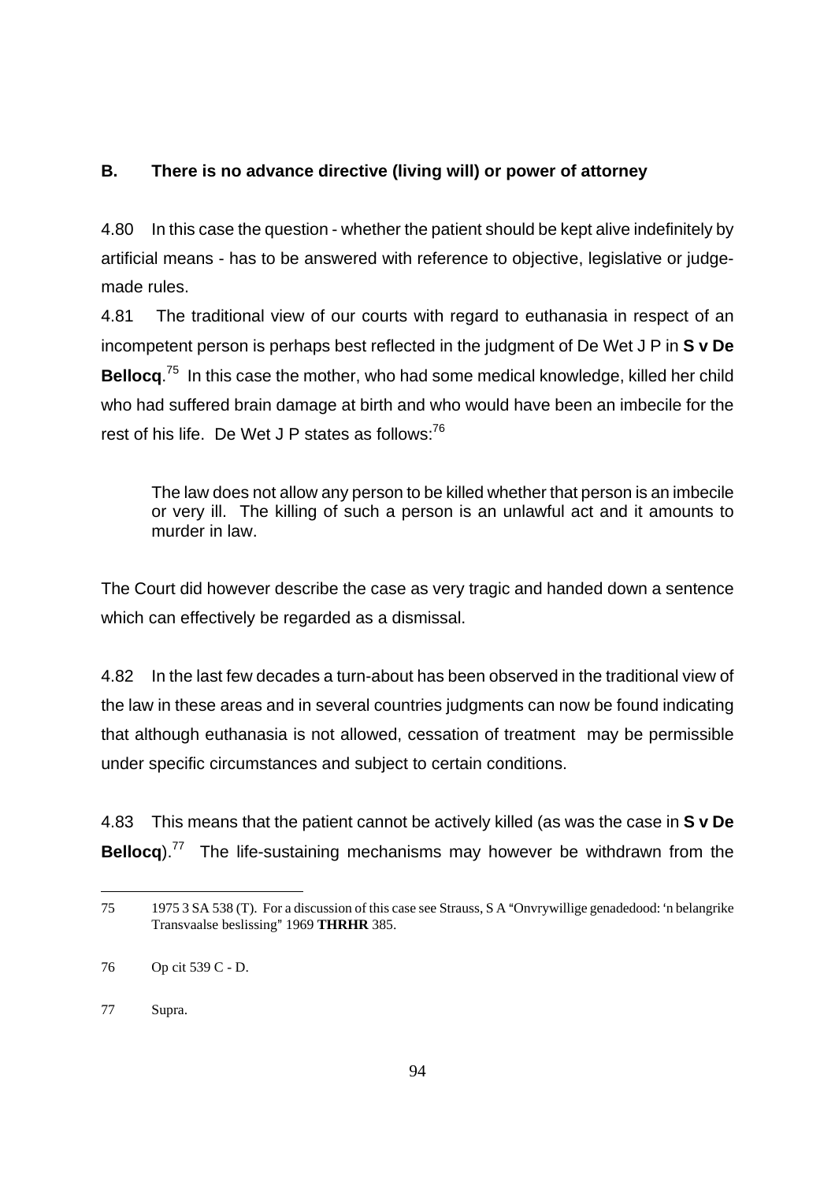## B. There is no advance directive (living will) or power of attorney

4.80 In this case the question - whether the patient should be kept alive indefinitely by artificial means - has to be answered with reference to objective, legislative or judge-made rules.

4.81 The traditional view of our courts with regard to euthanasia in respect of an incompetent person is perhaps best reflected in the judgment of De Wet J P in **S v De Bellocq**.[75] In this case the mother, who had some medical knowledge, killed her child who had suffered brain damage at birth and who would have been an imbecile for the rest of his life. De Wet J P states as follows:[76]

> The law does not allow any person to be killed whether that person is an imbecile or very ill. The killing of such a person is an unlawful act and it amounts to murder in law.

The Court did however describe the case as very tragic and handed down a sentence which can effectively be regarded as a dismissal.

4.82 In the last few decades a turn-about has been observed in the traditional view of the law in these areas and in several countries judgments can now be found indicating that although euthanasia is not allowed, cessation of treatment may be permissible under specific circumstances and subject to certain conditions.

4.83 This means that the patient cannot be actively killed (as was the case in **S v De Bellocq**).[77] The life-sustaining mechanisms may however be withdrawn from the

---

75 1975 3 SA 538 (T). For a discussion of this case see Strauss, S A "Onvrywillige genadedood: 'n belangrike Transvaalse beslissing" 1969 **THRHR** 385.

76 Op cit 539 C - D.

77 Supra.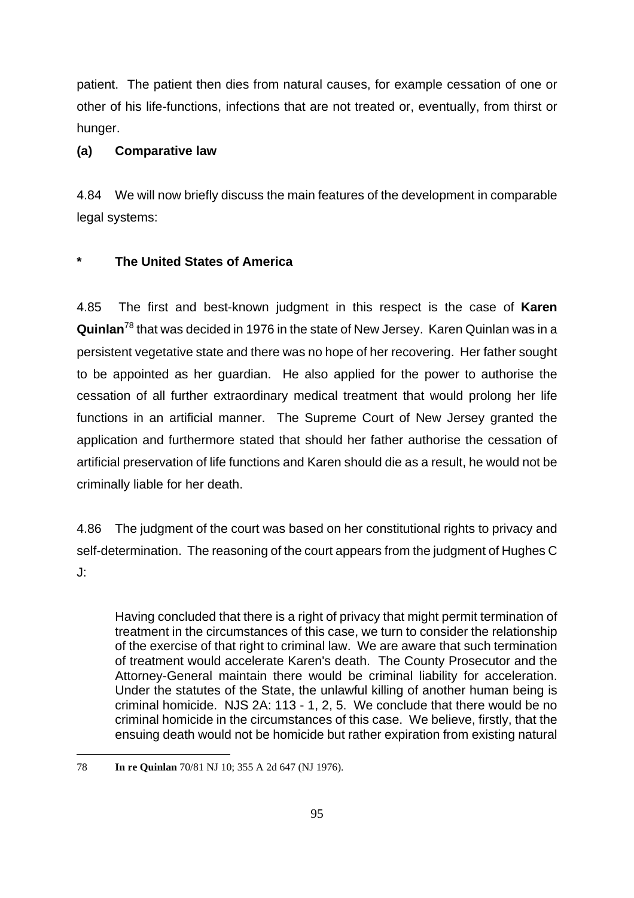patient. The patient then dies from natural causes, for example cessation of one or other of his life-functions, infections that are not treated or, eventually, from thirst or hunger.

**(a) Comparative law**

4.84 We will now briefly discuss the main features of the development in comparable legal systems:

**\* The United States of America**

4.85 The first and best-known judgment in this respect is the case of **Karen Quinlan**[78] that was decided in 1976 in the state of New Jersey. Karen Quinlan was in a persistent vegetative state and there was no hope of her recovering. Her father sought to be appointed as her guardian. He also applied for the power to authorise the cessation of all further extraordinary medical treatment that would prolong her life functions in an artificial manner. The Supreme Court of New Jersey granted the application and furthermore stated that should her father authorise the cessation of artificial preservation of life functions and Karen should die as a result, he would not be criminally liable for her death.

4.86 The judgment of the court was based on her constitutional rights to privacy and self-determination. The reasoning of the court appears from the judgment of Hughes C J:

> Having concluded that there is a right of privacy that might permit termination of treatment in the circumstances of this case, we turn to consider the relationship of the exercise of that right to criminal law. We are aware that such termination of treatment would accelerate Karen's death. The County Prosecutor and the Attorney-General maintain there would be criminal liability for acceleration. Under the statutes of the State, the unlawful killing of another human being is criminal homicide. NJS 2A: 113 - 1, 2, 5. We conclude that there would be no criminal homicide in the circumstances of this case. We believe, firstly, that the ensuing death would not be homicide but rather expiration from existing natural

---

78 **In re Quinlan** 70/81 NJ 10; 355 A 2d 647 (NJ 1976).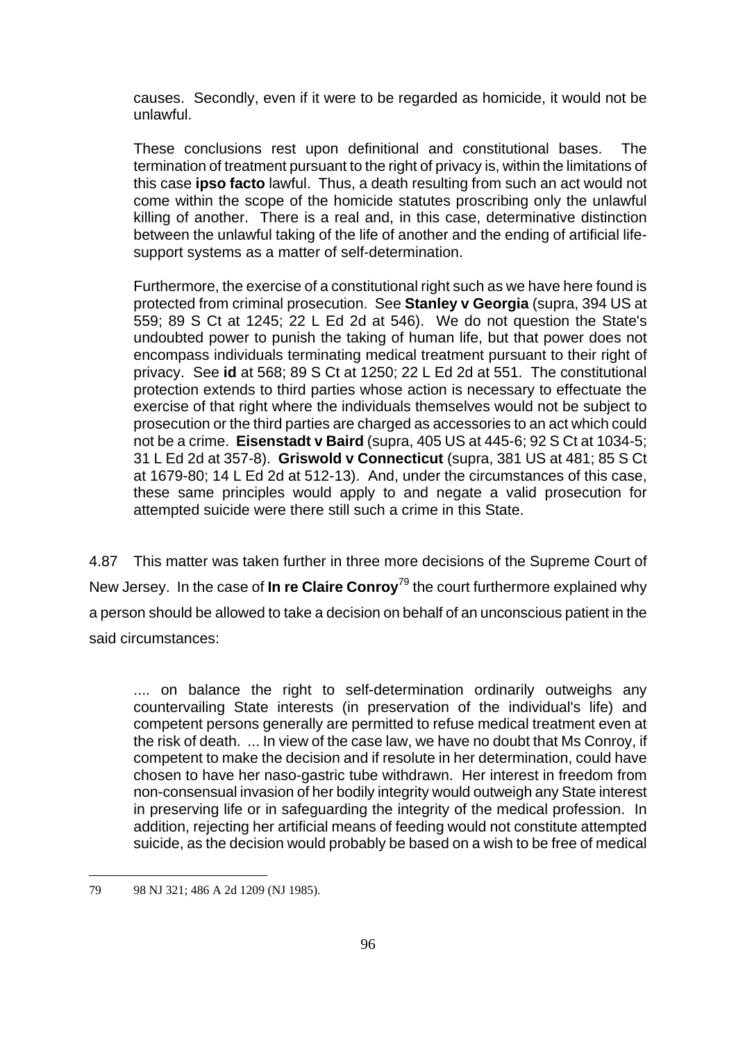causes. Secondly, even if it were to be regarded as homicide, it would not be unlawful.

> These conclusions rest upon definitional and constitutional bases. The termination of treatment pursuant to the right of privacy is, within the limitations of this case **ipso facto** lawful. Thus, a death resulting from such an act would not come within the scope of the homicide statutes proscribing only the unlawful killing of another. There is a real and, in this case, determinative distinction between the unlawful taking of the life of another and the ending of artificial life-support systems as a matter of self-determination.
>
> Furthermore, the exercise of a constitutional right such as we have here found is protected from criminal prosecution. See **Stanley v Georgia** (supra, 394 US at 559; 89 S Ct at 1245; 22 L Ed 2d at 546). We do not question the State's undoubted power to punish the taking of human life, but that power does not encompass individuals terminating medical treatment pursuant to their right of privacy. See **id** at 568; 89 S Ct at 1250; 22 L Ed 2d at 551. The constitutional protection extends to third parties whose action is necessary to effectuate the exercise of that right where the individuals themselves would not be subject to prosecution or the third parties are charged as accessories to an act which could not be a crime. **Eisenstadt v Baird** (supra, 405 US at 445-6; 92 S Ct at 1034-5; 31 L Ed 2d at 357-8). **Griswold v Connecticut** (supra, 381 US at 481; 85 S Ct at 1679-80; 14 L Ed 2d at 512-13). And, under the circumstances of this case, these same principles would apply to and negate a valid prosecution for attempted suicide were there still such a crime in this State.

4.87 This matter was taken further in three more decisions of the Supreme Court of New Jersey. In the case of **In re Claire Conroy**[79] the court furthermore explained why a person should be allowed to take a decision on behalf of an unconscious patient in the said circumstances:

> .... on balance the right to self-determination ordinarily outweighs any countervailing State interests (in preservation of the individual's life) and competent persons generally are permitted to refuse medical treatment even at the risk of death. ... In view of the case law, we have no doubt that Ms Conroy, if competent to make the decision and if resolute in her determination, could have chosen to have her naso-gastric tube withdrawn. Her interest in freedom from non-consensual invasion of her bodily integrity would outweigh any State interest in preserving life or in safeguarding the integrity of the medical profession. In addition, rejecting her artificial means of feeding would not constitute attempted suicide, as the decision would probably be based on a wish to be free of medical

---

79 98 NJ 321; 486 A 2d 1209 (NJ 1985).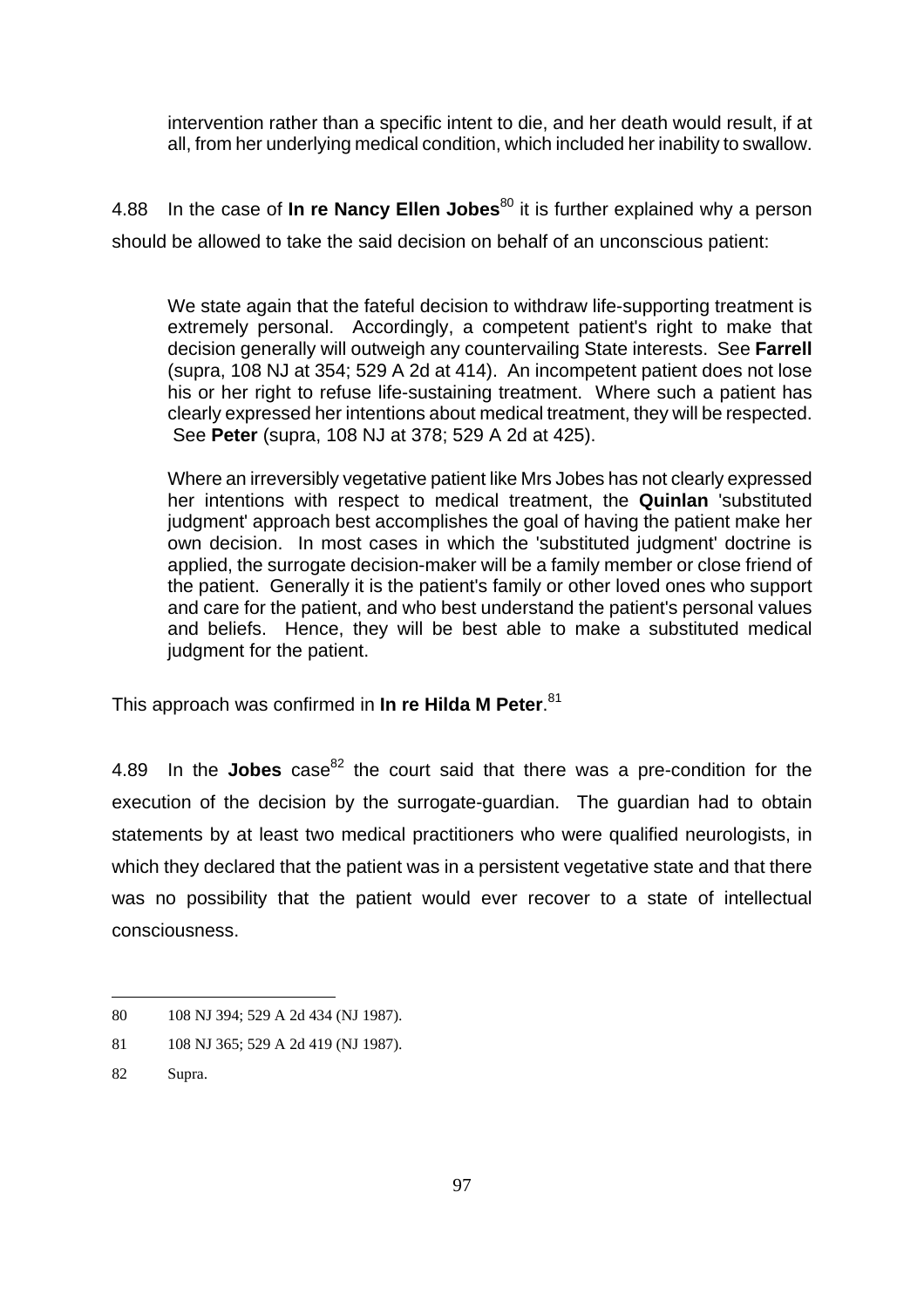> intervention rather than a specific intent to die, and her death would result, if at all, from her underlying medical condition, which included her inability to swallow.

4.88 In the case of **In re Nancy Ellen Jobes**[80] it is further explained why a person should be allowed to take the said decision on behalf of an unconscious patient:

> We state again that the fateful decision to withdraw life-supporting treatment is extremely personal. Accordingly, a competent patient's right to make that decision generally will outweigh any countervailing State interests. See **Farrell** (supra, 108 NJ at 354; 529 A 2d at 414). An incompetent patient does not lose his or her right to refuse life-sustaining treatment. Where such a patient has clearly expressed her intentions about medical treatment, they will be respected. See **Peter** (supra, 108 NJ at 378; 529 A 2d at 425).
>
> Where an irreversibly vegetative patient like Mrs Jobes has not clearly expressed her intentions with respect to medical treatment, the **Quinlan** 'substituted judgment' approach best accomplishes the goal of having the patient make her own decision. In most cases in which the 'substituted judgment' doctrine is applied, the surrogate decision-maker will be a family member or close friend of the patient. Generally it is the patient's family or other loved ones who support and care for the patient, and who best understand the patient's personal values and beliefs. Hence, they will be best able to make a substituted medical judgment for the patient.

This approach was confirmed in **In re Hilda M Peter**.[81]

4.89 In the **Jobes** case[82] the court said that there was a pre-condition for the execution of the decision by the surrogate-guardian. The guardian had to obtain statements by at least two medical practitioners who were qualified neurologists, in which they declared that the patient was in a persistent vegetative state and that there was no possibility that the patient would ever recover to a state of intellectual consciousness.

---

80 108 NJ 394; 529 A 2d 434 (NJ 1987).

81 108 NJ 365; 529 A 2d 419 (NJ 1987).

82 Supra.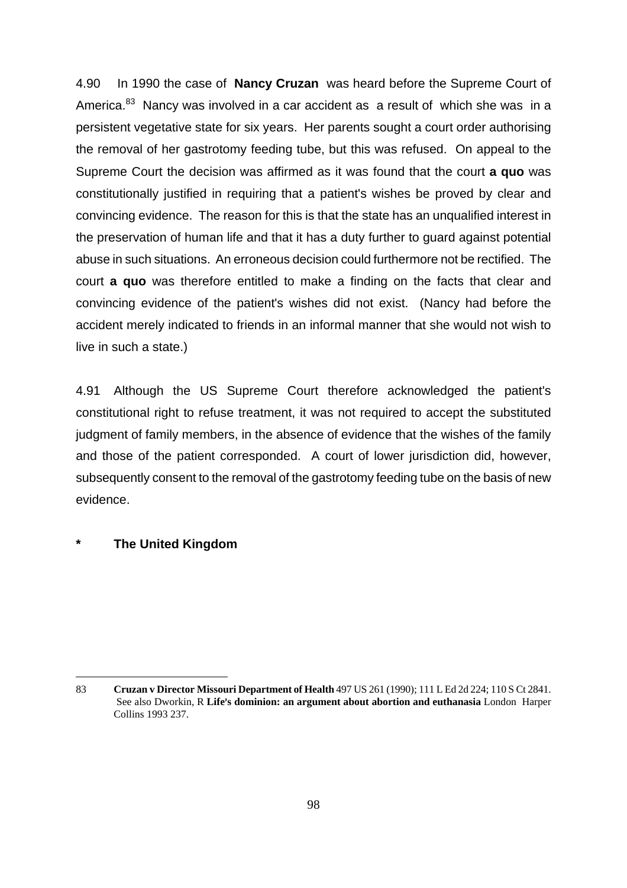4.90 In 1990 the case of **Nancy Cruzan** was heard before the Supreme Court of America.[83] Nancy was involved in a car accident as a result of which she was in a persistent vegetative state for six years. Her parents sought a court order authorising the removal of her gastrotomy feeding tube, but this was refused. On appeal to the Supreme Court the decision was affirmed as it was found that the court **a quo** was constitutionally justified in requiring that a patient's wishes be proved by clear and convincing evidence. The reason for this is that the state has an unqualified interest in the preservation of human life and that it has a duty further to guard against potential abuse in such situations. An erroneous decision could furthermore not be rectified. The court **a quo** was therefore entitled to make a finding on the facts that clear and convincing evidence of the patient's wishes did not exist. (Nancy had before the accident merely indicated to friends in an informal manner that she would not wish to live in such a state.)

4.91 Although the US Supreme Court therefore acknowledged the patient's constitutional right to refuse treatment, it was not required to accept the substituted judgment of family members, in the absence of evidence that the wishes of the family and those of the patient corresponded. A court of lower jurisdiction did, however, subsequently consent to the removal of the gastrotomy feeding tube on the basis of new evidence.

**\* The United Kingdom**

---

83 **Cruzan v Director Missouri Department of Health** 497 US 261 (1990); 111 L Ed 2d 224; 110 S Ct 2841. See also Dworkin, R **Life's dominion: an argument about abortion and euthanasia** London Harper Collins 1993 237.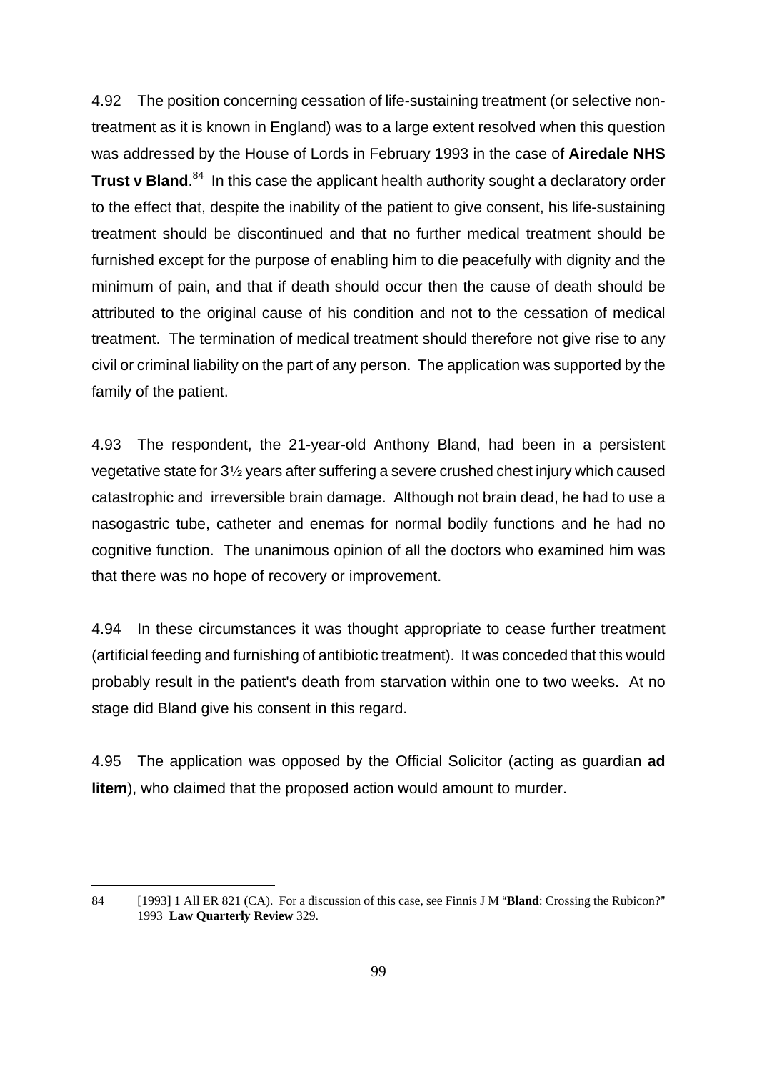4.92 The position concerning cessation of life-sustaining treatment (or selective non-treatment as it is known in England) was to a large extent resolved when this question was addressed by the House of Lords in February 1993 in the case of **Airedale NHS Trust v Bland**.[84] In this case the applicant health authority sought a declaratory order to the effect that, despite the inability of the patient to give consent, his life-sustaining treatment should be discontinued and that no further medical treatment should be furnished except for the purpose of enabling him to die peacefully with dignity and the minimum of pain, and that if death should occur then the cause of death should be attributed to the original cause of his condition and not to the cessation of medical treatment. The termination of medical treatment should therefore not give rise to any civil or criminal liability on the part of any person. The application was supported by the family of the patient.

4.93 The respondent, the 21-year-old Anthony Bland, had been in a persistent vegetative state for 3½ years after suffering a severe crushed chest injury which caused catastrophic and irreversible brain damage. Although not brain dead, he had to use a nasogastric tube, catheter and enemas for normal bodily functions and he had no cognitive function. The unanimous opinion of all the doctors who examined him was that there was no hope of recovery or improvement.

4.94 In these circumstances it was thought appropriate to cease further treatment (artificial feeding and furnishing of antibiotic treatment). It was conceded that this would probably result in the patient's death from starvation within one to two weeks. At no stage did Bland give his consent in this regard.

4.95 The application was opposed by the Official Solicitor (acting as guardian **ad litem**), who claimed that the proposed action would amount to murder.

---

84 [1993] 1 All ER 821 (CA). For a discussion of this case, see Finnis J M "**Bland**: Crossing the Rubicon?" 1993 **Law Quarterly Review** 329.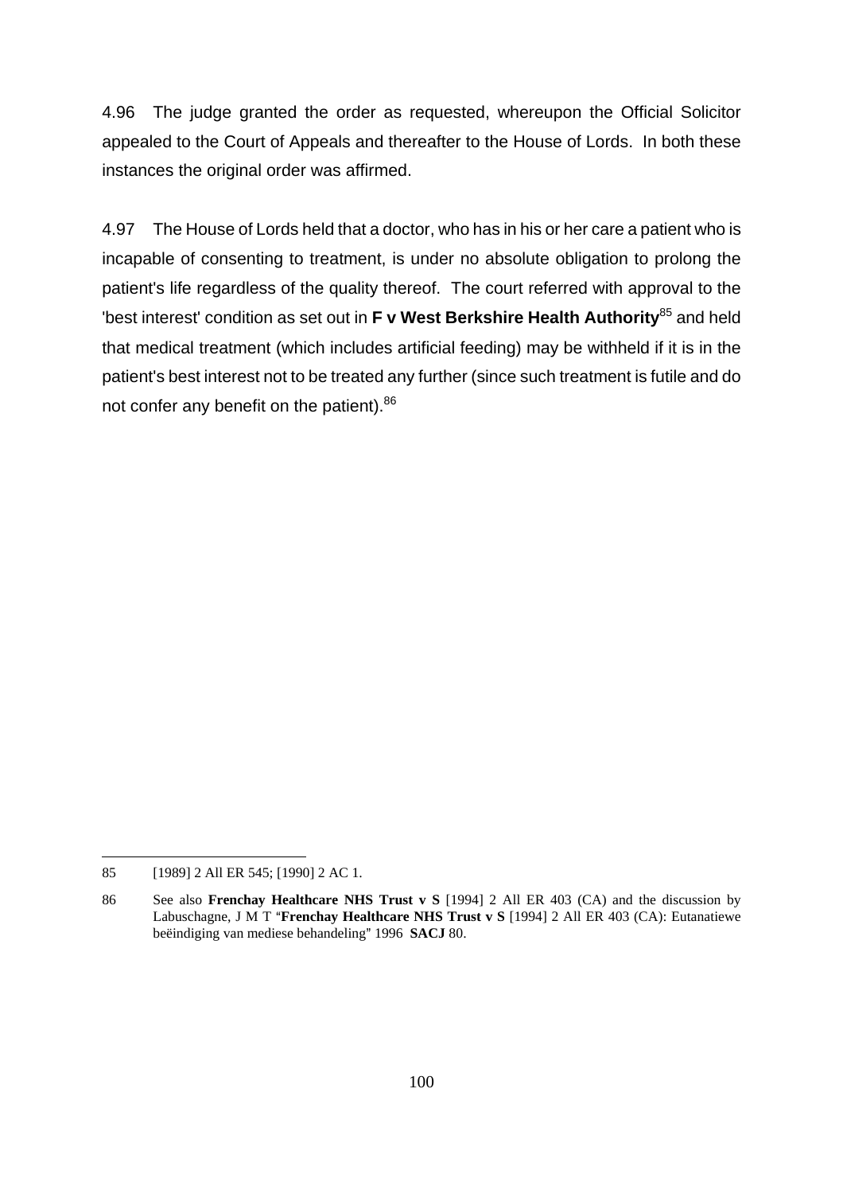4.96 The judge granted the order as requested, whereupon the Official Solicitor appealed to the Court of Appeals and thereafter to the House of Lords. In both these instances the original order was affirmed.

4.97 The House of Lords held that a doctor, who has in his or her care a patient who is incapable of consenting to treatment, is under no absolute obligation to prolong the patient's life regardless of the quality thereof. The court referred with approval to the 'best interest' condition as set out in **F v West Berkshire Health Authority**[85] and held that medical treatment (which includes artificial feeding) may be withheld if it is in the patient's best interest not to be treated any further (since such treatment is futile and do not confer any benefit on the patient).[86]

---

85 [1989] 2 All ER 545; [1990] 2 AC 1.

86 See also **Frenchay Healthcare NHS Trust v S** [1994] 2 All ER 403 (CA) and the discussion by Labuschagne, J M T "**Frenchay Healthcare NHS Trust v S** [1994] 2 All ER 403 (CA): Eutanatiewe beëindiging van mediese behandeling" 1996 **SACJ** 80.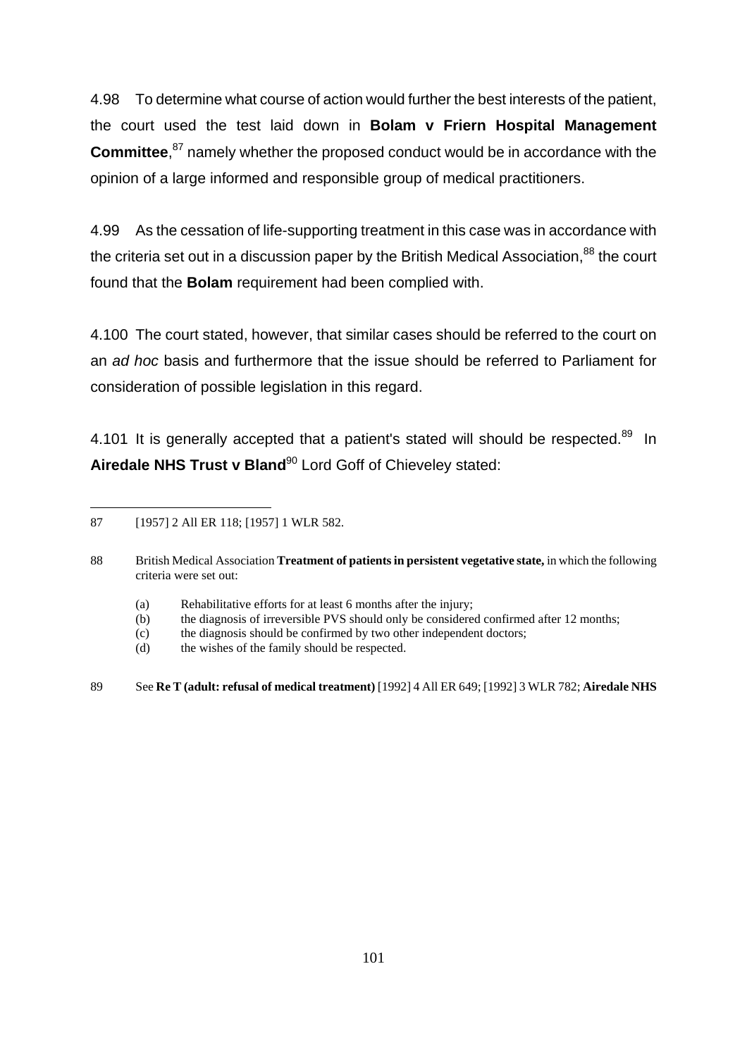4.98 To determine what course of action would further the best interests of the patient, the court used the test laid down in **Bolam v Friern Hospital Management Committee**,[87] namely whether the proposed conduct would be in accordance with the opinion of a large informed and responsible group of medical practitioners.

4.99 As the cessation of life-supporting treatment in this case was in accordance with the criteria set out in a discussion paper by the British Medical Association,[88] the court found that the **Bolam** requirement had been complied with.

4.100 The court stated, however, that similar cases should be referred to the court on an *ad hoc* basis and furthermore that the issue should be referred to Parliament for consideration of possible legislation in this regard.

4.101 It is generally accepted that a patient's stated will should be respected.[89] In **Airedale NHS Trust v Bland**[90] Lord Goff of Chieveley stated:

---

87 [1957] 2 All ER 118; [1957] 1 WLR 582.

88 British Medical Association **Treatment of patients in persistent vegetative state,** in which the following criteria were set out:

- (a) Rehabilitative efforts for at least 6 months after the injury;
- (b) the diagnosis of irreversible PVS should only be considered confirmed after 12 months;
- (c) the diagnosis should be confirmed by two other independent doctors;
- (d) the wishes of the family should be respected.

89 See **Re T (adult: refusal of medical treatment)** [1992] 4 All ER 649; [1992] 3 WLR 782; **Airedale NHS**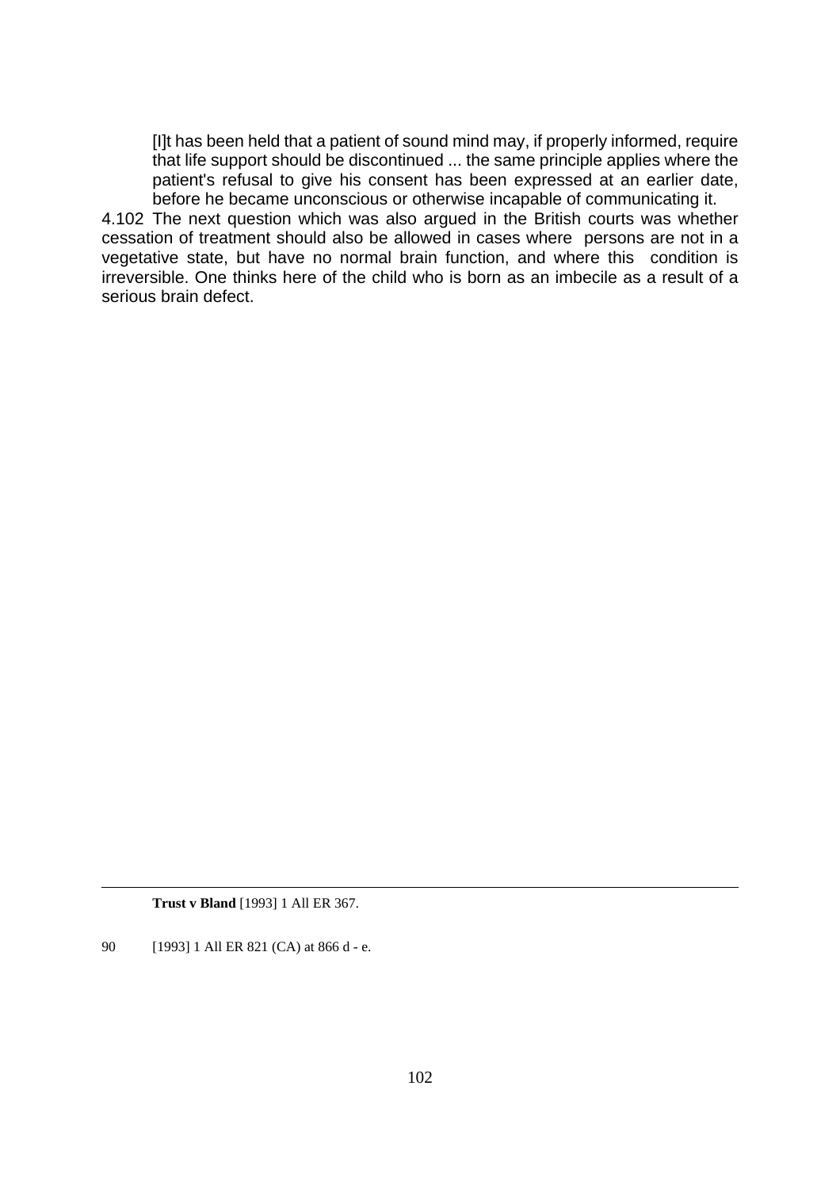> [I]t has been held that a patient of sound mind may, if properly informed, require that life support should be discontinued ... the same principle applies where the patient's refusal to give his consent has been expressed at an earlier date, before he became unconscious or otherwise incapable of communicating it.

4.102 The next question which was also argued in the British courts was whether cessation of treatment should also be allowed in cases where persons are not in a vegetative state, but have no normal brain function, and where this condition is irreversible. One thinks here of the child who is born as an imbecile as a result of a serious brain defect.

---

**Trust v Bland** [1993] 1 All ER 367.

90 [1993] 1 All ER 821 (CA) at 866 d - e.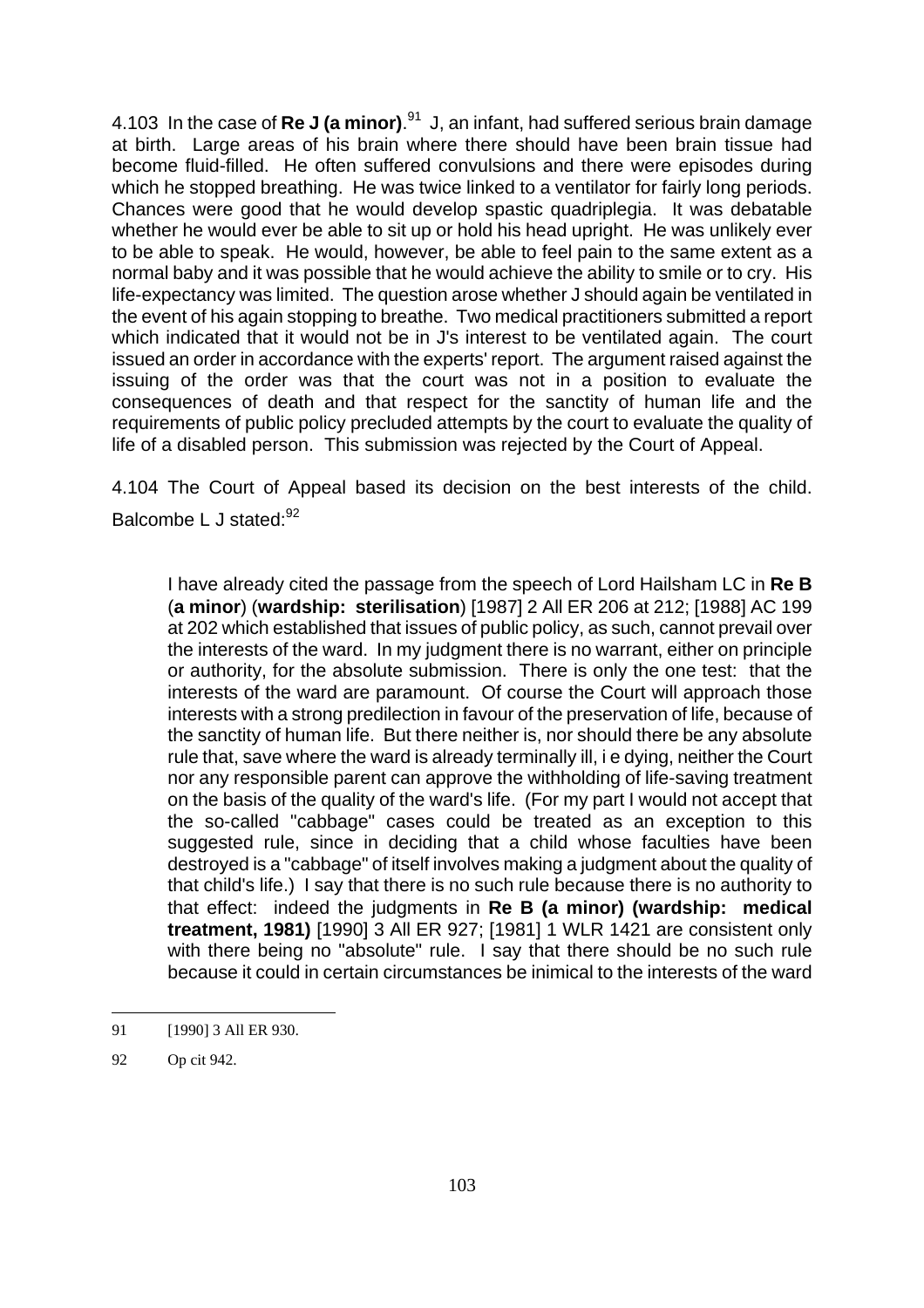4.103 In the case of **Re J (a minor)**.[91] J, an infant, had suffered serious brain damage at birth. Large areas of his brain where there should have been brain tissue had become fluid-filled. He often suffered convulsions and there were episodes during which he stopped breathing. He was twice linked to a ventilator for fairly long periods. Chances were good that he would develop spastic quadriplegia. It was debatable whether he would ever be able to sit up or hold his head upright. He was unlikely ever to be able to speak. He would, however, be able to feel pain to the same extent as a normal baby and it was possible that he would achieve the ability to smile or to cry. His life-expectancy was limited. The question arose whether J should again be ventilated in the event of his again stopping to breathe. Two medical practitioners submitted a report which indicated that it would not be in J's interest to be ventilated again. The court issued an order in accordance with the experts' report. The argument raised against the issuing of the order was that the court was not in a position to evaluate the consequences of death and that respect for the sanctity of human life and the requirements of public policy precluded attempts by the court to evaluate the quality of life of a disabled person. This submission was rejected by the Court of Appeal.

4.104 The Court of Appeal based its decision on the best interests of the child. Balcombe L J stated:[92]

> I have already cited the passage from the speech of Lord Hailsham LC in **Re B** (**a minor**) (**wardship: sterilisation**) [1987] 2 All ER 206 at 212; [1988] AC 199 at 202 which established that issues of public policy, as such, cannot prevail over the interests of the ward. In my judgment there is no warrant, either on principle or authority, for the absolute submission. There is only the one test: that the interests of the ward are paramount. Of course the Court will approach those interests with a strong predilection in favour of the preservation of life, because of the sanctity of human life. But there neither is, nor should there be any absolute rule that, save where the ward is already terminally ill, i e dying, neither the Court nor any responsible parent can approve the withholding of life-saving treatment on the basis of the quality of the ward's life. (For my part I would not accept that the so-called "cabbage" cases could be treated as an exception to this suggested rule, since in deciding that a child whose faculties have been destroyed is a "cabbage" of itself involves making a judgment about the quality of that child's life.) I say that there is no such rule because there is no authority to that effect: indeed the judgments in **Re B (a minor) (wardship: medical treatment, 1981)** [1990] 3 All ER 927; [1981] 1 WLR 1421 are consistent only with there being no "absolute" rule. I say that there should be no such rule because it could in certain circumstances be inimical to the interests of the ward

---

91 [1990] 3 All ER 930.

92 Op cit 942.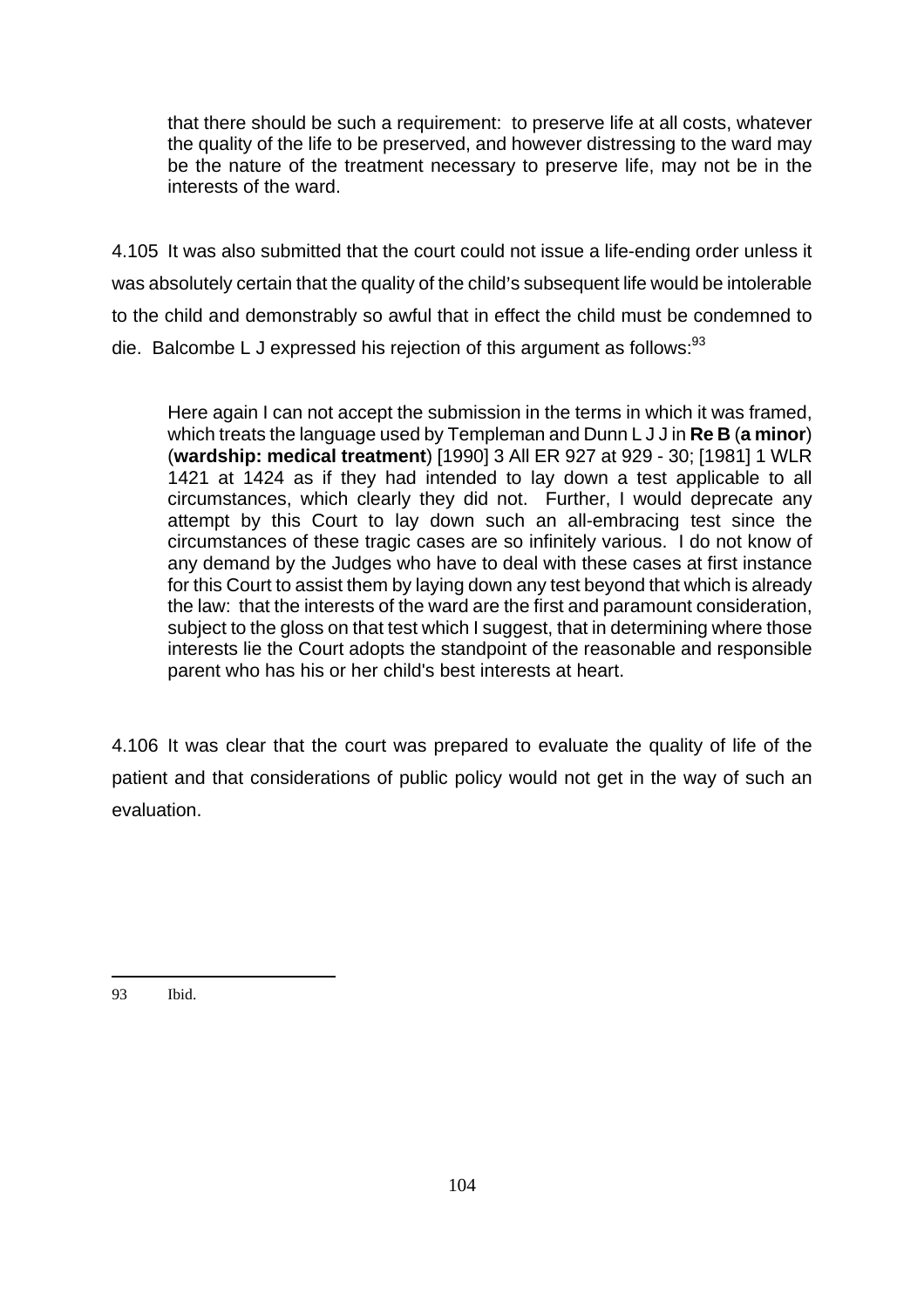> that there should be such a requirement: to preserve life at all costs, whatever the quality of the life to be preserved, and however distressing to the ward may be the nature of the treatment necessary to preserve life, may not be in the interests of the ward.

4.105 It was also submitted that the court could not issue a life-ending order unless it was absolutely certain that the quality of the child's subsequent life would be intolerable to the child and demonstrably so awful that in effect the child must be condemned to die. Balcombe L J expressed his rejection of this argument as follows:[93]

> Here again I can not accept the submission in the terms in which it was framed, which treats the language used by Templeman and Dunn L J J in **Re B** (**a minor**) (**wardship: medical treatment**) [1990] 3 All ER 927 at 929 - 30; [1981] 1 WLR 1421 at 1424 as if they had intended to lay down a test applicable to all circumstances, which clearly they did not. Further, I would deprecate any attempt by this Court to lay down such an all-embracing test since the circumstances of these tragic cases are so infinitely various. I do not know of any demand by the Judges who have to deal with these cases at first instance for this Court to assist them by laying down any test beyond that which is already the law: that the interests of the ward are the first and paramount consideration, subject to the gloss on that test which I suggest, that in determining where those interests lie the Court adopts the standpoint of the reasonable and responsible parent who has his or her child's best interests at heart.

4.106 It was clear that the court was prepared to evaluate the quality of life of the patient and that considerations of public policy would not get in the way of such an evaluation.

---

93 Ibid.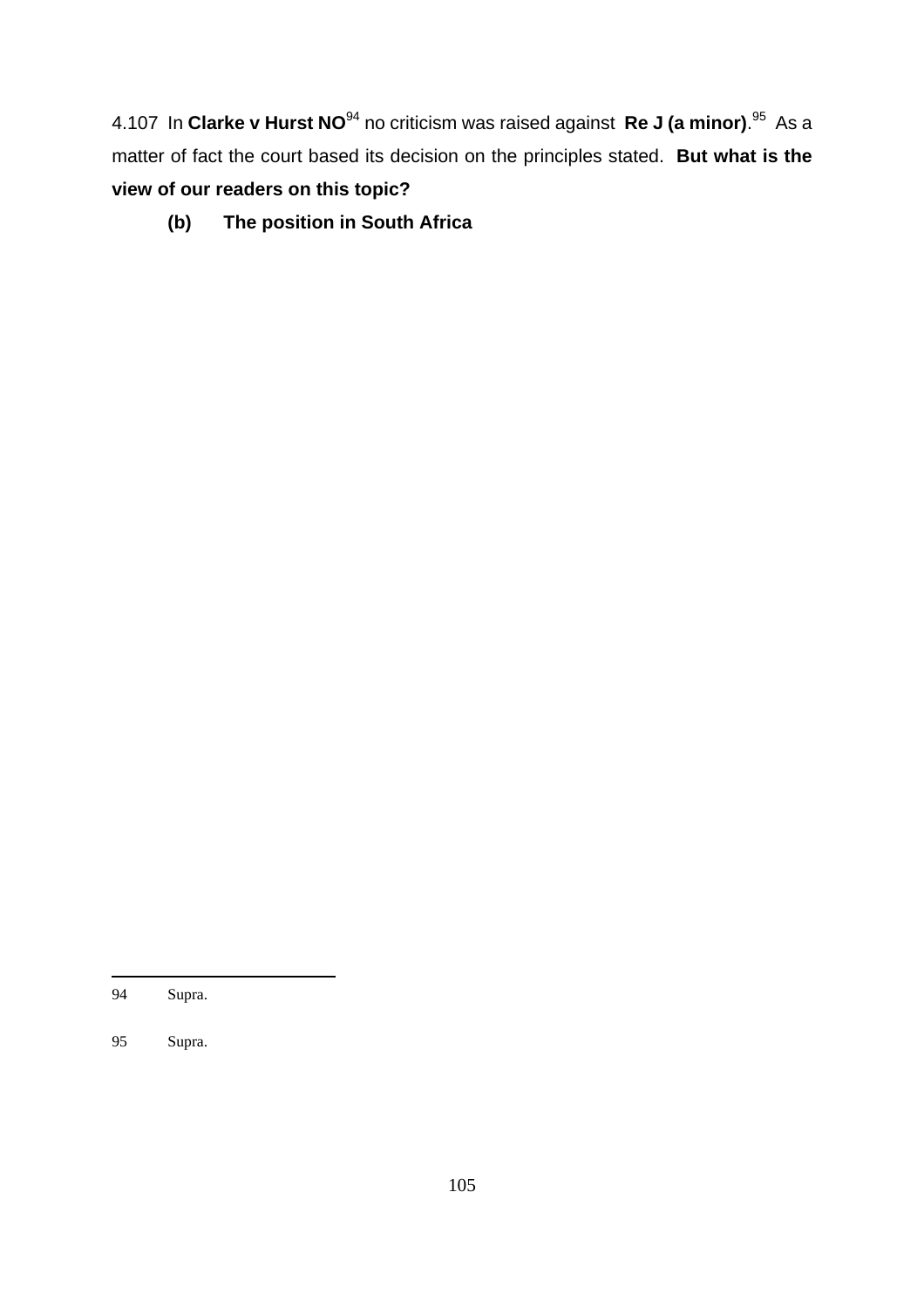4.107 In **Clarke v Hurst NO**[94] no criticism was raised against **Re J (a minor)**.[95] As a matter of fact the court based its decision on the principles stated. **But what is the view of our readers on this topic?**

### (b) The position in South Africa

---

94 Supra.

95 Supra.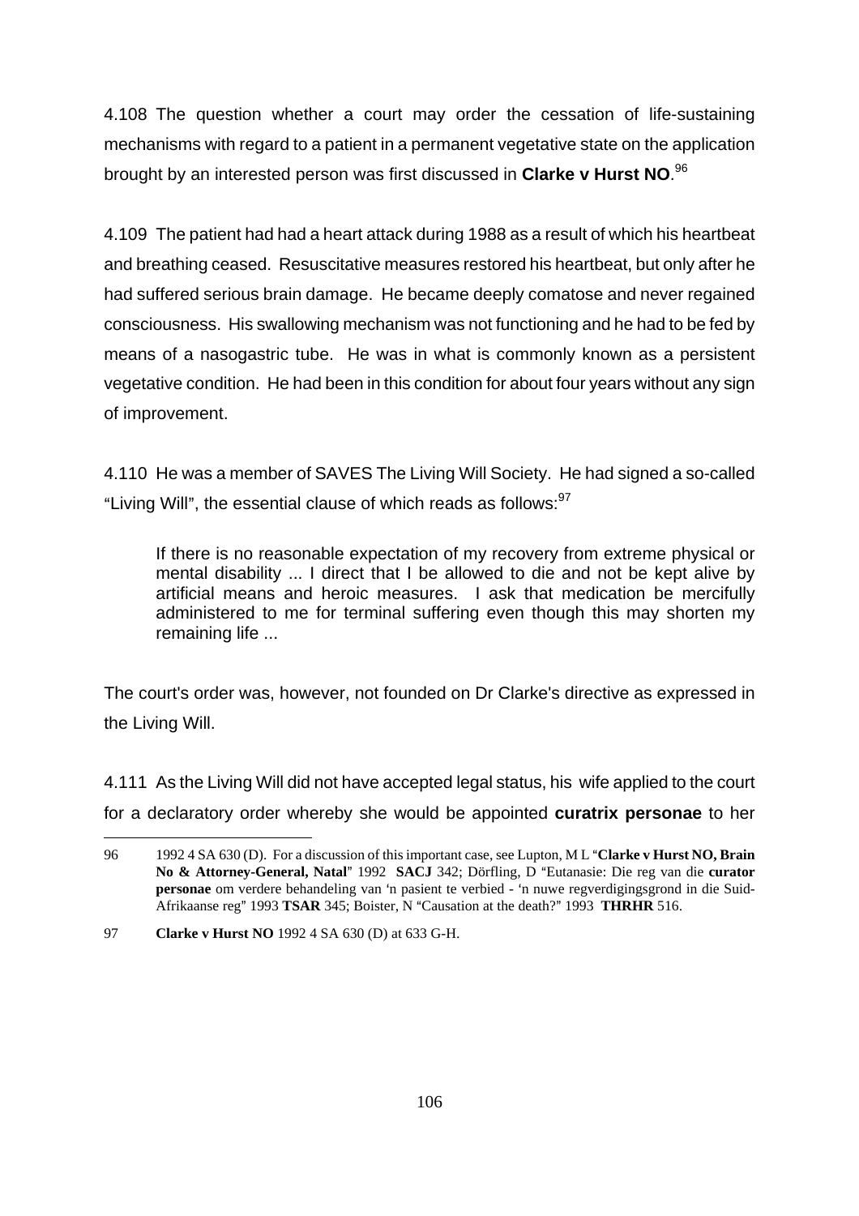4.108 The question whether a court may order the cessation of life-sustaining mechanisms with regard to a patient in a permanent vegetative state on the application brought by an interested person was first discussed in **Clarke v Hurst NO**.[96]

4.109 The patient had had a heart attack during 1988 as a result of which his heartbeat and breathing ceased. Resuscitative measures restored his heartbeat, but only after he had suffered serious brain damage. He became deeply comatose and never regained consciousness. His swallowing mechanism was not functioning and he had to be fed by means of a nasogastric tube. He was in what is commonly known as a persistent vegetative condition. He had been in this condition for about four years without any sign of improvement.

4.110 He was a member of SAVES The Living Will Society. He had signed a so-called "Living Will", the essential clause of which reads as follows:[97]

> If there is no reasonable expectation of my recovery from extreme physical or mental disability ... I direct that I be allowed to die and not be kept alive by artificial means and heroic measures. I ask that medication be mercifully administered to me for terminal suffering even though this may shorten my remaining life ...

The court's order was, however, not founded on Dr Clarke's directive as expressed in the Living Will.

4.111 As the Living Will did not have accepted legal status, his wife applied to the court for a declaratory order whereby she would be appointed **curatrix personae** to her

---

96 1992 4 SA 630 (D). For a discussion of this important case, see Lupton, M L "**Clarke v Hurst NO, Brain No & Attorney-General, Natal**" 1992 **SACJ** 342; Dörfling, D "Eutanasie: Die reg van die **curator personae** om verdere behandeling van 'n pasient te verbied - 'n nuwe regverdigingsgrond in die Suid-Afrikaanse reg" 1993 **TSAR** 345; Boister, N "Causation at the death?" 1993 **THRHR** 516.

97 **Clarke v Hurst NO** 1992 4 SA 630 (D) at 633 G-H.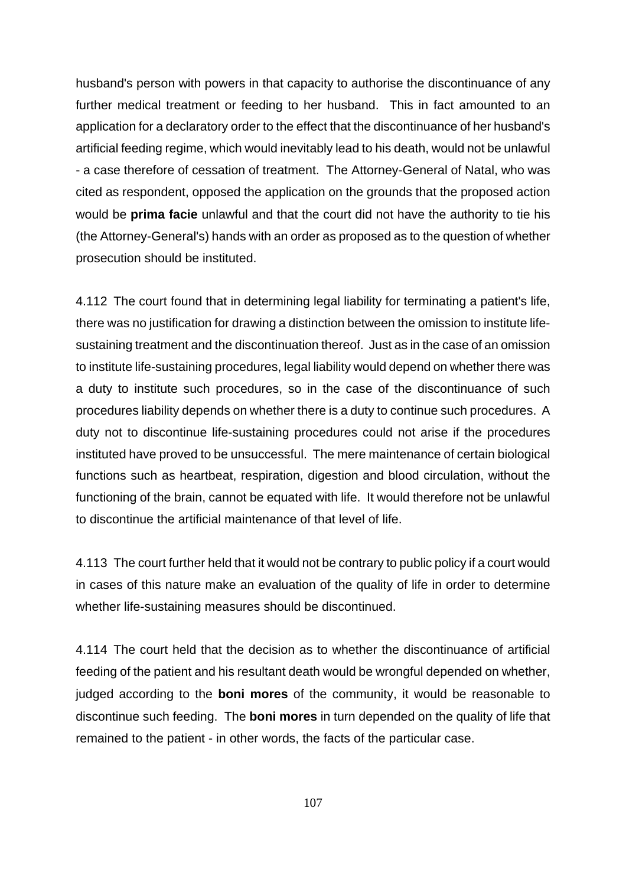husband's person with powers in that capacity to authorise the discontinuance of any further medical treatment or feeding to her husband. This in fact amounted to an application for a declaratory order to the effect that the discontinuance of her husband's artificial feeding regime, which would inevitably lead to his death, would not be unlawful - a case therefore of cessation of treatment. The Attorney-General of Natal, who was cited as respondent, opposed the application on the grounds that the proposed action would be **prima facie** unlawful and that the court did not have the authority to tie his (the Attorney-General's) hands with an order as proposed as to the question of whether prosecution should be instituted.

4.112 The court found that in determining legal liability for terminating a patient's life, there was no justification for drawing a distinction between the omission to institute life-sustaining treatment and the discontinuation thereof. Just as in the case of an omission to institute life-sustaining procedures, legal liability would depend on whether there was a duty to institute such procedures, so in the case of the discontinuance of such procedures liability depends on whether there is a duty to continue such procedures. A duty not to discontinue life-sustaining procedures could not arise if the procedures instituted have proved to be unsuccessful. The mere maintenance of certain biological functions such as heartbeat, respiration, digestion and blood circulation, without the functioning of the brain, cannot be equated with life. It would therefore not be unlawful to discontinue the artificial maintenance of that level of life.

4.113 The court further held that it would not be contrary to public policy if a court would in cases of this nature make an evaluation of the quality of life in order to determine whether life-sustaining measures should be discontinued.

4.114 The court held that the decision as to whether the discontinuance of artificial feeding of the patient and his resultant death would be wrongful depended on whether, judged according to the **boni mores** of the community, it would be reasonable to discontinue such feeding. The **boni mores** in turn depended on the quality of life that remained to the patient - in other words, the facts of the particular case.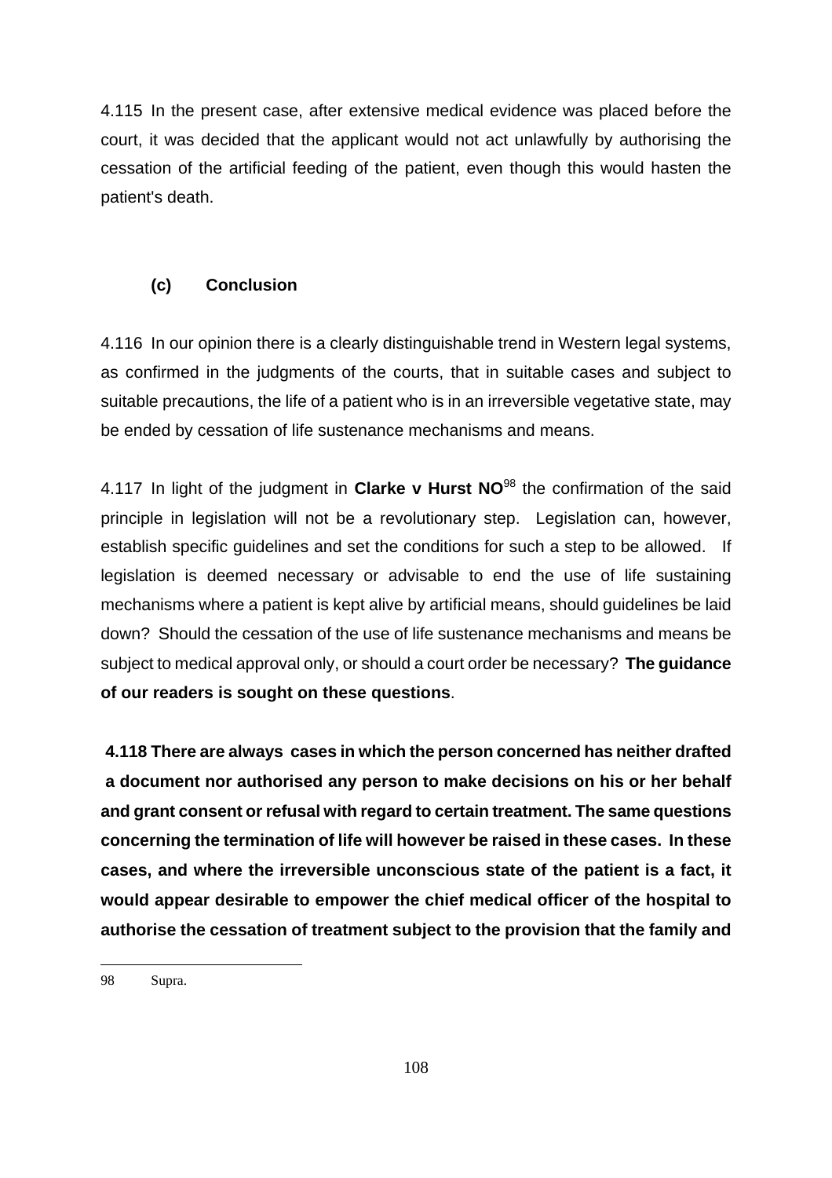4.115 In the present case, after extensive medical evidence was placed before the court, it was decided that the applicant would not act unlawfully by authorising the cessation of the artificial feeding of the patient, even though this would hasten the patient's death.

### (c) Conclusion

4.116 In our opinion there is a clearly distinguishable trend in Western legal systems, as confirmed in the judgments of the courts, that in suitable cases and subject to suitable precautions, the life of a patient who is in an irreversible vegetative state, may be ended by cessation of life sustenance mechanisms and means.

4.117 In light of the judgment in **Clarke v Hurst NO**[98] the confirmation of the said principle in legislation will not be a revolutionary step. Legislation can, however, establish specific guidelines and set the conditions for such a step to be allowed. If legislation is deemed necessary or advisable to end the use of life sustaining mechanisms where a patient is kept alive by artificial means, should guidelines be laid down? Should the cessation of the use of life sustenance mechanisms and means be subject to medical approval only, or should a court order be necessary? **The guidance of our readers is sought on these questions**.

**4.118 There are always cases in which the person concerned has neither drafted a document nor authorised any person to make decisions on his or her behalf and grant consent or refusal with regard to certain treatment. The same questions concerning the termination of life will however be raised in these cases. In these cases, and where the irreversible unconscious state of the patient is a fact, it would appear desirable to empower the chief medical officer of the hospital to authorise the cessation of treatment subject to the provision that the family and**

---

98 Supra.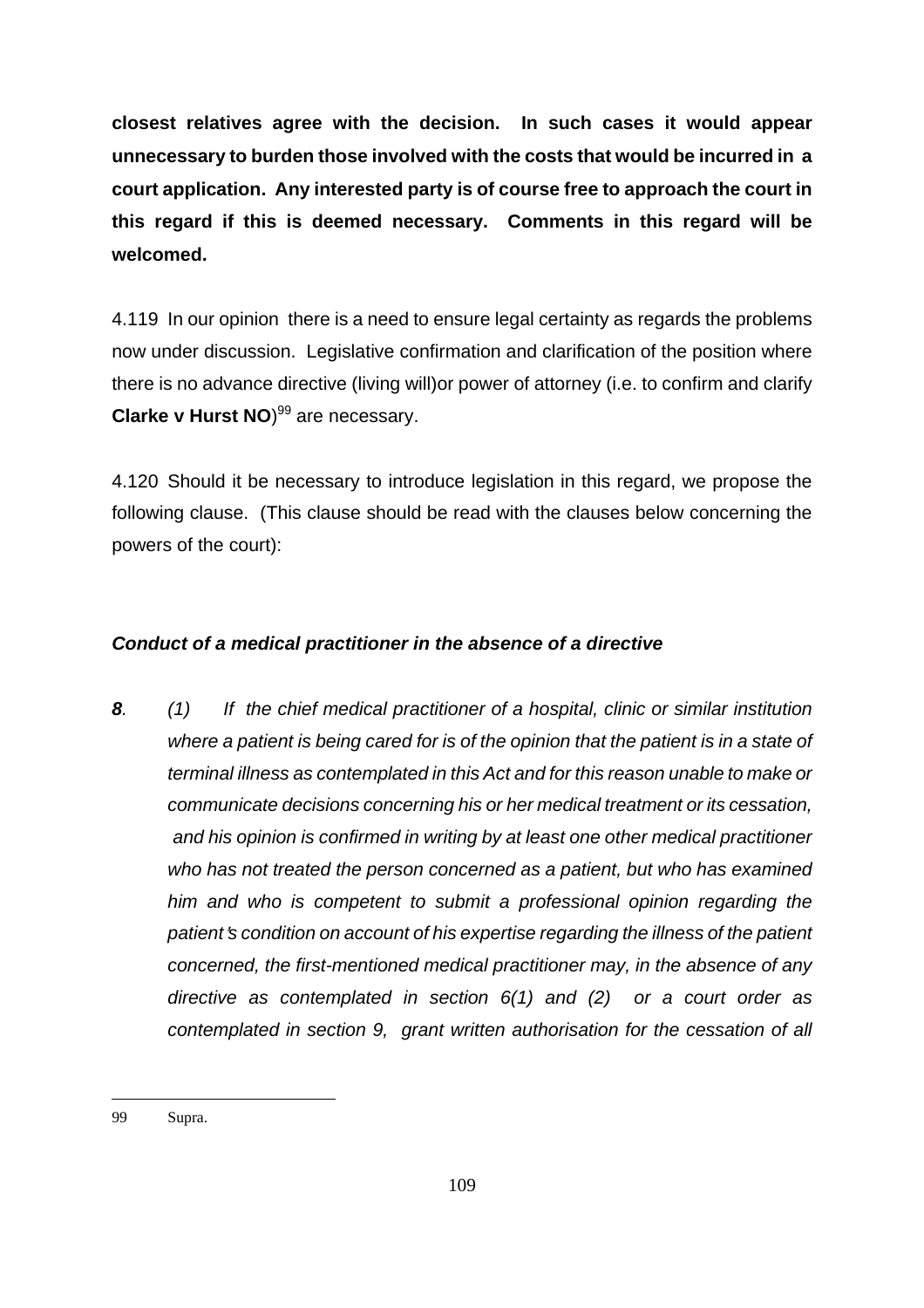**closest relatives agree with the decision. In such cases it would appear unnecessary to burden those involved with the costs that would be incurred in a court application. Any interested party is of course free to approach the court in this regard if this is deemed necessary. Comments in this regard will be welcomed.**

4.119 In our opinion there is a need to ensure legal certainty as regards the problems now under discussion. Legislative confirmation and clarification of the position where there is no advance directive (living will)or power of attorney (i.e. to confirm and clarify **Clarke v Hurst NO**)[99] are necessary.

4.120 Should it be necessary to introduce legislation in this regard, we propose the following clause. (This clause should be read with the clauses below concerning the powers of the court):

***Conduct of a medical practitioner in the absence of a directive***

***8**. (1) If the chief medical practitioner of a hospital, clinic or similar institution where a patient is being cared for is of the opinion that the patient is in a state of terminal illness as contemplated in this Act and for this reason unable to make or communicate decisions concerning his or her medical treatment or its cessation, and his opinion is confirmed in writing by at least one other medical practitioner who has not treated the person concerned as a patient, but who has examined him and who is competent to submit a professional opinion regarding the patient's condition on account of his expertise regarding the illness of the patient concerned, the first-mentioned medical practitioner may, in the absence of any directive as contemplated in section 6(1) and (2) or a court order as contemplated in section 9, grant written authorisation for the cessation of all*

---

99 Supra.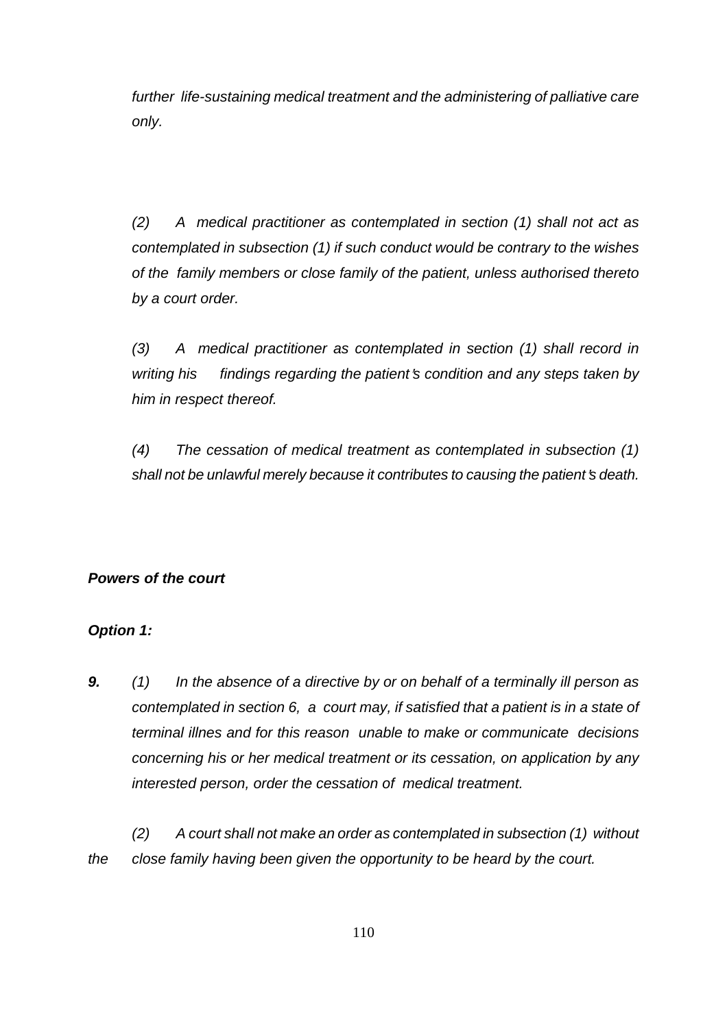*further life-sustaining medical treatment and the administering of palliative care only.*

*(2) A medical practitioner as contemplated in section (1) shall not act as contemplated in subsection (1) if such conduct would be contrary to the wishes of the family members or close family of the patient, unless authorised thereto by a court order.*

*(3) A medical practitioner as contemplated in section (1) shall record in writing his findings regarding the patient's condition and any steps taken by him in respect thereof.*

*(4) The cessation of medical treatment as contemplated in subsection (1) shall not be unlawful merely because it contributes to causing the patient's death.*

***Powers of the court***

***Option 1:***

***9.*** *(1) In the absence of a directive by or on behalf of a terminally ill person as contemplated in section 6, a court may, if satisfied that a patient is in a state of terminal illnes and for this reason unable to make or communicate decisions concerning his or her medical treatment or its cessation, on application by any interested person, order the cessation of medical treatment.*

*(2) A court shall not make an order as contemplated in subsection (1) without the close family having been given the opportunity to be heard by the court.*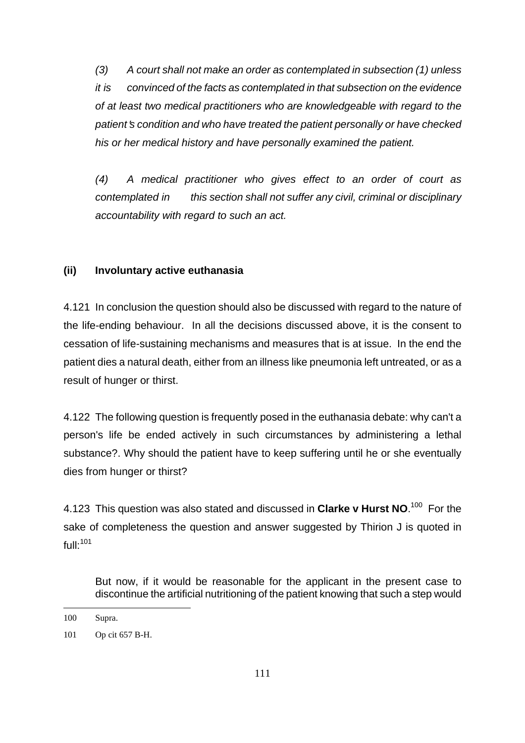*(3) A court shall not make an order as contemplated in subsection (1) unless it is convinced of the facts as contemplated in that subsection on the evidence of at least two medical practitioners who are knowledgeable with regard to the patient's condition and who have treated the patient personally or have checked his or her medical history and have personally examined the patient.*

*(4) A medical practitioner who gives effect to an order of court as contemplated in this section shall not suffer any civil, criminal or disciplinary accountability with regard to such an act.*

### (ii) Involuntary active euthanasia

4.121 In conclusion the question should also be discussed with regard to the nature of the life-ending behaviour. In all the decisions discussed above, it is the consent to cessation of life-sustaining mechanisms and measures that is at issue. In the end the patient dies a natural death, either from an illness like pneumonia left untreated, or as a result of hunger or thirst.

4.122 The following question is frequently posed in the euthanasia debate: why can't a person's life be ended actively in such circumstances by administering a lethal substance?. Why should the patient have to keep suffering until he or she eventually dies from hunger or thirst?

4.123 This question was also stated and discussed in **Clarke v Hurst NO**.[100] For the sake of completeness the question and answer suggested by Thirion J is quoted in full:[101]

> But now, if it would be reasonable for the applicant in the present case to discontinue the artificial nutritioning of the patient knowing that such a step would

---

100 Supra.

101 Op cit 657 B-H.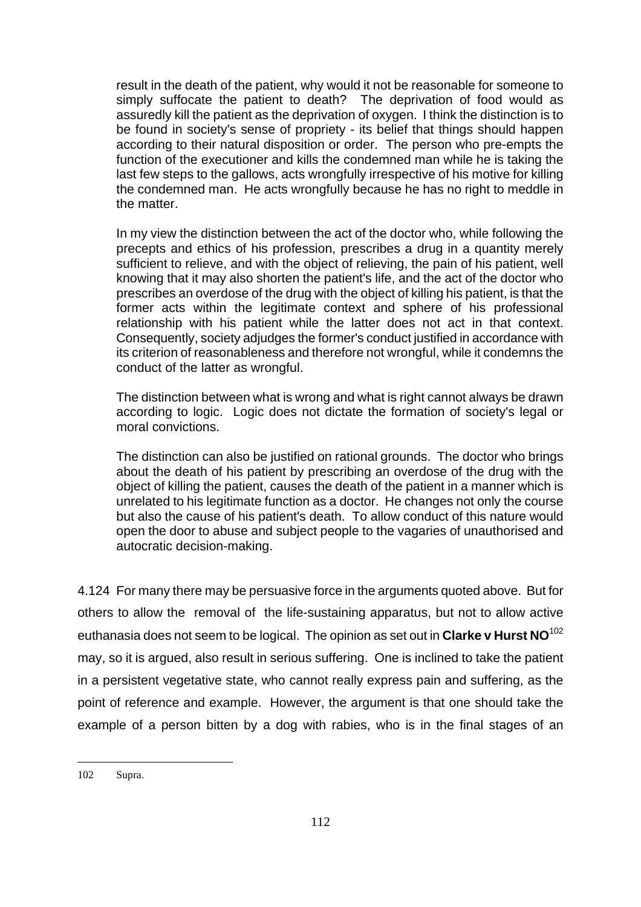> result in the death of the patient, why would it not be reasonable for someone to simply suffocate the patient to death? The deprivation of food would as assuredly kill the patient as the deprivation of oxygen. I think the distinction is to be found in society's sense of propriety - its belief that things should happen according to their natural disposition or order. The person who pre-empts the function of the executioner and kills the condemned man while he is taking the last few steps to the gallows, acts wrongfully irrespective of his motive for killing the condemned man. He acts wrongfully because he has no right to meddle in the matter.
>
> In my view the distinction between the act of the doctor who, while following the precepts and ethics of his profession, prescribes a drug in a quantity merely sufficient to relieve, and with the object of relieving, the pain of his patient, well knowing that it may also shorten the patient's life, and the act of the doctor who prescribes an overdose of the drug with the object of killing his patient, is that the former acts within the legitimate context and sphere of his professional relationship with his patient while the latter does not act in that context. Consequently, society adjudges the former's conduct justified in accordance with its criterion of reasonableness and therefore not wrongful, while it condemns the conduct of the latter as wrongful.
>
> The distinction between what is wrong and what is right cannot always be drawn according to logic. Logic does not dictate the formation of society's legal or moral convictions.
>
> The distinction can also be justified on rational grounds. The doctor who brings about the death of his patient by prescribing an overdose of the drug with the object of killing the patient, causes the death of the patient in a manner which is unrelated to his legitimate function as a doctor. He changes not only the course but also the cause of his patient's death. To allow conduct of this nature would open the door to abuse and subject people to the vagaries of unauthorised and autocratic decision-making.

4.124 For many there may be persuasive force in the arguments quoted above. But for others to allow the removal of the life-sustaining apparatus, but not to allow active euthanasia does not seem to be logical. The opinion as set out in **Clarke v Hurst NO**[102] may, so it is argued, also result in serious suffering. One is inclined to take the patient in a persistent vegetative state, who cannot really express pain and suffering, as the point of reference and example. However, the argument is that one should take the example of a person bitten by a dog with rabies, who is in the final stages of an

---

102 Supra.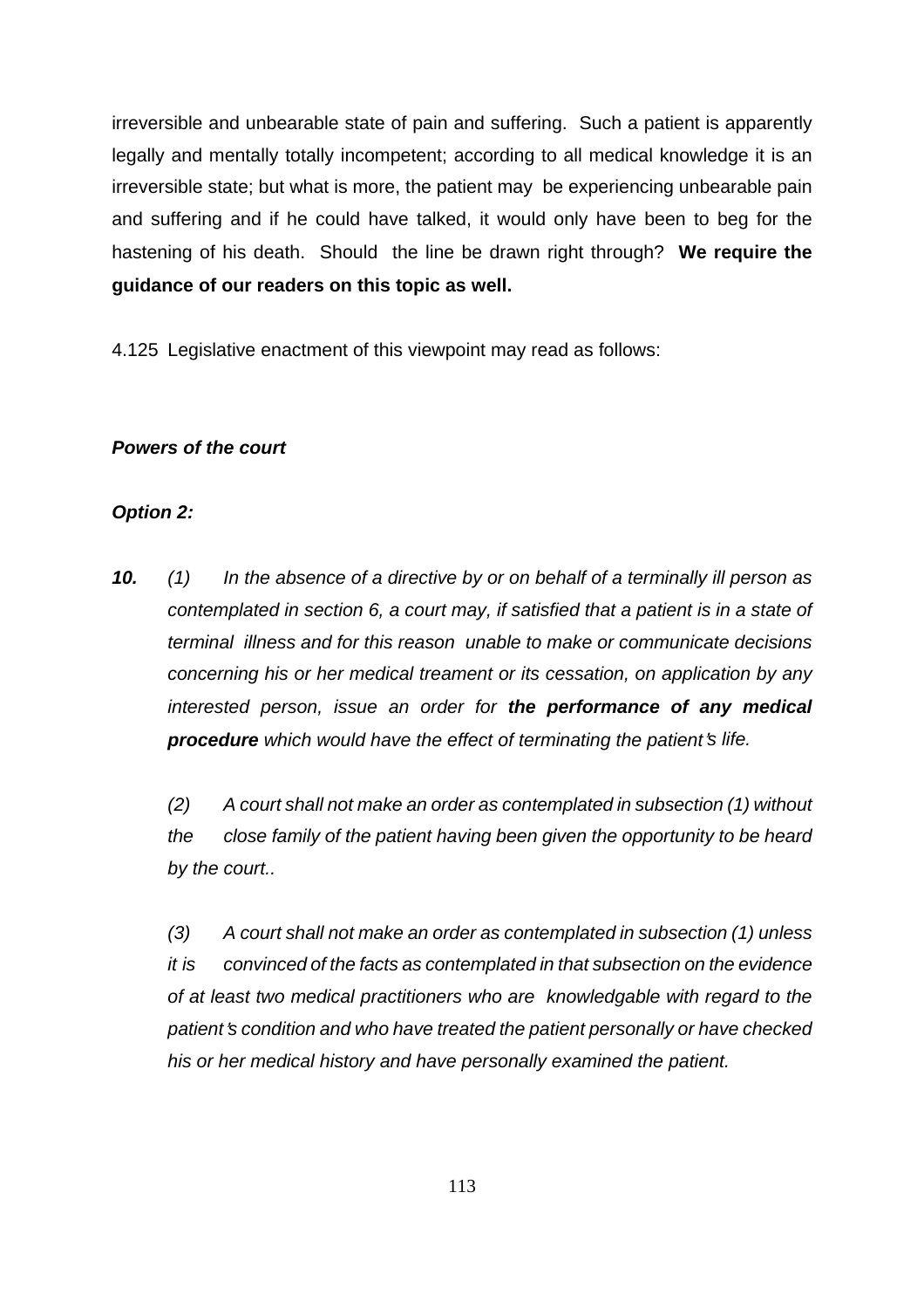irreversible and unbearable state of pain and suffering. Such a patient is apparently legally and mentally totally incompetent; according to all medical knowledge it is an irreversible state; but what is more, the patient may be experiencing unbearable pain and suffering and if he could have talked, it would only have been to beg for the hastening of his death. Should the line be drawn right through? **We require the guidance of our readers on this topic as well.**

4.125 Legislative enactment of this viewpoint may read as follows:

***Powers of the court***

***Option 2:***

***10.*** *(1) In the absence of a directive by or on behalf of a terminally ill person as contemplated in section 6, a court may, if satisfied that a patient is in a state of terminal illness and for this reason unable to make or communicate decisions concerning his or her medical treament or its cessation, on application by any interested person, issue an order for* ***the performance of any medical procedure*** *which would have the effect of terminating the patient's life.*

*(2) A court shall not make an order as contemplated in subsection (1) without the close family of the patient having been given the opportunity to be heard by the court..*

*(3) A court shall not make an order as contemplated in subsection (1) unless it is convinced of the facts as contemplated in that subsection on the evidence of at least two medical practitioners who are knowledgable with regard to the patient's condition and who have treated the patient personally or have checked his or her medical history and have personally examined the patient.*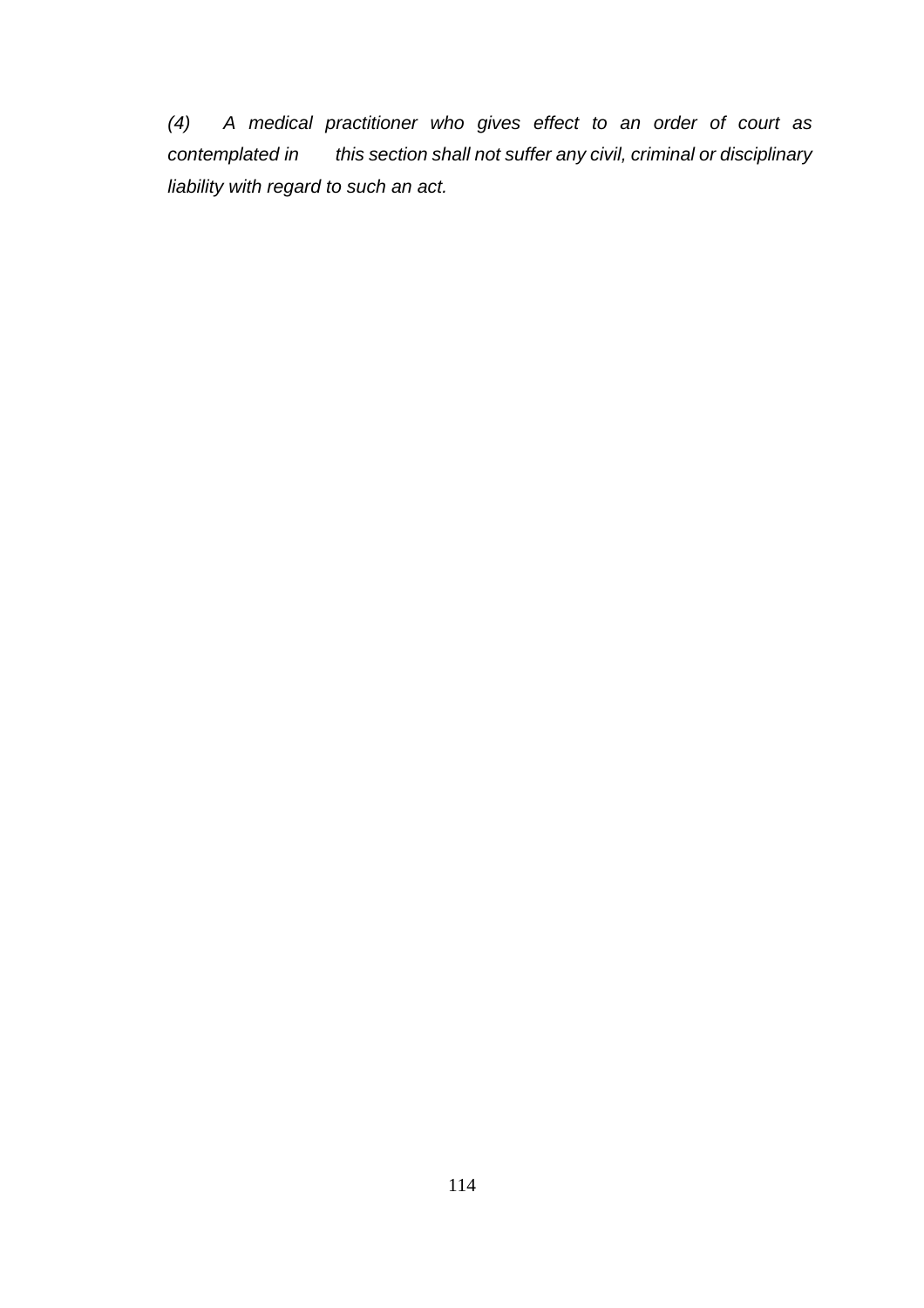*(4) A medical practitioner who gives effect to an order of court as contemplated in this section shall not suffer any civil, criminal or disciplinary liability with regard to such an act.*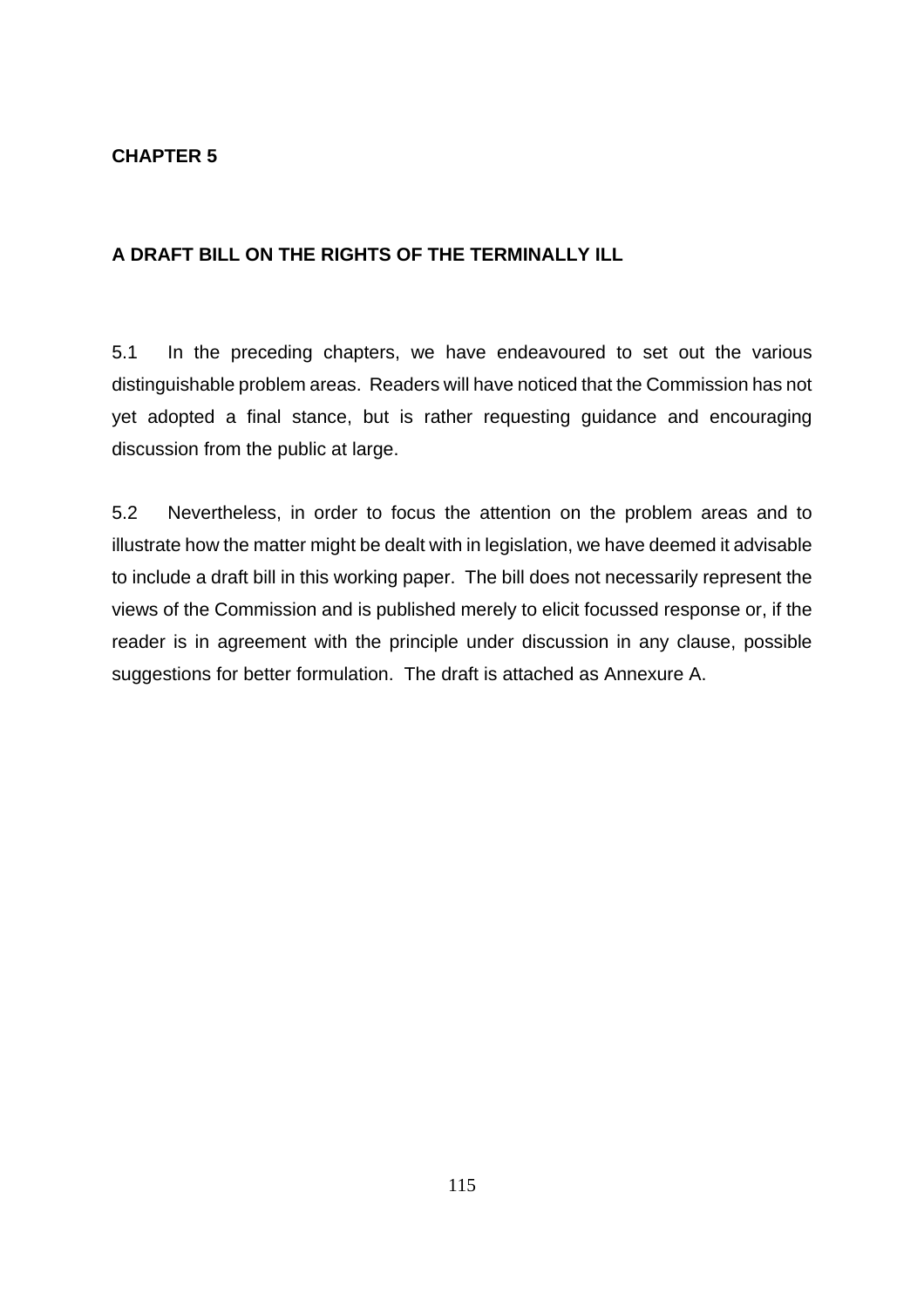## CHAPTER 5

### A DRAFT BILL ON THE RIGHTS OF THE TERMINALLY ILL

5.1 In the preceding chapters, we have endeavoured to set out the various distinguishable problem areas. Readers will have noticed that the Commission has not yet adopted a final stance, but is rather requesting guidance and encouraging discussion from the public at large.

5.2 Nevertheless, in order to focus the attention on the problem areas and to illustrate how the matter might be dealt with in legislation, we have deemed it advisable to include a draft bill in this working paper. The bill does not necessarily represent the views of the Commission and is published merely to elicit focussed response or, if the reader is in agreement with the principle under discussion in any clause, possible suggestions for better formulation. The draft is attached as Annexure A.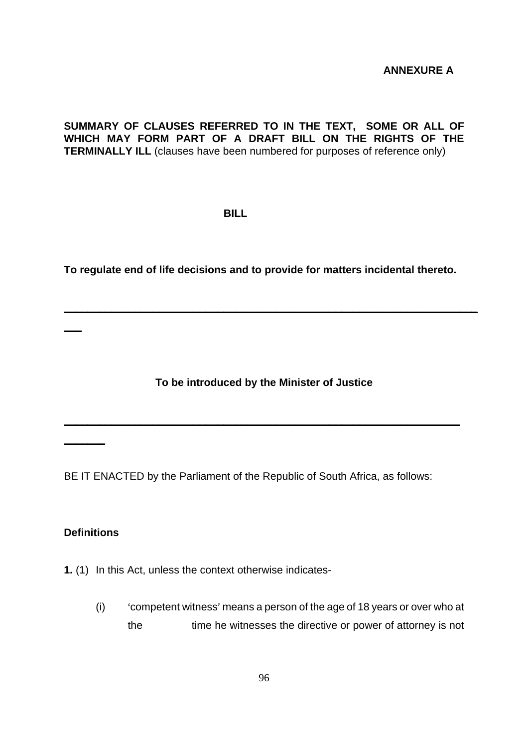**ANNEXURE A**

**SUMMARY OF CLAUSES REFERRED TO IN THE TEXT, SOME OR ALL OF WHICH MAY FORM PART OF A DRAFT BILL ON THE RIGHTS OF THE TERMINALLY ILL** (clauses have been numbered for purposes of reference only)

**BILL**

**To regulate end of life decisions and to provide for matters incidental thereto.**

---

**To be introduced by the Minister of Justice**

---

BE IT ENACTED by the Parliament of the Republic of South Africa, as follows:

**Definitions**

**1.** (1) In this Act, unless the context otherwise indicates-

(i) 'competent witness' means a person of the age of 18 years or over who at the time he witnesses the directive or power of attorney is not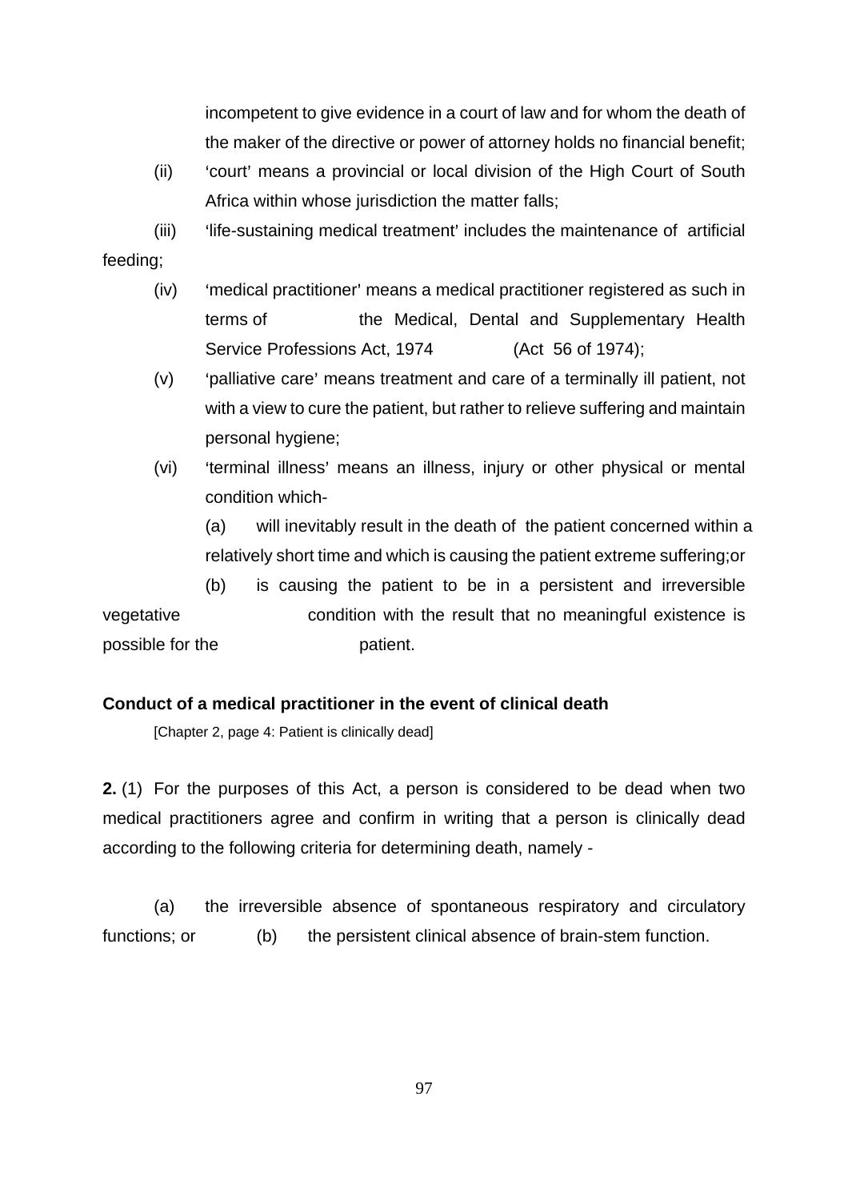incompetent to give evidence in a court of law and for whom the death of the maker of the directive or power of attorney holds no financial benefit;

(ii) 'court' means a provincial or local division of the High Court of South Africa within whose jurisdiction the matter falls;

(iii) 'life-sustaining medical treatment' includes the maintenance of artificial feeding;

(iv) 'medical practitioner' means a medical practitioner registered as such in terms of the Medical, Dental and Supplementary Health Service Professions Act, 1974 (Act 56 of 1974);

(v) 'palliative care' means treatment and care of a terminally ill patient, not with a view to cure the patient, but rather to relieve suffering and maintain personal hygiene;

(vi) 'terminal illness' means an illness, injury or other physical or mental condition which-

(a) will inevitably result in the death of the patient concerned within a relatively short time and which is causing the patient extreme suffering;or

(b) is causing the patient to be in a persistent and irreversible vegetative condition with the result that no meaningful existence is possible for the patient.

**Conduct of a medical practitioner in the event of clinical death**

[Chapter 2, page 4: Patient is clinically dead]

**2.** (1) For the purposes of this Act, a person is considered to be dead when two medical practitioners agree and confirm in writing that a person is clinically dead according to the following criteria for determining death, namely -

(a) the irreversible absence of spontaneous respiratory and circulatory functions; or (b) the persistent clinical absence of brain-stem function.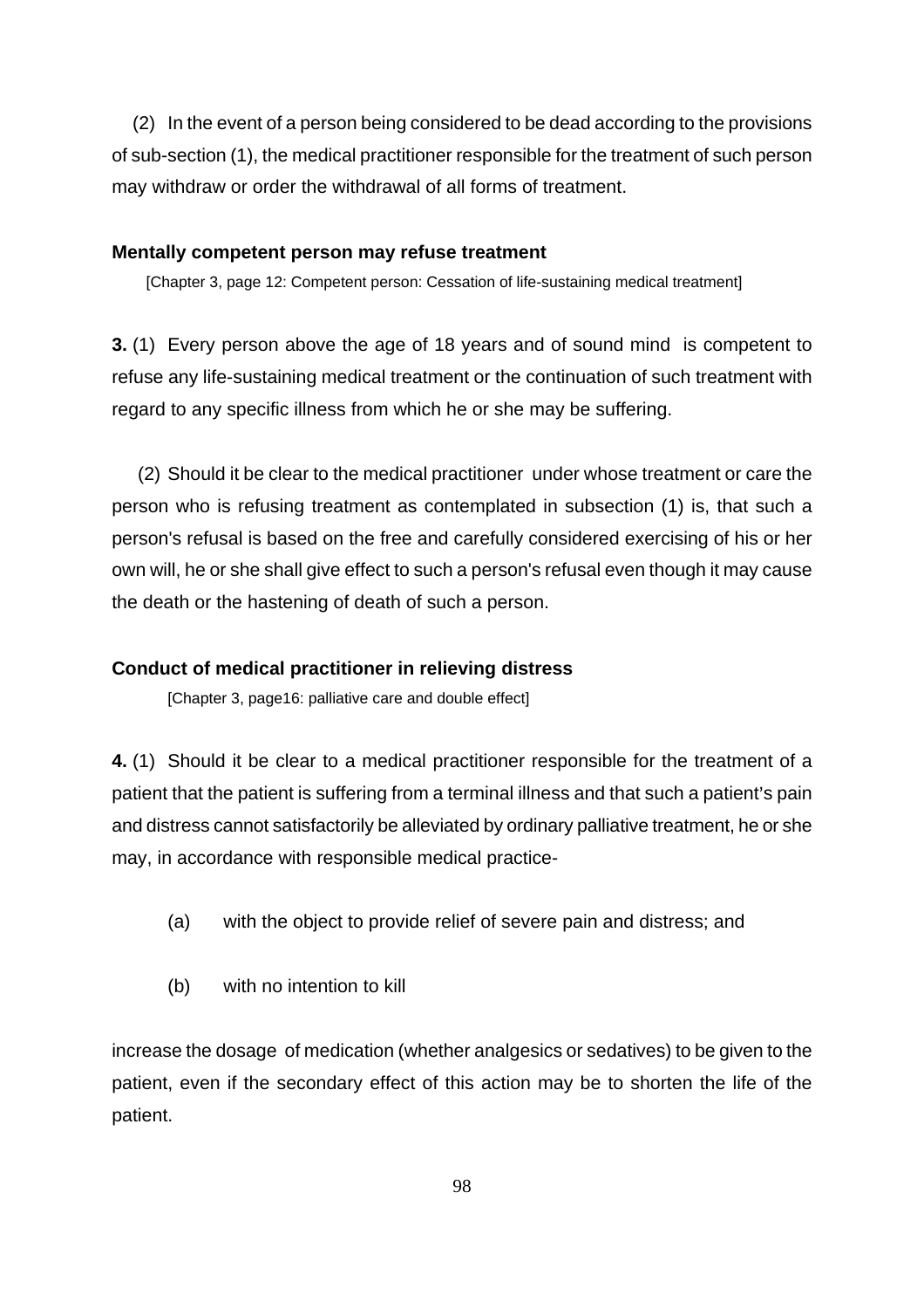(2) In the event of a person being considered to be dead according to the provisions of sub-section (1), the medical practitioner responsible for the treatment of such person may withdraw or order the withdrawal of all forms of treatment.

**Mentally competent person may refuse treatment**

[Chapter 3, page 12: Competent person: Cessation of life-sustaining medical treatment]

**3.** (1) Every person above the age of 18 years and of sound mind is competent to refuse any life-sustaining medical treatment or the continuation of such treatment with regard to any specific illness from which he or she may be suffering.

(2) Should it be clear to the medical practitioner under whose treatment or care the person who is refusing treatment as contemplated in subsection (1) is, that such a person's refusal is based on the free and carefully considered exercising of his or her own will, he or she shall give effect to such a person's refusal even though it may cause the death or the hastening of death of such a person.

**Conduct of medical practitioner in relieving distress**

[Chapter 3, page16: palliative care and double effect]

**4.** (1) Should it be clear to a medical practitioner responsible for the treatment of a patient that the patient is suffering from a terminal illness and that such a patient's pain and distress cannot satisfactorily be alleviated by ordinary palliative treatment, he or she may, in accordance with responsible medical practice-

(a) with the object to provide relief of severe pain and distress; and

(b) with no intention to kill

increase the dosage of medication (whether analgesics or sedatives) to be given to the patient, even if the secondary effect of this action may be to shorten the life of the patient.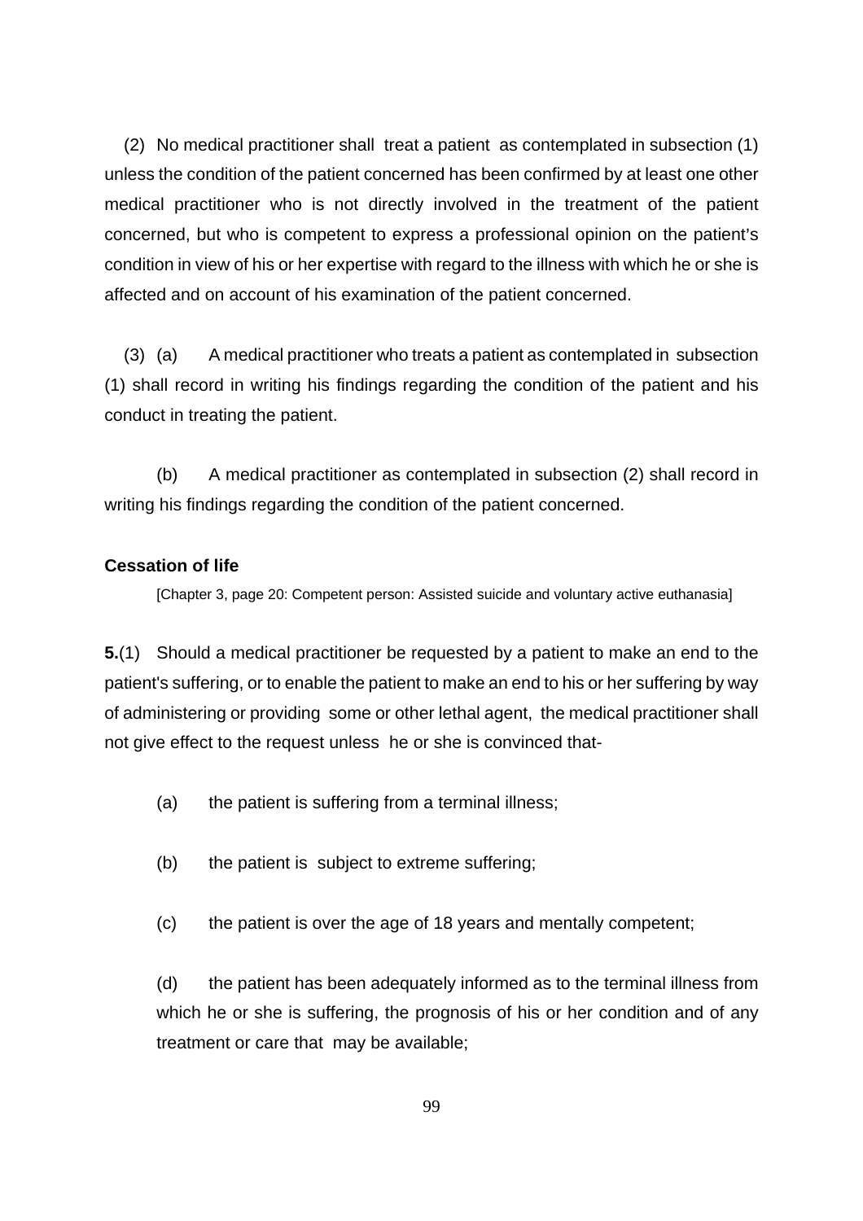(2) No medical practitioner shall treat a patient as contemplated in subsection (1) unless the condition of the patient concerned has been confirmed by at least one other medical practitioner who is not directly involved in the treatment of the patient concerned, but who is competent to express a professional opinion on the patient's condition in view of his or her expertise with regard to the illness with which he or she is affected and on account of his examination of the patient concerned.

(3) (a) A medical practitioner who treats a patient as contemplated in subsection (1) shall record in writing his findings regarding the condition of the patient and his conduct in treating the patient.

(b) A medical practitioner as contemplated in subsection (2) shall record in writing his findings regarding the condition of the patient concerned.

**Cessation of life**

[Chapter 3, page 20: Competent person: Assisted suicide and voluntary active euthanasia]

**5.**(1) Should a medical practitioner be requested by a patient to make an end to the patient's suffering, or to enable the patient to make an end to his or her suffering by way of administering or providing some or other lethal agent, the medical practitioner shall not give effect to the request unless he or she is convinced that-

(a) the patient is suffering from a terminal illness;

(b) the patient is subject to extreme suffering;

(c) the patient is over the age of 18 years and mentally competent;

(d) the patient has been adequately informed as to the terminal illness from which he or she is suffering, the prognosis of his or her condition and of any treatment or care that may be available;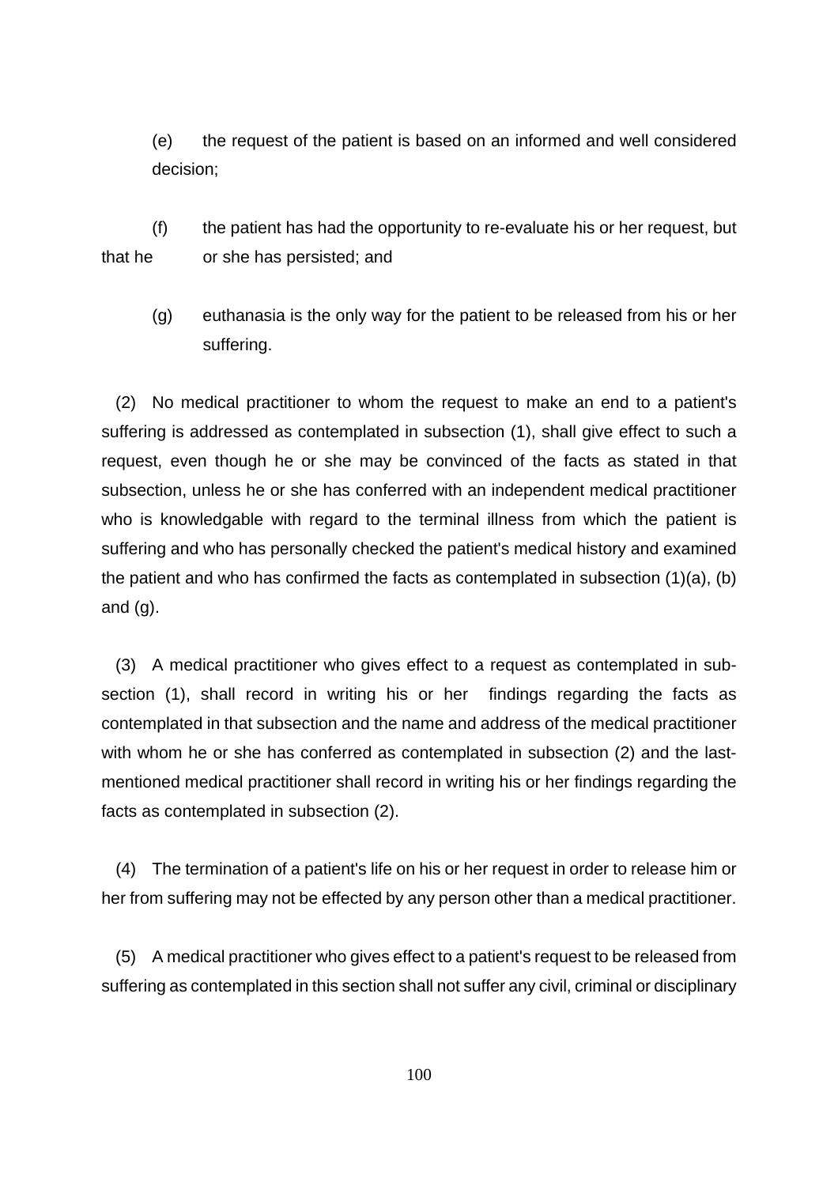(e) the request of the patient is based on an informed and well considered decision;

(f) the patient has had the opportunity to re-evaluate his or her request, but that he or she has persisted; and

(g) euthanasia is the only way for the patient to be released from his or her suffering.

(2) No medical practitioner to whom the request to make an end to a patient's suffering is addressed as contemplated in subsection (1), shall give effect to such a request, even though he or she may be convinced of the facts as stated in that subsection, unless he or she has conferred with an independent medical practitioner who is knowledgable with regard to the terminal illness from which the patient is suffering and who has personally checked the patient's medical history and examined the patient and who has confirmed the facts as contemplated in subsection (1)(a), (b) and (g).

(3) A medical practitioner who gives effect to a request as contemplated in sub-section (1), shall record in writing his or her findings regarding the facts as contemplated in that subsection and the name and address of the medical practitioner with whom he or she has conferred as contemplated in subsection (2) and the last-mentioned medical practitioner shall record in writing his or her findings regarding the facts as contemplated in subsection (2).

(4) The termination of a patient's life on his or her request in order to release him or her from suffering may not be effected by any person other than a medical practitioner.

(5) A medical practitioner who gives effect to a patient's request to be released from suffering as contemplated in this section shall not suffer any civil, criminal or disciplinary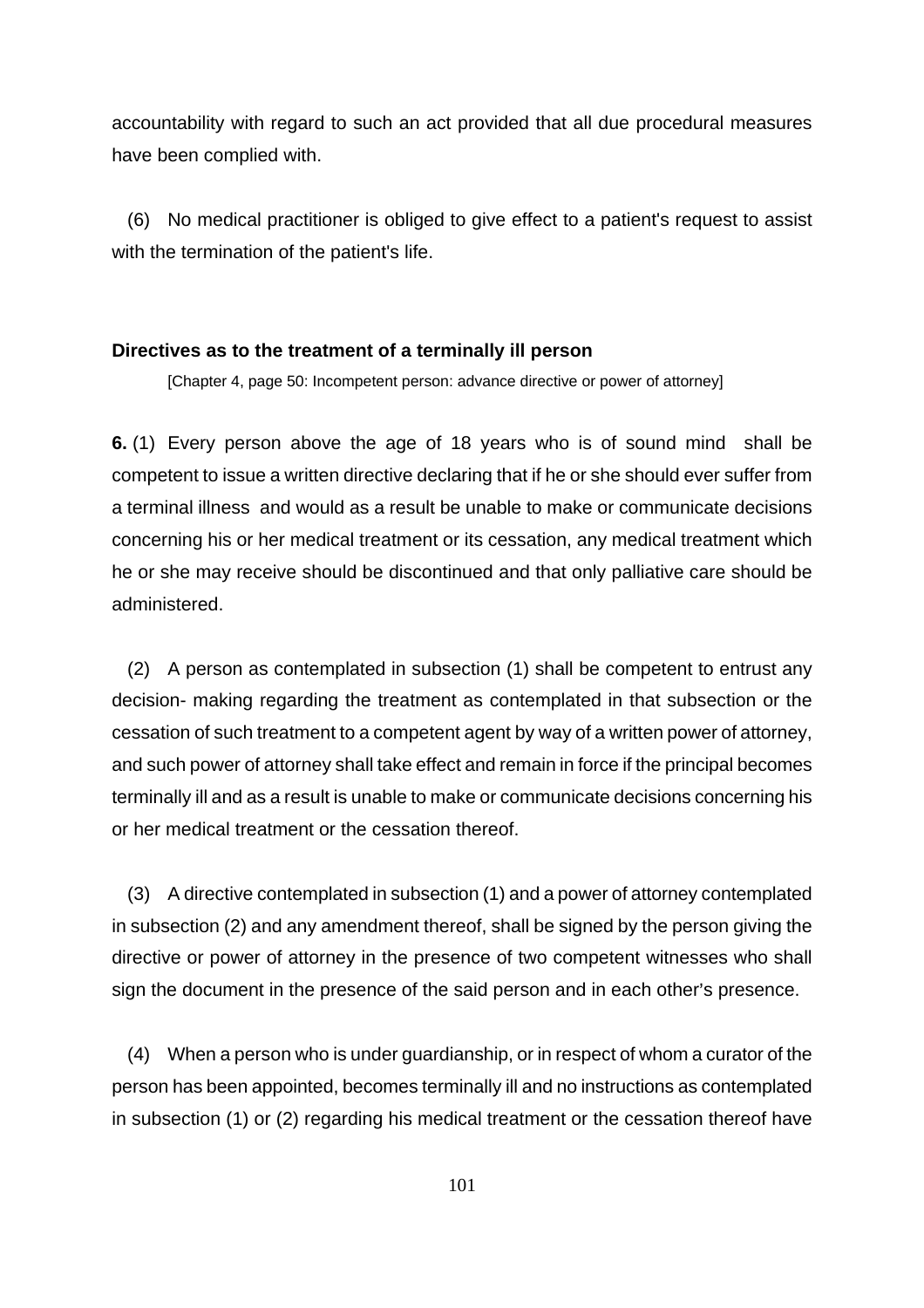accountability with regard to such an act provided that all due procedural measures have been complied with.

(6) No medical practitioner is obliged to give effect to a patient's request to assist with the termination of the patient's life.

**Directives as to the treatment of a terminally ill person**

[Chapter 4, page 50: Incompetent person: advance directive or power of attorney]

**6.** (1) Every person above the age of 18 years who is of sound mind shall be competent to issue a written directive declaring that if he or she should ever suffer from a terminal illness and would as a result be unable to make or communicate decisions concerning his or her medical treatment or its cessation, any medical treatment which he or she may receive should be discontinued and that only palliative care should be administered.

(2) A person as contemplated in subsection (1) shall be competent to entrust any decision- making regarding the treatment as contemplated in that subsection or the cessation of such treatment to a competent agent by way of a written power of attorney, and such power of attorney shall take effect and remain in force if the principal becomes terminally ill and as a result is unable to make or communicate decisions concerning his or her medical treatment or the cessation thereof.

(3) A directive contemplated in subsection (1) and a power of attorney contemplated in subsection (2) and any amendment thereof, shall be signed by the person giving the directive or power of attorney in the presence of two competent witnesses who shall sign the document in the presence of the said person and in each other's presence.

(4) When a person who is under guardianship, or in respect of whom a curator of the person has been appointed, becomes terminally ill and no instructions as contemplated in subsection (1) or (2) regarding his medical treatment or the cessation thereof have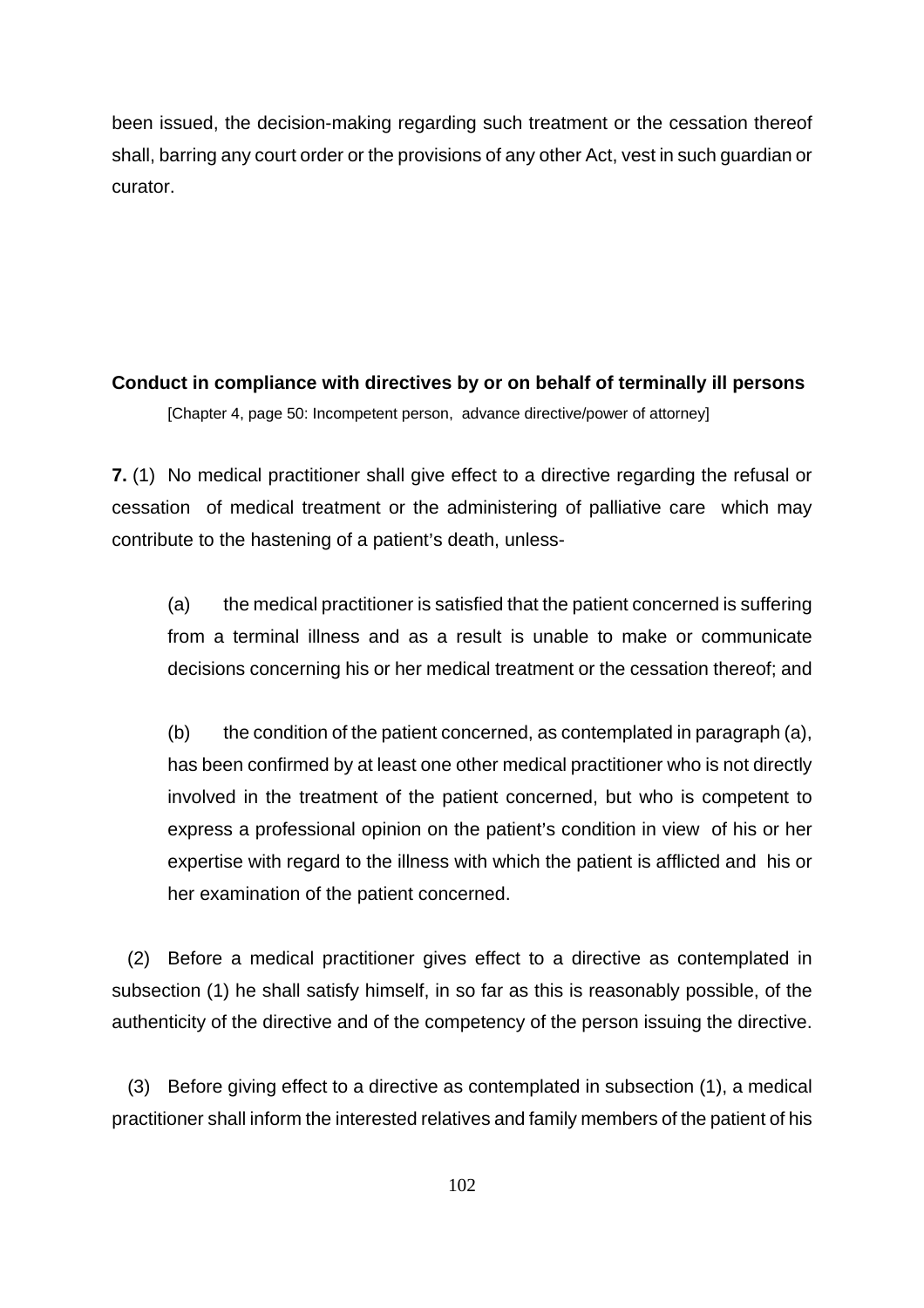been issued, the decision-making regarding such treatment or the cessation thereof shall, barring any court order or the provisions of any other Act, vest in such guardian or curator.

**Conduct in compliance with directives by or on behalf of terminally ill persons**

[Chapter 4, page 50: Incompetent person, advance directive/power of attorney]

**7.** (1) No medical practitioner shall give effect to a directive regarding the refusal or cessation of medical treatment or the administering of palliative care which may contribute to the hastening of a patient's death, unless-

(a) the medical practitioner is satisfied that the patient concerned is suffering from a terminal illness and as a result is unable to make or communicate decisions concerning his or her medical treatment or the cessation thereof; and

(b) the condition of the patient concerned, as contemplated in paragraph (a), has been confirmed by at least one other medical practitioner who is not directly involved in the treatment of the patient concerned, but who is competent to express a professional opinion on the patient's condition in view of his or her expertise with regard to the illness with which the patient is afflicted and his or her examination of the patient concerned.

(2) Before a medical practitioner gives effect to a directive as contemplated in subsection (1) he shall satisfy himself, in so far as this is reasonably possible, of the authenticity of the directive and of the competency of the person issuing the directive.

(3) Before giving effect to a directive as contemplated in subsection (1), a medical practitioner shall inform the interested relatives and family members of the patient of his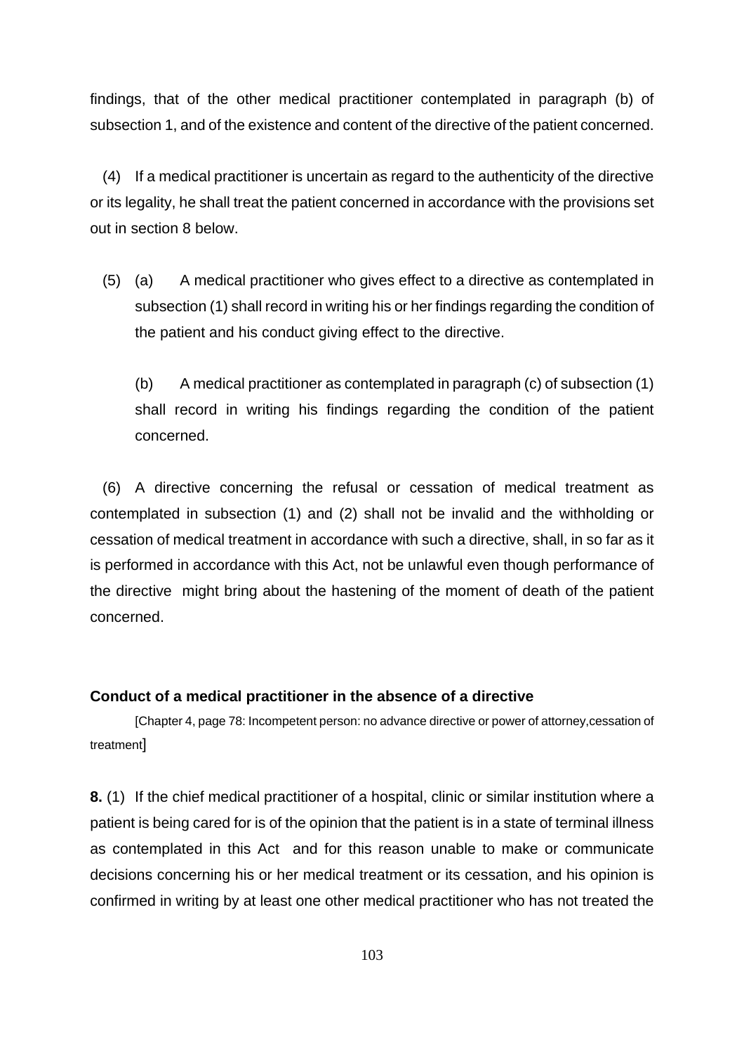findings, that of the other medical practitioner contemplated in paragraph (b) of subsection 1, and of the existence and content of the directive of the patient concerned.

(4) If a medical practitioner is uncertain as regard to the authenticity of the directive or its legality, he shall treat the patient concerned in accordance with the provisions set out in section 8 below.

(5) (a) A medical practitioner who gives effect to a directive as contemplated in subsection (1) shall record in writing his or her findings regarding the condition of the patient and his conduct giving effect to the directive.

(b) A medical practitioner as contemplated in paragraph (c) of subsection (1) shall record in writing his findings regarding the condition of the patient concerned.

(6) A directive concerning the refusal or cessation of medical treatment as contemplated in subsection (1) and (2) shall not be invalid and the withholding or cessation of medical treatment in accordance with such a directive, shall, in so far as it is performed in accordance with this Act, not be unlawful even though performance of the directive might bring about the hastening of the moment of death of the patient concerned.

**Conduct of a medical practitioner in the absence of a directive**

[Chapter 4, page 78: Incompetent person: no advance directive or power of attorney,cessation of treatment]

**8.** (1) If the chief medical practitioner of a hospital, clinic or similar institution where a patient is being cared for is of the opinion that the patient is in a state of terminal illness as contemplated in this Act and for this reason unable to make or communicate decisions concerning his or her medical treatment or its cessation, and his opinion is confirmed in writing by at least one other medical practitioner who has not treated the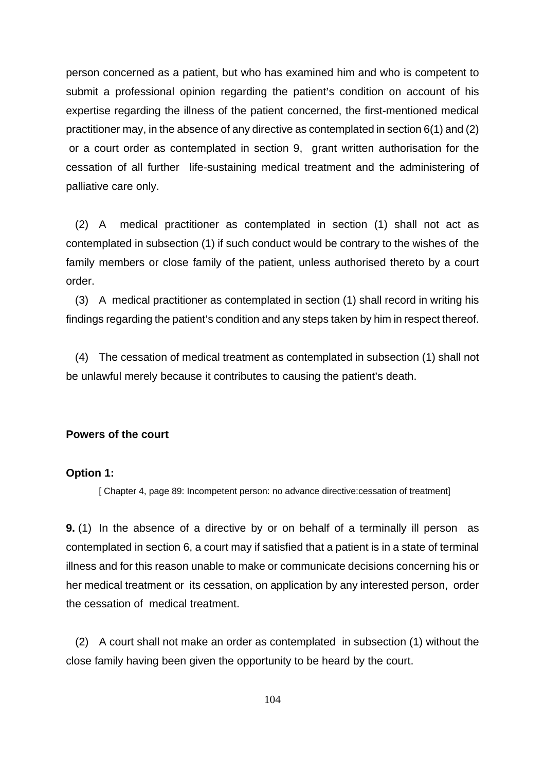person concerned as a patient, but who has examined him and who is competent to submit a professional opinion regarding the patient's condition on account of his expertise regarding the illness of the patient concerned, the first-mentioned medical practitioner may, in the absence of any directive as contemplated in section 6(1) and (2) or a court order as contemplated in section 9, grant written authorisation for the cessation of all further life-sustaining medical treatment and the administering of palliative care only.

(2) A medical practitioner as contemplated in section (1) shall not act as contemplated in subsection (1) if such conduct would be contrary to the wishes of the family members or close family of the patient, unless authorised thereto by a court order.

(3) A medical practitioner as contemplated in section (1) shall record in writing his findings regarding the patient's condition and any steps taken by him in respect thereof.

(4) The cessation of medical treatment as contemplated in subsection (1) shall not be unlawful merely because it contributes to causing the patient's death.

**Powers of the court**

**Option 1:**

[ Chapter 4, page 89: Incompetent person: no advance directive:cessation of treatment]

**9.** (1) In the absence of a directive by or on behalf of a terminally ill person as contemplated in section 6, a court may if satisfied that a patient is in a state of terminal illness and for this reason unable to make or communicate decisions concerning his or her medical treatment or its cessation, on application by any interested person, order the cessation of medical treatment.

(2) A court shall not make an order as contemplated in subsection (1) without the close family having been given the opportunity to be heard by the court.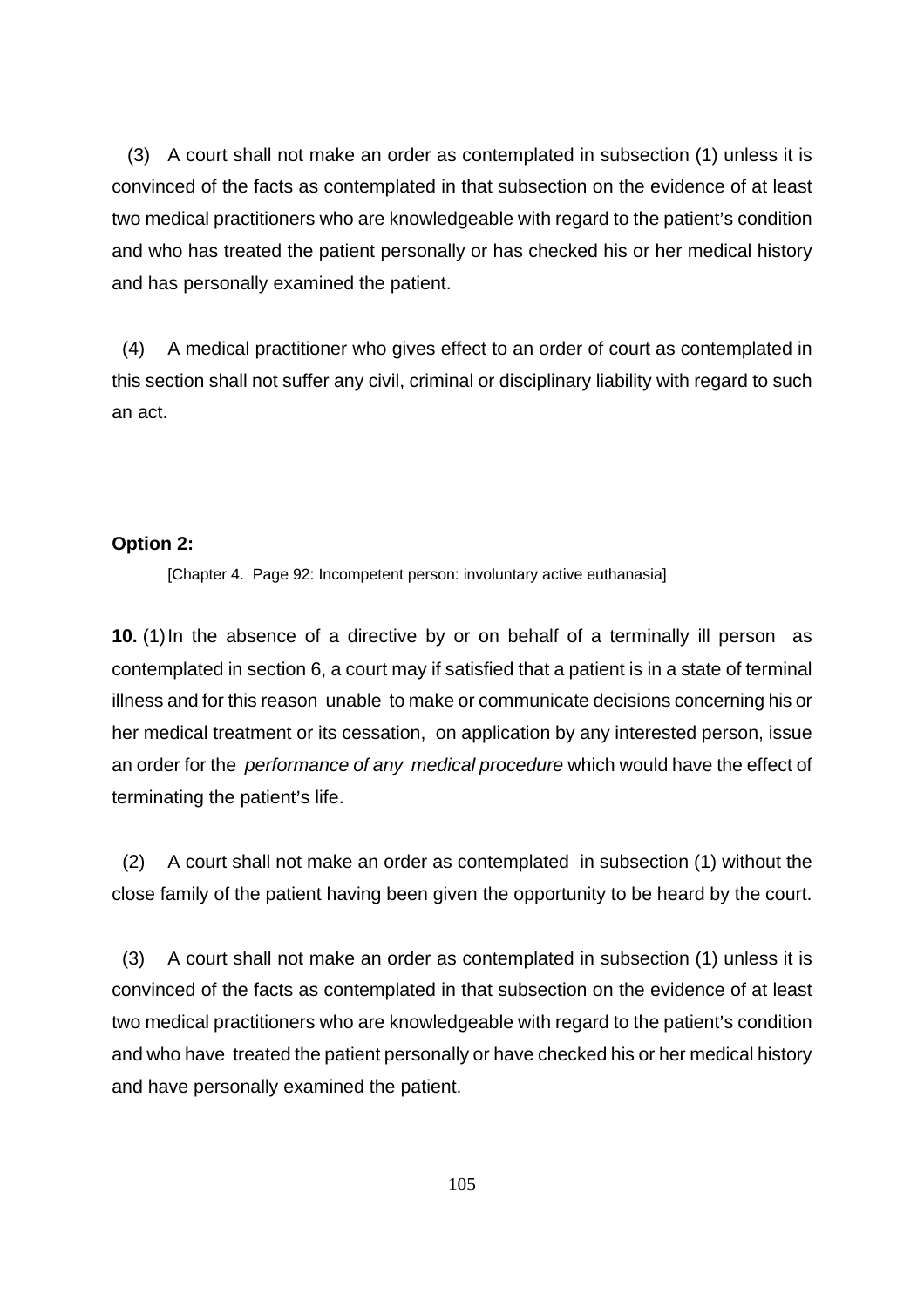(3) A court shall not make an order as contemplated in subsection (1) unless it is convinced of the facts as contemplated in that subsection on the evidence of at least two medical practitioners who are knowledgeable with regard to the patient's condition and who has treated the patient personally or has checked his or her medical history and has personally examined the patient.

(4) A medical practitioner who gives effect to an order of court as contemplated in this section shall not suffer any civil, criminal or disciplinary liability with regard to such an act.

**Option 2:**

[Chapter 4. Page 92: Incompetent person: involuntary active euthanasia]

**10.** (1) In the absence of a directive by or on behalf of a terminally ill person as contemplated in section 6, a court may if satisfied that a patient is in a state of terminal illness and for this reason unable to make or communicate decisions concerning his or her medical treatment or its cessation, on application by any interested person, issue an order for the *performance of any medical procedure* which would have the effect of terminating the patient's life.

(2) A court shall not make an order as contemplated in subsection (1) without the close family of the patient having been given the opportunity to be heard by the court.

(3) A court shall not make an order as contemplated in subsection (1) unless it is convinced of the facts as contemplated in that subsection on the evidence of at least two medical practitioners who are knowledgeable with regard to the patient's condition and who have treated the patient personally or have checked his or her medical history and have personally examined the patient.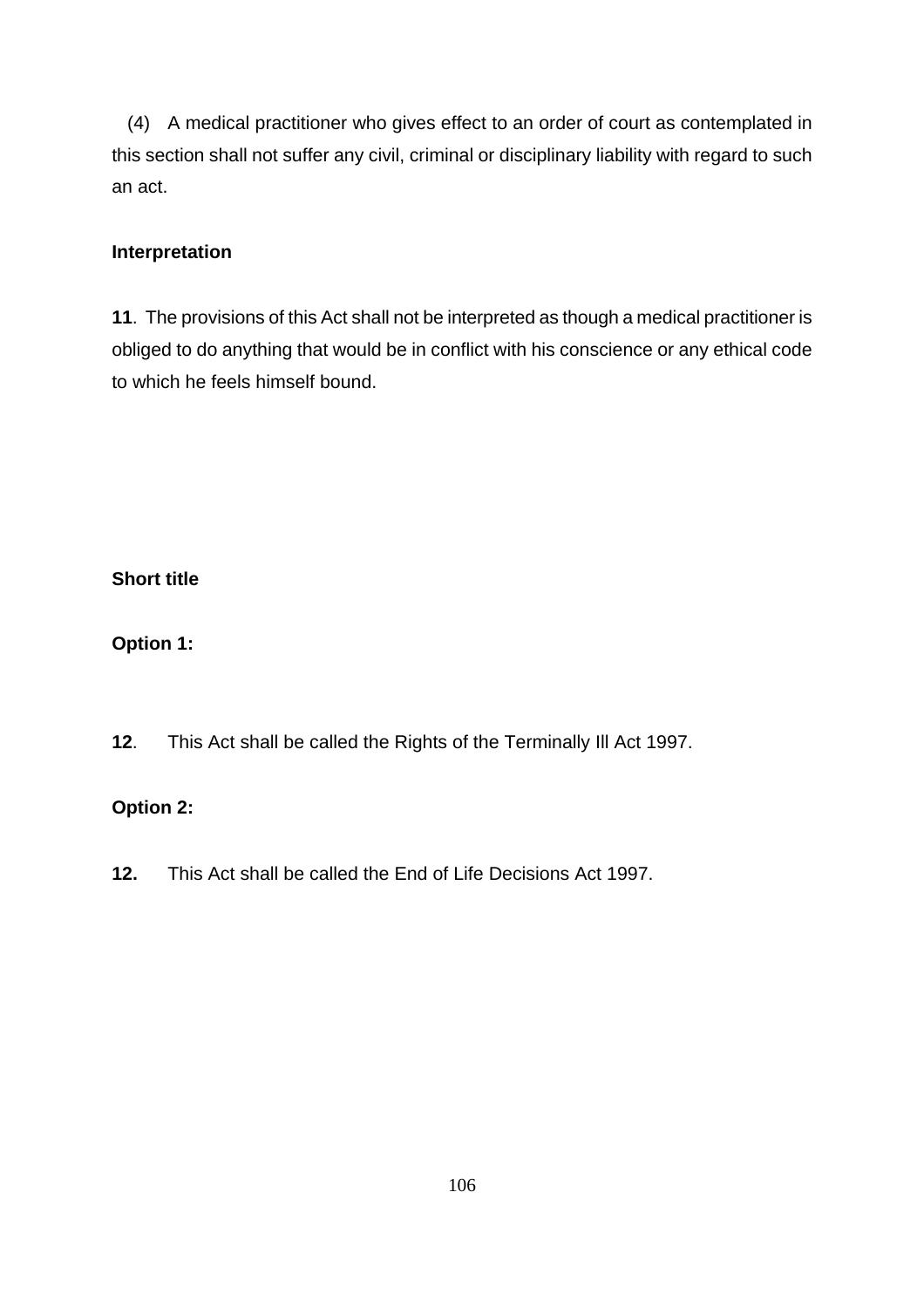(4) A medical practitioner who gives effect to an order of court as contemplated in this section shall not suffer any civil, criminal or disciplinary liability with regard to such an act.

**Interpretation**

**11**. The provisions of this Act shall not be interpreted as though a medical practitioner is obliged to do anything that would be in conflict with his conscience or any ethical code to which he feels himself bound.

**Short title**

**Option 1:**

**12**. This Act shall be called the Rights of the Terminally Ill Act 1997.

**Option 2:**

**12.** This Act shall be called the End of Life Decisions Act 1997.